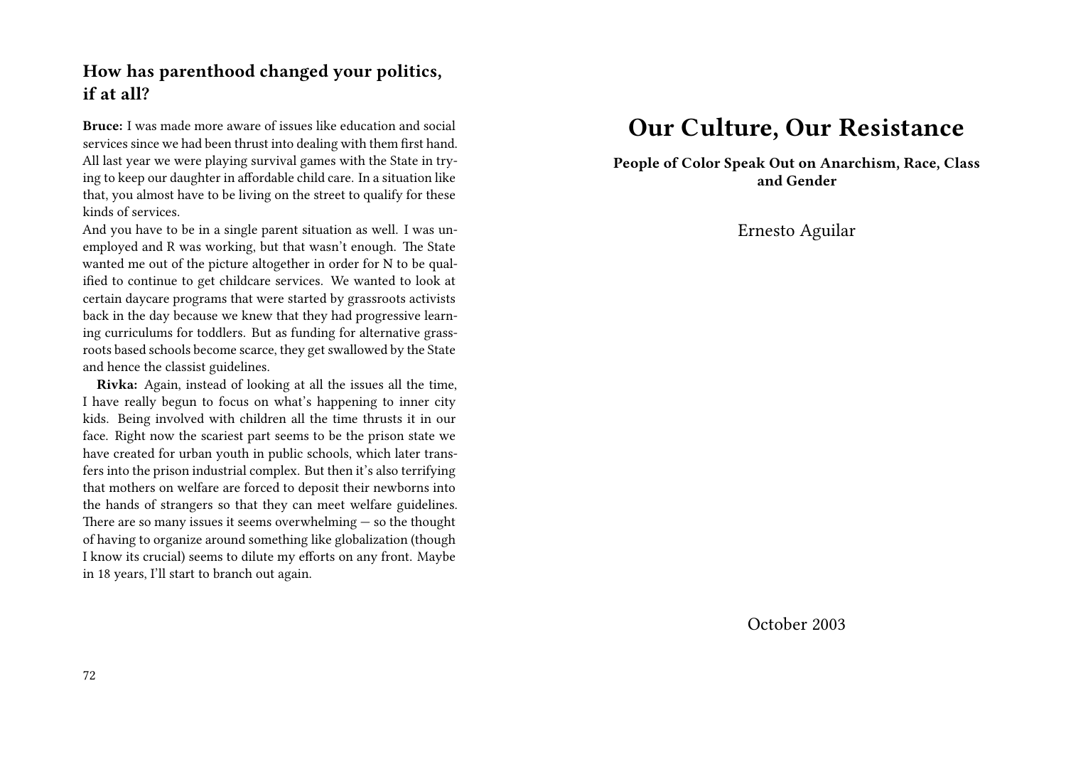## How has parenthood changed your politics, if at all?

**Bruce:** I was made more aware of issues like education and social services since we had been thrust into dealing with them first hand. All last year we were playing survival games with the State in trying to keep our daughter in affordable child care. In a situation like that, you almost have to be living on the street to qualify for these kinds of services.

And you have to be in a single parent situation as well. I was unemployed and R was working, but that wasn't enough. The State wanted me out of the picture altogether in order for N to be qualified to continue to get childcare services. We wanted to look at certain daycare programs that were started by grassroots activists back in the day because we knew that they had progressive learning curriculums for toddlers. But as funding for alternative grassroots based schools become scarce, they get swallowed by the State and hence the classist guidelines.

**Rivka:** Again, instead of looking at all the issues all the time, I have really begun to focus on what's happening to inner city kids. Being involved with children all the time thrusts it in our face. Right now the scariest part seems to be the prison state we have created for urban youth in public schools, which later transfers into the prison industrial complex. But then it's also terrifying that mothers on welfare are forced to deposit their newborns into the hands of strangers so that they can meet welfare guidelines. There are so many issues it seems overwhelming — so the thought of having to organize around something like globalization (though I know its crucial) seems to dilute my efforts on any front. Maybe in 18 years, I'll start to branch out again.

# Our Culture, Our Resistance

**People of Color Speak Out on Anarchism, Race, Class and Gender**

Ernesto Aguilar

October 2003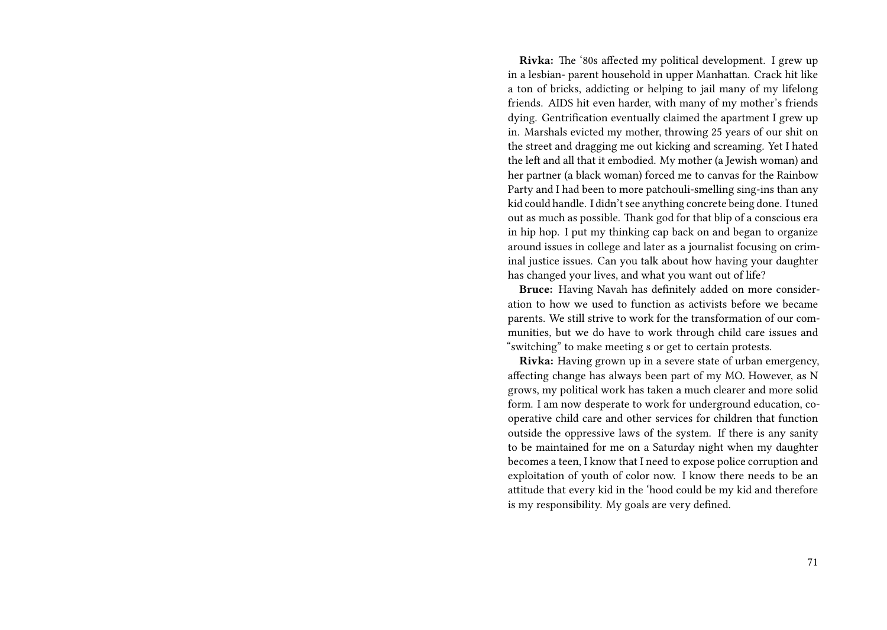**Rivka:** The '80s affected my political development. I grew up in a lesbian- parent household in upper Manhattan. Crack hit like a ton of bricks, addicting or helping to jail many of my lifelong friends. AIDS hit even harder, with many of my mother's friends dying. Gentrification eventually claimed the apartment I grew up in. Marshals evicted my mother, throwing 25 years of our shit on the street and dragging me out kicking and screaming. Yet I hated the left and all that it embodied. My mother (a Jewish woman) and her partner (a black woman) forced me to canvas for the Rainbow Party and I had been to more patchouli-smelling sing-ins than any kid could handle. I didn't see anything concrete being done. I tuned out as much as possible. Thank god for that blip of a conscious era in hip hop. I put my thinking cap back on and began to organize around issues in college and later as a journalist focusing on criminal justice issues. Can you talk about how having your daughter has changed your lives, and what you want out of life?

**Bruce:** Having Navah has definitely added on more consideration to how we used to function as activists before we became parents. We still strive to work for the transformation of our communities, but we do have to work through child care issues and "switching" to make meeting s or get to certain protests.

**Rivka:** Having grown up in a severe state of urban emergency, affecting change has always been part of my MO. However, as N grows, my political work has taken a much clearer and more solid form. I am now desperate to work for underground education, co-operative child care and other services for children that function outside the oppressive laws of the system. If there is any sanity to be maintained for me on a Saturday night when my daughter becomes a teen, I know that I need to expose police corruption and exploitation of youth of color now. I know there needs to be an attitude that every kid in the 'hood could be my kid and therefore is my responsibility. My goals are very defined.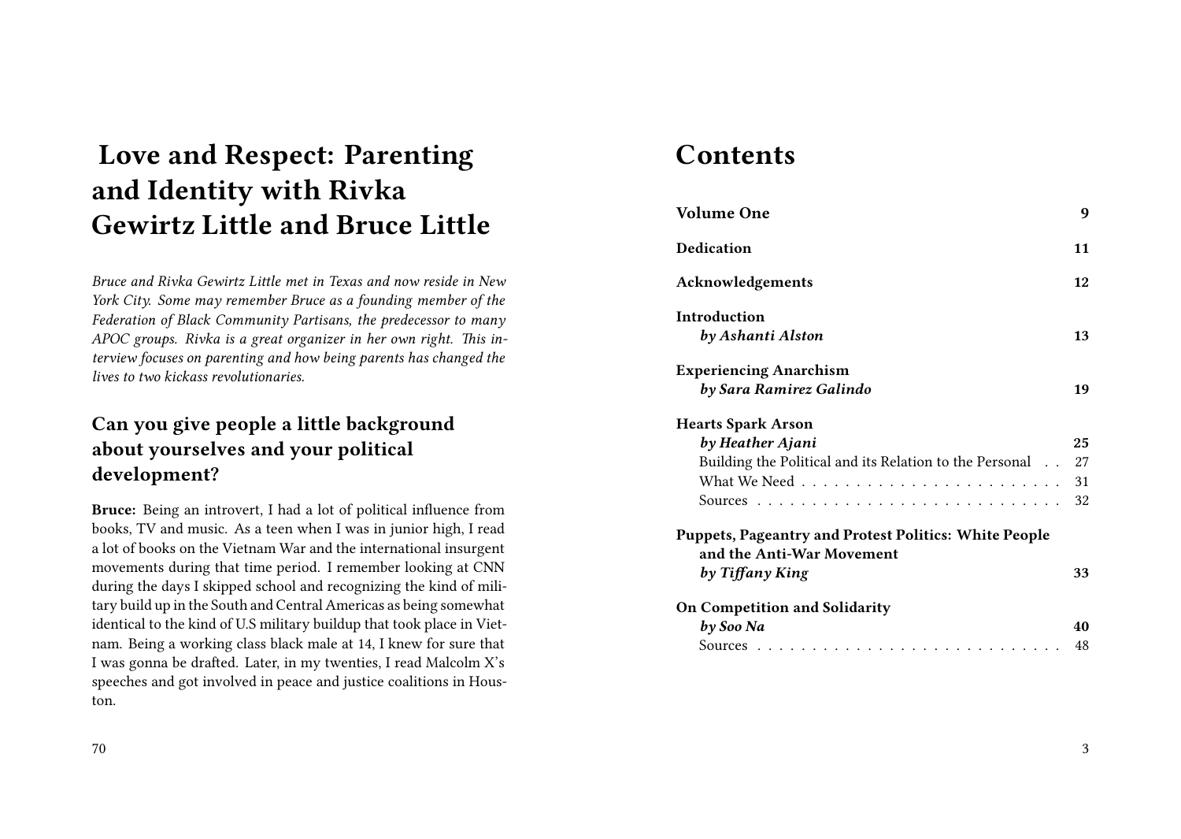# Love and Respect: Parenting and Identity with Rivka Gewirtz Little and Bruce Little

*Bruce and Rivka Gewirtz Little met in Texas and now reside in New York City. Some may remember Bruce as a founding member of the Federation of Black Community Partisans, the predecessor to many APOC groups. Rivka is a great organizer in her own right. This interview focuses on parenting and how being parents has changed the lives to two kickass revolutionaries.*

## Can you give people a little background about yourselves and your political development?

**Bruce:** Being an introvert, I had a lot of political influence from books, TV and music. As a teen when I was in junior high, I read a lot of books on the Vietnam War and the international insurgent movements during that time period. I remember looking at CNN during the days I skipped school and recognizing the kind of military build up in the South and Central Americas as being somewhat identical to the kind of U.S military buildup that took place in Vietnam. Being a working class black male at 14, I knew for sure that I was gonna be drafted. Later, in my twenties, I read Malcolm X's speeches and got involved in peace and justice coalitions in Houston.

# Contents

| | |
|---|---|
| **Volume One** | **9** |
| **Dedication** | **11** |
| **Acknowledgements** | **12** |
| **Introduction** *by Ashanti Alston* | **13** |
| **Experiencing Anarchism** *by Sara Ramirez Galindo* | **19** |
| **Hearts Spark Arson** *by Heather Ajani* | **25** |
| Building the Political and its Relation to the Personal | 27 |
| What We Need | 31 |
| Sources | 32 |
| **Puppets, Pageantry and Protest Politics: White People and the Anti-War Movement** *by Tiffany King* | **33** |
| **On Competition and Solidarity** *by Soo Na* | **40** |
| Sources | 48 |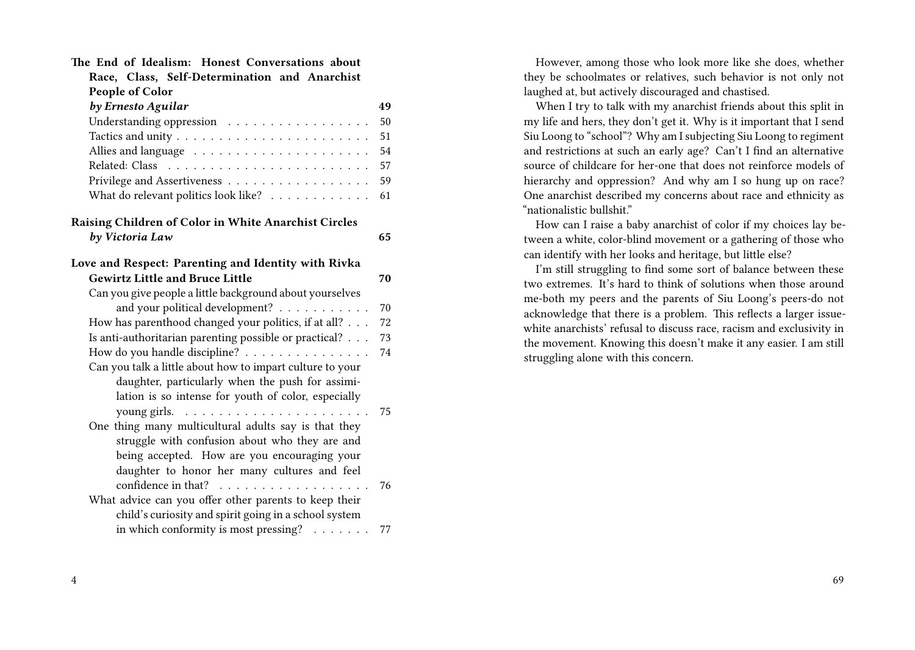**The End of Idealism: Honest Conversations about Race, Class, Self-Determination and Anarchist People of Color**
***by Ernesto Aguilar*** — 49

- Understanding oppression — 50
- Tactics and unity — 51
- Allies and language — 54
- Related: Class — 57
- Privilege and Assertiveness — 59
- What do relevant politics look like? — 61

**Raising Children of Color in White Anarchist Circles**
***by Victoria Law*** — 65

**Love and Respect: Parenting and Identity with Rivka Gewirtz Little and Bruce Little** — 70

- Can you give people a little background about yourselves and your political development? — 70
- How has parenthood changed your politics, if at all? — 72
- Is anti-authoritarian parenting possible or practical? — 73
- How do you handle discipline? — 74
- Can you talk a little about how to impart culture to your daughter, particularly when the push for assimilation is so intense for youth of color, especially young girls. — 75
- One thing many multicultural adults say is that they struggle with confusion about who they are and being accepted. How are you encouraging your daughter to honor her many cultures and feel confidence in that? — 76
- What advice can you offer other parents to keep their child's curiosity and spirit going in a school system in which conformity is most pressing? — 77

However, among those who look more like she does, whether they be schoolmates or relatives, such behavior is not only not laughed at, but actively discouraged and chastised.

When I try to talk with my anarchist friends about this split in my life and hers, they don't get it. Why is it important that I send Siu Loong to "school"? Why am I subjecting Siu Loong to regiment and restrictions at such an early age? Can't I find an alternative source of childcare for her-one that does not reinforce models of hierarchy and oppression? And why am I so hung up on race? One anarchist described my concerns about race and ethnicity as "nationalistic bullshit."

How can I raise a baby anarchist of color if my choices lay between a white, color-blind movement or a gathering of those who can identify with her looks and heritage, but little else?

I'm still struggling to find some sort of balance between these two extremes. It's hard to think of solutions when those around me-both my peers and the parents of Siu Loong's peers-do not acknowledge that there is a problem. This reflects a larger issue-white anarchists' refusal to discuss race, racism and exclusivity in the movement. Knowing this doesn't make it any easier. I am still struggling alone with this concern.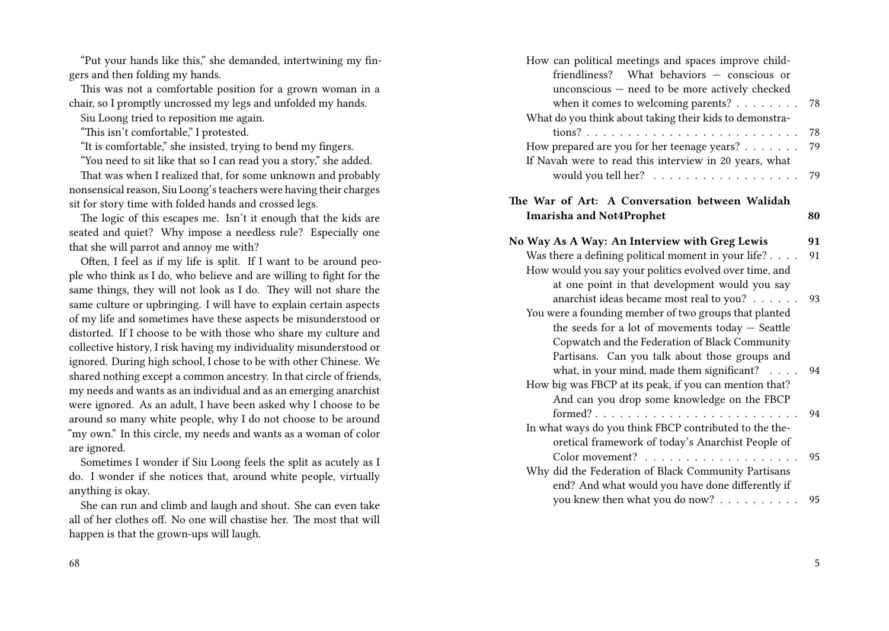"Put your hands like this," she demanded, intertwining my fingers and then folding my hands.

This was not a comfortable position for a grown woman in a chair, so I promptly uncrossed my legs and unfolded my hands.

Siu Loong tried to reposition me again.

"This isn't comfortable," I protested.

"It is comfortable," she insisted, trying to bend my fingers.

"You need to sit like that so I can read you a story," she added.

That was when I realized that, for some unknown and probably nonsensical reason, Siu Loong's teachers were having their charges sit for story time with folded hands and crossed legs.

The logic of this escapes me. Isn't it enough that the kids are seated and quiet? Why impose a needless rule? Especially one that she will parrot and annoy me with?

Often, I feel as if my life is split. If I want to be around people who think as I do, who believe and are willing to fight for the same things, they will not look as I do. They will not share the same culture or upbringing. I will have to explain certain aspects of my life and sometimes have these aspects be misunderstood or distorted. If I choose to be with those who share my culture and collective history, I risk having my individuality misunderstood or ignored. During high school, I chose to be with other Chinese. We shared nothing except a common ancestry. In that circle of friends, my needs and wants as an individual and as an emerging anarchist were ignored. As an adult, I have been asked why I choose to be around so many white people, why I do not choose to be around "my own." In this circle, my needs and wants as a woman of color are ignored.

Sometimes I wonder if Siu Loong feels the split as acutely as I do. I wonder if she notices that, around white people, virtually anything is okay.

She can run and climb and laugh and shout. She can even take all of her clothes off. No one will chastise her. The most that will happen is that the grown-ups will laugh.

- How can political meetings and spaces improve child-friendliness? What behaviors — conscious or unconscious — need to be more actively checked when it comes to welcoming parents? . . . 78
- What do you think about taking their kids to demonstrations? . . . 78
- How prepared are you for her teenage years? . . . 79
- If Navah were to read this interview in 20 years, what would you tell her? . . . 79

**The War of Art: A Conversation between Walidah Imarisha and Not4Prophet** . . . **80**

**No Way As A Way: An Interview with Greg Lewis** . . . **91**

- Was there a defining political moment in your life? . . . 91
- How would you say your politics evolved over time, and at one point in that development would you say anarchist ideas became most real to you? . . . 93
- You were a founding member of two groups that planted the seeds for a lot of movements today — Seattle Copwatch and the Federation of Black Community Partisans. Can you talk about those groups and what, in your mind, made them significant? . . . 94
- How big was FBCP at its peak, if you can mention that? And can you drop some knowledge on the FBCP formed? . . . 94
- In what ways do you think FBCP contributed to the theoretical framework of today's Anarchist People of Color movement? . . . 95
- Why did the Federation of Black Community Partisans end? And what would you have done differently if you knew then what you do now? . . . 95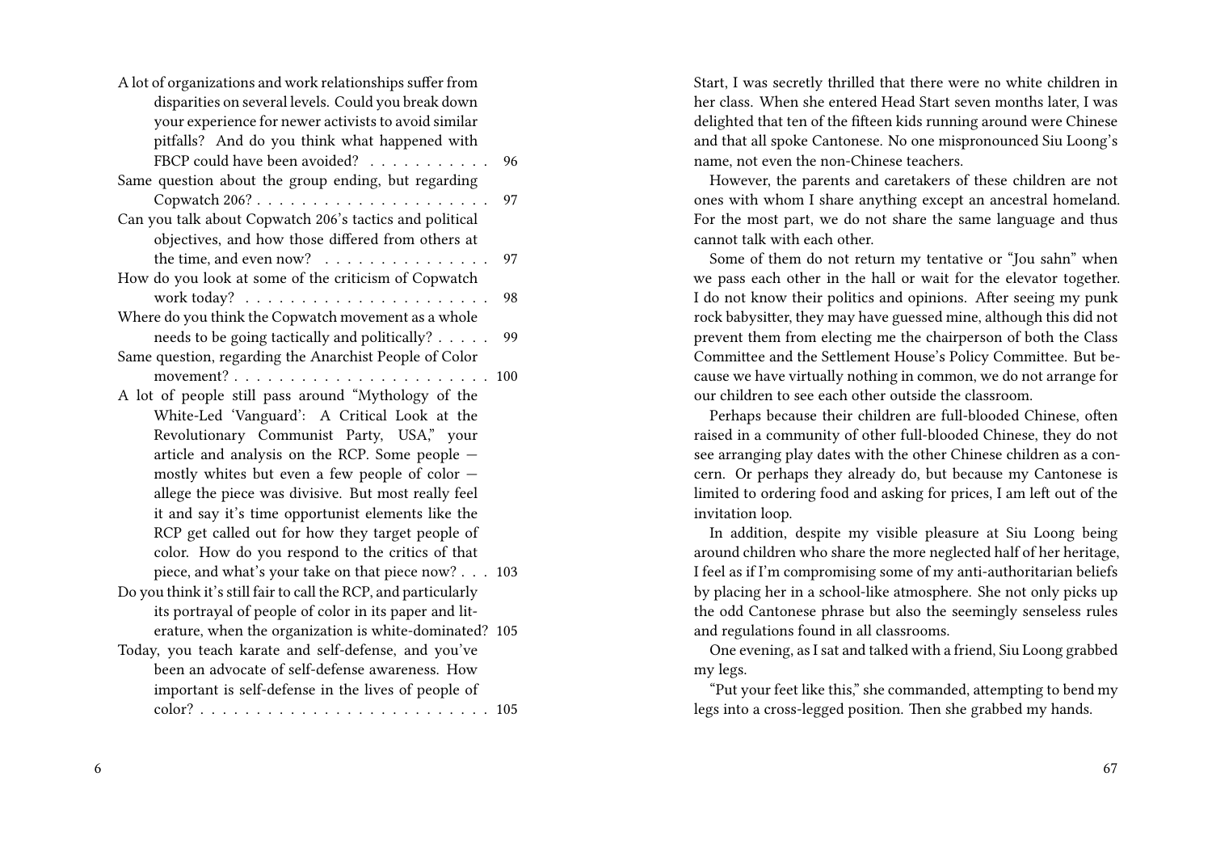A lot of organizations and work relationships suffer from disparities on several levels. Could you break down your experience for newer activists to avoid similar pitfalls? And do you think what happened with FBCP could have been avoided? . . . . . . . . . . . 96

Same question about the group ending, but regarding Copwatch 206? . . . . . . . . . . . . . . . . . . . . . 97

Can you talk about Copwatch 206's tactics and political objectives, and how those differed from others at the time, and even now? . . . . . . . . . . . . . . . 97

How do you look at some of the criticism of Copwatch work today? . . . . . . . . . . . . . . . . . . . . . . 98

Where do you think the Copwatch movement as a whole needs to be going tactically and politically? . . . . . 99

Same question, regarding the Anarchist People of Color movement? . . . . . . . . . . . . . . . . . . . . . . . 100

A lot of people still pass around "Mythology of the White-Led 'Vanguard': A Critical Look at the Revolutionary Communist Party, USA," your article and analysis on the RCP. Some people — mostly whites but even a few people of color — allege the piece was divisive. But most really feel it and say it's time opportunist elements like the RCP get called out for how they target people of color. How do you respond to the critics of that piece, and what's your take on that piece now? . . . 103

Do you think it's still fair to call the RCP, and particularly its portrayal of people of color in its paper and literature, when the organization is white-dominated? 105

Today, you teach karate and self-defense, and you've been an advocate of self-defense awareness. How important is self-defense in the lives of people of color? . . . . . . . . . . . . . . . . . . . . . . . . . 105

Start, I was secretly thrilled that there were no white children in her class. When she entered Head Start seven months later, I was delighted that ten of the fifteen kids running around were Chinese and that all spoke Cantonese. No one mispronounced Siu Loong's name, not even the non-Chinese teachers.

However, the parents and caretakers of these children are not ones with whom I share anything except an ancestral homeland. For the most part, we do not share the same language and thus cannot talk with each other.

Some of them do not return my tentative or "Jou sahn" when we pass each other in the hall or wait for the elevator together. I do not know their politics and opinions. After seeing my punk rock babysitter, they may have guessed mine, although this did not prevent them from electing me the chairperson of both the Class Committee and the Settlement House's Policy Committee. But because we have virtually nothing in common, we do not arrange for our children to see each other outside the classroom.

Perhaps because their children are full-blooded Chinese, often raised in a community of other full-blooded Chinese, they do not see arranging play dates with the other Chinese children as a concern. Or perhaps they already do, but because my Cantonese is limited to ordering food and asking for prices, I am left out of the invitation loop.

In addition, despite my visible pleasure at Siu Loong being around children who share the more neglected half of her heritage, I feel as if I'm compromising some of my anti-authoritarian beliefs by placing her in a school-like atmosphere. She not only picks up the odd Cantonese phrase but also the seemingly senseless rules and regulations found in all classrooms.

One evening, as I sat and talked with a friend, Siu Loong grabbed my legs.

"Put your feet like this," she commanded, attempting to bend my legs into a cross-legged position. Then she grabbed my hands.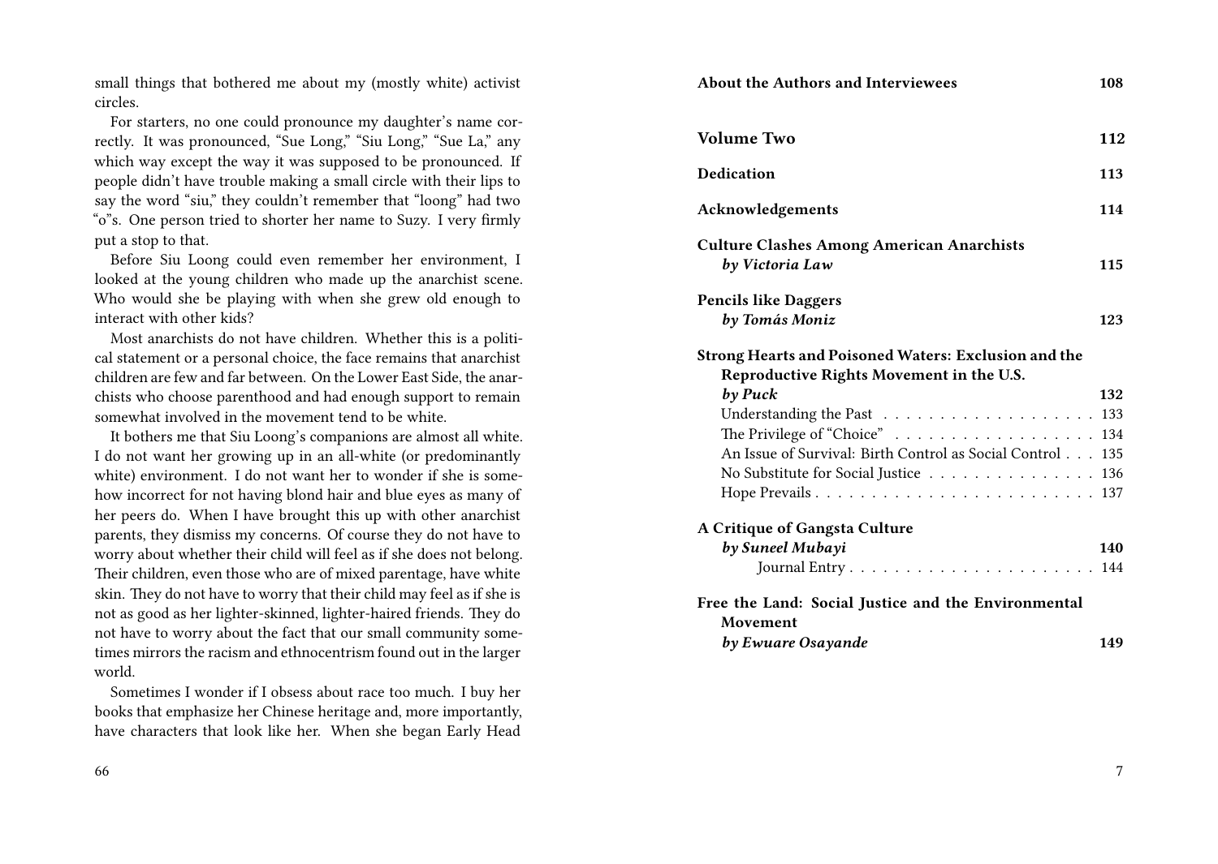small things that bothered me about my (mostly white) activist circles.

For starters, no one could pronounce my daughter's name correctly. It was pronounced, "Sue Long," "Siu Long," "Sue La," any which way except the way it was supposed to be pronounced. If people didn't have trouble making a small circle with their lips to say the word "siu," they couldn't remember that "loong" had two "o"s. One person tried to shorter her name to Suzy. I very firmly put a stop to that.

Before Siu Loong could even remember her environment, I looked at the young children who made up the anarchist scene. Who would she be playing with when she grew old enough to interact with other kids?

Most anarchists do not have children. Whether this is a political statement or a personal choice, the face remains that anarchist children are few and far between. On the Lower East Side, the anarchists who choose parenthood and had enough support to remain somewhat involved in the movement tend to be white.

It bothers me that Siu Loong's companions are almost all white. I do not want her growing up in an all-white (or predominantly white) environment. I do not want her to wonder if she is somehow incorrect for not having blond hair and blue eyes as many of her peers do. When I have brought this up with other anarchist parents, they dismiss my concerns. Of course they do not have to worry about whether their child will feel as if she does not belong. Their children, even those who are of mixed parentage, have white skin. They do not have to worry that their child may feel as if she is not as good as her lighter-skinned, lighter-haired friends. They do not have to worry about the fact that our small community sometimes mirrors the racism and ethnocentrism found out in the larger world.

Sometimes I wonder if I obsess about race too much. I buy her books that emphasize her Chinese heritage and, more importantly, have characters that look like her. When she began Early Head

**About the Authors and Interviewees** — 108

**Volume Two** — 112

**Dedication** — 113

**Acknowledgements** — 114

**Culture Clashes Among American Anarchists**
***by Victoria Law*** — 115

**Pencils like Daggers**
***by Tomás Moniz*** — 123

**Strong Hearts and Poisoned Waters: Exclusion and the Reproductive Rights Movement in the U.S.**
***by Puck*** — 132

- Understanding the Past — 133
- The Privilege of "Choice" — 134
- An Issue of Survival: Birth Control as Social Control — 135
- No Substitute for Social Justice — 136
- Hope Prevails — 137

**A Critique of Gangsta Culture**
***by Suneel Mubayi*** — 140

- Journal Entry — 144

**Free the Land: Social Justice and the Environmental Movement**
***by Ewuare Osayande*** — 149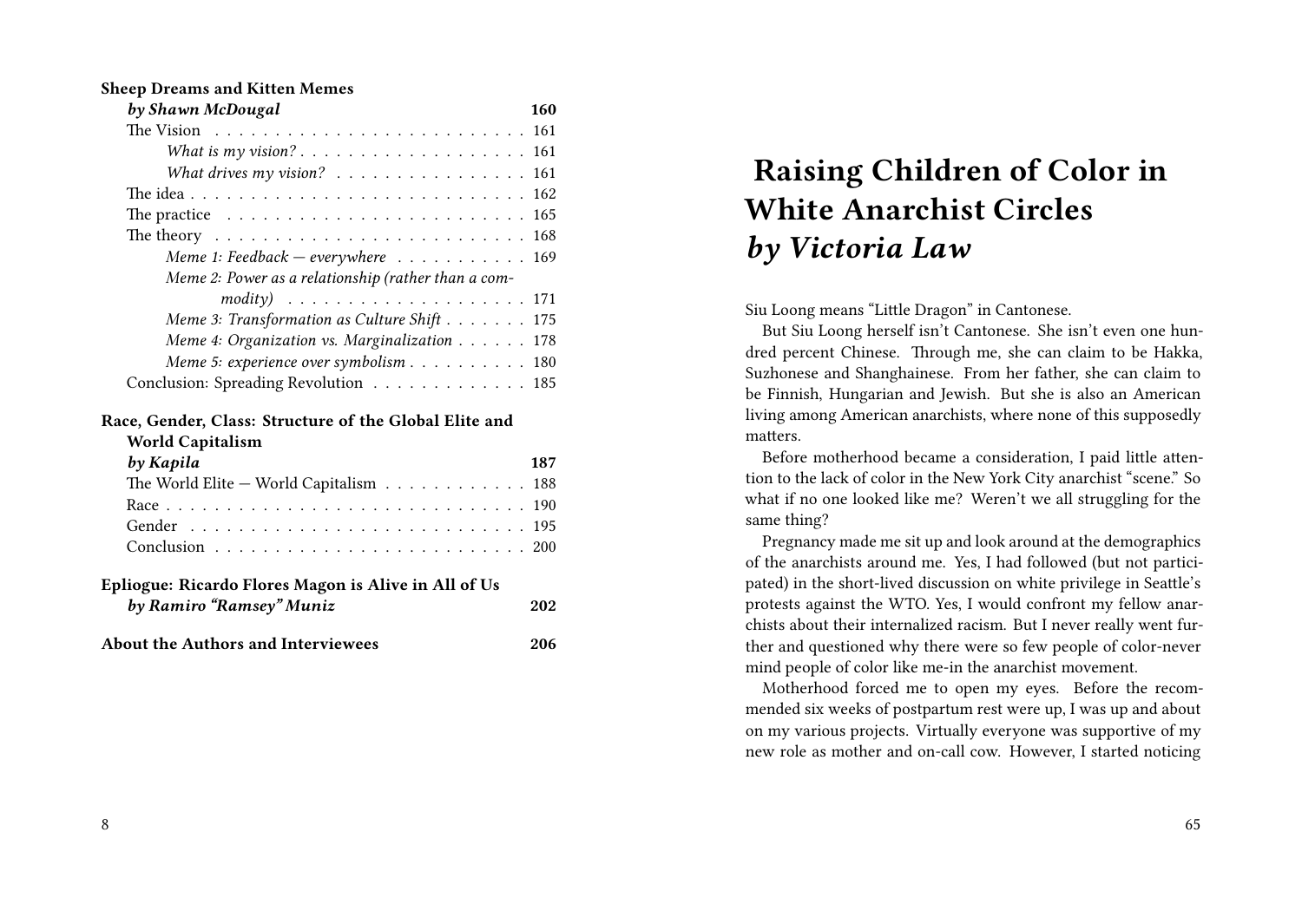**Sheep Dreams and Kitten Memes**
***by Shawn McDougal*** **160**

- The Vision . . . 161
  - *What is my vision?* . . . 161
  - *What drives my vision?* . . . 161
- The idea . . . 162
- The practice . . . 165
- The theory . . . 168
  - *Meme 1: Feedback — everywhere* . . . 169
  - *Meme 2: Power as a relationship (rather than a commodity)* . . . 171
  - *Meme 3: Transformation as Culture Shift* . . . 175
  - *Meme 4: Organization vs. Marginalization* . . . 178
  - *Meme 5: experience over symbolism* . . . 180
- Conclusion: Spreading Revolution . . . 185

**Race, Gender, Class: Structure of the Global Elite and World Capitalism**
***by Kapila*** **187**

- The World Elite — World Capitalism . . . 188
- Race . . . 190
- Gender . . . 195
- Conclusion . . . 200

**Epliogue: Ricardo Flores Magon is Alive in All of Us**
***by Ramiro "Ramsey" Muniz*** **202**

**About the Authors and Interviewees** **206**

# Raising Children of Color in White Anarchist Circles *by Victoria Law*

Siu Loong means "Little Dragon" in Cantonese.

But Siu Loong herself isn't Cantonese. She isn't even one hundred percent Chinese. Through me, she can claim to be Hakka, Suzhonese and Shanghainese. From her father, she can claim to be Finnish, Hungarian and Jewish. But she is also an American living among American anarchists, where none of this supposedly matters.

Before motherhood became a consideration, I paid little attention to the lack of color in the New York City anarchist "scene." So what if no one looked like me? Weren't we all struggling for the same thing?

Pregnancy made me sit up and look around at the demographics of the anarchists around me. Yes, I had followed (but not participated) in the short-lived discussion on white privilege in Seattle's protests against the WTO. Yes, I would confront my fellow anarchists about their internalized racism. But I never really went further and questioned why there were so few people of color-never mind people of color like me-in the anarchist movement.

Motherhood forced me to open my eyes. Before the recommended six weeks of postpartum rest were up, I was up and about on my various projects. Virtually everyone was supportive of my new role as mother and on-call cow. However, I started noticing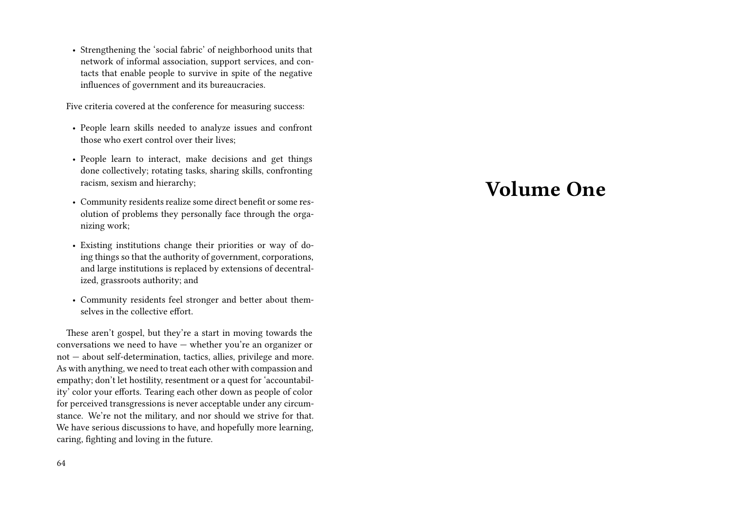- Strengthening the 'social fabric' of neighborhood units that network of informal association, support services, and contacts that enable people to survive in spite of the negative influences of government and its bureaucracies.

Five criteria covered at the conference for measuring success:

- People learn skills needed to analyze issues and confront those who exert control over their lives;
- People learn to interact, make decisions and get things done collectively; rotating tasks, sharing skills, confronting racism, sexism and hierarchy;
- Community residents realize some direct benefit or some resolution of problems they personally face through the organizing work;
- Existing institutions change their priorities or way of doing things so that the authority of government, corporations, and large institutions is replaced by extensions of decentralized, grassroots authority; and
- Community residents feel stronger and better about themselves in the collective effort.

These aren't gospel, but they're a start in moving towards the conversations we need to have — whether you're an organizer or not — about self-determination, tactics, allies, privilege and more. As with anything, we need to treat each other with compassion and empathy; don't let hostility, resentment or a quest for 'accountability' color your efforts. Tearing each other down as people of color for perceived transgressions is never acceptable under any circumstance. We're not the military, and nor should we strive for that. We have serious discussions to have, and hopefully more learning, caring, fighting and loving in the future.

# Volume One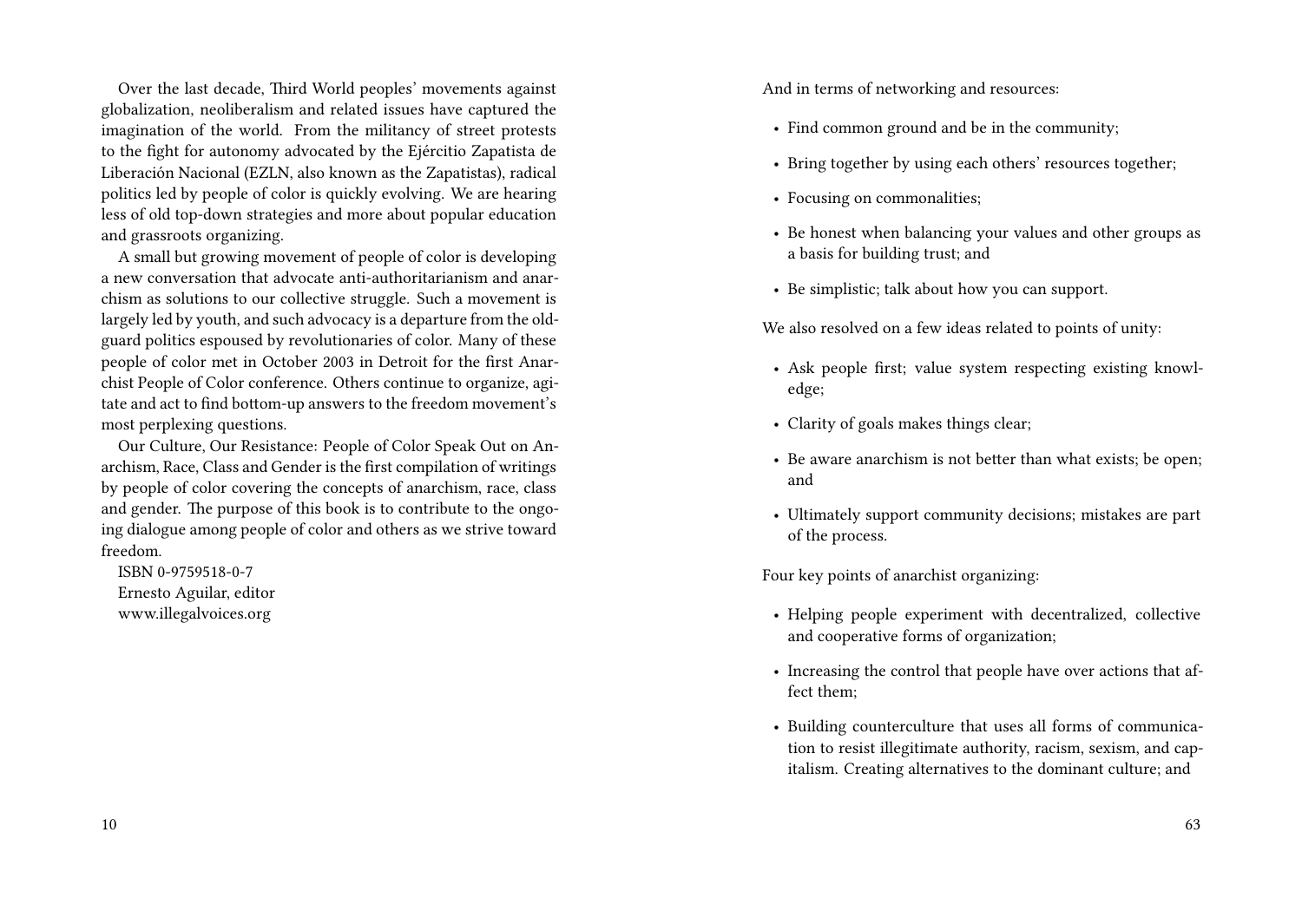Over the last decade, Third World peoples' movements against globalization, neoliberalism and related issues have captured the imagination of the world. From the militancy of street protests to the fight for autonomy advocated by the Ejércitio Zapatista de Liberación Nacional (EZLN, also known as the Zapatistas), radical politics led by people of color is quickly evolving. We are hearing less of old top-down strategies and more about popular education and grassroots organizing.

A small but growing movement of people of color is developing a new conversation that advocate anti-authoritarianism and anarchism as solutions to our collective struggle. Such a movement is largely led by youth, and such advocacy is a departure from the old-guard politics espoused by revolutionaries of color. Many of these people of color met in October 2003 in Detroit for the first Anarchist People of Color conference. Others continue to organize, agitate and act to find bottom-up answers to the freedom movement's most perplexing questions.

Our Culture, Our Resistance: People of Color Speak Out on Anarchism, Race, Class and Gender is the first compilation of writings by people of color covering the concepts of anarchism, race, class and gender. The purpose of this book is to contribute to the ongoing dialogue among people of color and others as we strive toward freedom.

ISBN 0-9759518-0-7
Ernesto Aguilar, editor
www.illegalvoices.org

And in terms of networking and resources:

- Find common ground and be in the community;
- Bring together by using each others' resources together;
- Focusing on commonalities;
- Be honest when balancing your values and other groups as a basis for building trust; and
- Be simplistic; talk about how you can support.

We also resolved on a few ideas related to points of unity:

- Ask people first; value system respecting existing knowledge;
- Clarity of goals makes things clear;
- Be aware anarchism is not better than what exists; be open; and
- Ultimately support community decisions; mistakes are part of the process.

Four key points of anarchist organizing:

- Helping people experiment with decentralized, collective and cooperative forms of organization;
- Increasing the control that people have over actions that affect them;
- Building counterculture that uses all forms of communication to resist illegitimate authority, racism, sexism, and capitalism. Creating alternatives to the dominant culture; and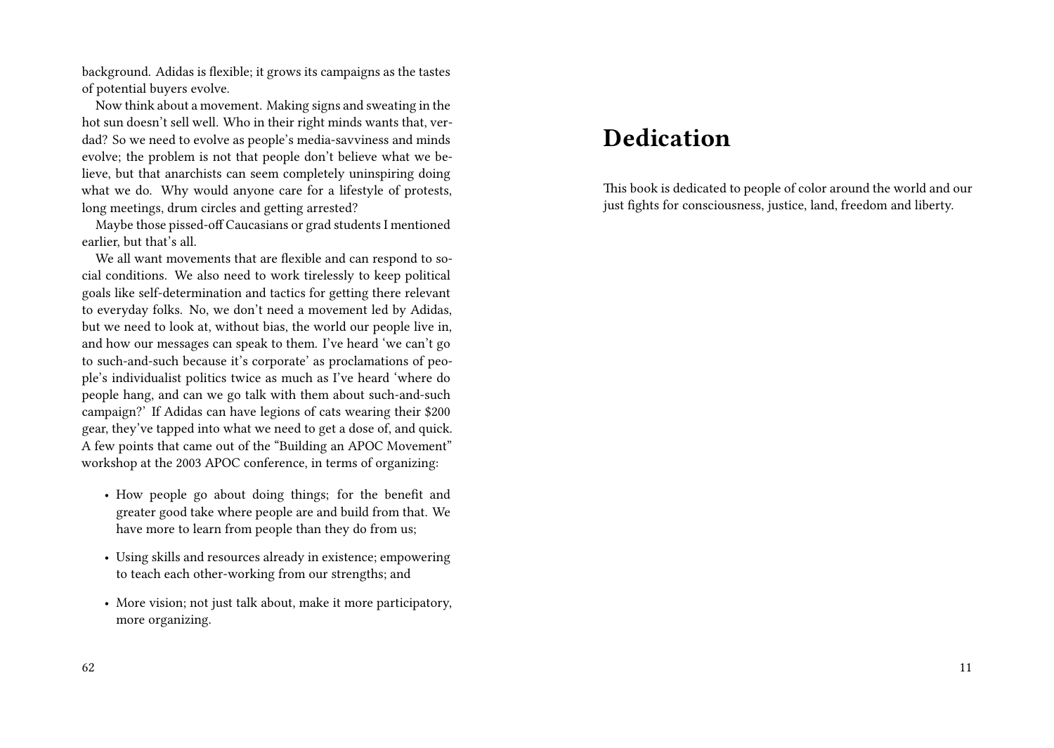background. Adidas is flexible; it grows its campaigns as the tastes of potential buyers evolve.

Now think about a movement. Making signs and sweating in the hot sun doesn't sell well. Who in their right minds wants that, verdad? So we need to evolve as people's media-savviness and minds evolve; the problem is not that people don't believe what we believe, but that anarchists can seem completely uninspiring doing what we do. Why would anyone care for a lifestyle of protests, long meetings, drum circles and getting arrested?

Maybe those pissed-off Caucasians or grad students I mentioned earlier, but that's all.

We all want movements that are flexible and can respond to social conditions. We also need to work tirelessly to keep political goals like self-determination and tactics for getting there relevant to everyday folks. No, we don't need a movement led by Adidas, but we need to look at, without bias, the world our people live in, and how our messages can speak to them. I've heard 'we can't go to such-and-such because it's corporate' as proclamations of people's individualist politics twice as much as I've heard 'where do people hang, and can we go talk with them about such-and-such campaign?' If Adidas can have legions of cats wearing their $200 gear, they've tapped into what we need to get a dose of, and quick. A few points that came out of the "Building an APOC Movement" workshop at the 2003 APOC conference, in terms of organizing:

- How people go about doing things; for the benefit and greater good take where people are and build from that. We have more to learn from people than they do from us;
- Using skills and resources already in existence; empowering to teach each other-working from our strengths; and
- More vision; not just talk about, make it more participatory, more organizing.

# Dedication

This book is dedicated to people of color around the world and our just fights for consciousness, justice, land, freedom and liberty.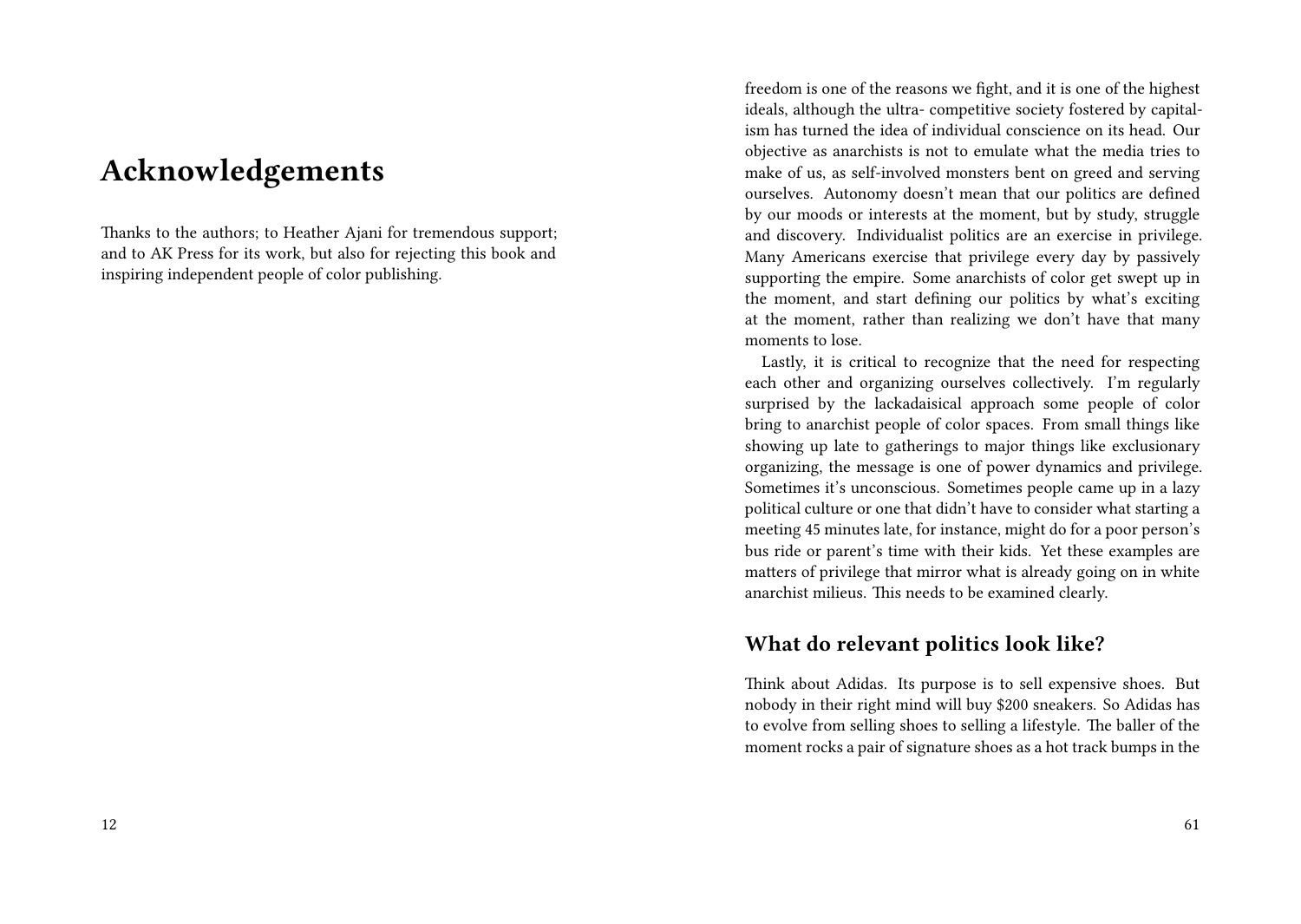# Acknowledgements

Thanks to the authors; to Heather Ajani for tremendous support; and to AK Press for its work, but also for rejecting this book and inspiring independent people of color publishing.

freedom is one of the reasons we fight, and it is one of the highest ideals, although the ultra- competitive society fostered by capitalism has turned the idea of individual conscience on its head. Our objective as anarchists is not to emulate what the media tries to make of us, as self-involved monsters bent on greed and serving ourselves. Autonomy doesn't mean that our politics are defined by our moods or interests at the moment, but by study, struggle and discovery. Individualist politics are an exercise in privilege. Many Americans exercise that privilege every day by passively supporting the empire. Some anarchists of color get swept up in the moment, and start defining our politics by what's exciting at the moment, rather than realizing we don't have that many moments to lose.

Lastly, it is critical to recognize that the need for respecting each other and organizing ourselves collectively. I'm regularly surprised by the lackadaisical approach some people of color bring to anarchist people of color spaces. From small things like showing up late to gatherings to major things like exclusionary organizing, the message is one of power dynamics and privilege. Sometimes it's unconscious. Sometimes people came up in a lazy political culture or one that didn't have to consider what starting a meeting 45 minutes late, for instance, might do for a poor person's bus ride or parent's time with their kids. Yet these examples are matters of privilege that mirror what is already going on in white anarchist milieus. This needs to be examined clearly.

## What do relevant politics look like?

Think about Adidas. Its purpose is to sell expensive shoes. But nobody in their right mind will buy $200 sneakers. So Adidas has to evolve from selling shoes to selling a lifestyle. The baller of the moment rocks a pair of signature shoes as a hot track bumps in the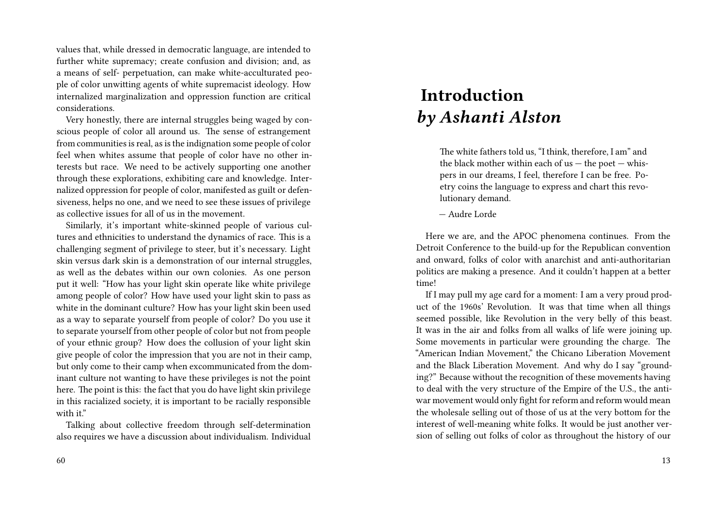values that, while dressed in democratic language, are intended to further white supremacy; create confusion and division; and, as a means of self- perpetuation, can make white-acculturated people of color unwitting agents of white supremacist ideology. How internalized marginalization and oppression function are critical considerations.

Very honestly, there are internal struggles being waged by conscious people of color all around us. The sense of estrangement from communities is real, as is the indignation some people of color feel when whites assume that people of color have no other interests but race. We need to be actively supporting one another through these explorations, exhibiting care and knowledge. Internalized oppression for people of color, manifested as guilt or defensiveness, helps no one, and we need to see these issues of privilege as collective issues for all of us in the movement.

Similarly, it's important white-skinned people of various cultures and ethnicities to understand the dynamics of race. This is a challenging segment of privilege to steer, but it's necessary. Light skin versus dark skin is a demonstration of our internal struggles, as well as the debates within our own colonies. As one person put it well: "How has your light skin operate like white privilege among people of color? How have used your light skin to pass as white in the dominant culture? How has your light skin been used as a way to separate yourself from people of color? Do you use it to separate yourself from other people of color but not from people of your ethnic group? How does the collusion of your light skin give people of color the impression that you are not in their camp, but only come to their camp when excommunicated from the dominant culture not wanting to have these privileges is not the point here. The point is this: the fact that you do have light skin privilege in this racialized society, it is important to be racially responsible with it."

Talking about collective freedom through self-determination also requires we have a discussion about individualism. Individual

# Introduction *by Ashanti Alston*

> The white fathers told us, "I think, therefore, I am" and the black mother within each of us — the poet — whispers in our dreams, I feel, therefore I can be free. Poetry coins the language to express and chart this revolutionary demand.
>
> — Audre Lorde

Here we are, and the APOC phenomena continues. From the Detroit Conference to the build-up for the Republican convention and onward, folks of color with anarchist and anti-authoritarian politics are making a presence. And it couldn't happen at a better time!

If I may pull my age card for a moment: I am a very proud product of the 1960s' Revolution. It was that time when all things seemed possible, like Revolution in the very belly of this beast. It was in the air and folks from all walks of life were joining up. Some movements in particular were grounding the charge. The "American Indian Movement," the Chicano Liberation Movement and the Black Liberation Movement. And why do I say "grounding?" Because without the recognition of these movements having to deal with the very structure of the Empire of the U.S., the anti-war movement would only fight for reform and reform would mean the wholesale selling out of those of us at the very bottom for the interest of well-meaning white folks. It would be just another version of selling out folks of color as throughout the history of our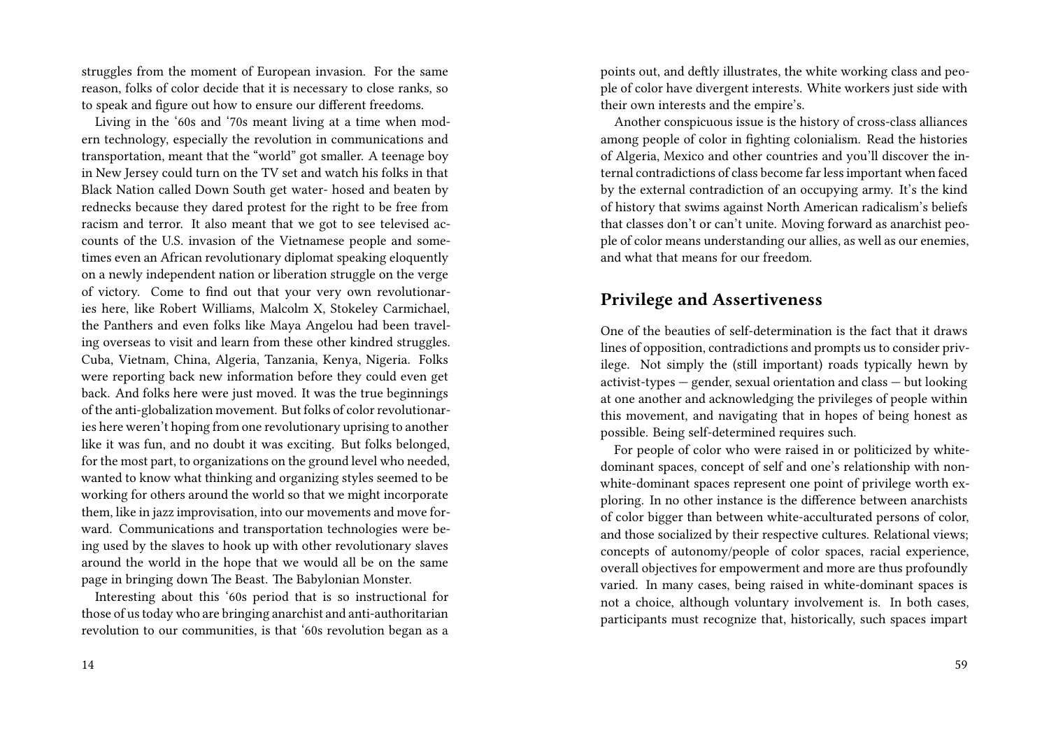struggles from the moment of European invasion. For the same reason, folks of color decide that it is necessary to close ranks, so to speak and figure out how to ensure our different freedoms.

Living in the '60s and '70s meant living at a time when modern technology, especially the revolution in communications and transportation, meant that the "world" got smaller. A teenage boy in New Jersey could turn on the TV set and watch his folks in that Black Nation called Down South get water- hosed and beaten by rednecks because they dared protest for the right to be free from racism and terror. It also meant that we got to see televised accounts of the U.S. invasion of the Vietnamese people and sometimes even an African revolutionary diplomat speaking eloquently on a newly independent nation or liberation struggle on the verge of victory. Come to find out that your very own revolutionaries here, like Robert Williams, Malcolm X, Stokeley Carmichael, the Panthers and even folks like Maya Angelou had been traveling overseas to visit and learn from these other kindred struggles. Cuba, Vietnam, China, Algeria, Tanzania, Kenya, Nigeria. Folks were reporting back new information before they could even get back. And folks here were just moved. It was the true beginnings of the anti-globalization movement. But folks of color revolutionaries here weren't hoping from one revolutionary uprising to another like it was fun, and no doubt it was exciting. But folks belonged, for the most part, to organizations on the ground level who needed, wanted to know what thinking and organizing styles seemed to be working for others around the world so that we might incorporate them, like in jazz improvisation, into our movements and move forward. Communications and transportation technologies were being used by the slaves to hook up with other revolutionary slaves around the world in the hope that we would all be on the same page in bringing down The Beast. The Babylonian Monster.

Interesting about this '60s period that is so instructional for those of us today who are bringing anarchist and anti-authoritarian revolution to our communities, is that '60s revolution began as a

points out, and deftly illustrates, the white working class and people of color have divergent interests. White workers just side with their own interests and the empire's.

Another conspicuous issue is the history of cross-class alliances among people of color in fighting colonialism. Read the histories of Algeria, Mexico and other countries and you'll discover the internal contradictions of class become far less important when faced by the external contradiction of an occupying army. It's the kind of history that swims against North American radicalism's beliefs that classes don't or can't unite. Moving forward as anarchist people of color means understanding our allies, as well as our enemies, and what that means for our freedom.

## Privilege and Assertiveness

One of the beauties of self-determination is the fact that it draws lines of opposition, contradictions and prompts us to consider privilege. Not simply the (still important) roads typically hewn by activist-types — gender, sexual orientation and class — but looking at one another and acknowledging the privileges of people within this movement, and navigating that in hopes of being honest as possible. Being self-determined requires such.

For people of color who were raised in or politicized by white-dominant spaces, concept of self and one's relationship with non-white-dominant spaces represent one point of privilege worth exploring. In no other instance is the difference between anarchists of color bigger than between white-acculturated persons of color, and those socialized by their respective cultures. Relational views; concepts of autonomy/people of color spaces, racial experience, overall objectives for empowerment and more are thus profoundly varied. In many cases, being raised in white-dominant spaces is not a choice, although voluntary involvement is. In both cases, participants must recognize that, historically, such spaces impart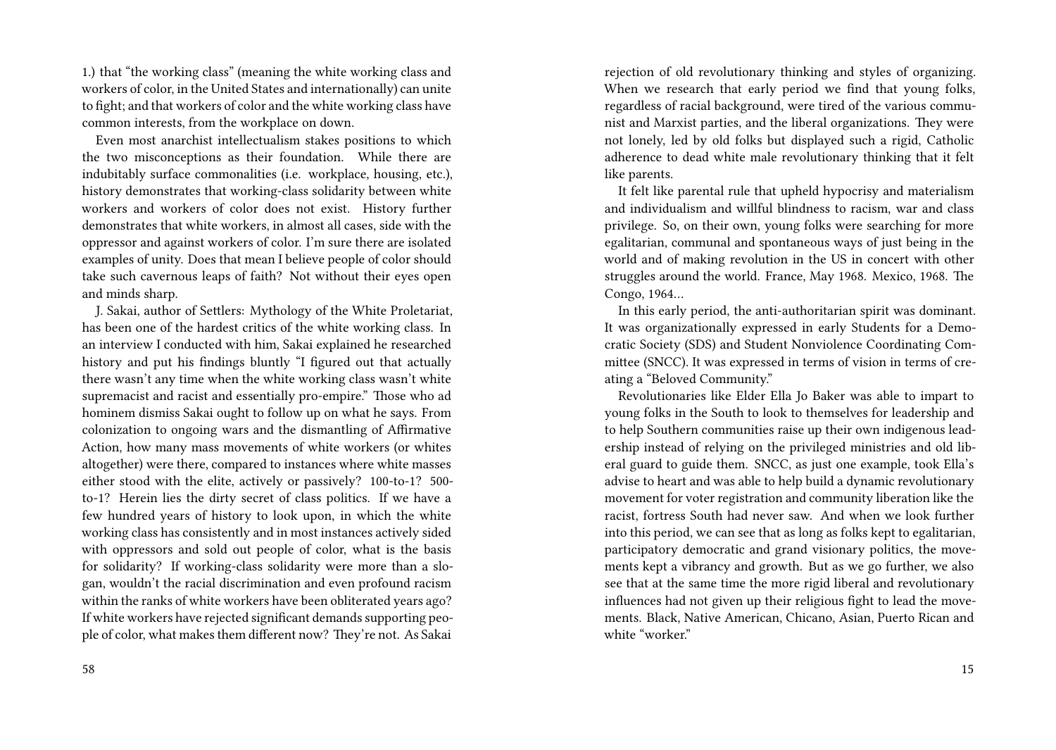1.) that "the working class" (meaning the white working class and workers of color, in the United States and internationally) can unite to fight; and that workers of color and the white working class have common interests, from the workplace on down.

Even most anarchist intellectualism stakes positions to which the two misconceptions as their foundation. While there are indubitably surface commonalities (i.e. workplace, housing, etc.), history demonstrates that working-class solidarity between white workers and workers of color does not exist. History further demonstrates that white workers, in almost all cases, side with the oppressor and against workers of color. I'm sure there are isolated examples of unity. Does that mean I believe people of color should take such cavernous leaps of faith? Not without their eyes open and minds sharp.

J. Sakai, author of Settlers: Mythology of the White Proletariat, has been one of the hardest critics of the white working class. In an interview I conducted with him, Sakai explained he researched history and put his findings bluntly "I figured out that actually there wasn't any time when the white working class wasn't white supremacist and racist and essentially pro-empire." Those who ad hominem dismiss Sakai ought to follow up on what he says. From colonization to ongoing wars and the dismantling of Affirmative Action, how many mass movements of white workers (or whites altogether) were there, compared to instances where white masses either stood with the elite, actively or passively? 100-to-1? 500-to-1? Herein lies the dirty secret of class politics. If we have a few hundred years of history to look upon, in which the white working class has consistently and in most instances actively sided with oppressors and sold out people of color, what is the basis for solidarity? If working-class solidarity were more than a slogan, wouldn't the racial discrimination and even profound racism within the ranks of white workers have been obliterated years ago? If white workers have rejected significant demands supporting people of color, what makes them different now? They're not. As Sakai

rejection of old revolutionary thinking and styles of organizing. When we research that early period we find that young folks, regardless of racial background, were tired of the various communist and Marxist parties, and the liberal organizations. They were not lonely, led by old folks but displayed such a rigid, Catholic adherence to dead white male revolutionary thinking that it felt like parents.

It felt like parental rule that upheld hypocrisy and materialism and individualism and willful blindness to racism, war and class privilege. So, on their own, young folks were searching for more egalitarian, communal and spontaneous ways of just being in the world and of making revolution in the US in concert with other struggles around the world. France, May 1968. Mexico, 1968. The Congo, 1964…

In this early period, the anti-authoritarian spirit was dominant. It was organizationally expressed in early Students for a Democratic Society (SDS) and Student Nonviolence Coordinating Committee (SNCC). It was expressed in terms of vision in terms of creating a "Beloved Community."

Revolutionaries like Elder Ella Jo Baker was able to impart to young folks in the South to look to themselves for leadership and to help Southern communities raise up their own indigenous leadership instead of relying on the privileged ministries and old liberal guard to guide them. SNCC, as just one example, took Ella's advise to heart and was able to help build a dynamic revolutionary movement for voter registration and community liberation like the racist, fortress South had never saw. And when we look further into this period, we can see that as long as folks kept to egalitarian, participatory democratic and grand visionary politics, the movements kept a vibrancy and growth. But as we go further, we also see that at the same time the more rigid liberal and revolutionary influences had not given up their religious fight to lead the movements. Black, Native American, Chicano, Asian, Puerto Rican and white "worker."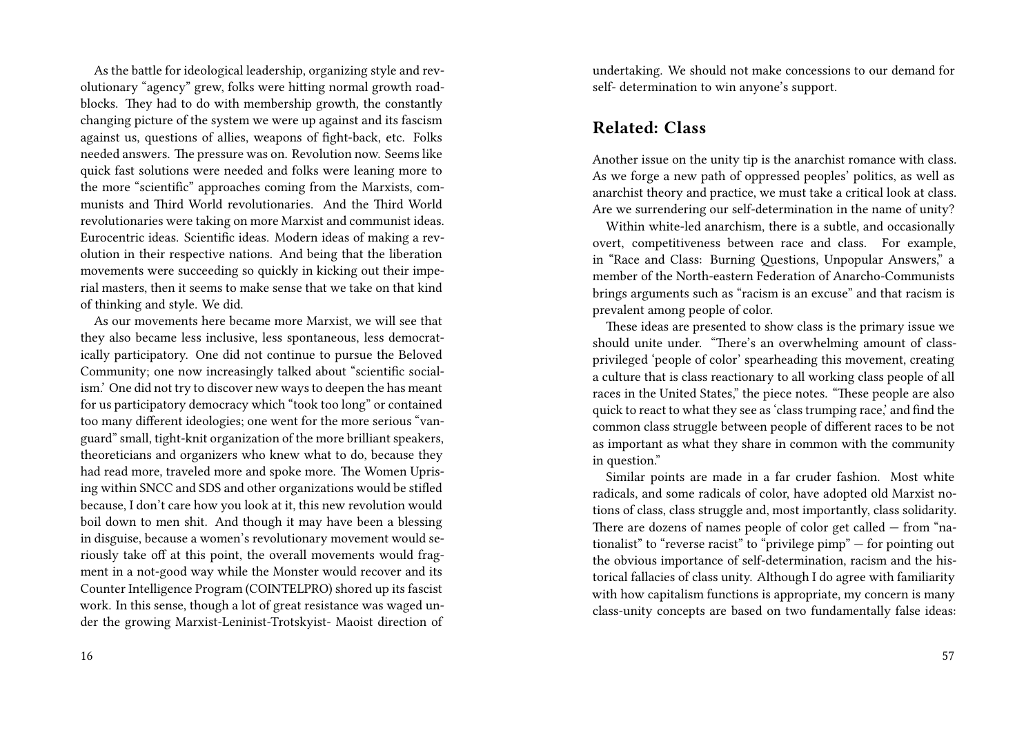As the battle for ideological leadership, organizing style and revolutionary "agency" grew, folks were hitting normal growth roadblocks. They had to do with membership growth, the constantly changing picture of the system we were up against and its fascism against us, questions of allies, weapons of fight-back, etc. Folks needed answers. The pressure was on. Revolution now. Seems like quick fast solutions were needed and folks were leaning more to the more "scientific" approaches coming from the Marxists, communists and Third World revolutionaries. And the Third World revolutionaries were taking on more Marxist and communist ideas. Eurocentric ideas. Scientific ideas. Modern ideas of making a revolution in their respective nations. And being that the liberation movements were succeeding so quickly in kicking out their imperial masters, then it seems to make sense that we take on that kind of thinking and style. We did.

As our movements here became more Marxist, we will see that they also became less inclusive, less spontaneous, less democratically participatory. One did not continue to pursue the Beloved Community; one now increasingly talked about "scientific socialism.' One did not try to discover new ways to deepen the has meant for us participatory democracy which "took too long" or contained too many different ideologies; one went for the more serious "vanguard" small, tight-knit organization of the more brilliant speakers, theoreticians and organizers who knew what to do, because they had read more, traveled more and spoke more. The Women Uprising within SNCC and SDS and other organizations would be stifled because, I don't care how you look at it, this new revolution would boil down to men shit. And though it may have been a blessing in disguise, because a women's revolutionary movement would seriously take off at this point, the overall movements would fragment in a not-good way while the Monster would recover and its Counter Intelligence Program (COINTELPRO) shored up its fascist work. In this sense, though a lot of great resistance was waged under the growing Marxist-Leninist-Trotskyist- Maoist direction of

undertaking. We should not make concessions to our demand for self- determination to win anyone's support.

## Related: Class

Another issue on the unity tip is the anarchist romance with class. As we forge a new path of oppressed peoples' politics, as well as anarchist theory and practice, we must take a critical look at class. Are we surrendering our self-determination in the name of unity?

Within white-led anarchism, there is a subtle, and occasionally overt, competitiveness between race and class. For example, in "Race and Class: Burning Questions, Unpopular Answers," a member of the North-eastern Federation of Anarcho-Communists brings arguments such as "racism is an excuse" and that racism is prevalent among people of color.

These ideas are presented to show class is the primary issue we should unite under. "There's an overwhelming amount of class-privileged 'people of color' spearheading this movement, creating a culture that is class reactionary to all working class people of all races in the United States," the piece notes. "These people are also quick to react to what they see as 'class trumping race,' and find the common class struggle between people of different races to be not as important as what they share in common with the community in question."

Similar points are made in a far cruder fashion. Most white radicals, and some radicals of color, have adopted old Marxist notions of class, class struggle and, most importantly, class solidarity. There are dozens of names people of color get called — from "nationalist" to "reverse racist" to "privilege pimp" — for pointing out the obvious importance of self-determination, racism and the historical fallacies of class unity. Although I do agree with familiarity with how capitalism functions is appropriate, my concern is many class-unity concepts are based on two fundamentally false ideas: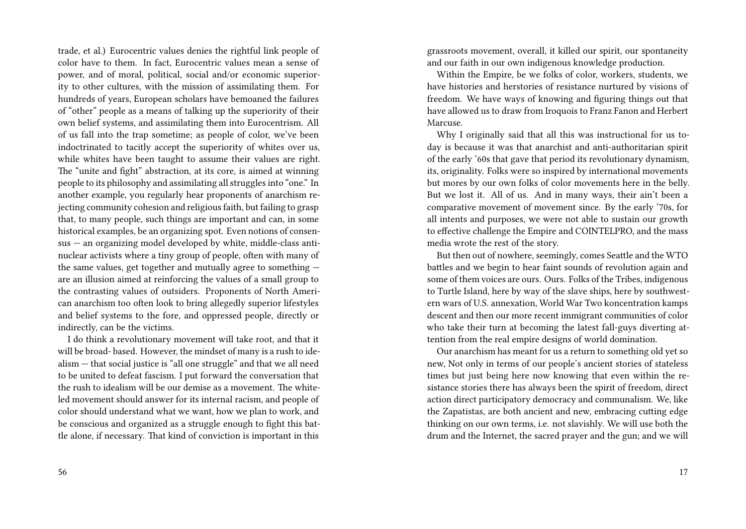trade, et al.) Eurocentric values denies the rightful link people of color have to them. In fact, Eurocentric values mean a sense of power, and of moral, political, social and/or economic superiority to other cultures, with the mission of assimilating them. For hundreds of years, European scholars have bemoaned the failures of "other" people as a means of talking up the superiority of their own belief systems, and assimilating them into Eurocentrism. All of us fall into the trap sometime; as people of color, we've been indoctrinated to tacitly accept the superiority of whites over us, while whites have been taught to assume their values are right. The "unite and fight" abstraction, at its core, is aimed at winning people to its philosophy and assimilating all struggles into "one." In another example, you regularly hear proponents of anarchism rejecting community cohesion and religious faith, but failing to grasp that, to many people, such things are important and can, in some historical examples, be an organizing spot. Even notions of consensus — an organizing model developed by white, middle-class anti-nuclear activists where a tiny group of people, often with many of the same values, get together and mutually agree to something — are an illusion aimed at reinforcing the values of a small group to the contrasting values of outsiders. Proponents of North American anarchism too often look to bring allegedly superior lifestyles and belief systems to the fore, and oppressed people, directly or indirectly, can be the victims.

I do think a revolutionary movement will take root, and that it will be broad- based. However, the mindset of many is a rush to idealism — that social justice is "all one struggle" and that we all need to be united to defeat fascism. I put forward the conversation that the rush to idealism will be our demise as a movement. The white-led movement should answer for its internal racism, and people of color should understand what we want, how we plan to work, and be conscious and organized as a struggle enough to fight this battle alone, if necessary. That kind of conviction is important in this

grassroots movement, overall, it killed our spirit, our spontaneity and our faith in our own indigenous knowledge production.

Within the Empire, be we folks of color, workers, students, we have histories and herstories of resistance nurtured by visions of freedom. We have ways of knowing and figuring things out that have allowed us to draw from Iroquois to Franz Fanon and Herbert Marcuse.

Why I originally said that all this was instructional for us today is because it was that anarchist and anti-authoritarian spirit of the early '60s that gave that period its revolutionary dynamism, its originality. Folks were so inspired by international movements but mores by our own folks of color movements here in the belly. But we lost it. All of us. And in many ways, their ain't been a comparative movement of movement since. By the early '70s, for all intents and purposes, we were not able to sustain our growth to effective challenge the Empire and COINTELPRO, and the mass media wrote the rest of the story.

But then out of nowhere, seemingly, comes Seattle and the WTO battles and we begin to hear faint sounds of revolution again and some of them voices are ours. Ours. Folks of the Tribes, indigenous to Turtle Island, here by way of the slave ships, here by southwestern wars of U.S. annexation, World War Two koncentration kamps descent and then our more recent immigrant communities of color who take their turn at becoming the latest fall-guys diverting attention from the real empire designs of world domination.

Our anarchism has meant for us a return to something old yet so new, Not only in terms of our people's ancient stories of stateless times but just being here now knowing that even within the resistance stories there has always been the spirit of freedom, direct action direct participatory democracy and communalism. We, like the Zapatistas, are both ancient and new, embracing cutting edge thinking on our own terms, i.e. not slavishly. We will use both the drum and the Internet, the sacred prayer and the gun; and we will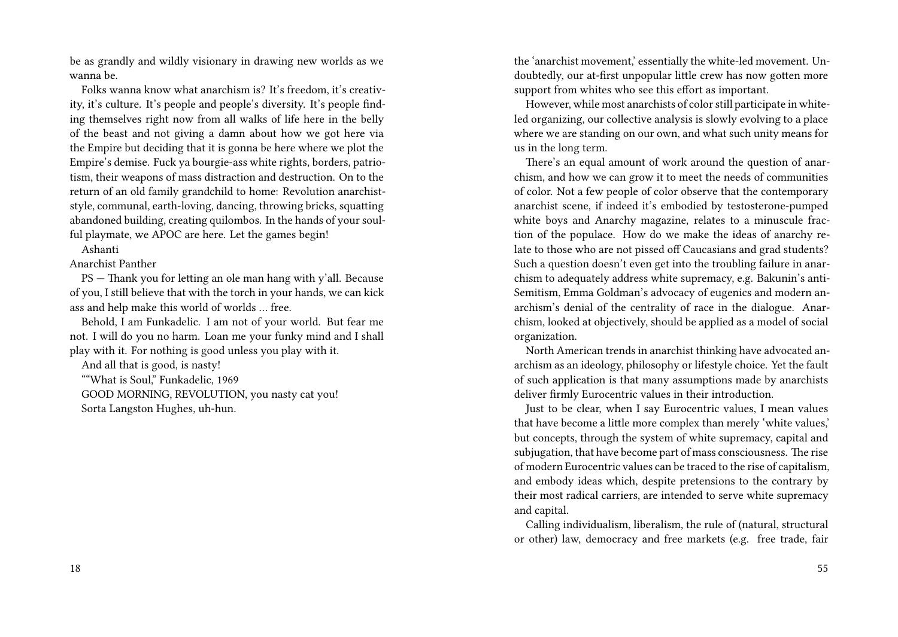be as grandly and wildly visionary in drawing new worlds as we wanna be.

Folks wanna know what anarchism is? It's freedom, it's creativity, it's culture. It's people and people's diversity. It's people finding themselves right now from all walks of life here in the belly of the beast and not giving a damn about how we got here via the Empire but deciding that it is gonna be here where we plot the Empire's demise. Fuck ya bourgie-ass white rights, borders, patriotism, their weapons of mass distraction and destruction. On to the return of an old family grandchild to home: Revolution anarchist-style, communal, earth-loving, dancing, throwing bricks, squatting abandoned building, creating quilombos. In the hands of your soulful playmate, we APOC are here. Let the games begin!

Ashanti

Anarchist Panther

PS — Thank you for letting an ole man hang with y'all. Because of you, I still believe that with the torch in your hands, we can kick ass and help make this world of worlds … free.

Behold, I am Funkadelic. I am not of your world. But fear me not. I will do you no harm. Loan me your funky mind and I shall play with it. For nothing is good unless you play with it.

And all that is good, is nasty!

""What is Soul," Funkadelic, 1969

GOOD MORNING, REVOLUTION, you nasty cat you!

Sorta Langston Hughes, uh-hun.

the 'anarchist movement,' essentially the white-led movement. Undoubtedly, our at-first unpopular little crew has now gotten more support from whites who see this effort as important.

However, while most anarchists of color still participate in white-led organizing, our collective analysis is slowly evolving to a place where we are standing on our own, and what such unity means for us in the long term.

There's an equal amount of work around the question of anarchism, and how we can grow it to meet the needs of communities of color. Not a few people of color observe that the contemporary anarchist scene, if indeed it's embodied by testosterone-pumped white boys and Anarchy magazine, relates to a minuscule fraction of the populace. How do we make the ideas of anarchy relate to those who are not pissed off Caucasians and grad students? Such a question doesn't even get into the troubling failure in anarchism to adequately address white supremacy, e.g. Bakunin's anti-Semitism, Emma Goldman's advocacy of eugenics and modern anarchism's denial of the centrality of race in the dialogue. Anarchism, looked at objectively, should be applied as a model of social organization.

North American trends in anarchist thinking have advocated anarchism as an ideology, philosophy or lifestyle choice. Yet the fault of such application is that many assumptions made by anarchists deliver firmly Eurocentric values in their introduction.

Just to be clear, when I say Eurocentric values, I mean values that have become a little more complex than merely 'white values,' but concepts, through the system of white supremacy, capital and subjugation, that have become part of mass consciousness. The rise of modern Eurocentric values can be traced to the rise of capitalism, and embody ideas which, despite pretensions to the contrary by their most radical carriers, are intended to serve white supremacy and capital.

Calling individualism, liberalism, the rule of (natural, structural or other) law, democracy and free markets (e.g. free trade, fair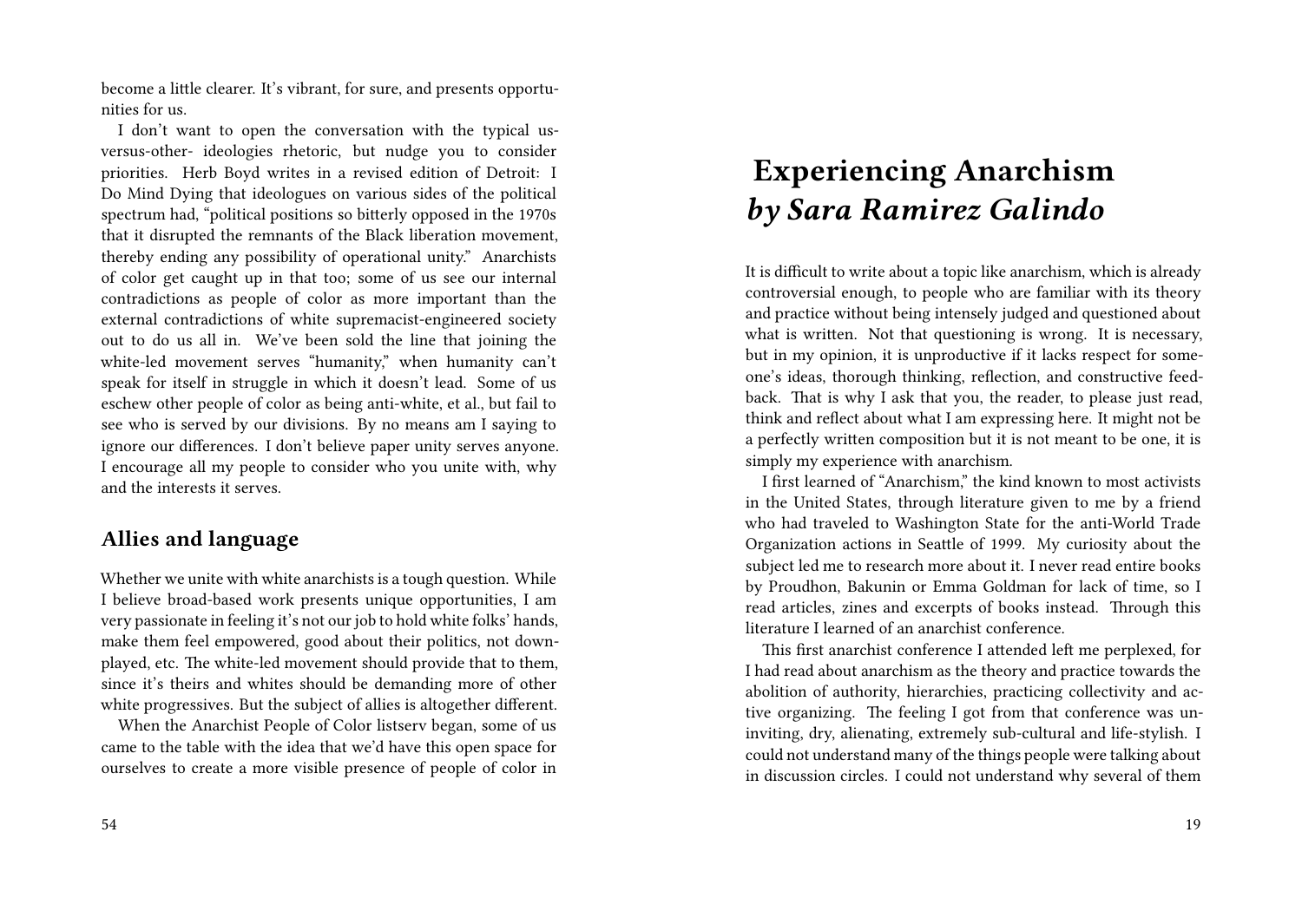become a little clearer. It's vibrant, for sure, and presents opportunities for us.

I don't want to open the conversation with the typical us-versus-other- ideologies rhetoric, but nudge you to consider priorities. Herb Boyd writes in a revised edition of Detroit: I Do Mind Dying that ideologues on various sides of the political spectrum had, "political positions so bitterly opposed in the 1970s that it disrupted the remnants of the Black liberation movement, thereby ending any possibility of operational unity." Anarchists of color get caught up in that too; some of us see our internal contradictions as people of color as more important than the external contradictions of white supremacist-engineered society out to do us all in. We've been sold the line that joining the white-led movement serves "humanity," when humanity can't speak for itself in struggle in which it doesn't lead. Some of us eschew other people of color as being anti-white, et al., but fail to see who is served by our divisions. By no means am I saying to ignore our differences. I don't believe paper unity serves anyone. I encourage all my people to consider who you unite with, why and the interests it serves.

## Allies and language

Whether we unite with white anarchists is a tough question. While I believe broad-based work presents unique opportunities, I am very passionate in feeling it's not our job to hold white folks' hands, make them feel empowered, good about their politics, not downplayed, etc. The white-led movement should provide that to them, since it's theirs and whites should be demanding more of other white progressives. But the subject of allies is altogether different.

When the Anarchist People of Color listserv began, some of us came to the table with the idea that we'd have this open space for ourselves to create a more visible presence of people of color in

# Experiencing Anarchism *by Sara Ramirez Galindo*

It is difficult to write about a topic like anarchism, which is already controversial enough, to people who are familiar with its theory and practice without being intensely judged and questioned about what is written. Not that questioning is wrong. It is necessary, but in my opinion, it is unproductive if it lacks respect for someone's ideas, thorough thinking, reflection, and constructive feedback. That is why I ask that you, the reader, to please just read, think and reflect about what I am expressing here. It might not be a perfectly written composition but it is not meant to be one, it is simply my experience with anarchism.

I first learned of "Anarchism," the kind known to most activists in the United States, through literature given to me by a friend who had traveled to Washington State for the anti-World Trade Organization actions in Seattle of 1999. My curiosity about the subject led me to research more about it. I never read entire books by Proudhon, Bakunin or Emma Goldman for lack of time, so I read articles, zines and excerpts of books instead. Through this literature I learned of an anarchist conference.

This first anarchist conference I attended left me perplexed, for I had read about anarchism as the theory and practice towards the abolition of authority, hierarchies, practicing collectivity and active organizing. The feeling I got from that conference was uninviting, dry, alienating, extremely sub-cultural and life-stylish. I could not understand many of the things people were talking about in discussion circles. I could not understand why several of them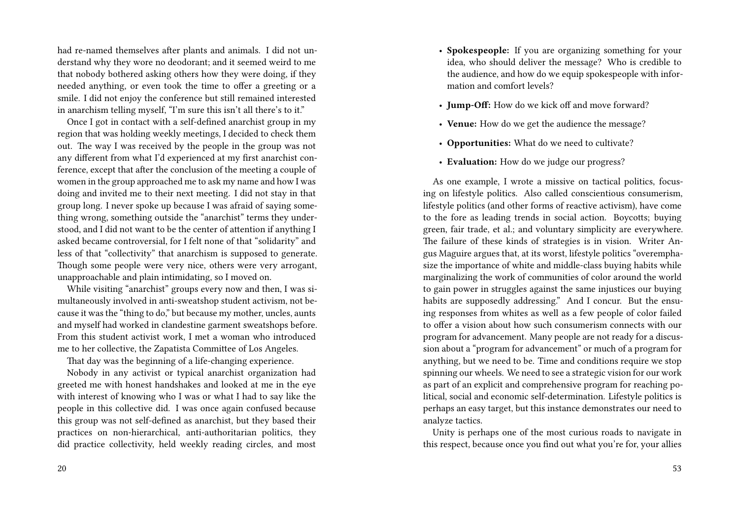had re-named themselves after plants and animals. I did not understand why they wore no deodorant; and it seemed weird to me that nobody bothered asking others how they were doing, if they needed anything, or even took the time to offer a greeting or a smile. I did not enjoy the conference but still remained interested in anarchism telling myself, "I'm sure this isn't all there's to it."

Once I got in contact with a self-defined anarchist group in my region that was holding weekly meetings, I decided to check them out. The way I was received by the people in the group was not any different from what I'd experienced at my first anarchist conference, except that after the conclusion of the meeting a couple of women in the group approached me to ask my name and how I was doing and invited me to their next meeting. I did not stay in that group long. I never spoke up because I was afraid of saying something wrong, something outside the "anarchist" terms they understood, and I did not want to be the center of attention if anything I asked became controversial, for I felt none of that "solidarity" and less of that "collectivity" that anarchism is supposed to generate. Though some people were very nice, others were very arrogant, unapproachable and plain intimidating, so I moved on.

While visiting "anarchist" groups every now and then, I was simultaneously involved in anti-sweatshop student activism, not because it was the "thing to do," but because my mother, uncles, aunts and myself had worked in clandestine garment sweatshops before. From this student activist work, I met a woman who introduced me to her collective, the Zapatista Committee of Los Angeles.

That day was the beginning of a life-changing experience.

Nobody in any activist or typical anarchist organization had greeted me with honest handshakes and looked at me in the eye with interest of knowing who I was or what I had to say like the people in this collective did. I was once again confused because this group was not self-defined as anarchist, but they based their practices on non-hierarchical, anti-authoritarian politics, they did practice collectivity, held weekly reading circles, and most

- **Spokespeople:** If you are organizing something for your idea, who should deliver the message? Who is credible to the audience, and how do we equip spokespeople with information and comfort levels?
- **Jump-Off:** How do we kick off and move forward?
- **Venue:** How do we get the audience the message?
- **Opportunities:** What do we need to cultivate?
- **Evaluation:** How do we judge our progress?

As one example, I wrote a missive on tactical politics, focusing on lifestyle politics. Also called conscientious consumerism, lifestyle politics (and other forms of reactive activism), have come to the fore as leading trends in social action. Boycotts; buying green, fair trade, et al.; and voluntary simplicity are everywhere. The failure of these kinds of strategies is in vision. Writer Angus Maguire argues that, at its worst, lifestyle politics "overemphasize the importance of white and middle-class buying habits while marginalizing the work of communities of color around the world to gain power in struggles against the same injustices our buying habits are supposedly addressing." And I concur. But the ensuing responses from whites as well as a few people of color failed to offer a vision about how such consumerism connects with our program for advancement. Many people are not ready for a discussion about a "program for advancement" or much of a program for anything, but we need to be. Time and conditions require we stop spinning our wheels. We need to see a strategic vision for our work as part of an explicit and comprehensive program for reaching political, social and economic self-determination. Lifestyle politics is perhaps an easy target, but this instance demonstrates our need to analyze tactics.

Unity is perhaps one of the most curious roads to navigate in this respect, because once you find out what you're for, your allies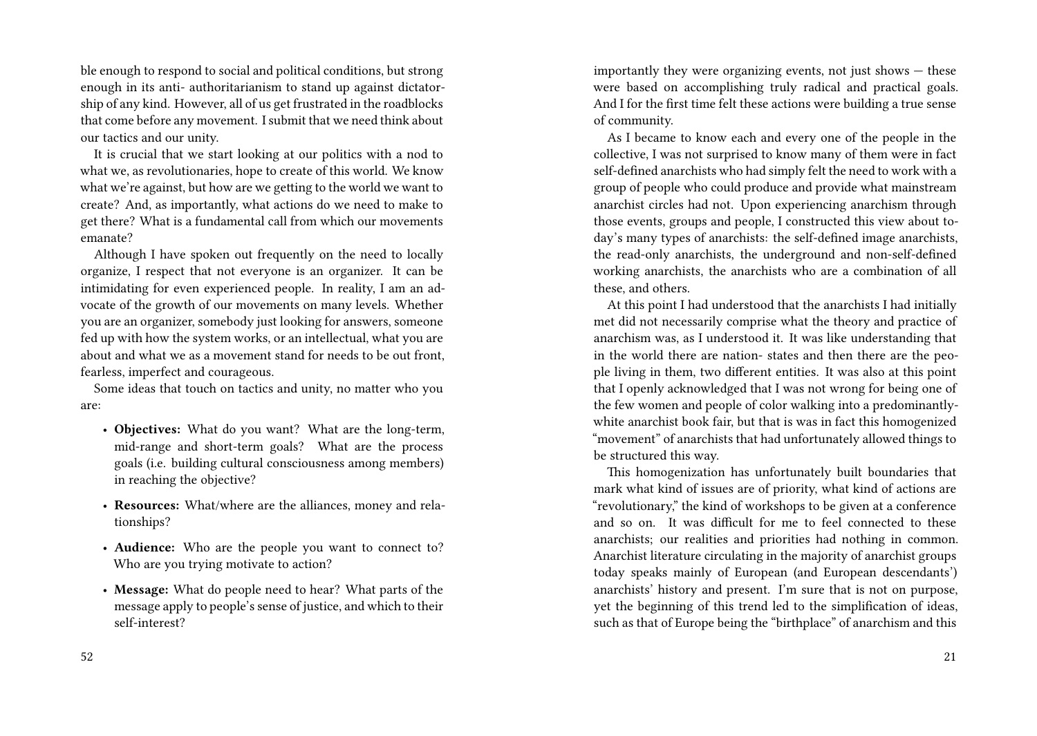ble enough to respond to social and political conditions, but strong enough in its anti- authoritarianism to stand up against dictatorship of any kind. However, all of us get frustrated in the roadblocks that come before any movement. I submit that we need think about our tactics and our unity.

It is crucial that we start looking at our politics with a nod to what we, as revolutionaries, hope to create of this world. We know what we're against, but how are we getting to the world we want to create? And, as importantly, what actions do we need to make to get there? What is a fundamental call from which our movements emanate?

Although I have spoken out frequently on the need to locally organize, I respect that not everyone is an organizer. It can be intimidating for even experienced people. In reality, I am an advocate of the growth of our movements on many levels. Whether you are an organizer, somebody just looking for answers, someone fed up with how the system works, or an intellectual, what you are about and what we as a movement stand for needs to be out front, fearless, imperfect and courageous.

Some ideas that touch on tactics and unity, no matter who you are:

- **Objectives:** What do you want? What are the long-term, mid-range and short-term goals? What are the process goals (i.e. building cultural consciousness among members) in reaching the objective?
- **Resources:** What/where are the alliances, money and relationships?
- **Audience:** Who are the people you want to connect to? Who are you trying motivate to action?
- **Message:** What do people need to hear? What parts of the message apply to people's sense of justice, and which to their self-interest?

importantly they were organizing events, not just shows — these were based on accomplishing truly radical and practical goals. And I for the first time felt these actions were building a true sense of community.

As I became to know each and every one of the people in the collective, I was not surprised to know many of them were in fact self-defined anarchists who had simply felt the need to work with a group of people who could produce and provide what mainstream anarchist circles had not. Upon experiencing anarchism through those events, groups and people, I constructed this view about today's many types of anarchists: the self-defined image anarchists, the read-only anarchists, the underground and non-self-defined working anarchists, the anarchists who are a combination of all these, and others.

At this point I had understood that the anarchists I had initially met did not necessarily comprise what the theory and practice of anarchism was, as I understood it. It was like understanding that in the world there are nation- states and then there are the people living in them, two different entities. It was also at this point that I openly acknowledged that I was not wrong for being one of the few women and people of color walking into a predominantly-white anarchist book fair, but that is was in fact this homogenized "movement" of anarchists that had unfortunately allowed things to be structured this way.

This homogenization has unfortunately built boundaries that mark what kind of issues are of priority, what kind of actions are "revolutionary," the kind of workshops to be given at a conference and so on. It was difficult for me to feel connected to these anarchists; our realities and priorities had nothing in common. Anarchist literature circulating in the majority of anarchist groups today speaks mainly of European (and European descendants') anarchists' history and present. I'm sure that is not on purpose, yet the beginning of this trend led to the simplification of ideas, such as that of Europe being the "birthplace" of anarchism and this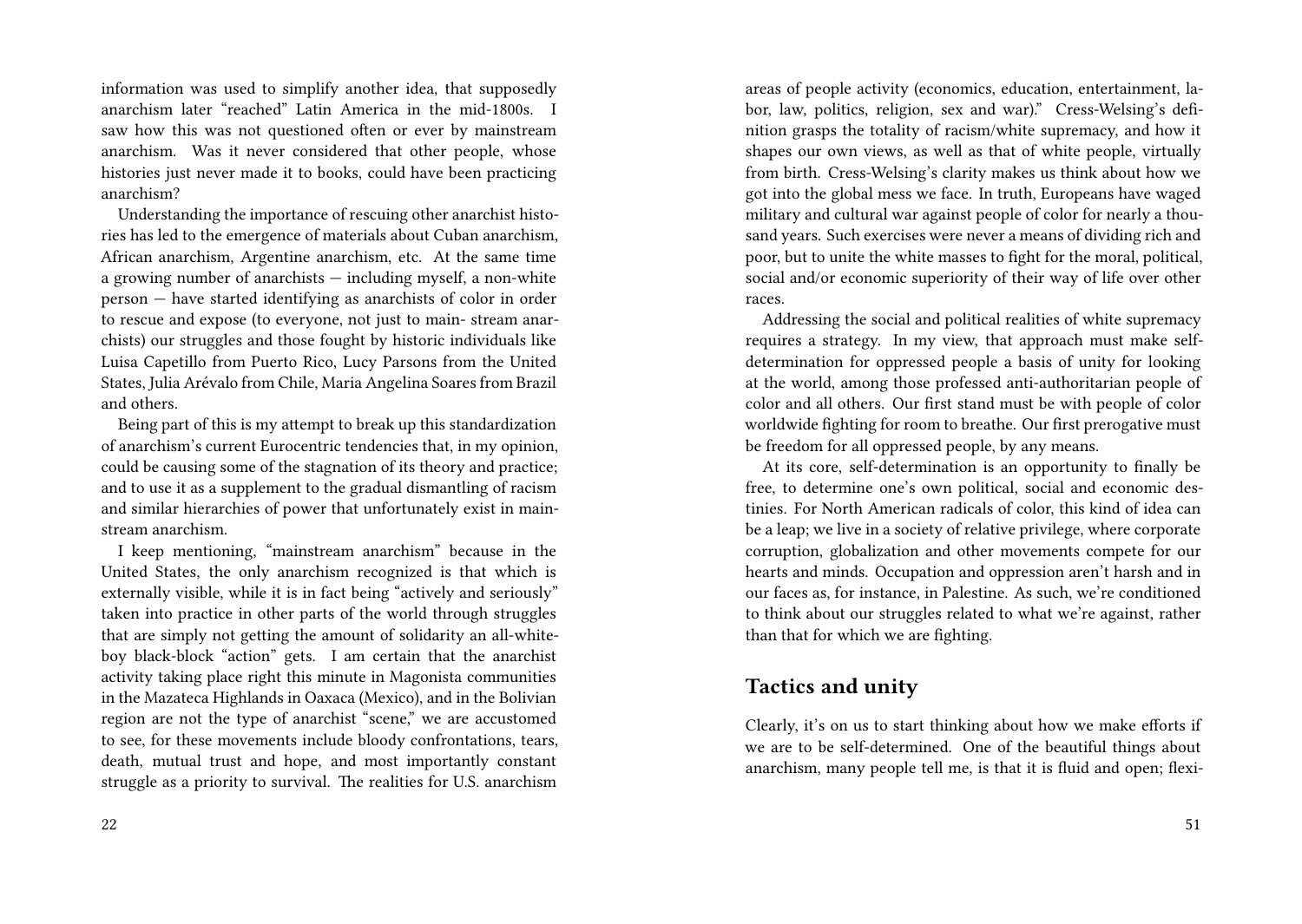information was used to simplify another idea, that supposedly anarchism later "reached" Latin America in the mid-1800s. I saw how this was not questioned often or ever by mainstream anarchism. Was it never considered that other people, whose histories just never made it to books, could have been practicing anarchism?

Understanding the importance of rescuing other anarchist histories has led to the emergence of materials about Cuban anarchism, African anarchism, Argentine anarchism, etc. At the same time a growing number of anarchists — including myself, a non-white person — have started identifying as anarchists of color in order to rescue and expose (to everyone, not just to main- stream anarchists) our struggles and those fought by historic individuals like Luisa Capetillo from Puerto Rico, Lucy Parsons from the United States, Julia Arévalo from Chile, Maria Angelina Soares from Brazil and others.

Being part of this is my attempt to break up this standardization of anarchism's current Eurocentric tendencies that, in my opinion, could be causing some of the stagnation of its theory and practice; and to use it as a supplement to the gradual dismantling of racism and similar hierarchies of power that unfortunately exist in mainstream anarchism.

I keep mentioning, "mainstream anarchism" because in the United States, the only anarchism recognized is that which is externally visible, while it is in fact being "actively and seriously" taken into practice in other parts of the world through struggles that are simply not getting the amount of solidarity an all-white-boy black-block "action" gets. I am certain that the anarchist activity taking place right this minute in Magonista communities in the Mazateca Highlands in Oaxaca (Mexico), and in the Bolivian region are not the type of anarchist "scene," we are accustomed to see, for these movements include bloody confrontations, tears, death, mutual trust and hope, and most importantly constant struggle as a priority to survival. The realities for U.S. anarchism

areas of people activity (economics, education, entertainment, labor, law, politics, religion, sex and war)." Cress-Welsing's definition grasps the totality of racism/white supremacy, and how it shapes our own views, as well as that of white people, virtually from birth. Cress-Welsing's clarity makes us think about how we got into the global mess we face. In truth, Europeans have waged military and cultural war against people of color for nearly a thousand years. Such exercises were never a means of dividing rich and poor, but to unite the white masses to fight for the moral, political, social and/or economic superiority of their way of life over other races.

Addressing the social and political realities of white supremacy requires a strategy. In my view, that approach must make self-determination for oppressed people a basis of unity for looking at the world, among those professed anti-authoritarian people of color and all others. Our first stand must be with people of color worldwide fighting for room to breathe. Our first prerogative must be freedom for all oppressed people, by any means.

At its core, self-determination is an opportunity to finally be free, to determine one's own political, social and economic destinies. For North American radicals of color, this kind of idea can be a leap; we live in a society of relative privilege, where corporate corruption, globalization and other movements compete for our hearts and minds. Occupation and oppression aren't harsh and in our faces as, for instance, in Palestine. As such, we're conditioned to think about our struggles related to what we're against, rather than that for which we are fighting.

## Tactics and unity

Clearly, it's on us to start thinking about how we make efforts if we are to be self-determined. One of the beautiful things about anarchism, many people tell me, is that it is fluid and open; flexi-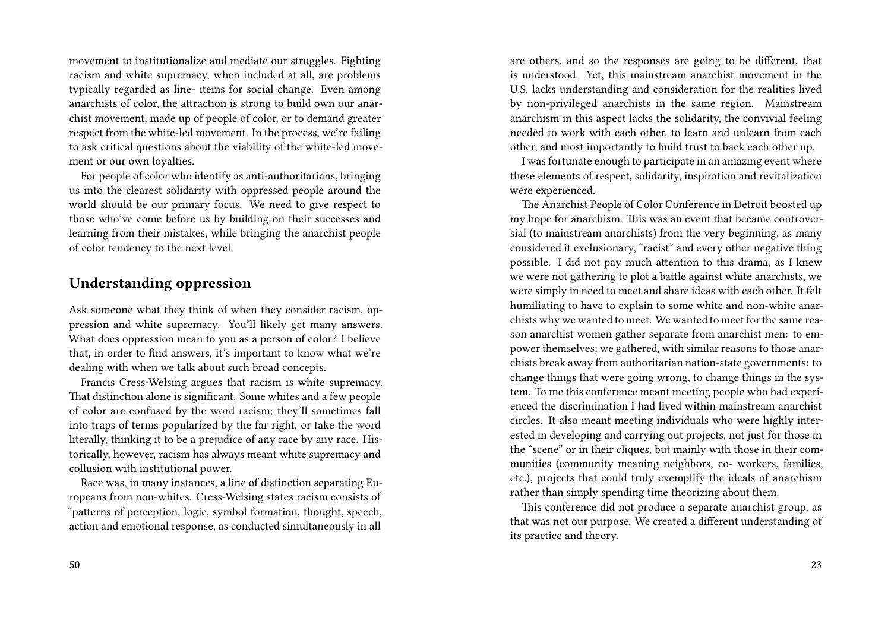movement to institutionalize and mediate our struggles. Fighting racism and white supremacy, when included at all, are problems typically regarded as line- items for social change. Even among anarchists of color, the attraction is strong to build own our anarchist movement, made up of people of color, or to demand greater respect from the white-led movement. In the process, we're failing to ask critical questions about the viability of the white-led movement or our own loyalties.

For people of color who identify as anti-authoritarians, bringing us into the clearest solidarity with oppressed people around the world should be our primary focus. We need to give respect to those who've come before us by building on their successes and learning from their mistakes, while bringing the anarchist people of color tendency to the next level.

## Understanding oppression

Ask someone what they think of when they consider racism, oppression and white supremacy. You'll likely get many answers. What does oppression mean to you as a person of color? I believe that, in order to find answers, it's important to know what we're dealing with when we talk about such broad concepts.

Francis Cress-Welsing argues that racism is white supremacy. That distinction alone is significant. Some whites and a few people of color are confused by the word racism; they'll sometimes fall into traps of terms popularized by the far right, or take the word literally, thinking it to be a prejudice of any race by any race. Historically, however, racism has always meant white supremacy and collusion with institutional power.

Race was, in many instances, a line of distinction separating Europeans from non-whites. Cress-Welsing states racism consists of "patterns of perception, logic, symbol formation, thought, speech, action and emotional response, as conducted simultaneously in all

are others, and so the responses are going to be different, that is understood. Yet, this mainstream anarchist movement in the U.S. lacks understanding and consideration for the realities lived by non-privileged anarchists in the same region. Mainstream anarchism in this aspect lacks the solidarity, the convivial feeling needed to work with each other, to learn and unlearn from each other, and most importantly to build trust to back each other up.

I was fortunate enough to participate in an amazing event where these elements of respect, solidarity, inspiration and revitalization were experienced.

The Anarchist People of Color Conference in Detroit boosted up my hope for anarchism. This was an event that became controversial (to mainstream anarchists) from the very beginning, as many considered it exclusionary, "racist" and every other negative thing possible. I did not pay much attention to this drama, as I knew we were not gathering to plot a battle against white anarchists, we were simply in need to meet and share ideas with each other. It felt humiliating to have to explain to some white and non-white anarchists why we wanted to meet. We wanted to meet for the same reason anarchist women gather separate from anarchist men: to empower themselves; we gathered, with similar reasons to those anarchists break away from authoritarian nation-state governments: to change things that were going wrong, to change things in the system. To me this conference meant meeting people who had experienced the discrimination I had lived within mainstream anarchist circles. It also meant meeting individuals who were highly interested in developing and carrying out projects, not just for those in the "scene" or in their cliques, but mainly with those in their communities (community meaning neighbors, co- workers, families, etc.), projects that could truly exemplify the ideals of anarchism rather than simply spending time theorizing about them.

This conference did not produce a separate anarchist group, as that was not our purpose. We created a different understanding of its practice and theory.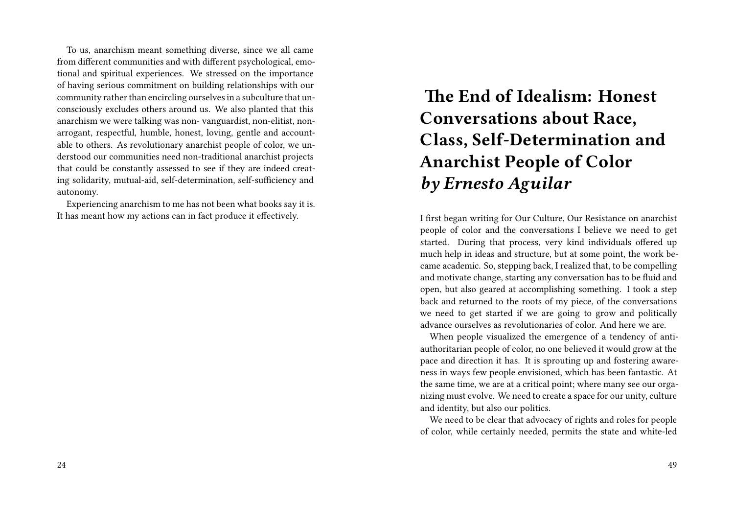To us, anarchism meant something diverse, since we all came from different communities and with different psychological, emotional and spiritual experiences. We stressed on the importance of having serious commitment on building relationships with our community rather than encircling ourselves in a subculture that unconsciously excludes others around us. We also planted that this anarchism we were talking was non- vanguardist, non-elitist, non-arrogant, respectful, humble, honest, loving, gentle and accountable to others. As revolutionary anarchist people of color, we understood our communities need non-traditional anarchist projects that could be constantly assessed to see if they are indeed creating solidarity, mutual-aid, self-determination, self-sufficiency and autonomy.

Experiencing anarchism to me has not been what books say it is. It has meant how my actions can in fact produce it effectively.

# The End of Idealism: Honest Conversations about Race, Class, Self-Determination and Anarchist People of Color *by Ernesto Aguilar*

I first began writing for Our Culture, Our Resistance on anarchist people of color and the conversations I believe we need to get started. During that process, very kind individuals offered up much help in ideas and structure, but at some point, the work became academic. So, stepping back, I realized that, to be compelling and motivate change, starting any conversation has to be fluid and open, but also geared at accomplishing something. I took a step back and returned to the roots of my piece, of the conversations we need to get started if we are going to grow and politically advance ourselves as revolutionaries of color. And here we are.

When people visualized the emergence of a tendency of anti-authoritarian people of color, no one believed it would grow at the pace and direction it has. It is sprouting up and fostering awareness in ways few people envisioned, which has been fantastic. At the same time, we are at a critical point; where many see our organizing must evolve. We need to create a space for our unity, culture and identity, but also our politics.

We need to be clear that advocacy of rights and roles for people of color, while certainly needed, permits the state and white-led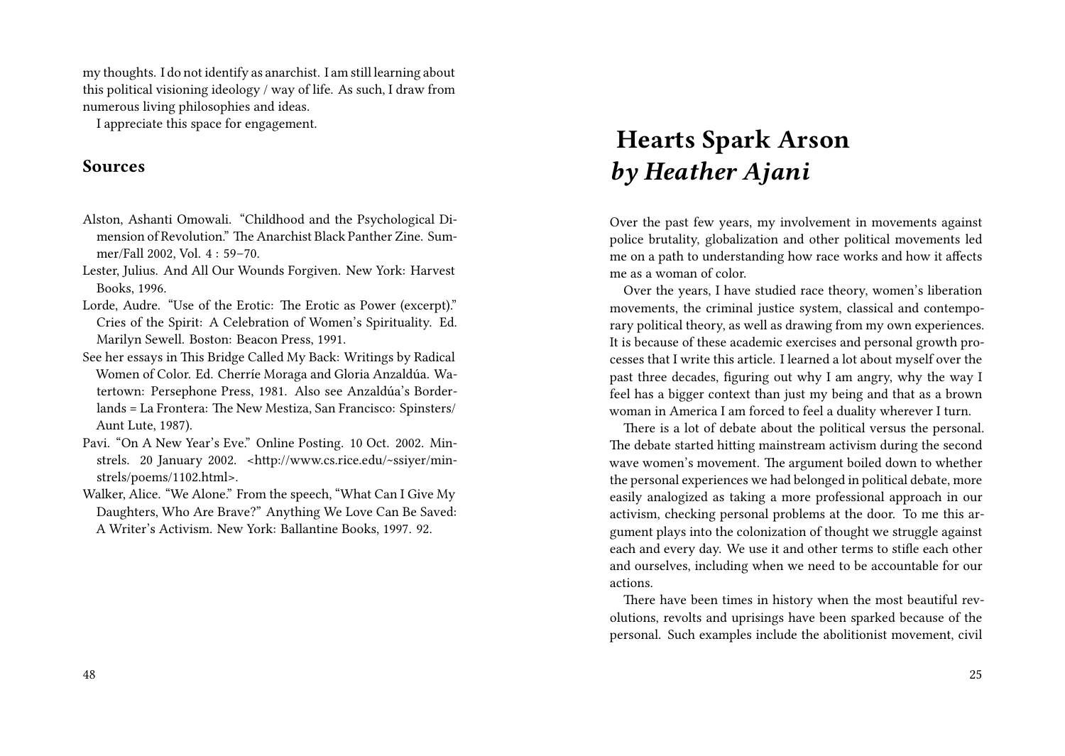my thoughts. I do not identify as anarchist. I am still learning about this political visioning ideology / way of life. As such, I draw from numerous living philosophies and ideas.

I appreciate this space for engagement.

### Sources

Alston, Ashanti Omowali. "Childhood and the Psychological Dimension of Revolution." The Anarchist Black Panther Zine. Summer/Fall 2002, Vol. 4 : 59–70.

Lester, Julius. And All Our Wounds Forgiven. New York: Harvest Books, 1996.

Lorde, Audre. "Use of the Erotic: The Erotic as Power (excerpt)." Cries of the Spirit: A Celebration of Women's Spirituality. Ed. Marilyn Sewell. Boston: Beacon Press, 1991.

See her essays in This Bridge Called My Back: Writings by Radical Women of Color. Ed. Cherríe Moraga and Gloria Anzaldúa. Watertown: Persephone Press, 1981. Also see Anzaldúa's Borderlands = La Frontera: The New Mestiza, San Francisco: Spinsters/ Aunt Lute, 1987).

Pavi. "On A New Year's Eve." Online Posting. 10 Oct. 2002. Minstrels. 20 January 2002. <http://www.cs.rice.edu/~ssiyer/minstrels/poems/1102.html>.

Walker, Alice. "We Alone." From the speech, "What Can I Give My Daughters, Who Are Brave?" Anything We Love Can Be Saved: A Writer's Activism. New York: Ballantine Books, 1997. 92.

# Hearts Spark Arson *by Heather Ajani*

Over the past few years, my involvement in movements against police brutality, globalization and other political movements led me on a path to understanding how race works and how it affects me as a woman of color.

Over the years, I have studied race theory, women's liberation movements, the criminal justice system, classical and contemporary political theory, as well as drawing from my own experiences. It is because of these academic exercises and personal growth processes that I write this article. I learned a lot about myself over the past three decades, figuring out why I am angry, why the way I feel has a bigger context than just my being and that as a brown woman in America I am forced to feel a duality wherever I turn.

There is a lot of debate about the political versus the personal. The debate started hitting mainstream activism during the second wave women's movement. The argument boiled down to whether the personal experiences we had belonged in political debate, more easily analogized as taking a more professional approach in our activism, checking personal problems at the door. To me this argument plays into the colonization of thought we struggle against each and every day. We use it and other terms to stifle each other and ourselves, including when we need to be accountable for our actions.

There have been times in history when the most beautiful revolutions, revolts and uprisings have been sparked because of the personal. Such examples include the abolitionist movement, civil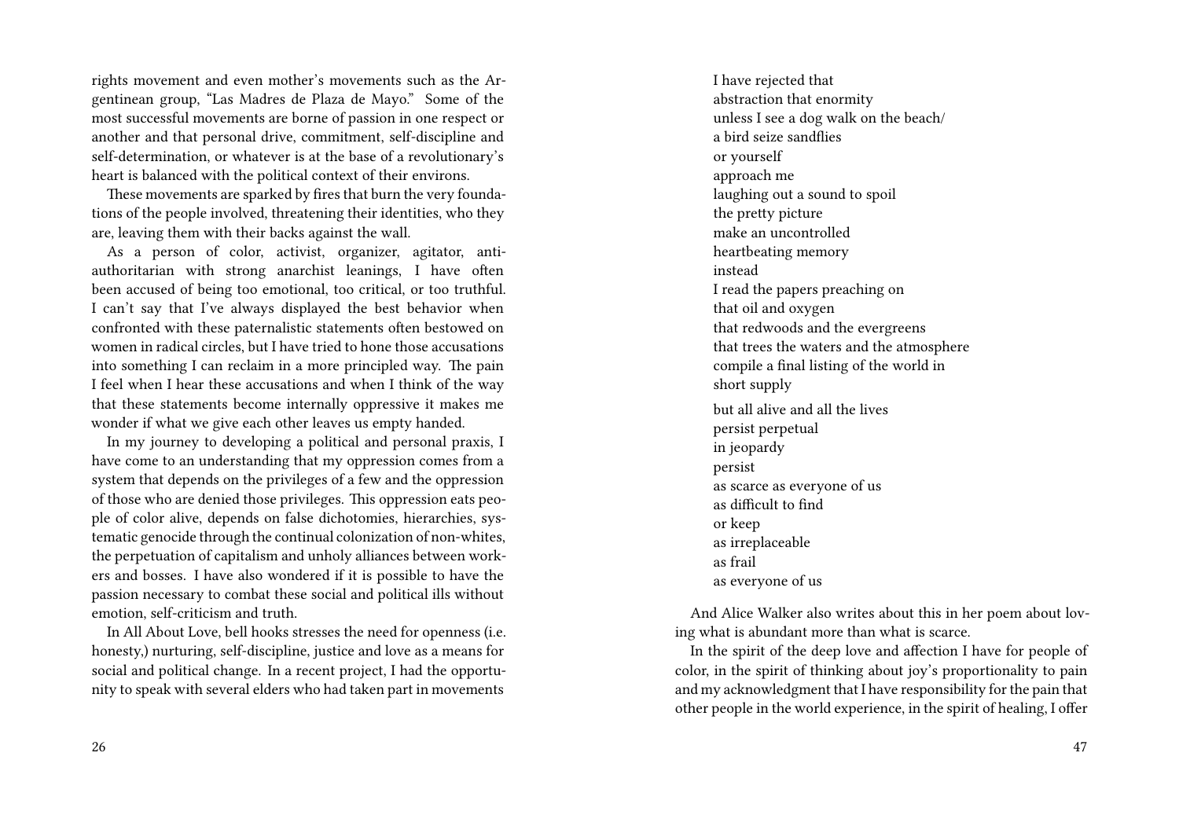rights movement and even mother's movements such as the Argentinean group, "Las Madres de Plaza de Mayo." Some of the most successful movements are borne of passion in one respect or another and that personal drive, commitment, self-discipline and self-determination, or whatever is at the base of a revolutionary's heart is balanced with the political context of their environs.

These movements are sparked by fires that burn the very foundations of the people involved, threatening their identities, who they are, leaving them with their backs against the wall.

As a person of color, activist, organizer, agitator, anti-authoritarian with strong anarchist leanings, I have often been accused of being too emotional, too critical, or too truthful. I can't say that I've always displayed the best behavior when confronted with these paternalistic statements often bestowed on women in radical circles, but I have tried to hone those accusations into something I can reclaim in a more principled way. The pain I feel when I hear these accusations and when I think of the way that these statements become internally oppressive it makes me wonder if what we give each other leaves us empty handed.

In my journey to developing a political and personal praxis, I have come to an understanding that my oppression comes from a system that depends on the privileges of a few and the oppression of those who are denied those privileges. This oppression eats people of color alive, depends on false dichotomies, hierarchies, systematic genocide through the continual colonization of non-whites, the perpetuation of capitalism and unholy alliances between workers and bosses. I have also wondered if it is possible to have the passion necessary to combat these social and political ills without emotion, self-criticism and truth.

In All About Love, bell hooks stresses the need for openness (i.e. honesty,) nurturing, self-discipline, justice and love as a means for social and political change. In a recent project, I had the opportunity to speak with several elders who had taken part in movements

I have rejected that
abstraction that enormity
unless I see a dog walk on the beach/
a bird seize sandflies
or yourself
approach me
laughing out a sound to spoil
the pretty picture
make an uncontrolled
heartbeating memory
instead
I read the papers preaching on
that oil and oxygen
that redwoods and the evergreens
that trees the waters and the atmosphere
compile a final listing of the world in
short supply

but all alive and all the lives
persist perpetual
in jeopardy
persist
as scarce as everyone of us
as difficult to find
or keep
as irreplaceable
as frail
as everyone of us

And Alice Walker also writes about this in her poem about loving what is abundant more than what is scarce.

In the spirit of the deep love and affection I have for people of color, in the spirit of thinking about joy's proportionality to pain and my acknowledgment that I have responsibility for the pain that other people in the world experience, in the spirit of healing, I offer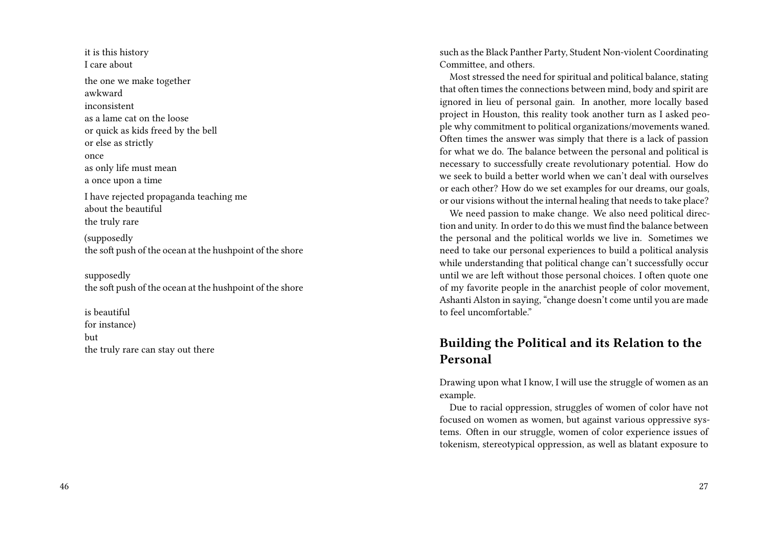it is this history
I care about

the one we make together
awkward
inconsistent
as a lame cat on the loose
or quick as kids freed by the bell
or else as strictly
once
as only life must mean
a once upon a time

I have rejected propaganda teaching me
about the beautiful
the truly rare

(supposedly
the soft push of the ocean at the hushpoint of the shore

supposedly
the soft push of the ocean at the hushpoint of the shore

is beautiful
for instance)
but
the truly rare can stay out there

such as the Black Panther Party, Student Non-violent Coordinating Committee, and others.

Most stressed the need for spiritual and political balance, stating that often times the connections between mind, body and spirit are ignored in lieu of personal gain. In another, more locally based project in Houston, this reality took another turn as I asked people why commitment to political organizations/movements waned. Often times the answer was simply that there is a lack of passion for what we do. The balance between the personal and political is necessary to successfully create revolutionary potential. How do we seek to build a better world when we can't deal with ourselves or each other? How do we set examples for our dreams, our goals, or our visions without the internal healing that needs to take place?

We need passion to make change. We also need political direction and unity. In order to do this we must find the balance between the personal and the political worlds we live in. Sometimes we need to take our personal experiences to build a political analysis while understanding that political change can't successfully occur until we are left without those personal choices. I often quote one of my favorite people in the anarchist people of color movement, Ashanti Alston in saying, "change doesn't come until you are made to feel uncomfortable."

## Building the Political and its Relation to the Personal

Drawing upon what I know, I will use the struggle of women as an example.

Due to racial oppression, struggles of women of color have not focused on women as women, but against various oppressive systems. Often in our struggle, women of color experience issues of tokenism, stereotypical oppression, as well as blatant exposure to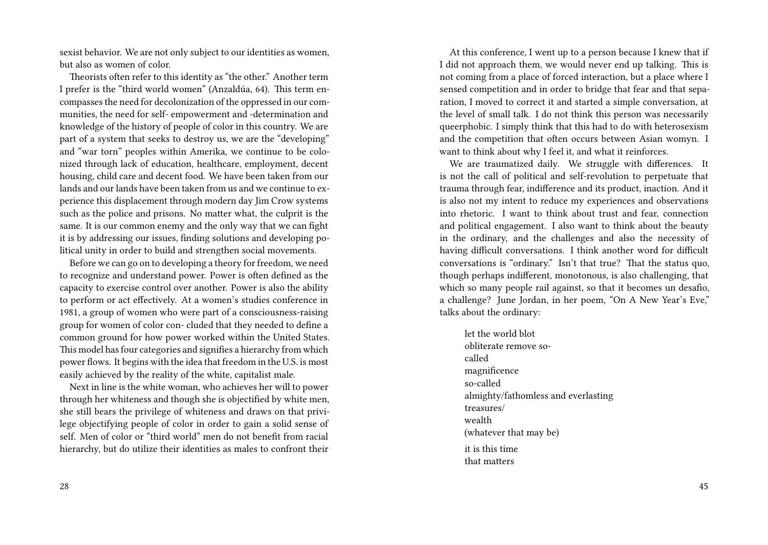sexist behavior. We are not only subject to our identities as women, but also as women of color.

Theorists often refer to this identity as "the other." Another term I prefer is the "third world women" (Anzaldúa, 64). This term encompasses the need for decolonization of the oppressed in our communities, the need for self- empowerment and -determination and knowledge of the history of people of color in this country. We are part of a system that seeks to destroy us, we are the "developing" and "war torn" peoples within Amerika, we continue to be colonized through lack of education, healthcare, employment, decent housing, child care and decent food. We have been taken from our lands and our lands have been taken from us and we continue to experience this displacement through modern day Jim Crow systems such as the police and prisons. No matter what, the culprit is the same. It is our common enemy and the only way that we can fight it is by addressing our issues, finding solutions and developing political unity in order to build and strengthen social movements.

Before we can go on to developing a theory for freedom, we need to recognize and understand power. Power is often defined as the capacity to exercise control over another. Power is also the ability to perform or act effectively. At a women's studies conference in 1981, a group of women who were part of a consciousness-raising group for women of color con- cluded that they needed to define a common ground for how power worked within the United States. This model has four categories and signifies a hierarchy from which power flows. It begins with the idea that freedom in the U.S. is most easily achieved by the reality of the white, capitalist male.

Next in line is the white woman, who achieves her will to power through her whiteness and though she is objectified by white men, she still bears the privilege of whiteness and draws on that privilege objectifying people of color in order to gain a solid sense of self. Men of color or "third world" men do not benefit from racial hierarchy, but do utilize their identities as males to confront their

At this conference, I went up to a person because I knew that if I did not approach them, we would never end up talking. This is not coming from a place of forced interaction, but a place where I sensed competition and in order to bridge that fear and that separation, I moved to correct it and started a simple conversation, at the level of small talk. I do not think this person was necessarily queerphobic. I simply think that this had to do with heterosexism and the competition that often occurs between Asian womyn. I want to think about why I feel it, and what it reinforces.

We are traumatized daily. We struggle with differences. It is not the call of political and self-revolution to perpetuate that trauma through fear, indifference and its product, inaction. And it is also not my intent to reduce my experiences and observations into rhetoric. I want to think about trust and fear, connection and political engagement. I also want to think about the beauty in the ordinary, and the challenges and also the necessity of having difficult conversations. I think another word for difficult conversations is "ordinary." Isn't that true? That the status quo, though perhaps indifferent, monotonous, is also challenging, that which so many people rail against, so that it becomes un desafio, a challenge? June Jordan, in her poem, "On A New Year's Eve," talks about the ordinary:

> let the world blot
> obliterate remove so-
> called
> magnificence
> so-called
> almighty/fathomless and everlasting
> treasures/
> wealth
> (whatever that may be)
>
> it is this time
> that matters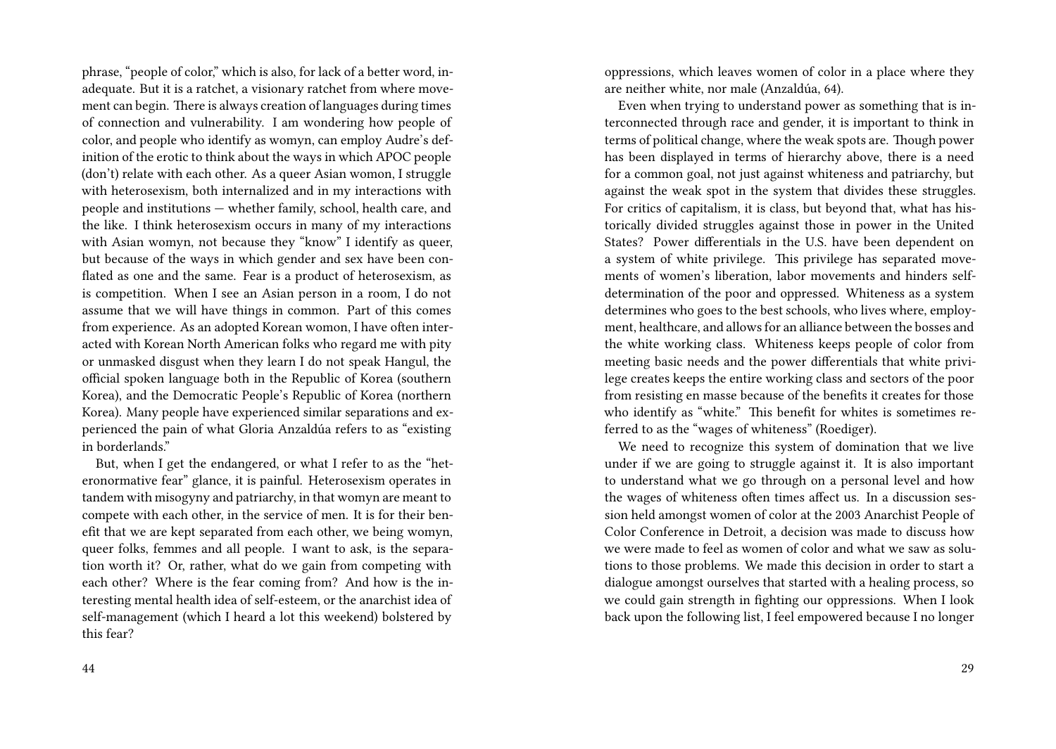phrase, "people of color," which is also, for lack of a better word, inadequate. But it is a ratchet, a visionary ratchet from where movement can begin. There is always creation of languages during times of connection and vulnerability. I am wondering how people of color, and people who identify as womyn, can employ Audre's definition of the erotic to think about the ways in which APOC people (don't) relate with each other. As a queer Asian womon, I struggle with heterosexism, both internalized and in my interactions with people and institutions — whether family, school, health care, and the like. I think heterosexism occurs in many of my interactions with Asian womyn, not because they "know" I identify as queer, but because of the ways in which gender and sex have been conflated as one and the same. Fear is a product of heterosexism, as is competition. When I see an Asian person in a room, I do not assume that we will have things in common. Part of this comes from experience. As an adopted Korean womon, I have often interacted with Korean North American folks who regard me with pity or unmasked disgust when they learn I do not speak Hangul, the official spoken language both in the Republic of Korea (southern Korea), and the Democratic People's Republic of Korea (northern Korea). Many people have experienced similar separations and experienced the pain of what Gloria Anzaldúa refers to as "existing in borderlands."

But, when I get the endangered, or what I refer to as the "heteronormative fear" glance, it is painful. Heterosexism operates in tandem with misogyny and patriarchy, in that womyn are meant to compete with each other, in the service of men. It is for their benefit that we are kept separated from each other, we being womyn, queer folks, femmes and all people. I want to ask, is the separation worth it? Or, rather, what do we gain from competing with each other? Where is the fear coming from? And how is the interesting mental health idea of self-esteem, or the anarchist idea of self-management (which I heard a lot this weekend) bolstered by this fear?

oppressions, which leaves women of color in a place where they are neither white, nor male (Anzaldúa, 64).

Even when trying to understand power as something that is interconnected through race and gender, it is important to think in terms of political change, where the weak spots are. Though power has been displayed in terms of hierarchy above, there is a need for a common goal, not just against whiteness and patriarchy, but against the weak spot in the system that divides these struggles. For critics of capitalism, it is class, but beyond that, what has historically divided struggles against those in power in the United States? Power differentials in the U.S. have been dependent on a system of white privilege. This privilege has separated movements of women's liberation, labor movements and hinders self-determination of the poor and oppressed. Whiteness as a system determines who goes to the best schools, who lives where, employment, healthcare, and allows for an alliance between the bosses and the white working class. Whiteness keeps people of color from meeting basic needs and the power differentials that white privilege creates keeps the entire working class and sectors of the poor from resisting en masse because of the benefits it creates for those who identify as "white." This benefit for whites is sometimes referred to as the "wages of whiteness" (Roediger).

We need to recognize this system of domination that we live under if we are going to struggle against it. It is also important to understand what we go through on a personal level and how the wages of whiteness often times affect us. In a discussion session held amongst women of color at the 2003 Anarchist People of Color Conference in Detroit, a decision was made to discuss how we were made to feel as women of color and what we saw as solutions to those problems. We made this decision in order to start a dialogue amongst ourselves that started with a healing process, so we could gain strength in fighting our oppressions. When I look back upon the following list, I feel empowered because I no longer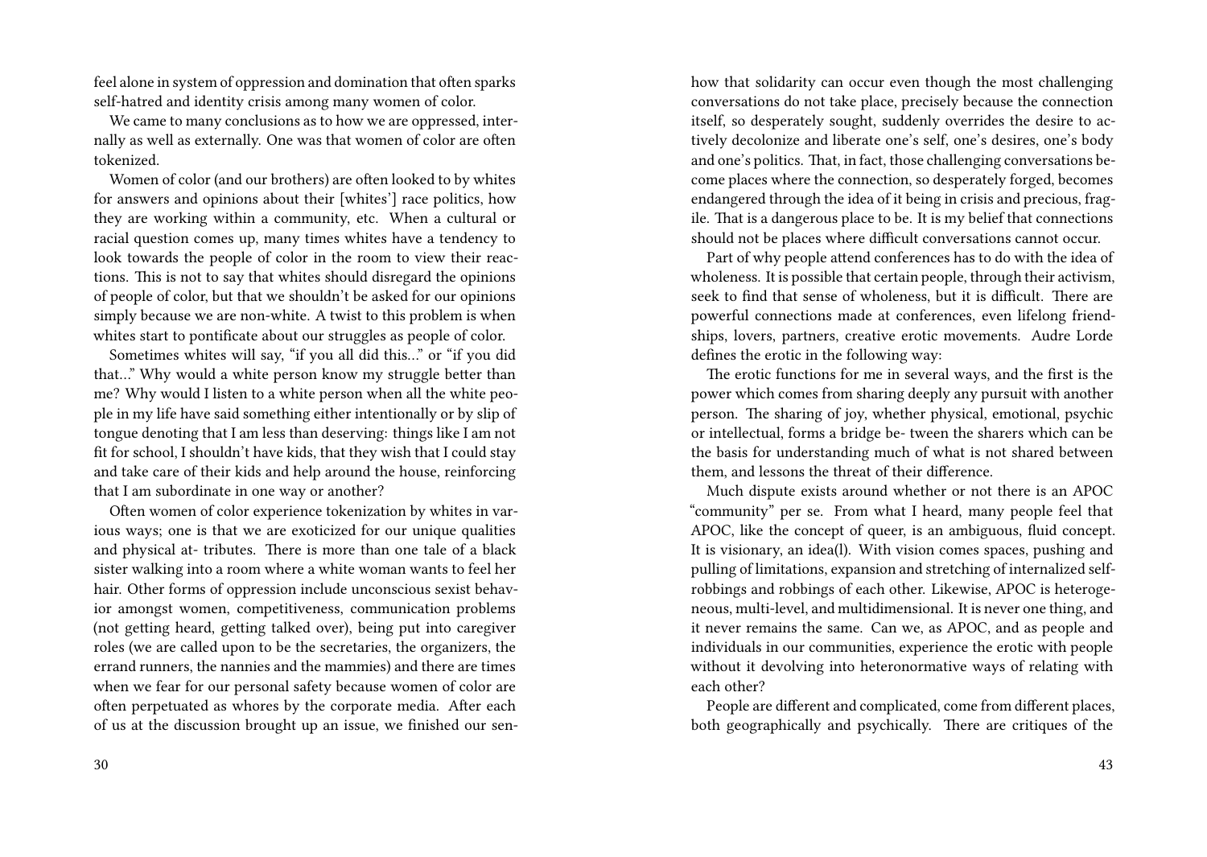feel alone in system of oppression and domination that often sparks self-hatred and identity crisis among many women of color.

We came to many conclusions as to how we are oppressed, internally as well as externally. One was that women of color are often tokenized.

Women of color (and our brothers) are often looked to by whites for answers and opinions about their [whites'] race politics, how they are working within a community, etc. When a cultural or racial question comes up, many times whites have a tendency to look towards the people of color in the room to view their reactions. This is not to say that whites should disregard the opinions of people of color, but that we shouldn't be asked for our opinions simply because we are non-white. A twist to this problem is when whites start to pontificate about our struggles as people of color.

Sometimes whites will say, "if you all did this…" or "if you did that…" Why would a white person know my struggle better than me? Why would I listen to a white person when all the white people in my life have said something either intentionally or by slip of tongue denoting that I am less than deserving: things like I am not fit for school, I shouldn't have kids, that they wish that I could stay and take care of their kids and help around the house, reinforcing that I am subordinate in one way or another?

Often women of color experience tokenization by whites in various ways; one is that we are exoticized for our unique qualities and physical at- tributes. There is more than one tale of a black sister walking into a room where a white woman wants to feel her hair. Other forms of oppression include unconscious sexist behavior amongst women, competitiveness, communication problems (not getting heard, getting talked over), being put into caregiver roles (we are called upon to be the secretaries, the organizers, the errand runners, the nannies and the mammies) and there are times when we fear for our personal safety because women of color are often perpetuated as whores by the corporate media. After each of us at the discussion brought up an issue, we finished our sen-

how that solidarity can occur even though the most challenging conversations do not take place, precisely because the connection itself, so desperately sought, suddenly overrides the desire to actively decolonize and liberate one's self, one's desires, one's body and one's politics. That, in fact, those challenging conversations become places where the connection, so desperately forged, becomes endangered through the idea of it being in crisis and precious, fragile. That is a dangerous place to be. It is my belief that connections should not be places where difficult conversations cannot occur.

Part of why people attend conferences has to do with the idea of wholeness. It is possible that certain people, through their activism, seek to find that sense of wholeness, but it is difficult. There are powerful connections made at conferences, even lifelong friendships, lovers, partners, creative erotic movements. Audre Lorde defines the erotic in the following way:

The erotic functions for me in several ways, and the first is the power which comes from sharing deeply any pursuit with another person. The sharing of joy, whether physical, emotional, psychic or intellectual, forms a bridge be- tween the sharers which can be the basis for understanding much of what is not shared between them, and lessons the threat of their difference.

Much dispute exists around whether or not there is an APOC "community" per se. From what I heard, many people feel that APOC, like the concept of queer, is an ambiguous, fluid concept. It is visionary, an idea(l). With vision comes spaces, pushing and pulling of limitations, expansion and stretching of internalized self-robbings and robbings of each other. Likewise, APOC is heterogeneous, multi-level, and multidimensional. It is never one thing, and it never remains the same. Can we, as APOC, and as people and individuals in our communities, experience the erotic with people without it devolving into heteronormative ways of relating with each other?

People are different and complicated, come from different places, both geographically and psychically. There are critiques of the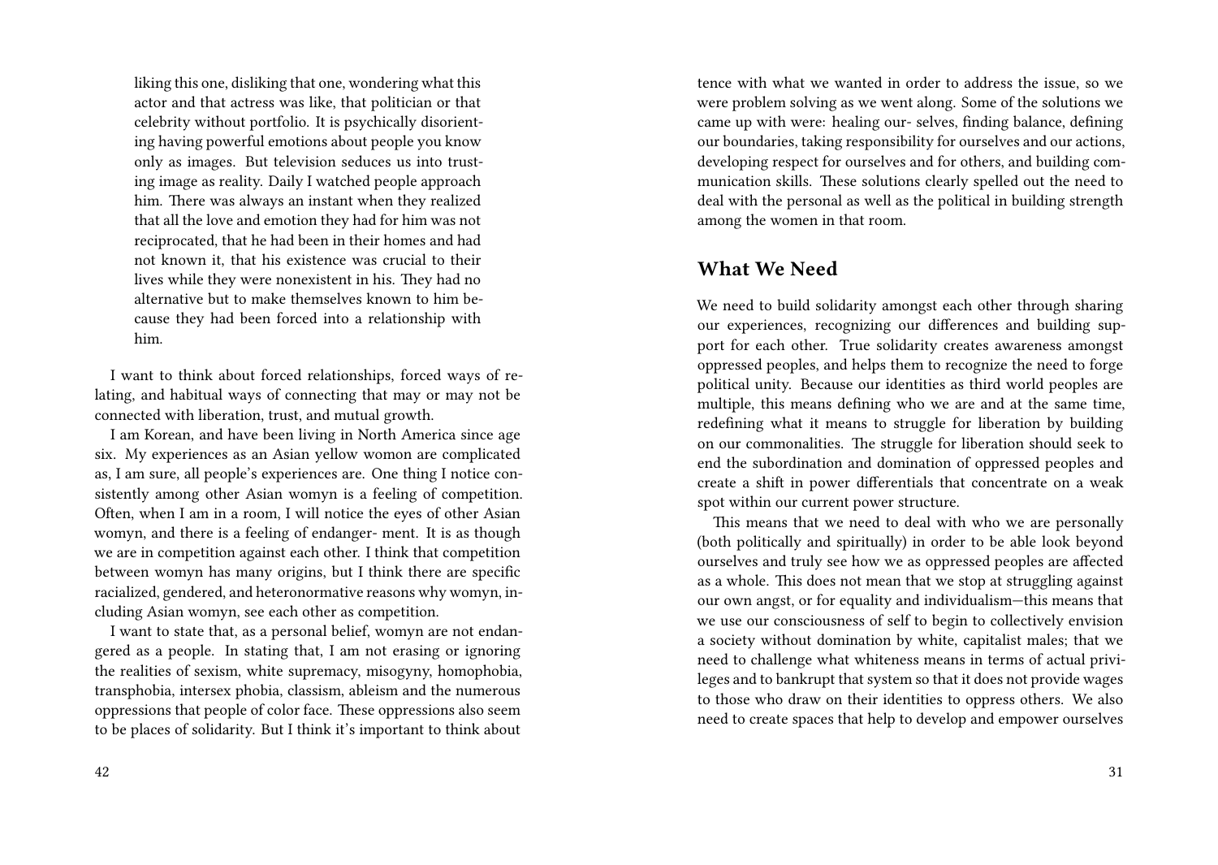> liking this one, disliking that one, wondering what this actor and that actress was like, that politician or that celebrity without portfolio. It is psychically disorienting having powerful emotions about people you know only as images. But television seduces us into trusting image as reality. Daily I watched people approach him. There was always an instant when they realized that all the love and emotion they had for him was not reciprocated, that he had been in their homes and had not known it, that his existence was crucial to their lives while they were nonexistent in his. They had no alternative but to make themselves known to him because they had been forced into a relationship with him.

I want to think about forced relationships, forced ways of relating, and habitual ways of connecting that may or may not be connected with liberation, trust, and mutual growth.

I am Korean, and have been living in North America since age six. My experiences as an Asian yellow womon are complicated as, I am sure, all people's experiences are. One thing I notice consistently among other Asian womyn is a feeling of competition. Often, when I am in a room, I will notice the eyes of other Asian womyn, and there is a feeling of endanger- ment. It is as though we are in competition against each other. I think that competition between womyn has many origins, but I think there are specific racialized, gendered, and heteronormative reasons why womyn, including Asian womyn, see each other as competition.

I want to state that, as a personal belief, womyn are not endangered as a people. In stating that, I am not erasing or ignoring the realities of sexism, white supremacy, misogyny, homophobia, transphobia, intersex phobia, classism, ableism and the numerous oppressions that people of color face. These oppressions also seem to be places of solidarity. But I think it's important to think about

tence with what we wanted in order to address the issue, so we were problem solving as we went along. Some of the solutions we came up with were: healing our- selves, finding balance, defining our boundaries, taking responsibility for ourselves and our actions, developing respect for ourselves and for others, and building communication skills. These solutions clearly spelled out the need to deal with the personal as well as the political in building strength among the women in that room.

## What We Need

We need to build solidarity amongst each other through sharing our experiences, recognizing our differences and building support for each other. True solidarity creates awareness amongst oppressed peoples, and helps them to recognize the need to forge political unity. Because our identities as third world peoples are multiple, this means defining who we are and at the same time, redefining what it means to struggle for liberation by building on our commonalities. The struggle for liberation should seek to end the subordination and domination of oppressed peoples and create a shift in power differentials that concentrate on a weak spot within our current power structure.

This means that we need to deal with who we are personally (both politically and spiritually) in order to be able look beyond ourselves and truly see how we as oppressed peoples are affected as a whole. This does not mean that we stop at struggling against our own angst, or for equality and individualism—this means that we use our consciousness of self to begin to collectively envision a society without domination by white, capitalist males; that we need to challenge what whiteness means in terms of actual privileges and to bankrupt that system so that it does not provide wages to those who draw on their identities to oppress others. We also need to create spaces that help to develop and empower ourselves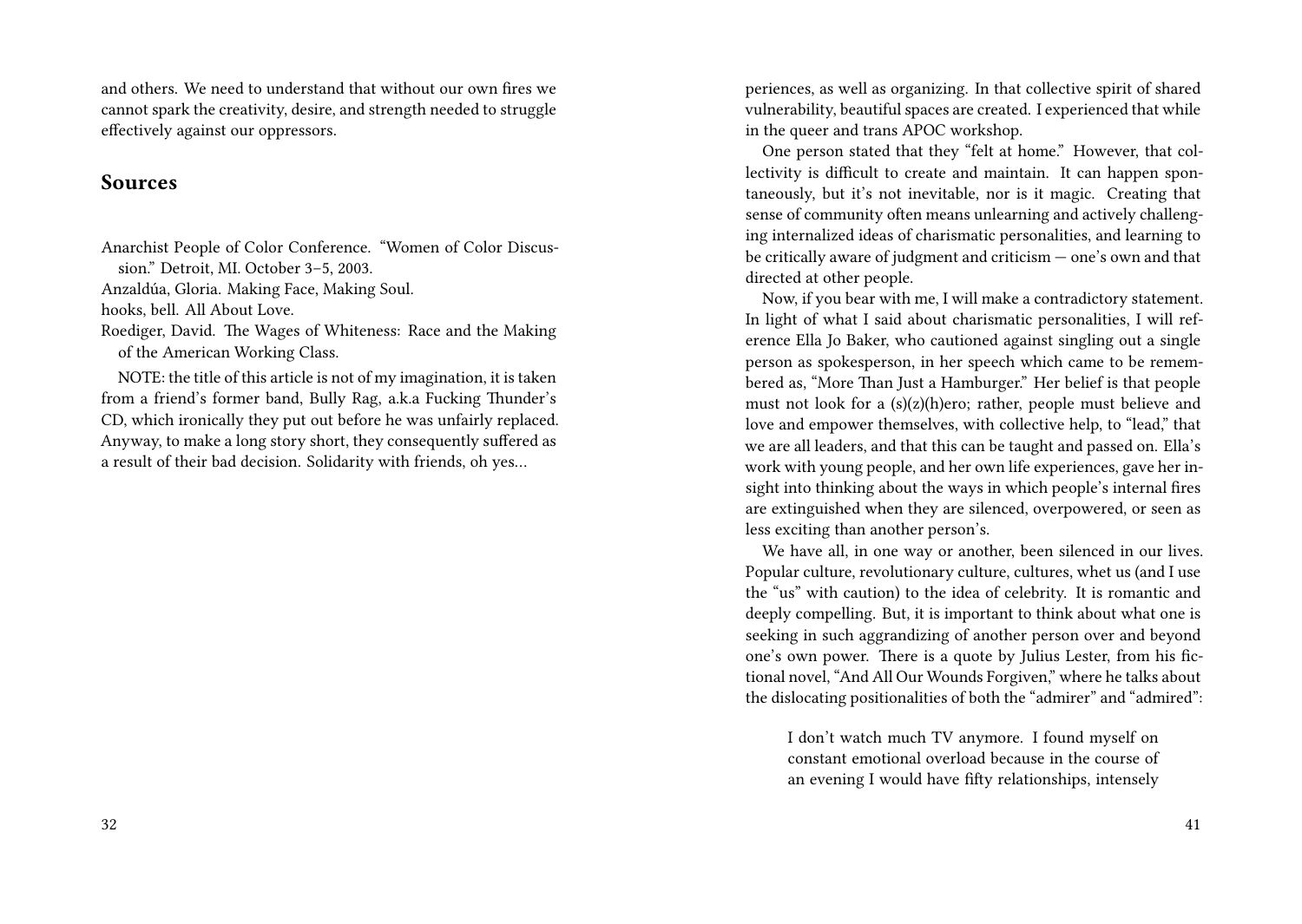and others. We need to understand that without our own fires we cannot spark the creativity, desire, and strength needed to struggle effectively against our oppressors.

## Sources

Anarchist People of Color Conference. "Women of Color Discussion." Detroit, MI. October 3–5, 2003.

Anzaldúa, Gloria. Making Face, Making Soul.

hooks, bell. All About Love.

Roediger, David. The Wages of Whiteness: Race and the Making of the American Working Class.

NOTE: the title of this article is not of my imagination, it is taken from a friend's former band, Bully Rag, a.k.a Fucking Thunder's CD, which ironically they put out before he was unfairly replaced. Anyway, to make a long story short, they consequently suffered as a result of their bad decision. Solidarity with friends, oh yes…

periences, as well as organizing. In that collective spirit of shared vulnerability, beautiful spaces are created. I experienced that while in the queer and trans APOC workshop.

One person stated that they "felt at home." However, that collectivity is difficult to create and maintain. It can happen spontaneously, but it's not inevitable, nor is it magic. Creating that sense of community often means unlearning and actively challenging internalized ideas of charismatic personalities, and learning to be critically aware of judgment and criticism — one's own and that directed at other people.

Now, if you bear with me, I will make a contradictory statement. In light of what I said about charismatic personalities, I will reference Ella Jo Baker, who cautioned against singling out a single person as spokesperson, in her speech which came to be remembered as, "More Than Just a Hamburger." Her belief is that people must not look for a (s)(z)(h)ero; rather, people must believe and love and empower themselves, with collective help, to "lead," that we are all leaders, and that this can be taught and passed on. Ella's work with young people, and her own life experiences, gave her insight into thinking about the ways in which people's internal fires are extinguished when they are silenced, overpowered, or seen as less exciting than another person's.

We have all, in one way or another, been silenced in our lives. Popular culture, revolutionary culture, cultures, whet us (and I use the "us" with caution) to the idea of celebrity. It is romantic and deeply compelling. But, it is important to think about what one is seeking in such aggrandizing of another person over and beyond one's own power. There is a quote by Julius Lester, from his fictional novel, "And All Our Wounds Forgiven," where he talks about the dislocating positionalities of both the "admirer" and "admired":

> I don't watch much TV anymore. I found myself on constant emotional overload because in the course of an evening I would have fifty relationships, intensely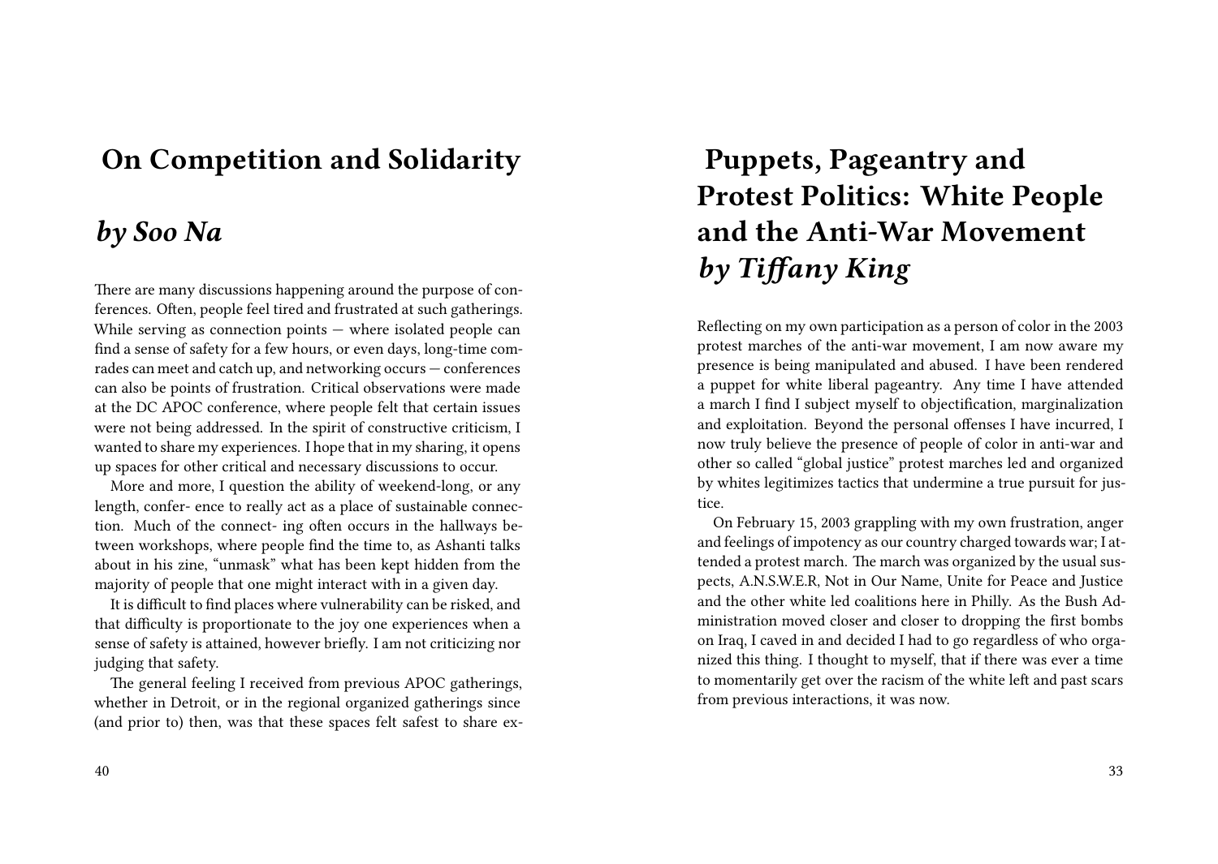## On Competition and Solidarity

### *by Soo Na*

There are many discussions happening around the purpose of conferences. Often, people feel tired and frustrated at such gatherings. While serving as connection points — where isolated people can find a sense of safety for a few hours, or even days, long-time comrades can meet and catch up, and networking occurs — conferences can also be points of frustration. Critical observations were made at the DC APOC conference, where people felt that certain issues were not being addressed. In the spirit of constructive criticism, I wanted to share my experiences. I hope that in my sharing, it opens up spaces for other critical and necessary discussions to occur.

More and more, I question the ability of weekend-long, or any length, confer- ence to really act as a place of sustainable connection. Much of the connect- ing often occurs in the hallways between workshops, where people find the time to, as Ashanti talks about in his zine, "unmask" what has been kept hidden from the majority of people that one might interact with in a given day.

It is difficult to find places where vulnerability can be risked, and that difficulty is proportionate to the joy one experiences when a sense of safety is attained, however briefly. I am not criticizing nor judging that safety.

The general feeling I received from previous APOC gatherings, whether in Detroit, or in the regional organized gatherings since (and prior to) then, was that these spaces felt safest to share ex-

## Puppets, Pageantry and Protest Politics: White People and the Anti-War Movement *by Tiffany King*

Reflecting on my own participation as a person of color in the 2003 protest marches of the anti-war movement, I am now aware my presence is being manipulated and abused. I have been rendered a puppet for white liberal pageantry. Any time I have attended a march I find I subject myself to objectification, marginalization and exploitation. Beyond the personal offenses I have incurred, I now truly believe the presence of people of color in anti-war and other so called "global justice" protest marches led and organized by whites legitimizes tactics that undermine a true pursuit for justice.

On February 15, 2003 grappling with my own frustration, anger and feelings of impotency as our country charged towards war; I attended a protest march. The march was organized by the usual suspects, A.N.S.W.E.R, Not in Our Name, Unite for Peace and Justice and the other white led coalitions here in Philly. As the Bush Administration moved closer and closer to dropping the first bombs on Iraq, I caved in and decided I had to go regardless of who organized this thing. I thought to myself, that if there was ever a time to momentarily get over the racism of the white left and past scars from previous interactions, it was now.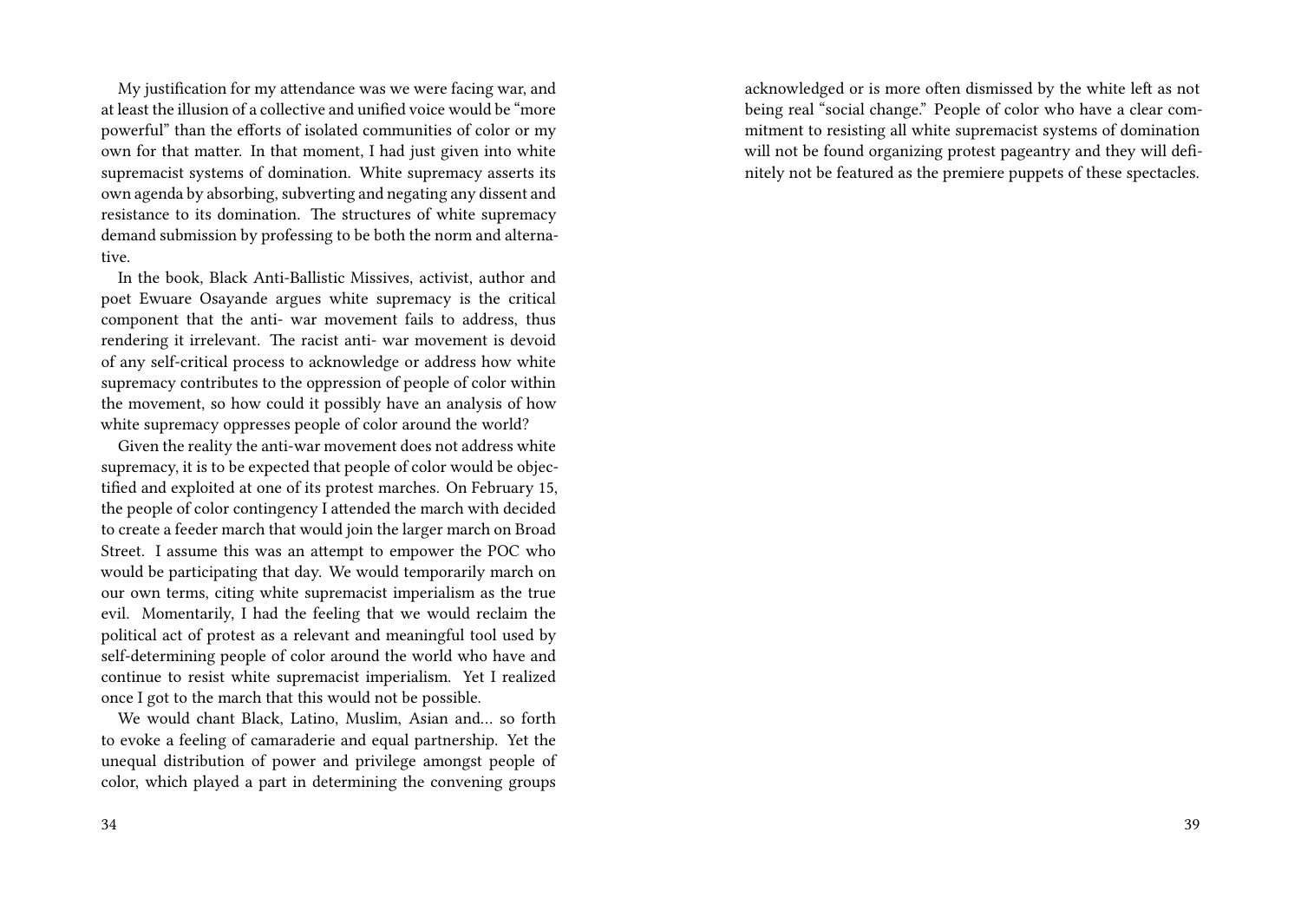My justification for my attendance was we were facing war, and at least the illusion of a collective and unified voice would be "more powerful" than the efforts of isolated communities of color or my own for that matter. In that moment, I had just given into white supremacist systems of domination. White supremacy asserts its own agenda by absorbing, subverting and negating any dissent and resistance to its domination. The structures of white supremacy demand submission by professing to be both the norm and alternative.

In the book, Black Anti-Ballistic Missives, activist, author and poet Ewuare Osayande argues white supremacy is the critical component that the anti- war movement fails to address, thus rendering it irrelevant. The racist anti- war movement is devoid of any self-critical process to acknowledge or address how white supremacy contributes to the oppression of people of color within the movement, so how could it possibly have an analysis of how white supremacy oppresses people of color around the world?

Given the reality the anti-war movement does not address white supremacy, it is to be expected that people of color would be objectified and exploited at one of its protest marches. On February 15, the people of color contingency I attended the march with decided to create a feeder march that would join the larger march on Broad Street. I assume this was an attempt to empower the POC who would be participating that day. We would temporarily march on our own terms, citing white supremacist imperialism as the true evil. Momentarily, I had the feeling that we would reclaim the political act of protest as a relevant and meaningful tool used by self-determining people of color around the world who have and continue to resist white supremacist imperialism. Yet I realized once I got to the march that this would not be possible.

We would chant Black, Latino, Muslim, Asian and… so forth to evoke a feeling of camaraderie and equal partnership. Yet the unequal distribution of power and privilege amongst people of color, which played a part in determining the convening groups

acknowledged or is more often dismissed by the white left as not being real "social change." People of color who have a clear commitment to resisting all white supremacist systems of domination will not be found organizing protest pageantry and they will definitely not be featured as the premiere puppets of these spectacles.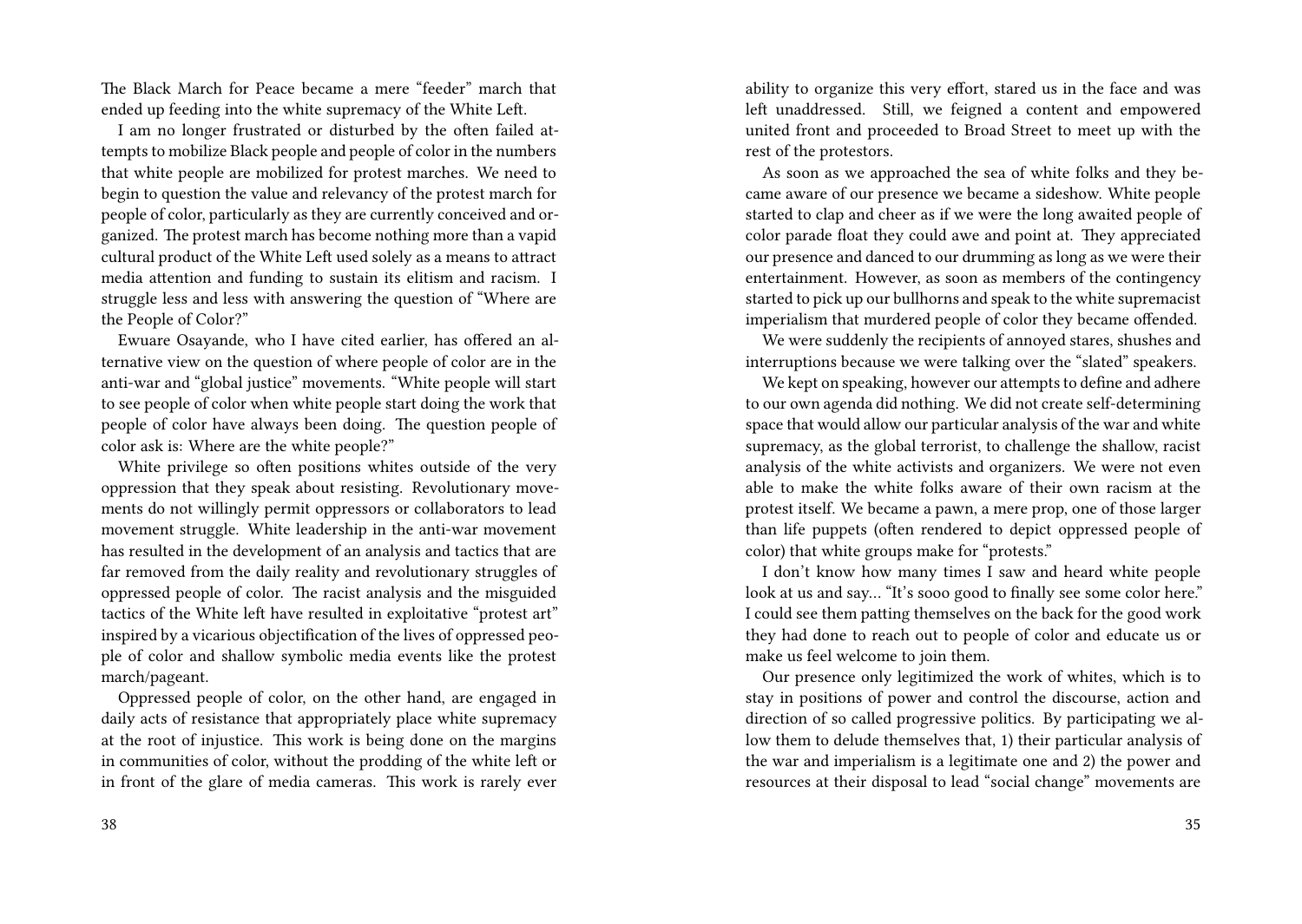The Black March for Peace became a mere "feeder" march that ended up feeding into the white supremacy of the White Left.

I am no longer frustrated or disturbed by the often failed attempts to mobilize Black people and people of color in the numbers that white people are mobilized for protest marches. We need to begin to question the value and relevancy of the protest march for people of color, particularly as they are currently conceived and organized. The protest march has become nothing more than a vapid cultural product of the White Left used solely as a means to attract media attention and funding to sustain its elitism and racism. I struggle less and less with answering the question of "Where are the People of Color?"

Ewuare Osayande, who I have cited earlier, has offered an alternative view on the question of where people of color are in the anti-war and "global justice" movements. "White people will start to see people of color when white people start doing the work that people of color have always been doing. The question people of color ask is: Where are the white people?"

White privilege so often positions whites outside of the very oppression that they speak about resisting. Revolutionary movements do not willingly permit oppressors or collaborators to lead movement struggle. White leadership in the anti-war movement has resulted in the development of an analysis and tactics that are far removed from the daily reality and revolutionary struggles of oppressed people of color. The racist analysis and the misguided tactics of the White left have resulted in exploitative "protest art" inspired by a vicarious objectification of the lives of oppressed people of color and shallow symbolic media events like the protest march/pageant.

Oppressed people of color, on the other hand, are engaged in daily acts of resistance that appropriately place white supremacy at the root of injustice. This work is being done on the margins in communities of color, without the prodding of the white left or in front of the glare of media cameras. This work is rarely ever

ability to organize this very effort, stared us in the face and was left unaddressed. Still, we feigned a content and empowered united front and proceeded to Broad Street to meet up with the rest of the protestors.

As soon as we approached the sea of white folks and they became aware of our presence we became a sideshow. White people started to clap and cheer as if we were the long awaited people of color parade float they could awe and point at. They appreciated our presence and danced to our drumming as long as we were their entertainment. However, as soon as members of the contingency started to pick up our bullhorns and speak to the white supremacist imperialism that murdered people of color they became offended.

We were suddenly the recipients of annoyed stares, shushes and interruptions because we were talking over the "slated" speakers.

We kept on speaking, however our attempts to define and adhere to our own agenda did nothing. We did not create self-determining space that would allow our particular analysis of the war and white supremacy, as the global terrorist, to challenge the shallow, racist analysis of the white activists and organizers. We were not even able to make the white folks aware of their own racism at the protest itself. We became a pawn, a mere prop, one of those larger than life puppets (often rendered to depict oppressed people of color) that white groups make for "protests."

I don't know how many times I saw and heard white people look at us and say… "It's sooo good to finally see some color here." I could see them patting themselves on the back for the good work they had done to reach out to people of color and educate us or make us feel welcome to join them.

Our presence only legitimized the work of whites, which is to stay in positions of power and control the discourse, action and direction of so called progressive politics. By participating we allow them to delude themselves that, 1) their particular analysis of the war and imperialism is a legitimate one and 2) the power and resources at their disposal to lead "social change" movements are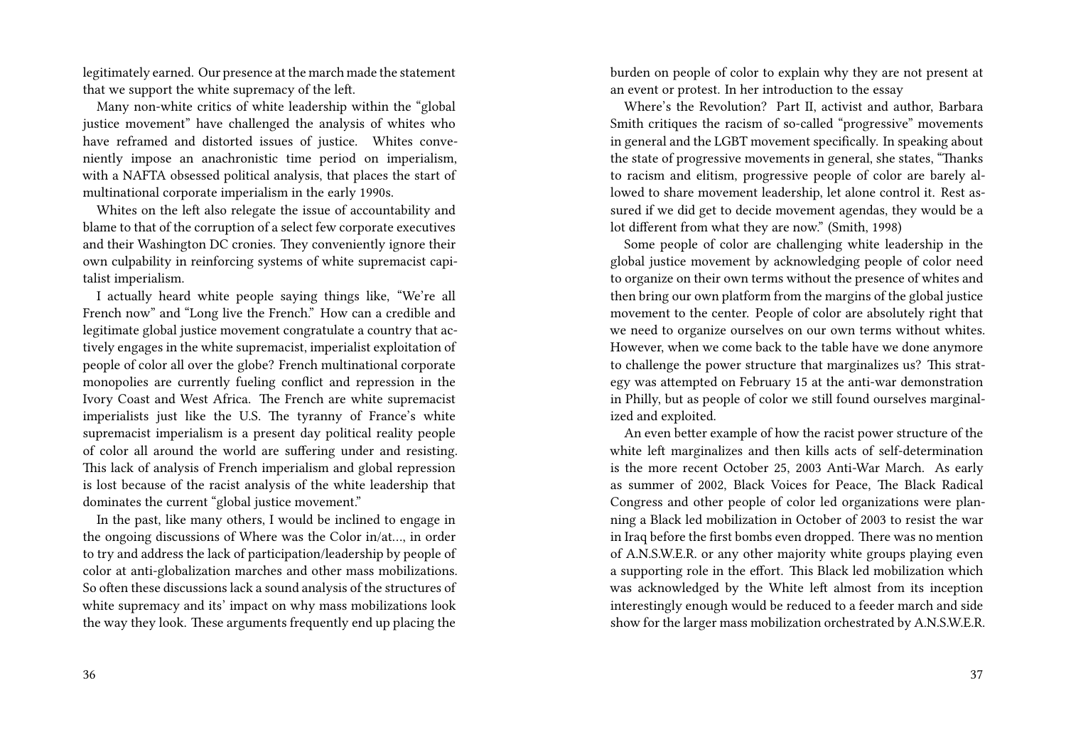legitimately earned. Our presence at the march made the statement that we support the white supremacy of the left.

Many non-white critics of white leadership within the "global justice movement" have challenged the analysis of whites who have reframed and distorted issues of justice. Whites conveniently impose an anachronistic time period on imperialism, with a NAFTA obsessed political analysis, that places the start of multinational corporate imperialism in the early 1990s.

Whites on the left also relegate the issue of accountability and blame to that of the corruption of a select few corporate executives and their Washington DC cronies. They conveniently ignore their own culpability in reinforcing systems of white supremacist capitalist imperialism.

I actually heard white people saying things like, "We're all French now" and "Long live the French." How can a credible and legitimate global justice movement congratulate a country that actively engages in the white supremacist, imperialist exploitation of people of color all over the globe? French multinational corporate monopolies are currently fueling conflict and repression in the Ivory Coast and West Africa. The French are white supremacist imperialists just like the U.S. The tyranny of France's white supremacist imperialism is a present day political reality people of color all around the world are suffering under and resisting. This lack of analysis of French imperialism and global repression is lost because of the racist analysis of the white leadership that dominates the current "global justice movement."

In the past, like many others, I would be inclined to engage in the ongoing discussions of Where was the Color in/at…, in order to try and address the lack of participation/leadership by people of color at anti-globalization marches and other mass mobilizations. So often these discussions lack a sound analysis of the structures of white supremacy and its' impact on why mass mobilizations look the way they look. These arguments frequently end up placing the burden on people of color to explain why they are not present at an event or protest. In her introduction to the essay

Where's the Revolution? Part II, activist and author, Barbara Smith critiques the racism of so-called "progressive" movements in general and the LGBT movement specifically. In speaking about the state of progressive movements in general, she states, "Thanks to racism and elitism, progressive people of color are barely allowed to share movement leadership, let alone control it. Rest assured if we did get to decide movement agendas, they would be a lot different from what they are now." (Smith, 1998)

Some people of color are challenging white leadership in the global justice movement by acknowledging people of color need to organize on their own terms without the presence of whites and then bring our own platform from the margins of the global justice movement to the center. People of color are absolutely right that we need to organize ourselves on our own terms without whites. However, when we come back to the table have we done anymore to challenge the power structure that marginalizes us? This strategy was attempted on February 15 at the anti-war demonstration in Philly, but as people of color we still found ourselves marginalized and exploited.

An even better example of how the racist power structure of the white left marginalizes and then kills acts of self-determination is the more recent October 25, 2003 Anti-War March. As early as summer of 2002, Black Voices for Peace, The Black Radical Congress and other people of color led organizations were planning a Black led mobilization in October of 2003 to resist the war in Iraq before the first bombs even dropped. There was no mention of A.N.S.W.E.R. or any other majority white groups playing even a supporting role in the effort. This Black led mobilization which was acknowledged by the White left almost from its inception interestingly enough would be reduced to a feeder march and side show for the larger mass mobilization orchestrated by A.N.S.W.E.R.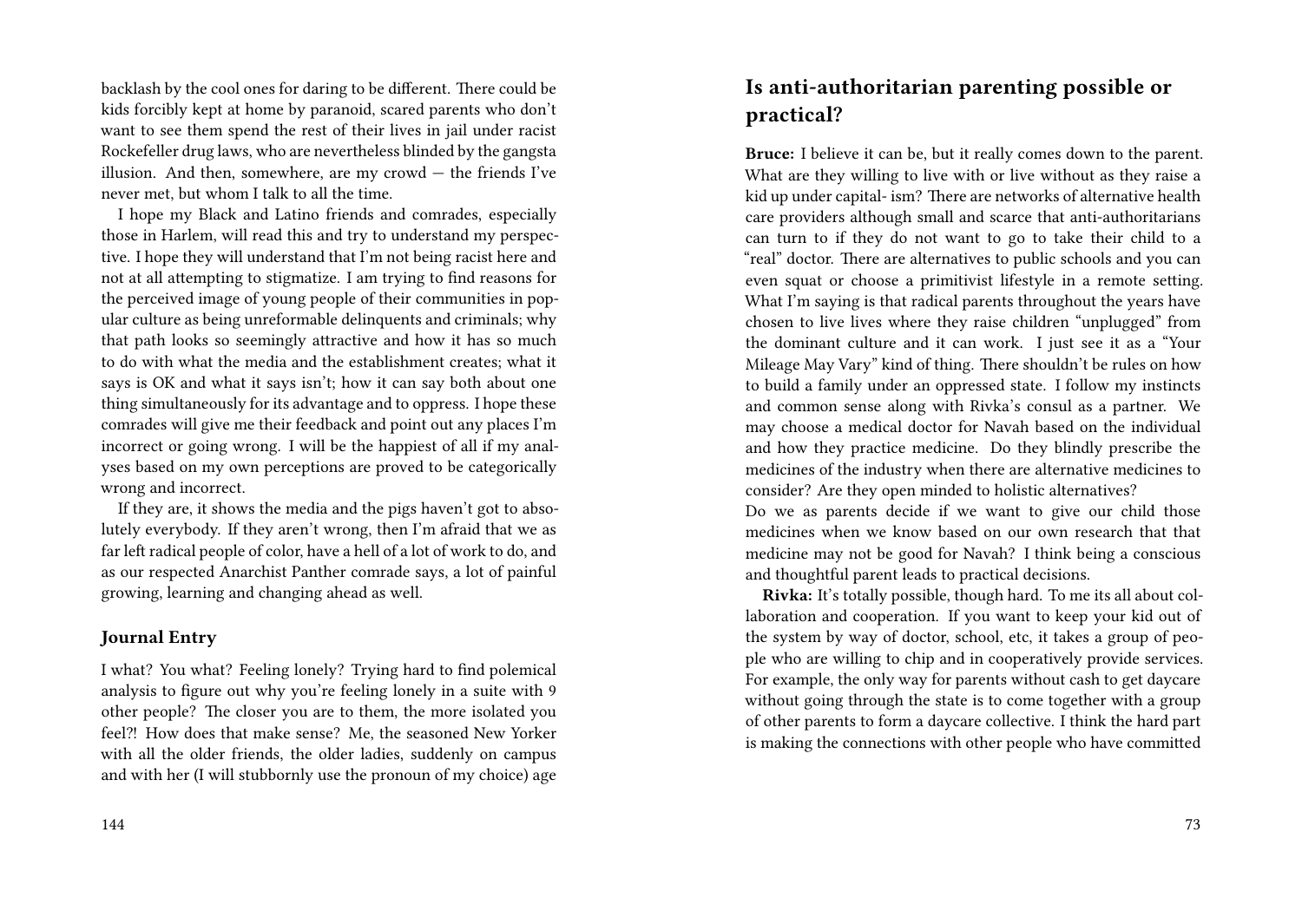backlash by the cool ones for daring to be different. There could be kids forcibly kept at home by paranoid, scared parents who don't want to see them spend the rest of their lives in jail under racist Rockefeller drug laws, who are nevertheless blinded by the gangsta illusion. And then, somewhere, are my crowd — the friends I've never met, but whom I talk to all the time.

I hope my Black and Latino friends and comrades, especially those in Harlem, will read this and try to understand my perspective. I hope they will understand that I'm not being racist here and not at all attempting to stigmatize. I am trying to find reasons for the perceived image of young people of their communities in popular culture as being unreformable delinquents and criminals; why that path looks so seemingly attractive and how it has so much to do with what the media and the establishment creates; what it says is OK and what it says isn't; how it can say both about one thing simultaneously for its advantage and to oppress. I hope these comrades will give me their feedback and point out any places I'm incorrect or going wrong. I will be the happiest of all if my analyses based on my own perceptions are proved to be categorically wrong and incorrect.

If they are, it shows the media and the pigs haven't got to absolutely everybody. If they aren't wrong, then I'm afraid that we as far left radical people of color, have a hell of a lot of work to do, and as our respected Anarchist Panther comrade says, a lot of painful growing, learning and changing ahead as well.

### Journal Entry

I what? You what? Feeling lonely? Trying hard to find polemical analysis to figure out why you're feeling lonely in a suite with 9 other people? The closer you are to them, the more isolated you feel?! How does that make sense? Me, the seasoned New Yorker with all the older friends, the older ladies, suddenly on campus and with her (I will stubbornly use the pronoun of my choice) age

## Is anti-authoritarian parenting possible or practical?

**Bruce:** I believe it can be, but it really comes down to the parent. What are they willing to live with or live without as they raise a kid up under capital- ism? There are networks of alternative health care providers although small and scarce that anti-authoritarians can turn to if they do not want to go to take their child to a "real" doctor. There are alternatives to public schools and you can even squat or choose a primitivist lifestyle in a remote setting. What I'm saying is that radical parents throughout the years have chosen to live lives where they raise children "unplugged" from the dominant culture and it can work. I just see it as a "Your Mileage May Vary" kind of thing. There shouldn't be rules on how to build a family under an oppressed state. I follow my instincts and common sense along with Rivka's consul as a partner. We may choose a medical doctor for Navah based on the individual and how they practice medicine. Do they blindly prescribe the medicines of the industry when there are alternative medicines to consider? Are they open minded to holistic alternatives?

Do we as parents decide if we want to give our child those medicines when we know based on our own research that that medicine may not be good for Navah? I think being a conscious and thoughtful parent leads to practical decisions.

**Rivka:** It's totally possible, though hard. To me its all about collaboration and cooperation. If you want to keep your kid out of the system by way of doctor, school, etc, it takes a group of people who are willing to chip and in cooperatively provide services. For example, the only way for parents without cash to get daycare without going through the state is to come together with a group of other parents to form a daycare collective. I think the hard part is making the connections with other people who have committed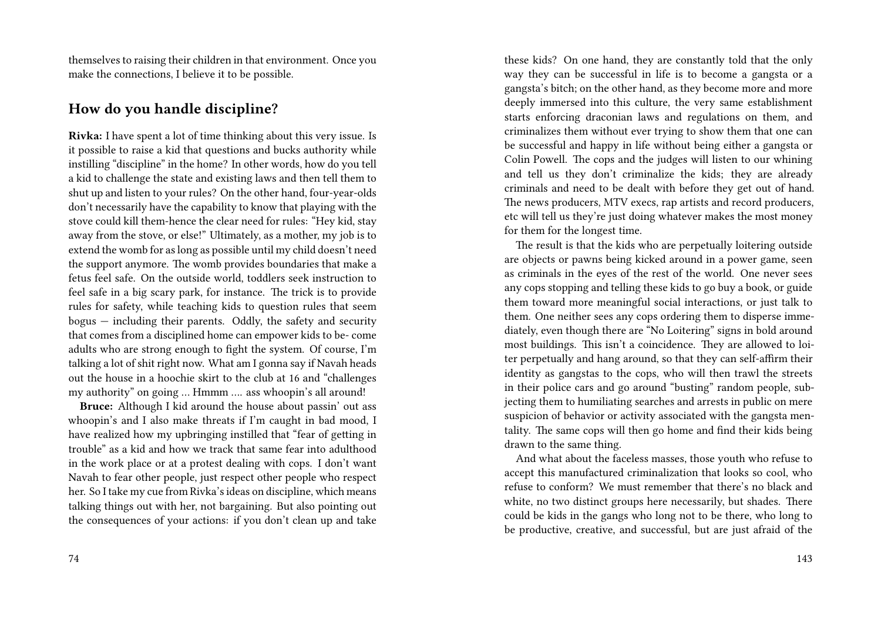themselves to raising their children in that environment. Once you make the connections, I believe it to be possible.

## How do you handle discipline?

**Rivka:** I have spent a lot of time thinking about this very issue. Is it possible to raise a kid that questions and bucks authority while instilling "discipline" in the home? In other words, how do you tell a kid to challenge the state and existing laws and then tell them to shut up and listen to your rules? On the other hand, four-year-olds don't necessarily have the capability to know that playing with the stove could kill them-hence the clear need for rules: "Hey kid, stay away from the stove, or else!" Ultimately, as a mother, my job is to extend the womb for as long as possible until my child doesn't need the support anymore. The womb provides boundaries that make a fetus feel safe. On the outside world, toddlers seek instruction to feel safe in a big scary park, for instance. The trick is to provide rules for safety, while teaching kids to question rules that seem bogus — including their parents. Oddly, the safety and security that comes from a disciplined home can empower kids to be- come adults who are strong enough to fight the system. Of course, I'm talking a lot of shit right now. What am I gonna say if Navah heads out the house in a hoochie skirt to the club at 16 and "challenges my authority" on going … Hmmm …. ass whoopin's all around!

**Bruce:** Although I kid around the house about passin' out ass whoopin's and I also make threats if I'm caught in bad mood, I have realized how my upbringing instilled that "fear of getting in trouble" as a kid and how we track that same fear into adulthood in the work place or at a protest dealing with cops. I don't want Navah to fear other people, just respect other people who respect her. So I take my cue from Rivka's ideas on discipline, which means talking things out with her, not bargaining. But also pointing out the consequences of your actions: if you don't clean up and take

these kids? On one hand, they are constantly told that the only way they can be successful in life is to become a gangsta or a gangsta's bitch; on the other hand, as they become more and more deeply immersed into this culture, the very same establishment starts enforcing draconian laws and regulations on them, and criminalizes them without ever trying to show them that one can be successful and happy in life without being either a gangsta or Colin Powell. The cops and the judges will listen to our whining and tell us they don't criminalize the kids; they are already criminals and need to be dealt with before they get out of hand. The news producers, MTV execs, rap artists and record producers, etc will tell us they're just doing whatever makes the most money for them for the longest time.

The result is that the kids who are perpetually loitering outside are objects or pawns being kicked around in a power game, seen as criminals in the eyes of the rest of the world. One never sees any cops stopping and telling these kids to go buy a book, or guide them toward more meaningful social interactions, or just talk to them. One neither sees any cops ordering them to disperse immediately, even though there are "No Loitering" signs in bold around most buildings. This isn't a coincidence. They are allowed to loiter perpetually and hang around, so that they can self-affirm their identity as gangstas to the cops, who will then trawl the streets in their police cars and go around "busting" random people, subjecting them to humiliating searches and arrests in public on mere suspicion of behavior or activity associated with the gangsta mentality. The same cops will then go home and find their kids being drawn to the same thing.

And what about the faceless masses, those youth who refuse to accept this manufactured criminalization that looks so cool, who refuse to conform? We must remember that there's no black and white, no two distinct groups here necessarily, but shades. There could be kids in the gangs who long not to be there, who long to be productive, creative, and successful, but are just afraid of the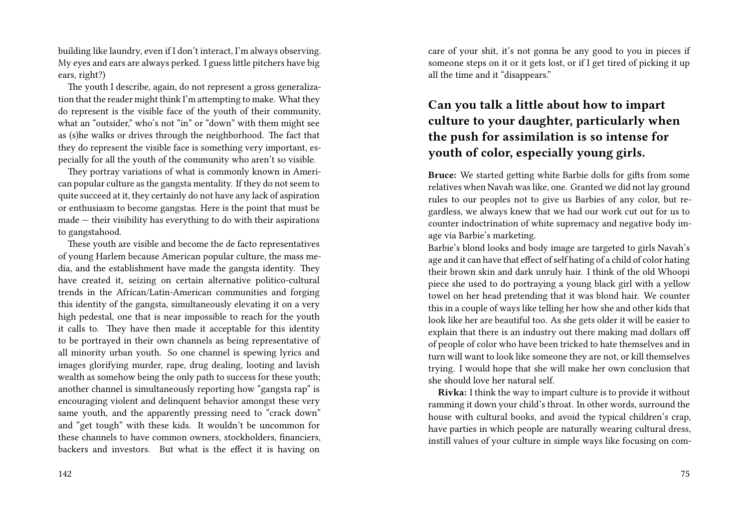building like laundry, even if I don't interact, I'm always observing. My eyes and ears are always perked. I guess little pitchers have big ears, right?)

The youth I describe, again, do not represent a gross generalization that the reader might think I'm attempting to make. What they do represent is the visible face of the youth of their community, what an "outsider," who's not "in" or "down" with them might see as (s)he walks or drives through the neighborhood. The fact that they do represent the visible face is something very important, especially for all the youth of the community who aren't so visible.

They portray variations of what is commonly known in American popular culture as the gangsta mentality. If they do not seem to quite succeed at it, they certainly do not have any lack of aspiration or enthusiasm to become gangstas. Here is the point that must be made — their visibility has everything to do with their aspirations to gangstahood.

These youth are visible and become the de facto representatives of young Harlem because American popular culture, the mass media, and the establishment have made the gangsta identity. They have created it, seizing on certain alternative politico-cultural trends in the African/Latin-American communities and forging this identity of the gangsta, simultaneously elevating it on a very high pedestal, one that is near impossible to reach for the youth it calls to. They have then made it acceptable for this identity to be portrayed in their own channels as being representative of all minority urban youth. So one channel is spewing lyrics and images glorifying murder, rape, drug dealing, looting and lavish wealth as somehow being the only path to success for these youth; another channel is simultaneously reporting how "gangsta rap" is encouraging violent and delinquent behavior amongst these very same youth, and the apparently pressing need to "crack down" and "get tough" with these kids. It wouldn't be uncommon for these channels to have common owners, stockholders, financiers, backers and investors. But what is the effect it is having on

care of your shit, it's not gonna be any good to you in pieces if someone steps on it or it gets lost, or if I get tired of picking it up all the time and it "disappears."

## Can you talk a little about how to impart culture to your daughter, particularly when the push for assimilation is so intense for youth of color, especially young girls.

**Bruce:** We started getting white Barbie dolls for gifts from some relatives when Navah was like, one. Granted we did not lay ground rules to our peoples not to give us Barbies of any color, but regardless, we always knew that we had our work cut out for us to counter indoctrination of white supremacy and negative body image via Barbie's marketing.
Barbie's blond looks and body image are targeted to girls Navah's age and it can have that effect of self hating of a child of color hating their brown skin and dark unruly hair. I think of the old Whoopi piece she used to do portraying a young black girl with a yellow towel on her head pretending that it was blond hair. We counter this in a couple of ways like telling her how she and other kids that look like her are beautiful too. As she gets older it will be easier to explain that there is an industry out there making mad dollars off of people of color who have been tricked to hate themselves and in turn will want to look like someone they are not, or kill themselves trying. I would hope that she will make her own conclusion that she should love her natural self.

**Rivka:** I think the way to impart culture is to provide it without ramming it down your child's throat. In other words, surround the house with cultural books, and avoid the typical children's crap, have parties in which people are naturally wearing cultural dress, instill values of your culture in simple ways like focusing on com-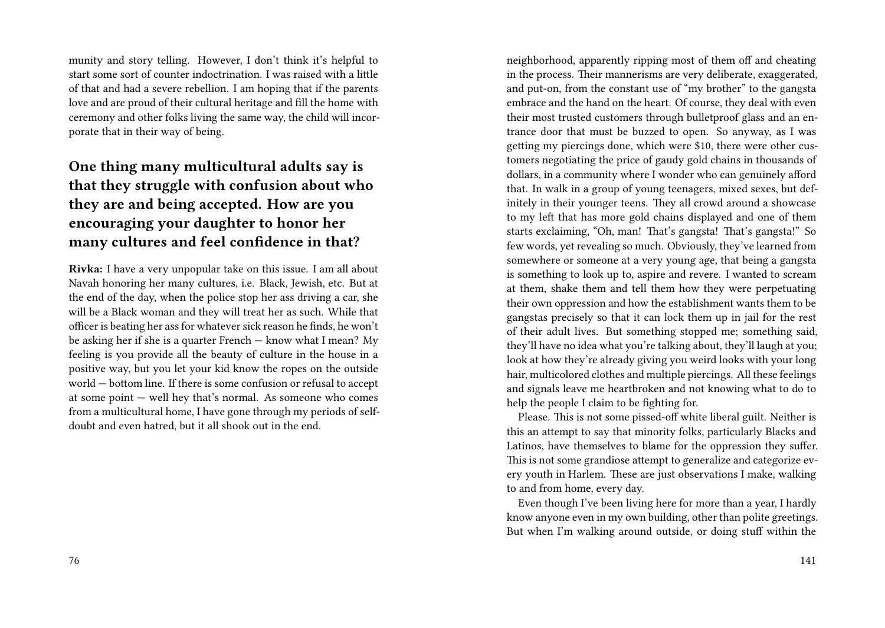munity and story telling. However, I don't think it's helpful to start some sort of counter indoctrination. I was raised with a little of that and had a severe rebellion. I am hoping that if the parents love and are proud of their cultural heritage and fill the home with ceremony and other folks living the same way, the child will incorporate that in their way of being.

## One thing many multicultural adults say is that they struggle with confusion about who they are and being accepted. How are you encouraging your daughter to honor her many cultures and feel confidence in that?

**Rivka:** I have a very unpopular take on this issue. I am all about Navah honoring her many cultures, i.e. Black, Jewish, etc. But at the end of the day, when the police stop her ass driving a car, she will be a Black woman and they will treat her as such. While that officer is beating her ass for whatever sick reason he finds, he won't be asking her if she is a quarter French — know what I mean? My feeling is you provide all the beauty of culture in the house in a positive way, but you let your kid know the ropes on the outside world — bottom line. If there is some confusion or refusal to accept at some point — well hey that's normal. As someone who comes from a multicultural home, I have gone through my periods of self-doubt and even hatred, but it all shook out in the end.

neighborhood, apparently ripping most of them off and cheating in the process. Their mannerisms are very deliberate, exaggerated, and put-on, from the constant use of "my brother" to the gangsta embrace and the hand on the heart. Of course, they deal with even their most trusted customers through bulletproof glass and an entrance door that must be buzzed to open. So anyway, as I was getting my piercings done, which were $10, there were other customers negotiating the price of gaudy gold chains in thousands of dollars, in a community where I wonder who can genuinely afford that. In walk in a group of young teenagers, mixed sexes, but definitely in their younger teens. They all crowd around a showcase to my left that has more gold chains displayed and one of them starts exclaiming, "Oh, man! That's gangsta! That's gangsta!" So few words, yet revealing so much. Obviously, they've learned from somewhere or someone at a very young age, that being a gangsta is something to look up to, aspire and revere. I wanted to scream at them, shake them and tell them how they were perpetuating their own oppression and how the establishment wants them to be gangstas precisely so that it can lock them up in jail for the rest of their adult lives. But something stopped me; something said, they'll have no idea what you're talking about, they'll laugh at you; look at how they're already giving you weird looks with your long hair, multicolored clothes and multiple piercings. All these feelings and signals leave me heartbroken and not knowing what to do to help the people I claim to be fighting for.

Please. This is not some pissed-off white liberal guilt. Neither is this an attempt to say that minority folks, particularly Blacks and Latinos, have themselves to blame for the oppression they suffer. This is not some grandiose attempt to generalize and categorize every youth in Harlem. These are just observations I make, walking to and from home, every day.

Even though I've been living here for more than a year, I hardly know anyone even in my own building, other than polite greetings. But when I'm walking around outside, or doing stuff within the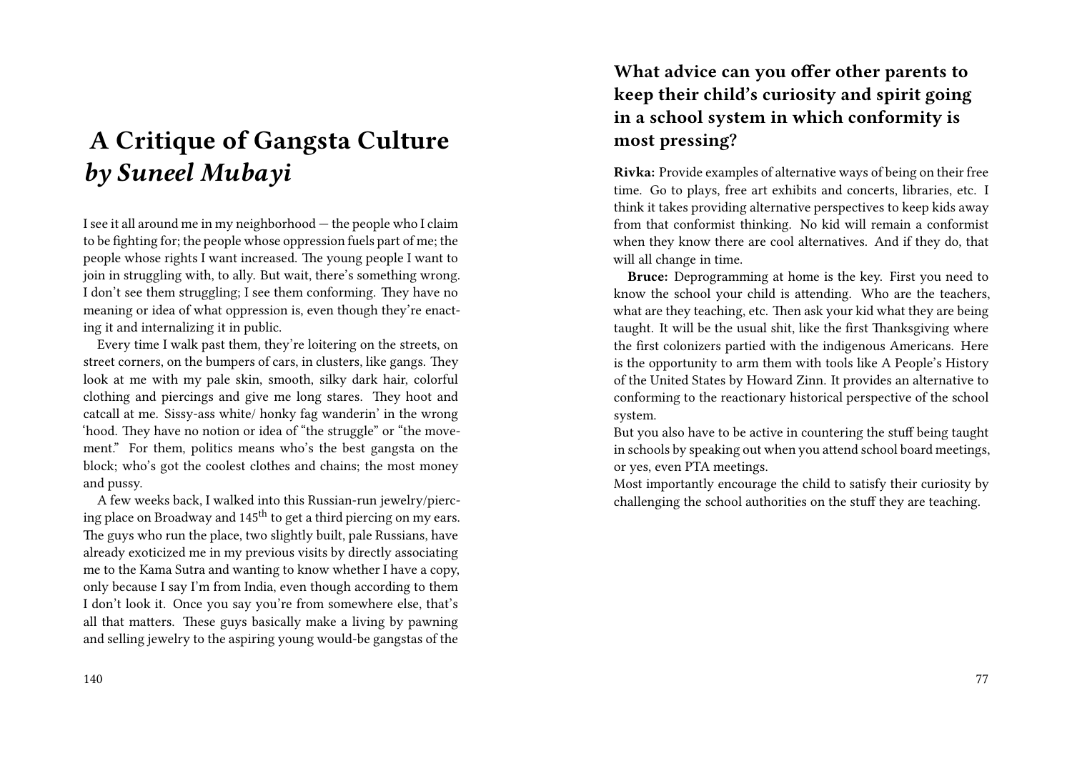# A Critique of Gangsta Culture *by Suneel Mubayi*

I see it all around me in my neighborhood — the people who I claim to be fighting for; the people whose oppression fuels part of me; the people whose rights I want increased. The young people I want to join in struggling with, to ally. But wait, there's something wrong. I don't see them struggling; I see them conforming. They have no meaning or idea of what oppression is, even though they're enacting it and internalizing it in public.

Every time I walk past them, they're loitering on the streets, on street corners, on the bumpers of cars, in clusters, like gangs. They look at me with my pale skin, smooth, silky dark hair, colorful clothing and piercings and give me long stares. They hoot and catcall at me. Sissy-ass white/ honky fag wanderin' in the wrong 'hood. They have no notion or idea of "the struggle" or "the movement." For them, politics means who's the best gangsta on the block; who's got the coolest clothes and chains; the most money and pussy.

A few weeks back, I walked into this Russian-run jewelry/piercing place on Broadway and 145th to get a third piercing on my ears. The guys who run the place, two slightly built, pale Russians, have already exoticized me in my previous visits by directly associating me to the Kama Sutra and wanting to know whether I have a copy, only because I say I'm from India, even though according to them I don't look it. Once you say you're from somewhere else, that's all that matters. These guys basically make a living by pawning and selling jewelry to the aspiring young would-be gangstas of the

### What advice can you offer other parents to keep their child's curiosity and spirit going in a school system in which conformity is most pressing?

**Rivka:** Provide examples of alternative ways of being on their free time. Go to plays, free art exhibits and concerts, libraries, etc. I think it takes providing alternative perspectives to keep kids away from that conformist thinking. No kid will remain a conformist when they know there are cool alternatives. And if they do, that will all change in time.

**Bruce:** Deprogramming at home is the key. First you need to know the school your child is attending. Who are the teachers, what are they teaching, etc. Then ask your kid what they are being taught. It will be the usual shit, like the first Thanksgiving where the first colonizers partied with the indigenous Americans. Here is the opportunity to arm them with tools like A People's History of the United States by Howard Zinn. It provides an alternative to conforming to the reactionary historical perspective of the school system.

But you also have to be active in countering the stuff being taught in schools by speaking out when you attend school board meetings, or yes, even PTA meetings.

Most importantly encourage the child to satisfy their curiosity by challenging the school authorities on the stuff they are teaching.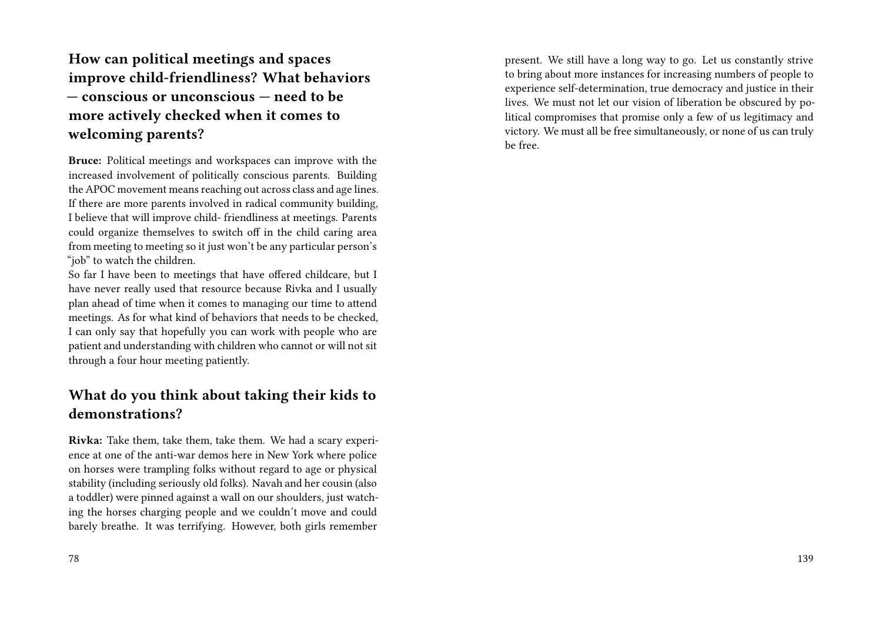## How can political meetings and spaces improve child-friendliness? What behaviors — conscious or unconscious — need to be more actively checked when it comes to welcoming parents?

**Bruce:** Political meetings and workspaces can improve with the increased involvement of politically conscious parents. Building the APOC movement means reaching out across class and age lines. If there are more parents involved in radical community building, I believe that will improve child- friendliness at meetings. Parents could organize themselves to switch off in the child caring area from meeting to meeting so it just won't be any particular person's "job" to watch the children.

So far I have been to meetings that have offered childcare, but I have never really used that resource because Rivka and I usually plan ahead of time when it comes to managing our time to attend meetings. As for what kind of behaviors that needs to be checked, I can only say that hopefully you can work with people who are patient and understanding with children who cannot or will not sit through a four hour meeting patiently.

## What do you think about taking their kids to demonstrations?

**Rivka:** Take them, take them, take them. We had a scary experience at one of the anti-war demos here in New York where police on horses were trampling folks without regard to age or physical stability (including seriously old folks). Navah and her cousin (also a toddler) were pinned against a wall on our shoulders, just watching the horses charging people and we couldn't move and could barely breathe. It was terrifying. However, both girls remember

present. We still have a long way to go. Let us constantly strive to bring about more instances for increasing numbers of people to experience self-determination, true democracy and justice in their lives. We must not let our vision of liberation be obscured by political compromises that promise only a few of us legitimacy and victory. We must all be free simultaneously, or none of us can truly be free.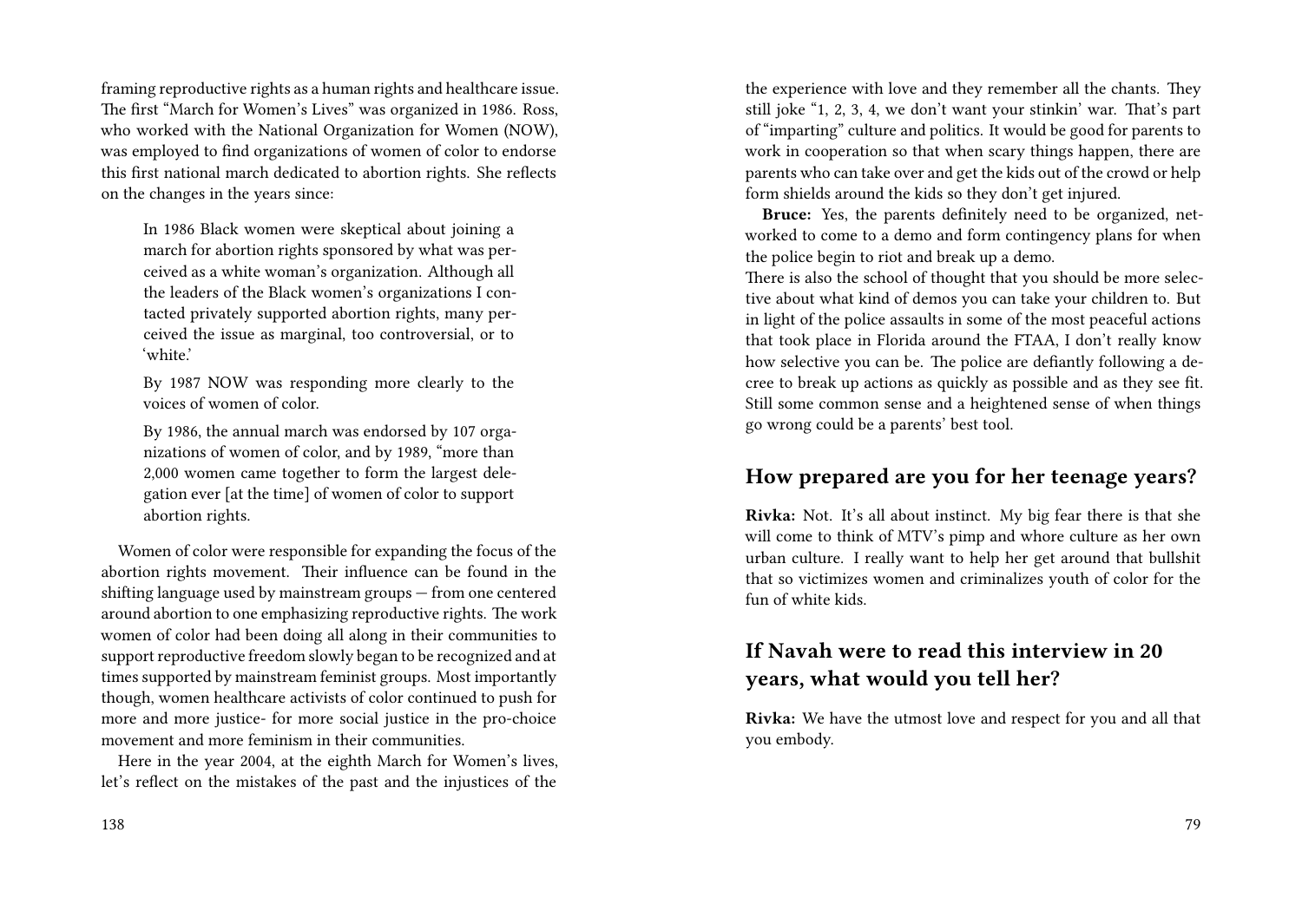framing reproductive rights as a human rights and healthcare issue. The first "March for Women's Lives" was organized in 1986. Ross, who worked with the National Organization for Women (NOW), was employed to find organizations of women of color to endorse this first national march dedicated to abortion rights. She reflects on the changes in the years since:

> In 1986 Black women were skeptical about joining a march for abortion rights sponsored by what was perceived as a white woman's organization. Although all the leaders of the Black women's organizations I contacted privately supported abortion rights, many perceived the issue as marginal, too controversial, or to 'white.'
>
> By 1987 NOW was responding more clearly to the voices of women of color.
>
> By 1986, the annual march was endorsed by 107 organizations of women of color, and by 1989, "more than 2,000 women came together to form the largest delegation ever [at the time] of women of color to support abortion rights.

Women of color were responsible for expanding the focus of the abortion rights movement. Their influence can be found in the shifting language used by mainstream groups — from one centered around abortion to one emphasizing reproductive rights. The work women of color had been doing all along in their communities to support reproductive freedom slowly began to be recognized and at times supported by mainstream feminist groups. Most importantly though, women healthcare activists of color continued to push for more and more justice- for more social justice in the pro-choice movement and more feminism in their communities.

Here in the year 2004, at the eighth March for Women's lives, let's reflect on the mistakes of the past and the injustices of the

the experience with love and they remember all the chants. They still joke "1, 2, 3, 4, we don't want your stinkin' war. That's part of "imparting" culture and politics. It would be good for parents to work in cooperation so that when scary things happen, there are parents who can take over and get the kids out of the crowd or help form shields around the kids so they don't get injured.

**Bruce:** Yes, the parents definitely need to be organized, networked to come to a demo and form contingency plans for when the police begin to riot and break up a demo.
There is also the school of thought that you should be more selective about what kind of demos you can take your children to. But in light of the police assaults in some of the most peaceful actions that took place in Florida around the FTAA, I don't really know how selective you can be. The police are defiantly following a decree to break up actions as quickly as possible and as they see fit. Still some common sense and a heightened sense of when things go wrong could be a parents' best tool.

## How prepared are you for her teenage years?

**Rivka:** Not. It's all about instinct. My big fear there is that she will come to think of MTV's pimp and whore culture as her own urban culture. I really want to help her get around that bullshit that so victimizes women and criminalizes youth of color for the fun of white kids.

## If Navah were to read this interview in 20 years, what would you tell her?

**Rivka:** We have the utmost love and respect for you and all that you embody.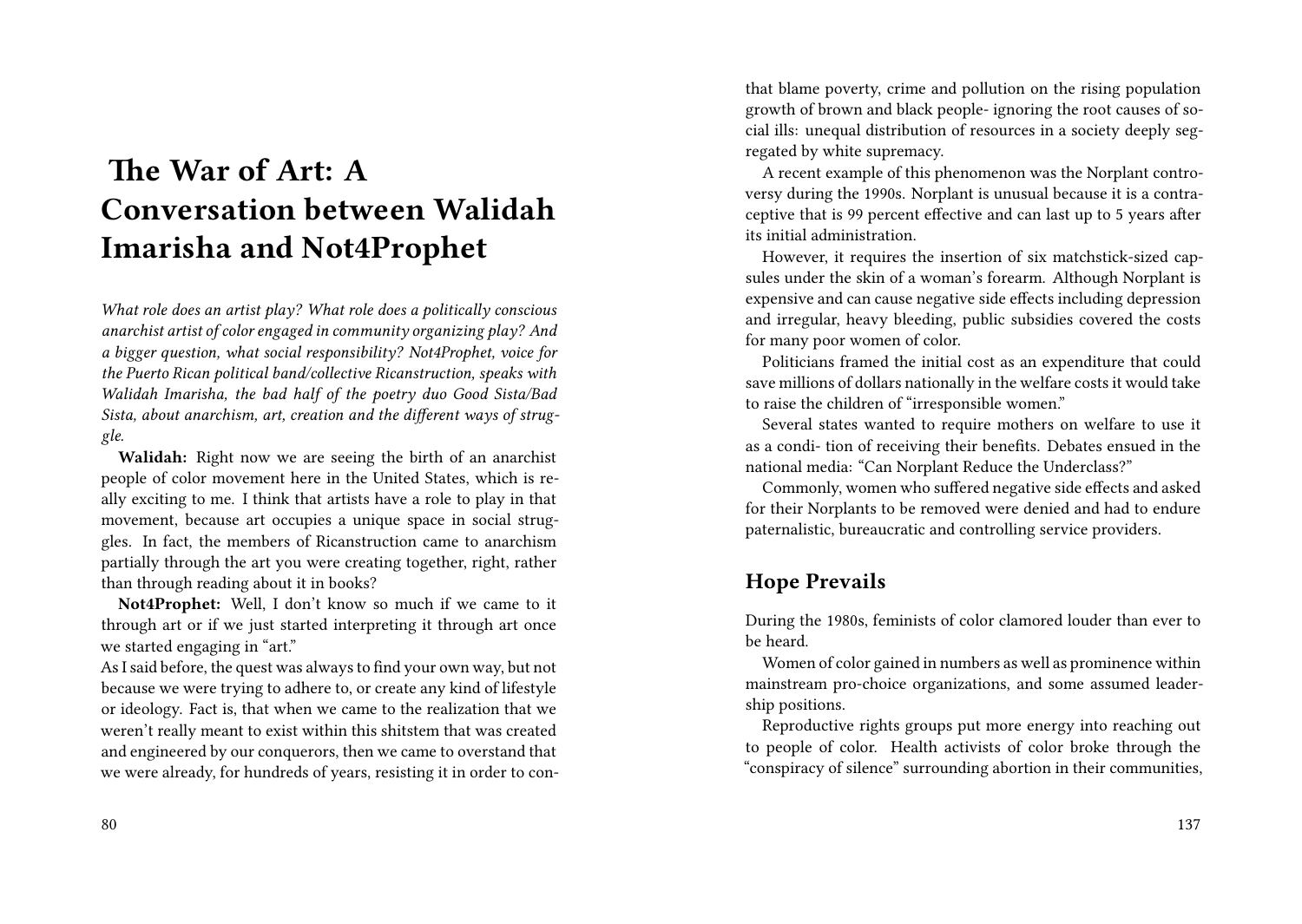# The War of Art: A Conversation between Walidah Imarisha and Not4Prophet

*What role does an artist play? What role does a politically conscious anarchist artist of color engaged in community organizing play? And a bigger question, what social responsibility? Not4Prophet, voice for the Puerto Rican political band/collective Ricanstruction, speaks with Walidah Imarisha, the bad half of the poetry duo Good Sista/Bad Sista, about anarchism, art, creation and the different ways of struggle.*

**Walidah:** Right now we are seeing the birth of an anarchist people of color movement here in the United States, which is really exciting to me. I think that artists have a role to play in that movement, because art occupies a unique space in social struggles. In fact, the members of Ricanstruction came to anarchism partially through the art you were creating together, right, rather than through reading about it in books?

**Not4Prophet:** Well, I don't know so much if we came to it through art or if we just started interpreting it through art once we started engaging in "art."

As I said before, the quest was always to find your own way, but not because we were trying to adhere to, or create any kind of lifestyle or ideology. Fact is, that when we came to the realization that we weren't really meant to exist within this shitstem that was created and engineered by our conquerors, then we came to overstand that we were already, for hundreds of years, resisting it in order to con-

that blame poverty, crime and pollution on the rising population growth of brown and black people- ignoring the root causes of social ills: unequal distribution of resources in a society deeply segregated by white supremacy.

A recent example of this phenomenon was the Norplant controversy during the 1990s. Norplant is unusual because it is a contraceptive that is 99 percent effective and can last up to 5 years after its initial administration.

However, it requires the insertion of six matchstick-sized capsules under the skin of a woman's forearm. Although Norplant is expensive and can cause negative side effects including depression and irregular, heavy bleeding, public subsidies covered the costs for many poor women of color.

Politicians framed the initial cost as an expenditure that could save millions of dollars nationally in the welfare costs it would take to raise the children of "irresponsible women."

Several states wanted to require mothers on welfare to use it as a condi- tion of receiving their benefits. Debates ensued in the national media: "Can Norplant Reduce the Underclass?"

Commonly, women who suffered negative side effects and asked for their Norplants to be removed were denied and had to endure paternalistic, bureaucratic and controlling service providers.

## Hope Prevails

During the 1980s, feminists of color clamored louder than ever to be heard.

Women of color gained in numbers as well as prominence within mainstream pro-choice organizations, and some assumed leadership positions.

Reproductive rights groups put more energy into reaching out to people of color. Health activists of color broke through the "conspiracy of silence" surrounding abortion in their communities,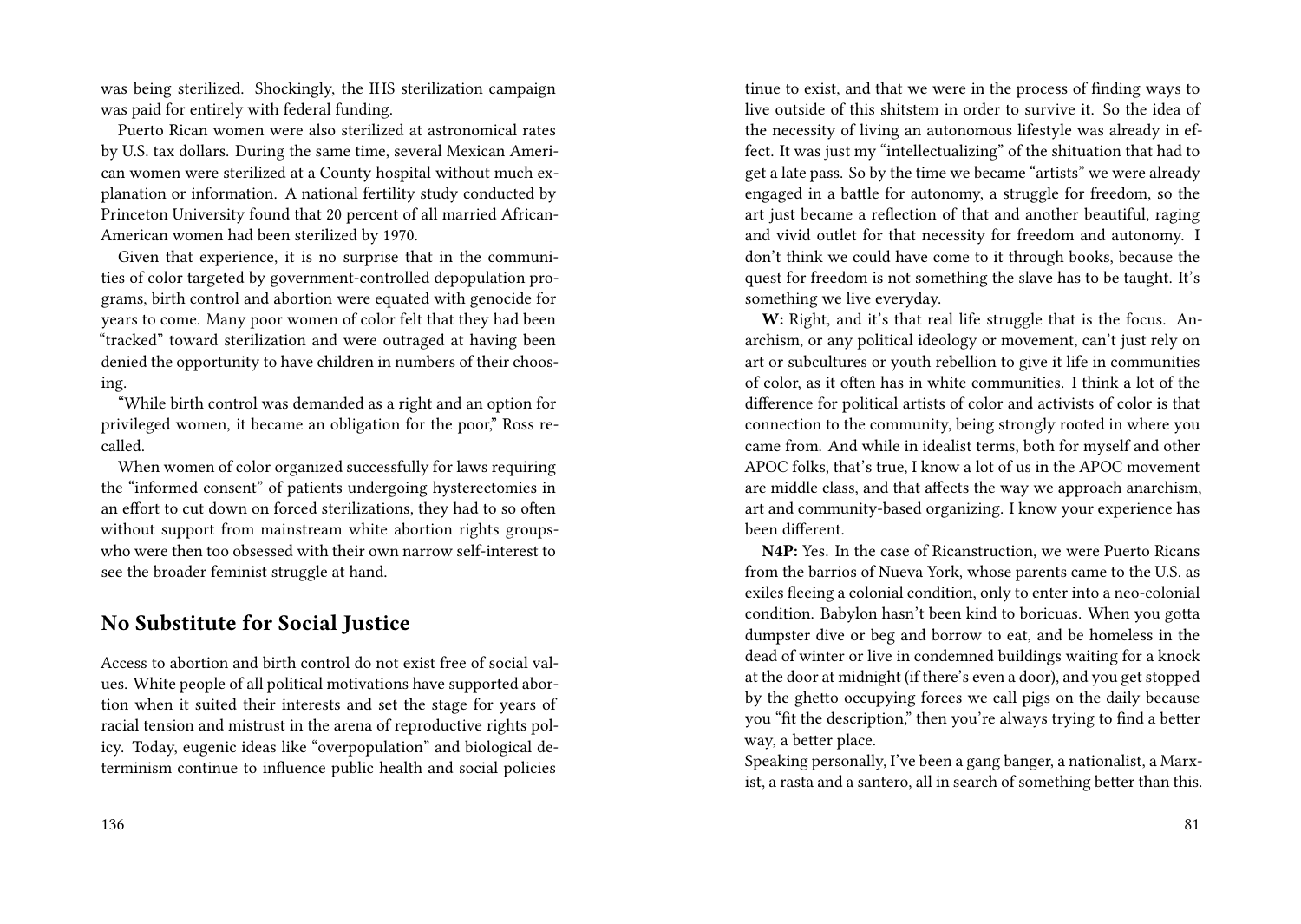was being sterilized. Shockingly, the IHS sterilization campaign was paid for entirely with federal funding.

Puerto Rican women were also sterilized at astronomical rates by U.S. tax dollars. During the same time, several Mexican American women were sterilized at a County hospital without much explanation or information. A national fertility study conducted by Princeton University found that 20 percent of all married African-American women had been sterilized by 1970.

Given that experience, it is no surprise that in the communities of color targeted by government-controlled depopulation programs, birth control and abortion were equated with genocide for years to come. Many poor women of color felt that they had been "tracked" toward sterilization and were outraged at having been denied the opportunity to have children in numbers of their choosing.

"While birth control was demanded as a right and an option for privileged women, it became an obligation for the poor," Ross recalled.

When women of color organized successfully for laws requiring the "informed consent" of patients undergoing hysterectomies in an effort to cut down on forced sterilizations, they had to so often without support from mainstream white abortion rights groups-who were then too obsessed with their own narrow self-interest to see the broader feminist struggle at hand.

## No Substitute for Social Justice

Access to abortion and birth control do not exist free of social values. White people of all political motivations have supported abortion when it suited their interests and set the stage for years of racial tension and mistrust in the arena of reproductive rights policy. Today, eugenic ideas like "overpopulation" and biological determinism continue to influence public health and social policies

tinue to exist, and that we were in the process of finding ways to live outside of this shitstem in order to survive it. So the idea of the necessity of living an autonomous lifestyle was already in effect. It was just my "intellectualizing" of the shituation that had to get a late pass. So by the time we became "artists" we were already engaged in a battle for autonomy, a struggle for freedom, so the art just became a reflection of that and another beautiful, raging and vivid outlet for that necessity for freedom and autonomy. I don't think we could have come to it through books, because the quest for freedom is not something the slave has to be taught. It's something we live everyday.

**W:** Right, and it's that real life struggle that is the focus. Anarchism, or any political ideology or movement, can't just rely on art or subcultures or youth rebellion to give it life in communities of color, as it often has in white communities. I think a lot of the difference for political artists of color and activists of color is that connection to the community, being strongly rooted in where you came from. And while in idealist terms, both for myself and other APOC folks, that's true, I know a lot of us in the APOC movement are middle class, and that affects the way we approach anarchism, art and community-based organizing. I know your experience has been different.

**N4P:** Yes. In the case of Ricanstruction, we were Puerto Ricans from the barrios of Nueva York, whose parents came to the U.S. as exiles fleeing a colonial condition, only to enter into a neo-colonial condition. Babylon hasn't been kind to boricuas. When you gotta dumpster dive or beg and borrow to eat, and be homeless in the dead of winter or live in condemned buildings waiting for a knock at the door at midnight (if there's even a door), and you get stopped by the ghetto occupying forces we call pigs on the daily because you "fit the description," then you're always trying to find a better way, a better place.

Speaking personally, I've been a gang banger, a nationalist, a Marxist, a rasta and a santero, all in search of something better than this.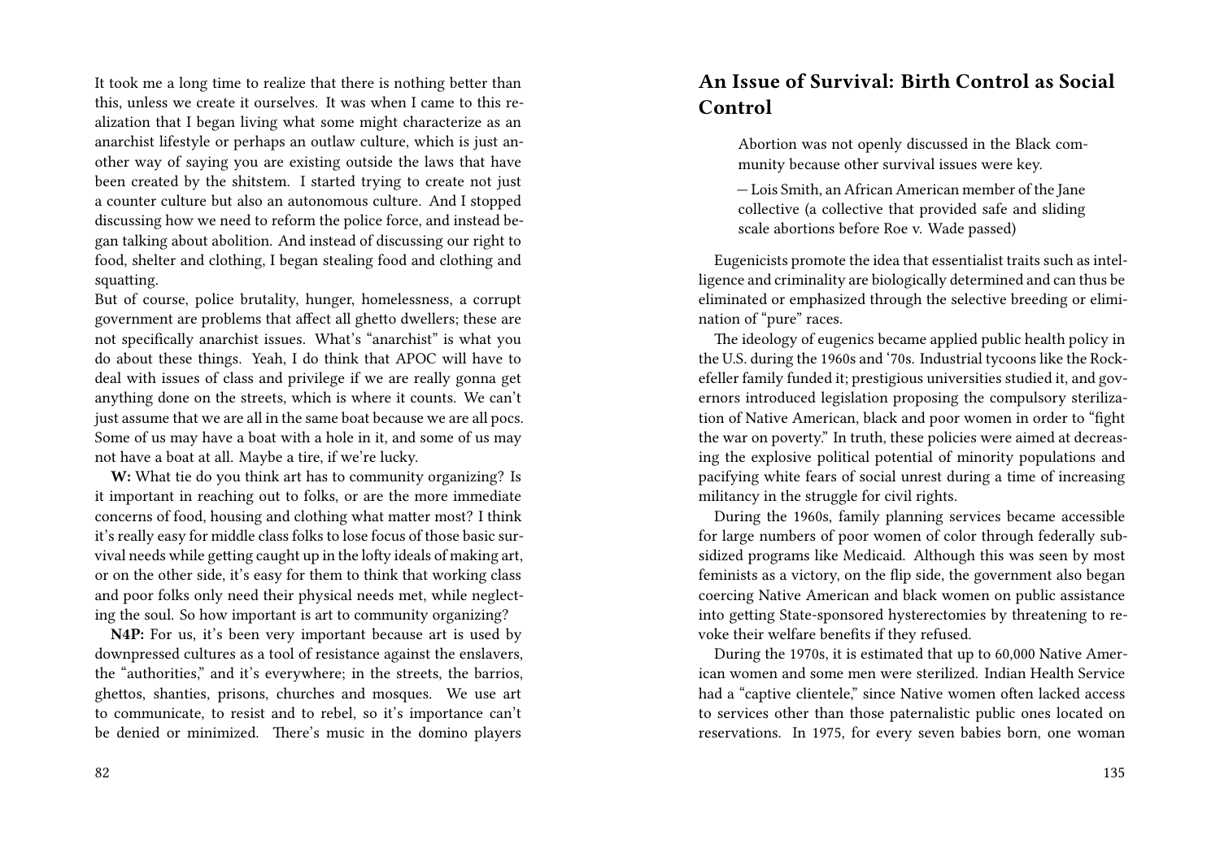It took me a long time to realize that there is nothing better than this, unless we create it ourselves. It was when I came to this realization that I began living what some might characterize as an anarchist lifestyle or perhaps an outlaw culture, which is just another way of saying you are existing outside the laws that have been created by the shitstem. I started trying to create not just a counter culture but also an autonomous culture. And I stopped discussing how we need to reform the police force, and instead began talking about abolition. And instead of discussing our right to food, shelter and clothing, I began stealing food and clothing and squatting.

But of course, police brutality, hunger, homelessness, a corrupt government are problems that affect all ghetto dwellers; these are not specifically anarchist issues. What's "anarchist" is what you do about these things. Yeah, I do think that APOC will have to deal with issues of class and privilege if we are really gonna get anything done on the streets, which is where it counts. We can't just assume that we are all in the same boat because we are all pocs. Some of us may have a boat with a hole in it, and some of us may not have a boat at all. Maybe a tire, if we're lucky.

**W:** What tie do you think art has to community organizing? Is it important in reaching out to folks, or are the more immediate concerns of food, housing and clothing what matter most? I think it's really easy for middle class folks to lose focus of those basic survival needs while getting caught up in the lofty ideals of making art, or on the other side, it's easy for them to think that working class and poor folks only need their physical needs met, while neglecting the soul. So how important is art to community organizing?

**N4P:** For us, it's been very important because art is used by downpressed cultures as a tool of resistance against the enslavers, the "authorities," and it's everywhere; in the streets, the barrios, ghettos, shanties, prisons, churches and mosques. We use art to communicate, to resist and to rebel, so it's importance can't be denied or minimized. There's music in the domino players

## An Issue of Survival: Birth Control as Social Control

> Abortion was not openly discussed in the Black community because other survival issues were key.
>
> — Lois Smith, an African American member of the Jane collective (a collective that provided safe and sliding scale abortions before Roe v. Wade passed)

Eugenicists promote the idea that essentialist traits such as intelligence and criminality are biologically determined and can thus be eliminated or emphasized through the selective breeding or elimination of "pure" races.

The ideology of eugenics became applied public health policy in the U.S. during the 1960s and '70s. Industrial tycoons like the Rockefeller family funded it; prestigious universities studied it, and governors introduced legislation proposing the compulsory sterilization of Native American, black and poor women in order to "fight the war on poverty." In truth, these policies were aimed at decreasing the explosive political potential of minority populations and pacifying white fears of social unrest during a time of increasing militancy in the struggle for civil rights.

During the 1960s, family planning services became accessible for large numbers of poor women of color through federally subsidized programs like Medicaid. Although this was seen by most feminists as a victory, on the flip side, the government also began coercing Native American and black women on public assistance into getting State-sponsored hysterectomies by threatening to revoke their welfare benefits if they refused.

During the 1970s, it is estimated that up to 60,000 Native American women and some men were sterilized. Indian Health Service had a "captive clientele," since Native women often lacked access to services other than those paternalistic public ones located on reservations. In 1975, for every seven babies born, one woman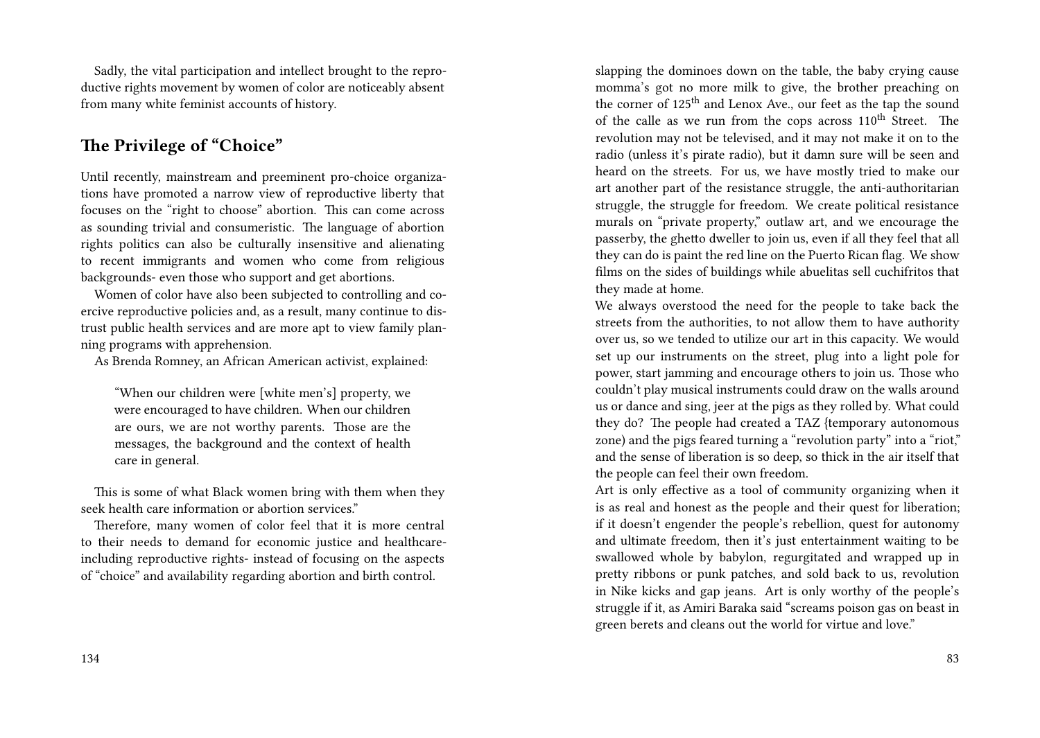Sadly, the vital participation and intellect brought to the reproductive rights movement by women of color are noticeably absent from many white feminist accounts of history.

## The Privilege of "Choice"

Until recently, mainstream and preeminent pro-choice organizations have promoted a narrow view of reproductive liberty that focuses on the "right to choose" abortion. This can come across as sounding trivial and consumeristic. The language of abortion rights politics can also be culturally insensitive and alienating to recent immigrants and women who come from religious backgrounds- even those who support and get abortions.

Women of color have also been subjected to controlling and coercive reproductive policies and, as a result, many continue to distrust public health services and are more apt to view family planning programs with apprehension.

As Brenda Romney, an African American activist, explained:

> "When our children were [white men's] property, we were encouraged to have children. When our children are ours, we are not worthy parents. Those are the messages, the background and the context of health care in general.

This is some of what Black women bring with them when they seek health care information or abortion services."

Therefore, many women of color feel that it is more central to their needs to demand for economic justice and healthcare-including reproductive rights- instead of focusing on the aspects of "choice" and availability regarding abortion and birth control.

slapping the dominoes down on the table, the baby crying cause momma's got no more milk to give, the brother preaching on the corner of 125th and Lenox Ave., our feet as the tap the sound of the calle as we run from the cops across 110th Street. The revolution may not be televised, and it may not make it on to the radio (unless it's pirate radio), but it damn sure will be seen and heard on the streets. For us, we have mostly tried to make our art another part of the resistance struggle, the anti-authoritarian struggle, the struggle for freedom. We create political resistance murals on "private property," outlaw art, and we encourage the passerby, the ghetto dweller to join us, even if all they feel that all they can do is paint the red line on the Puerto Rican flag. We show films on the sides of buildings while abuelitas sell cuchifritos that they made at home.

We always overstood the need for the people to take back the streets from the authorities, to not allow them to have authority over us, so we tended to utilize our art in this capacity. We would set up our instruments on the street, plug into a light pole for power, start jamming and encourage others to join us. Those who couldn't play musical instruments could draw on the walls around us or dance and sing, jeer at the pigs as they rolled by. What could they do? The people had created a TAZ {temporary autonomous zone) and the pigs feared turning a "revolution party" into a "riot," and the sense of liberation is so deep, so thick in the air itself that the people can feel their own freedom.

Art is only effective as a tool of community organizing when it is as real and honest as the people and their quest for liberation; if it doesn't engender the people's rebellion, quest for autonomy and ultimate freedom, then it's just entertainment waiting to be swallowed whole by babylon, regurgitated and wrapped up in pretty ribbons or punk patches, and sold back to us, revolution in Nike kicks and gap jeans. Art is only worthy of the people's struggle if it, as Amiri Baraka said "screams poison gas on beast in green berets and cleans out the world for virtue and love."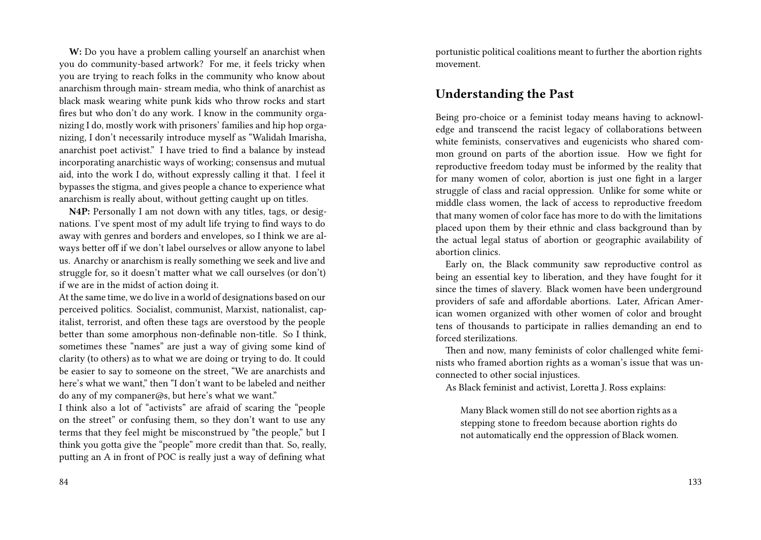**W:** Do you have a problem calling yourself an anarchist when you do community-based artwork? For me, it feels tricky when you are trying to reach folks in the community who know about anarchism through main- stream media, who think of anarchist as black mask wearing white punk kids who throw rocks and start fires but who don't do any work. I know in the community organizing I do, mostly work with prisoners' families and hip hop organizing, I don't necessarily introduce myself as "Walidah Imarisha, anarchist poet activist." I have tried to find a balance by instead incorporating anarchistic ways of working; consensus and mutual aid, into the work I do, without expressly calling it that. I feel it bypasses the stigma, and gives people a chance to experience what anarchism is really about, without getting caught up on titles.

**N4P:** Personally I am not down with any titles, tags, or designations. I've spent most of my adult life trying to find ways to do away with genres and borders and envelopes, so I think we are always better off if we don't label ourselves or allow anyone to label us. Anarchy or anarchism is really something we seek and live and struggle for, so it doesn't matter what we call ourselves (or don't) if we are in the midst of action doing it.

At the same time, we do live in a world of designations based on our perceived politics. Socialist, communist, Marxist, nationalist, capitalist, terrorist, and often these tags are overstood by the people better than some amorphous non-definable non-title. So I think, sometimes these "names" are just a way of giving some kind of clarity (to others) as to what we are doing or trying to do. It could be easier to say to someone on the street, "We are anarchists and here's what we want," then "I don't want to be labeled and neither do any of my companer@s, but here's what we want."

I think also a lot of "activists" are afraid of scaring the "people on the street" or confusing them, so they don't want to use any terms that they feel might be misconstrued by "the people," but I think you gotta give the "people" more credit than that. So, really, putting an A in front of POC is really just a way of defining what

portunistic political coalitions meant to further the abortion rights movement.

## Understanding the Past

Being pro-choice or a feminist today means having to acknowledge and transcend the racist legacy of collaborations between white feminists, conservatives and eugenicists who shared common ground on parts of the abortion issue. How we fight for reproductive freedom today must be informed by the reality that for many women of color, abortion is just one fight in a larger struggle of class and racial oppression. Unlike for some white or middle class women, the lack of access to reproductive freedom that many women of color face has more to do with the limitations placed upon them by their ethnic and class background than by the actual legal status of abortion or geographic availability of abortion clinics.

Early on, the Black community saw reproductive control as being an essential key to liberation, and they have fought for it since the times of slavery. Black women have been underground providers of safe and affordable abortions. Later, African American women organized with other women of color and brought tens of thousands to participate in rallies demanding an end to forced sterilizations.

Then and now, many feminists of color challenged white feminists who framed abortion rights as a woman's issue that was unconnected to other social injustices.

As Black feminist and activist, Loretta J. Ross explains:

> Many Black women still do not see abortion rights as a stepping stone to freedom because abortion rights do not automatically end the oppression of Black women.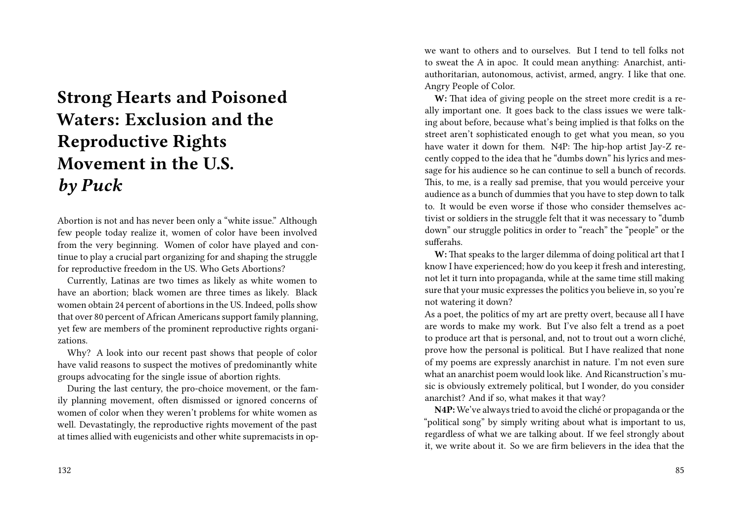# Strong Hearts and Poisoned Waters: Exclusion and the Reproductive Rights Movement in the U.S.
## *by Puck*

Abortion is not and has never been only a "white issue." Although few people today realize it, women of color have been involved from the very beginning. Women of color have played and continue to play a crucial part organizing for and shaping the struggle for reproductive freedom in the US. Who Gets Abortions?

Currently, Latinas are two times as likely as white women to have an abortion; black women are three times as likely. Black women obtain 24 percent of abortions in the US. Indeed, polls show that over 80 percent of African Americans support family planning, yet few are members of the prominent reproductive rights organizations.

Why? A look into our recent past shows that people of color have valid reasons to suspect the motives of predominantly white groups advocating for the single issue of abortion rights.

During the last century, the pro-choice movement, or the family planning movement, often dismissed or ignored concerns of women of color when they weren't problems for white women as well. Devastatingly, the reproductive rights movement of the past at times allied with eugenicists and other white supremacists in op-

we want to others and to ourselves. But I tend to tell folks not to sweat the A in apoc. It could mean anything: Anarchist, anti-authoritarian, autonomous, activist, armed, angry. I like that one. Angry People of Color.

**W:** That idea of giving people on the street more credit is a really important one. It goes back to the class issues we were talking about before, because what's being implied is that folks on the street aren't sophisticated enough to get what you mean, so you have water it down for them. N4P: The hip-hop artist Jay-Z recently copped to the idea that he "dumbs down" his lyrics and message for his audience so he can continue to sell a bunch of records. This, to me, is a really sad premise, that you would perceive your audience as a bunch of dummies that you have to step down to talk to. It would be even worse if those who consider themselves activist or soldiers in the struggle felt that it was necessary to "dumb down" our struggle politics in order to "reach" the "people" or the sufferahs.

**W:** That speaks to the larger dilemma of doing political art that I know I have experienced; how do you keep it fresh and interesting, not let it turn into propaganda, while at the same time still making sure that your music expresses the politics you believe in, so you're not watering it down?

As a poet, the politics of my art are pretty overt, because all I have are words to make my work. But I've also felt a trend as a poet to produce art that is personal, and, not to trout out a worn cliché, prove how the personal is political. But I have realized that none of my poems are expressly anarchist in nature. I'm not even sure what an anarchist poem would look like. And Ricanstruction's music is obviously extremely political, but I wonder, do you consider anarchist? And if so, what makes it that way?

**N4P:** We've always tried to avoid the cliché or propaganda or the "political song" by simply writing about what is important to us, regardless of what we are talking about. If we feel strongly about it, we write about it. So we are firm believers in the idea that the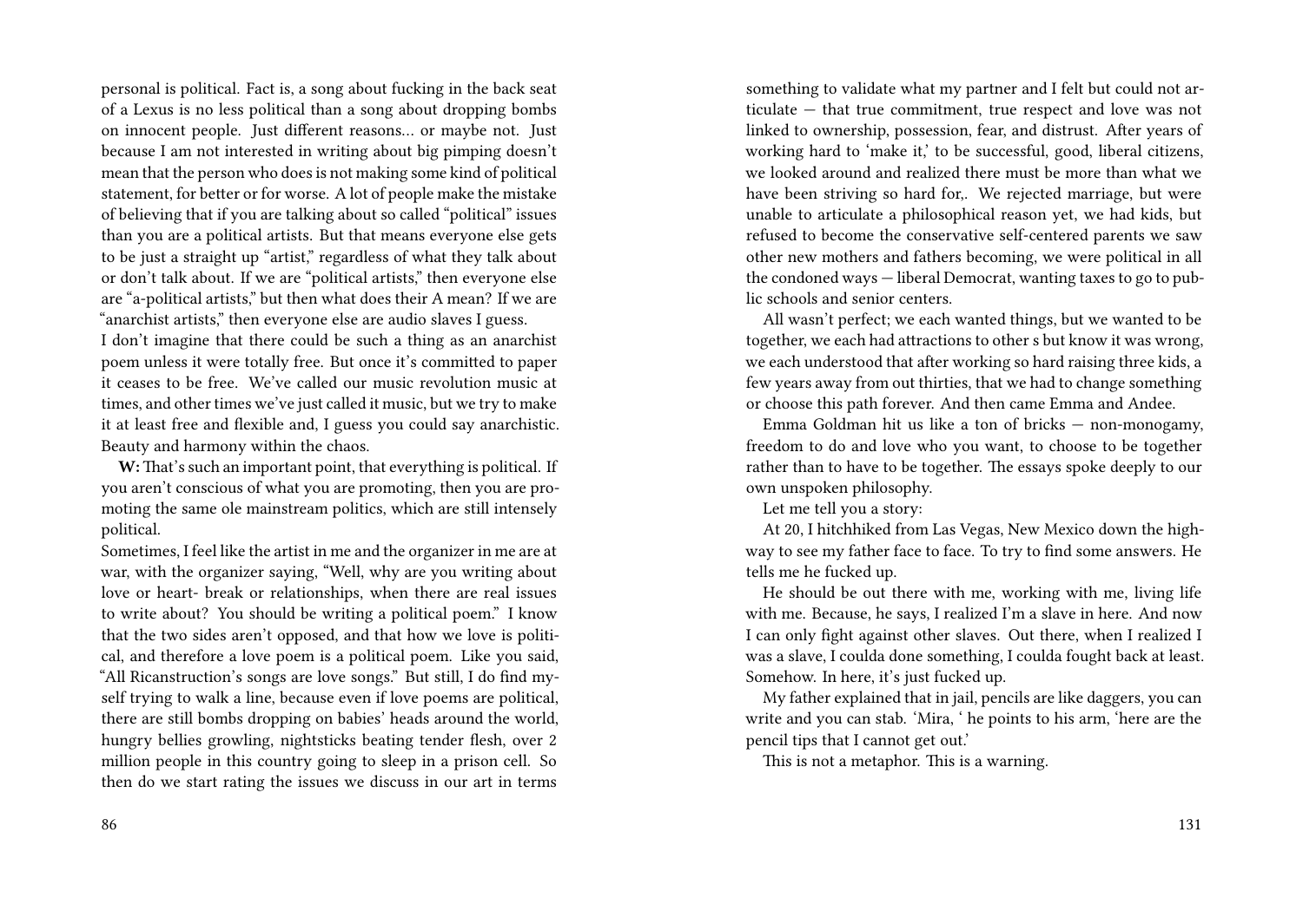personal is political. Fact is, a song about fucking in the back seat of a Lexus is no less political than a song about dropping bombs on innocent people. Just different reasons… or maybe not. Just because I am not interested in writing about big pimping doesn't mean that the person who does is not making some kind of political statement, for better or for worse. A lot of people make the mistake of believing that if you are talking about so called "political" issues than you are a political artists. But that means everyone else gets to be just a straight up "artist," regardless of what they talk about or don't talk about. If we are "political artists," then everyone else are "a-political artists," but then what does their A mean? If we are "anarchist artists," then everyone else are audio slaves I guess.

I don't imagine that there could be such a thing as an anarchist poem unless it were totally free. But once it's committed to paper it ceases to be free. We've called our music revolution music at times, and other times we've just called it music, but we try to make it at least free and flexible and, I guess you could say anarchistic. Beauty and harmony within the chaos.

**W:** That's such an important point, that everything is political. If you aren't conscious of what you are promoting, then you are promoting the same ole mainstream politics, which are still intensely political.

Sometimes, I feel like the artist in me and the organizer in me are at war, with the organizer saying, "Well, why are you writing about love or heart- break or relationships, when there are real issues to write about? You should be writing a political poem." I know that the two sides aren't opposed, and that how we love is political, and therefore a love poem is a political poem. Like you said, "All Ricanstruction's songs are love songs." But still, I do find myself trying to walk a line, because even if love poems are political, there are still bombs dropping on babies' heads around the world, hungry bellies growling, nightsticks beating tender flesh, over 2 million people in this country going to sleep in a prison cell. So then do we start rating the issues we discuss in our art in terms

something to validate what my partner and I felt but could not articulate — that true commitment, true respect and love was not linked to ownership, possession, fear, and distrust. After years of working hard to 'make it,' to be successful, good, liberal citizens, we looked around and realized there must be more than what we have been striving so hard for,. We rejected marriage, but were unable to articulate a philosophical reason yet, we had kids, but refused to become the conservative self-centered parents we saw other new mothers and fathers becoming, we were political in all the condoned ways — liberal Democrat, wanting taxes to go to public schools and senior centers.

All wasn't perfect; we each wanted things, but we wanted to be together, we each had attractions to other s but know it was wrong, we each understood that after working so hard raising three kids, a few years away from out thirties, that we had to change something or choose this path forever. And then came Emma and Andee.

Emma Goldman hit us like a ton of bricks — non-monogamy, freedom to do and love who you want, to choose to be together rather than to have to be together. The essays spoke deeply to our own unspoken philosophy.

Let me tell you a story:

At 20, I hitchhiked from Las Vegas, New Mexico down the highway to see my father face to face. To try to find some answers. He tells me he fucked up.

He should be out there with me, working with me, living life with me. Because, he says, I realized I'm a slave in here. And now I can only fight against other slaves. Out there, when I realized I was a slave, I coulda done something, I coulda fought back at least. Somehow. In here, it's just fucked up.

My father explained that in jail, pencils are like daggers, you can write and you can stab. 'Mira, ' he points to his arm, 'here are the pencil tips that I cannot get out.'

This is not a metaphor. This is a warning.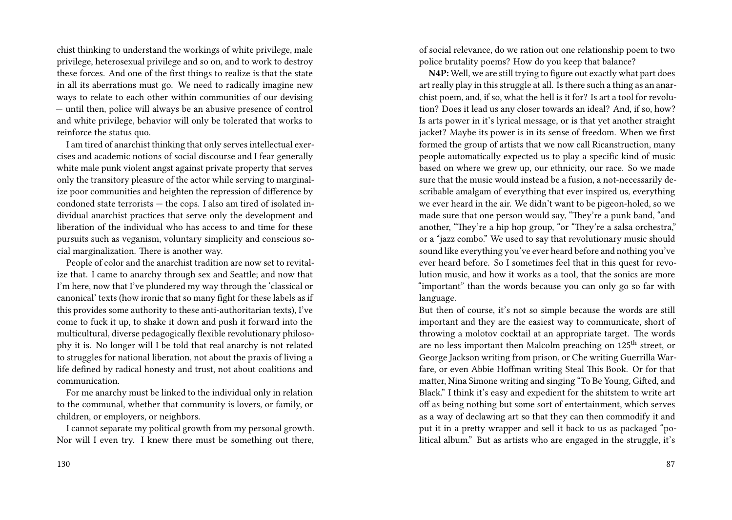chist thinking to understand the workings of white privilege, male privilege, heterosexual privilege and so on, and to work to destroy these forces. And one of the first things to realize is that the state in all its aberrations must go. We need to radically imagine new ways to relate to each other within communities of our devising — until then, police will always be an abusive presence of control and white privilege, behavior will only be tolerated that works to reinforce the status quo.

I am tired of anarchist thinking that only serves intellectual exercises and academic notions of social discourse and I fear generally white male punk violent angst against private property that serves only the transitory pleasure of the actor while serving to marginalize poor communities and heighten the repression of difference by condoned state terrorists — the cops. I also am tired of isolated individual anarchist practices that serve only the development and liberation of the individual who has access to and time for these pursuits such as veganism, voluntary simplicity and conscious social marginalization. There is another way.

People of color and the anarchist tradition are now set to revitalize that. I came to anarchy through sex and Seattle; and now that I'm here, now that I've plundered my way through the 'classical or canonical' texts (how ironic that so many fight for these labels as if this provides some authority to these anti-authoritarian texts), I've come to fuck it up, to shake it down and push it forward into the multicultural, diverse pedagogically flexible revolutionary philosophy it is. No longer will I be told that real anarchy is not related to struggles for national liberation, not about the praxis of living a life defined by radical honesty and trust, not about coalitions and communication.

For me anarchy must be linked to the individual only in relation to the communal, whether that community is lovers, or family, or children, or employers, or neighbors.

I cannot separate my political growth from my personal growth. Nor will I even try. I knew there must be something out there,

of social relevance, do we ration out one relationship poem to two police brutality poems? How do you keep that balance?

**N4P:** Well, we are still trying to figure out exactly what part does art really play in this struggle at all. Is there such a thing as an anarchist poem, and, if so, what the hell is it for? Is art a tool for revolution? Does it lead us any closer towards an ideal? And, if so, how? Is arts power in it's lyrical message, or is that yet another straight jacket? Maybe its power is in its sense of freedom. When we first formed the group of artists that we now call Ricanstruction, many people automatically expected us to play a specific kind of music based on where we grew up, our ethnicity, our race. So we made sure that the music would instead be a fusion, a not-necessarily describable amalgam of everything that ever inspired us, everything we ever heard in the air. We didn't want to be pigeon-holed, so we made sure that one person would say, "They're a punk band, "and another, "They're a hip hop group, "or "They're a salsa orchestra," or a "jazz combo." We used to say that revolutionary music should sound like everything you've ever heard before and nothing you've ever heard before. So I sometimes feel that in this quest for revolution music, and how it works as a tool, that the sonics are more "important" than the words because you can only go so far with language.

But then of course, it's not so simple because the words are still important and they are the easiest way to communicate, short of throwing a molotov cocktail at an appropriate target. The words are no less important then Malcolm preaching on 125th street, or George Jackson writing from prison, or Che writing Guerrilla Warfare, or even Abbie Hoffman writing Steal This Book. Or for that matter, Nina Simone writing and singing "To Be Young, Gifted, and Black." I think it's easy and expedient for the shitstem to write art off as being nothing but some sort of entertainment, which serves as a way of declawing art so that they can then commodify it and put it in a pretty wrapper and sell it back to us as packaged "political album." But as artists who are engaged in the struggle, it's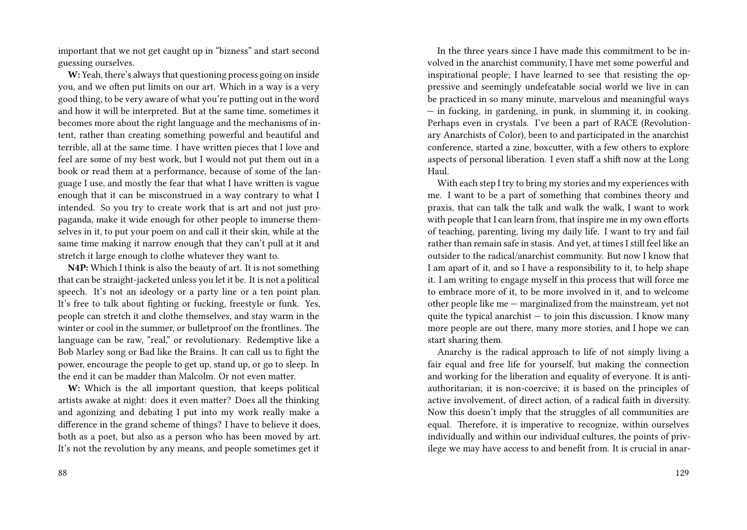important that we not get caught up in "bizness" and start second guessing ourselves.

**W:** Yeah, there's always that questioning process going on inside you, and we often put limits on our art. Which in a way is a very good thing, to be very aware of what you're putting out in the word and how it will be interpreted. But at the same time, sometimes it becomes more about the right language and the mechanisms of intent, rather than creating something powerful and beautiful and terrible, all at the same time. I have written pieces that I love and feel are some of my best work, but I would not put them out in a book or read them at a performance, because of some of the language I use, and mostly the fear that what I have written is vague enough that it can be misconstrued in a way contrary to what I intended. So you try to create work that is art and not just propaganda, make it wide enough for other people to immerse themselves in it, to put your poem on and call it their skin, while at the same time making it narrow enough that they can't pull at it and stretch it large enough to clothe whatever they want to.

**N4P:** Which I think is also the beauty of art. It is not something that can be straight-jacketed unless you let it be. It is not a political speech. It's not an ideology or a party line or a ten point plan. It's free to talk about fighting or fucking, freestyle or funk. Yes, people can stretch it and clothe themselves, and stay warm in the winter or cool in the summer, or bulletproof on the frontlines. The language can be raw, "real," or revolutionary. Redemptive like a Bob Marley song or Bad like the Brains. It can call us to fight the power, encourage the people to get up, stand up, or go to sleep. In the end it can be madder than Malcolm. Or not even matter.

**W:** Which is the all important question, that keeps political artists awake at night: does it even matter? Does all the thinking and agonizing and debating I put into my work really make a difference in the grand scheme of things? I have to believe it does, both as a poet, but also as a person who has been moved by art. It's not the revolution by any means, and people sometimes get it

In the three years since I have made this commitment to be involved in the anarchist community, I have met some powerful and inspirational people; I have learned to see that resisting the oppressive and seemingly undefeatable social world we live in can be practiced in so many minute, marvelous and meaningful ways — in fucking, in gardening, in punk, in slumming it, in cooking. Perhaps even in crystals. I've been a part of RACE (Revolutionary Anarchists of Color), been to and participated in the anarchist conference, started a zine, boxcutter, with a few others to explore aspects of personal liberation. I even staff a shift now at the Long Haul.

With each step I try to bring my stories and my experiences with me. I want to be a part of something that combines theory and praxis, that can talk the talk and walk the walk, I want to work with people that I can learn from, that inspire me in my own efforts of teaching, parenting, living my daily life. I want to try and fail rather than remain safe in stasis. And yet, at times I still feel like an outsider to the radical/anarchist community. But now I know that I am apart of it, and so I have a responsibility to it, to help shape it. I am writing to engage myself in this process that will force me to embrace more of it, to be more involved in it, and to welcome other people like me — marginalized from the mainstream, yet not quite the typical anarchist — to join this discussion. I know many more people are out there, many more stories, and I hope we can start sharing them.

Anarchy is the radical approach to life of not simply living a fair equal and free life for yourself, but making the connection and working for the liberation and equality of everyone. It is anti-authoritarian; it is non-coercive; it is based on the principles of active involvement, of direct action, of a radical faith in diversity. Now this doesn't imply that the struggles of all communities are equal. Therefore, it is imperative to recognize, within ourselves individually and within our individual cultures, the points of privilege we may have access to and benefit from. It is crucial in anar-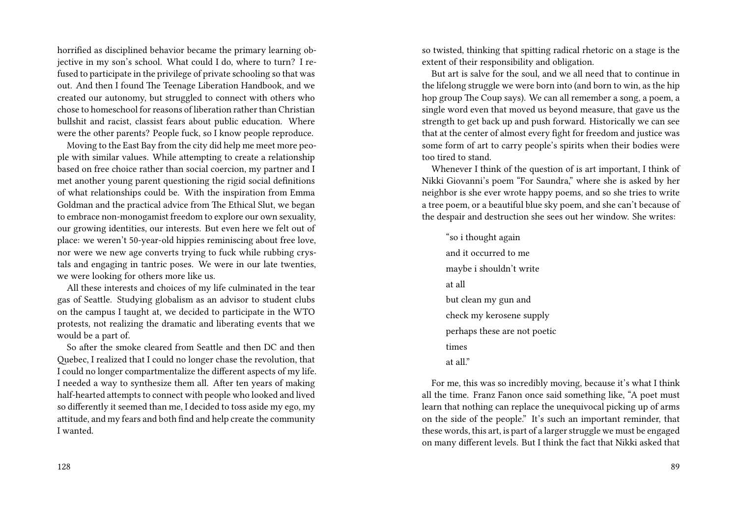horrified as disciplined behavior became the primary learning objective in my son's school. What could I do, where to turn? I refused to participate in the privilege of private schooling so that was out. And then I found The Teenage Liberation Handbook, and we created our autonomy, but struggled to connect with others who chose to homeschool for reasons of liberation rather than Christian bullshit and racist, classist fears about public education. Where were the other parents? People fuck, so I know people reproduce.

Moving to the East Bay from the city did help me meet more people with similar values. While attempting to create a relationship based on free choice rather than social coercion, my partner and I met another young parent questioning the rigid social definitions of what relationships could be. With the inspiration from Emma Goldman and the practical advice from The Ethical Slut, we began to embrace non-monogamist freedom to explore our own sexuality, our growing identities, our interests. But even here we felt out of place: we weren't 50-year-old hippies reminiscing about free love, nor were we new age converts trying to fuck while rubbing crystals and engaging in tantric poses. We were in our late twenties, we were looking for others more like us.

All these interests and choices of my life culminated in the tear gas of Seattle. Studying globalism as an advisor to student clubs on the campus I taught at, we decided to participate in the WTO protests, not realizing the dramatic and liberating events that we would be a part of.

So after the smoke cleared from Seattle and then DC and then Quebec, I realized that I could no longer chase the revolution, that I could no longer compartmentalize the different aspects of my life. I needed a way to synthesize them all. After ten years of making half-hearted attempts to connect with people who looked and lived so differently it seemed than me, I decided to toss aside my ego, my attitude, and my fears and both find and help create the community I wanted.

so twisted, thinking that spitting radical rhetoric on a stage is the extent of their responsibility and obligation.

But art is salve for the soul, and we all need that to continue in the lifelong struggle we were born into (and born to win, as the hip hop group The Coup says). We can all remember a song, a poem, a single word even that moved us beyond measure, that gave us the strength to get back up and push forward. Historically we can see that at the center of almost every fight for freedom and justice was some form of art to carry people's spirits when their bodies were too tired to stand.

Whenever I think of the question of is art important, I think of Nikki Giovanni's poem "For Saundra," where she is asked by her neighbor is she ever wrote happy poems, and so she tries to write a tree poem, or a beautiful blue sky poem, and she can't because of the despair and destruction she sees out her window. She writes:

> "so i thought again
>
> and it occurred to me
>
> maybe i shouldn't write
>
> at all
>
> but clean my gun and
>
> check my kerosene supply
>
> perhaps these are not poetic
>
> times
>
> at all."

For me, this was so incredibly moving, because it's what I think all the time. Franz Fanon once said something like, "A poet must learn that nothing can replace the unequivocal picking up of arms on the side of the people." It's such an important reminder, that these words, this art, is part of a larger struggle we must be engaged on many different levels. But I think the fact that Nikki asked that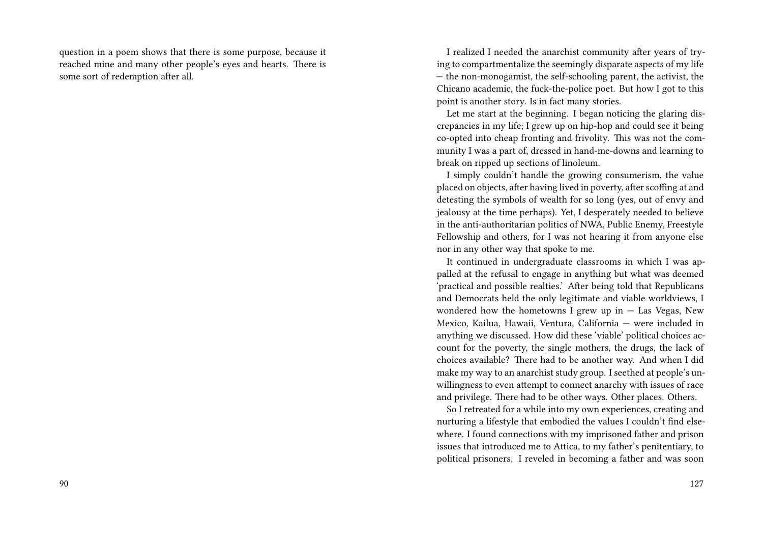question in a poem shows that there is some purpose, because it reached mine and many other people's eyes and hearts. There is some sort of redemption after all.

I realized I needed the anarchist community after years of trying to compartmentalize the seemingly disparate aspects of my life — the non-monogamist, the self-schooling parent, the activist, the Chicano academic, the fuck-the-police poet. But how I got to this point is another story. Is in fact many stories.

Let me start at the beginning. I began noticing the glaring discrepancies in my life; I grew up on hip-hop and could see it being co-opted into cheap fronting and frivolity. This was not the community I was a part of, dressed in hand-me-downs and learning to break on ripped up sections of linoleum.

I simply couldn't handle the growing consumerism, the value placed on objects, after having lived in poverty, after scoffing at and detesting the symbols of wealth for so long (yes, out of envy and jealousy at the time perhaps). Yet, I desperately needed to believe in the anti-authoritarian politics of NWA, Public Enemy, Freestyle Fellowship and others, for I was not hearing it from anyone else nor in any other way that spoke to me.

It continued in undergraduate classrooms in which I was appalled at the refusal to engage in anything but what was deemed 'practical and possible realties.' After being told that Republicans and Democrats held the only legitimate and viable worldviews, I wondered how the hometowns I grew up in — Las Vegas, New Mexico, Kailua, Hawaii, Ventura, California — were included in anything we discussed. How did these 'viable' political choices account for the poverty, the single mothers, the drugs, the lack of choices available? There had to be another way. And when I did make my way to an anarchist study group. I seethed at people's unwillingness to even attempt to connect anarchy with issues of race and privilege. There had to be other ways. Other places. Others.

So I retreated for a while into my own experiences, creating and nurturing a lifestyle that embodied the values I couldn't find elsewhere. I found connections with my imprisoned father and prison issues that introduced me to Attica, to my father's penitentiary, to political prisoners. I reveled in becoming a father and was soon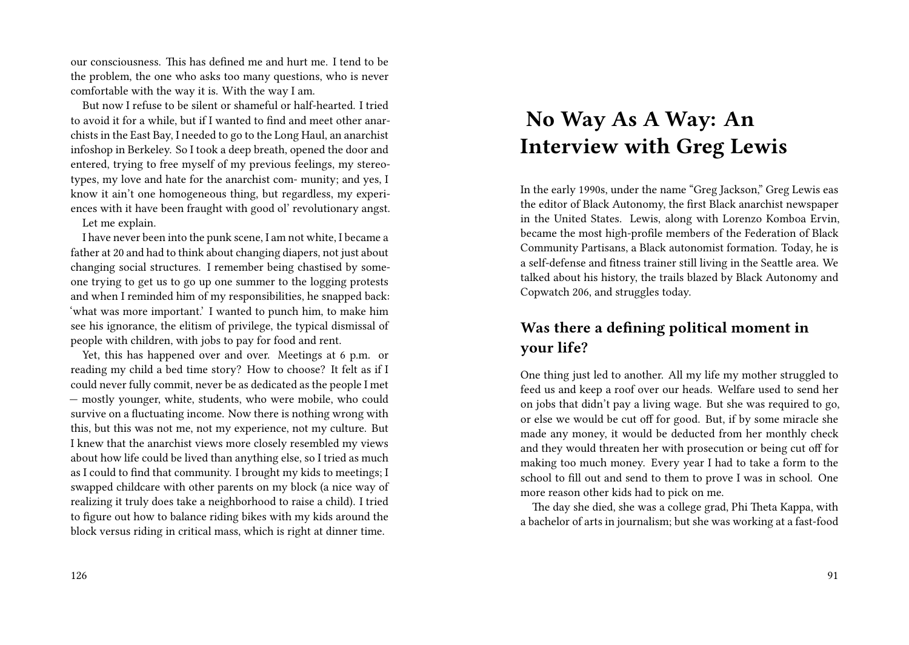our consciousness. This has defined me and hurt me. I tend to be the problem, the one who asks too many questions, who is never comfortable with the way it is. With the way I am.

But now I refuse to be silent or shameful or half-hearted. I tried to avoid it for a while, but if I wanted to find and meet other anarchists in the East Bay, I needed to go to the Long Haul, an anarchist infoshop in Berkeley. So I took a deep breath, opened the door and entered, trying to free myself of my previous feelings, my stereotypes, my love and hate for the anarchist com- munity; and yes, I know it ain't one homogeneous thing, but regardless, my experiences with it have been fraught with good ol' revolutionary angst.

Let me explain.

I have never been into the punk scene, I am not white, I became a father at 20 and had to think about changing diapers, not just about changing social structures. I remember being chastised by someone trying to get us to go up one summer to the logging protests and when I reminded him of my responsibilities, he snapped back: 'what was more important.' I wanted to punch him, to make him see his ignorance, the elitism of privilege, the typical dismissal of people with children, with jobs to pay for food and rent.

Yet, this has happened over and over. Meetings at 6 p.m. or reading my child a bed time story? How to choose? It felt as if I could never fully commit, never be as dedicated as the people I met — mostly younger, white, students, who were mobile, who could survive on a fluctuating income. Now there is nothing wrong with this, but this was not me, not my experience, not my culture. But I knew that the anarchist views more closely resembled my views about how life could be lived than anything else, so I tried as much as I could to find that community. I brought my kids to meetings; I swapped childcare with other parents on my block (a nice way of realizing it truly does take a neighborhood to raise a child). I tried to figure out how to balance riding bikes with my kids around the block versus riding in critical mass, which is right at dinner time.

# No Way As A Way: An Interview with Greg Lewis

In the early 1990s, under the name "Greg Jackson," Greg Lewis eas the editor of Black Autonomy, the first Black anarchist newspaper in the United States. Lewis, along with Lorenzo Komboa Ervin, became the most high-profile members of the Federation of Black Community Partisans, a Black autonomist formation. Today, he is a self-defense and fitness trainer still living in the Seattle area. We talked about his history, the trails blazed by Black Autonomy and Copwatch 206, and struggles today.

## Was there a defining political moment in your life?

One thing just led to another. All my life my mother struggled to feed us and keep a roof over our heads. Welfare used to send her on jobs that didn't pay a living wage. But she was required to go, or else we would be cut off for good. But, if by some miracle she made any money, it would be deducted from her monthly check and they would threaten her with prosecution or being cut off for making too much money. Every year I had to take a form to the school to fill out and send to them to prove I was in school. One more reason other kids had to pick on me.

The day she died, she was a college grad, Phi Theta Kappa, with a bachelor of arts in journalism; but she was working at a fast-food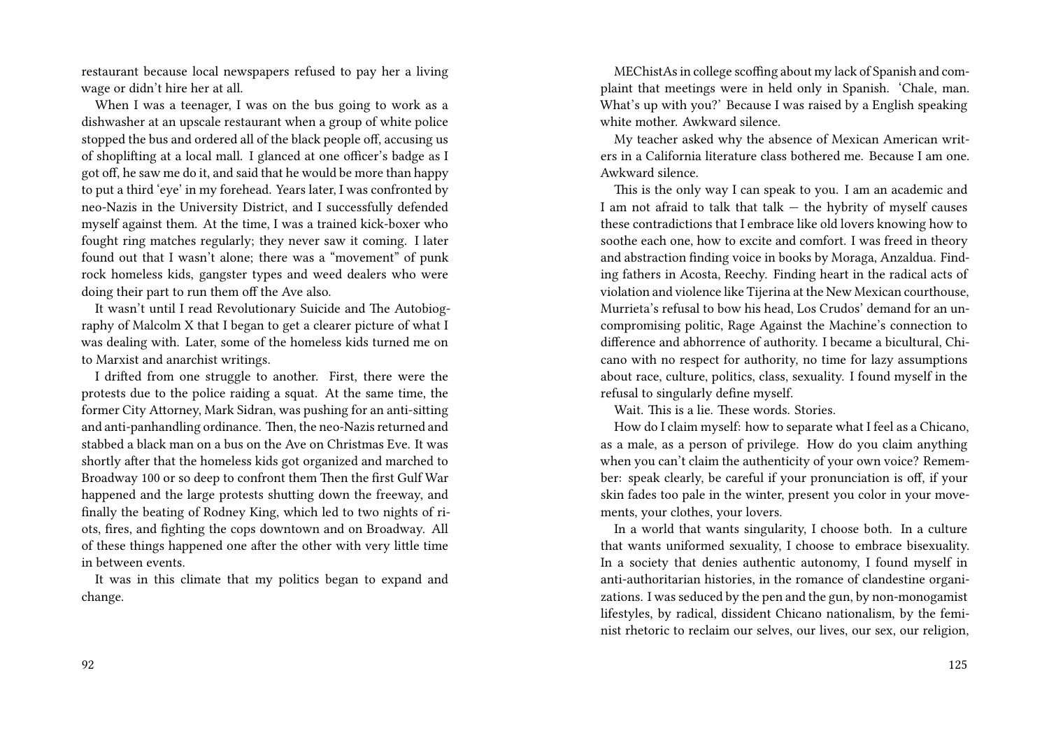restaurant because local newspapers refused to pay her a living wage or didn't hire her at all.

When I was a teenager, I was on the bus going to work as a dishwasher at an upscale restaurant when a group of white police stopped the bus and ordered all of the black people off, accusing us of shoplifting at a local mall. I glanced at one officer's badge as I got off, he saw me do it, and said that he would be more than happy to put a third 'eye' in my forehead. Years later, I was confronted by neo-Nazis in the University District, and I successfully defended myself against them. At the time, I was a trained kick-boxer who fought ring matches regularly; they never saw it coming. I later found out that I wasn't alone; there was a "movement" of punk rock homeless kids, gangster types and weed dealers who were doing their part to run them off the Ave also.

It wasn't until I read Revolutionary Suicide and The Autobiography of Malcolm X that I began to get a clearer picture of what I was dealing with. Later, some of the homeless kids turned me on to Marxist and anarchist writings.

I drifted from one struggle to another. First, there were the protests due to the police raiding a squat. At the same time, the former City Attorney, Mark Sidran, was pushing for an anti-sitting and anti-panhandling ordinance. Then, the neo-Nazis returned and stabbed a black man on a bus on the Ave on Christmas Eve. It was shortly after that the homeless kids got organized and marched to Broadway 100 or so deep to confront them Then the first Gulf War happened and the large protests shutting down the freeway, and finally the beating of Rodney King, which led to two nights of riots, fires, and fighting the cops downtown and on Broadway. All of these things happened one after the other with very little time in between events.

It was in this climate that my politics began to expand and change.

MEChistAs in college scoffing about my lack of Spanish and complaint that meetings were in held only in Spanish. 'Chale, man. What's up with you?' Because I was raised by a English speaking white mother. Awkward silence.

My teacher asked why the absence of Mexican American writers in a California literature class bothered me. Because I am one. Awkward silence.

This is the only way I can speak to you. I am an academic and I am not afraid to talk that talk — the hybrity of myself causes these contradictions that I embrace like old lovers knowing how to soothe each one, how to excite and comfort. I was freed in theory and abstraction finding voice in books by Moraga, Anzaldua. Finding fathers in Acosta, Reechy. Finding heart in the radical acts of violation and violence like Tijerina at the New Mexican courthouse, Murrieta's refusal to bow his head, Los Crudos' demand for an uncompromising politic, Rage Against the Machine's connection to difference and abhorrence of authority. I became a bicultural, Chicano with no respect for authority, no time for lazy assumptions about race, culture, politics, class, sexuality. I found myself in the refusal to singularly define myself.

Wait. This is a lie. These words. Stories.

How do I claim myself: how to separate what I feel as a Chicano, as a male, as a person of privilege. How do you claim anything when you can't claim the authenticity of your own voice? Remember: speak clearly, be careful if your pronunciation is off, if your skin fades too pale in the winter, present you color in your movements, your clothes, your lovers.

In a world that wants singularity, I choose both. In a culture that wants uniformed sexuality, I choose to embrace bisexuality. In a society that denies authentic autonomy, I found myself in anti-authoritarian histories, in the romance of clandestine organizations. I was seduced by the pen and the gun, by non-monogamist lifestyles, by radical, dissident Chicano nationalism, by the feminist rhetoric to reclaim our selves, our lives, our sex, our religion,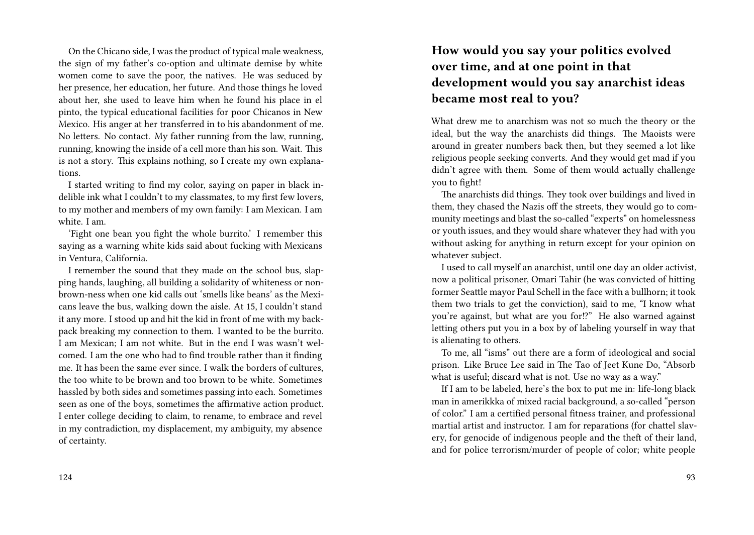On the Chicano side, I was the product of typical male weakness, the sign of my father's co-option and ultimate demise by white women come to save the poor, the natives. He was seduced by her presence, her education, her future. And those things he loved about her, she used to leave him when he found his place in el pinto, the typical educational facilities for poor Chicanos in New Mexico. His anger at her transferred in to his abandonment of me. No letters. No contact. My father running from the law, running, running, knowing the inside of a cell more than his son. Wait. This is not a story. This explains nothing, so I create my own explanations.

I started writing to find my color, saying on paper in black indelible ink what I couldn't to my classmates, to my first few lovers, to my mother and members of my own family: I am Mexican. I am white. I am.

'Fight one bean you fight the whole burrito.' I remember this saying as a warning white kids said about fucking with Mexicans in Ventura, California.

I remember the sound that they made on the school bus, slapping hands, laughing, all building a solidarity of whiteness or non-brown-ness when one kid calls out 'smells like beans' as the Mexicans leave the bus, walking down the aisle. At 15, I couldn't stand it any more. I stood up and hit the kid in front of me with my backpack breaking my connection to them. I wanted to be the burrito. I am Mexican; I am not white. But in the end I was wasn't welcomed. I am the one who had to find trouble rather than it finding me. It has been the same ever since. I walk the borders of cultures, the too white to be brown and too brown to be white. Sometimes hassled by both sides and sometimes passing into each. Sometimes seen as one of the boys, sometimes the affirmative action product. I enter college deciding to claim, to rename, to embrace and revel in my contradiction, my displacement, my ambiguity, my absence of certainty.

### How would you say your politics evolved over time, and at one point in that development would you say anarchist ideas became most real to you?

What drew me to anarchism was not so much the theory or the ideal, but the way the anarchists did things. The Maoists were around in greater numbers back then, but they seemed a lot like religious people seeking converts. And they would get mad if you didn't agree with them. Some of them would actually challenge you to fight!

The anarchists did things. They took over buildings and lived in them, they chased the Nazis off the streets, they would go to community meetings and blast the so-called "experts" on homelessness or youth issues, and they would share whatever they had with you without asking for anything in return except for your opinion on whatever subject.

I used to call myself an anarchist, until one day an older activist, now a political prisoner, Omari Tahir (he was convicted of hitting former Seattle mayor Paul Schell in the face with a bullhorn; it took them two trials to get the conviction), said to me, "I know what you're against, but what are you for!?" He also warned against letting others put you in a box by of labeling yourself in way that is alienating to others.

To me, all "isms" out there are a form of ideological and social prison. Like Bruce Lee said in The Tao of Jeet Kune Do, "Absorb what is useful; discard what is not. Use no way as a way."

If I am to be labeled, here's the box to put me in: life-long black man in amerikkka of mixed racial background, a so-called "person of color." I am a certified personal fitness trainer, and professional martial artist and instructor. I am for reparations (for chattel slavery, for genocide of indigenous people and the theft of their land, and for police terrorism/murder of people of color; white people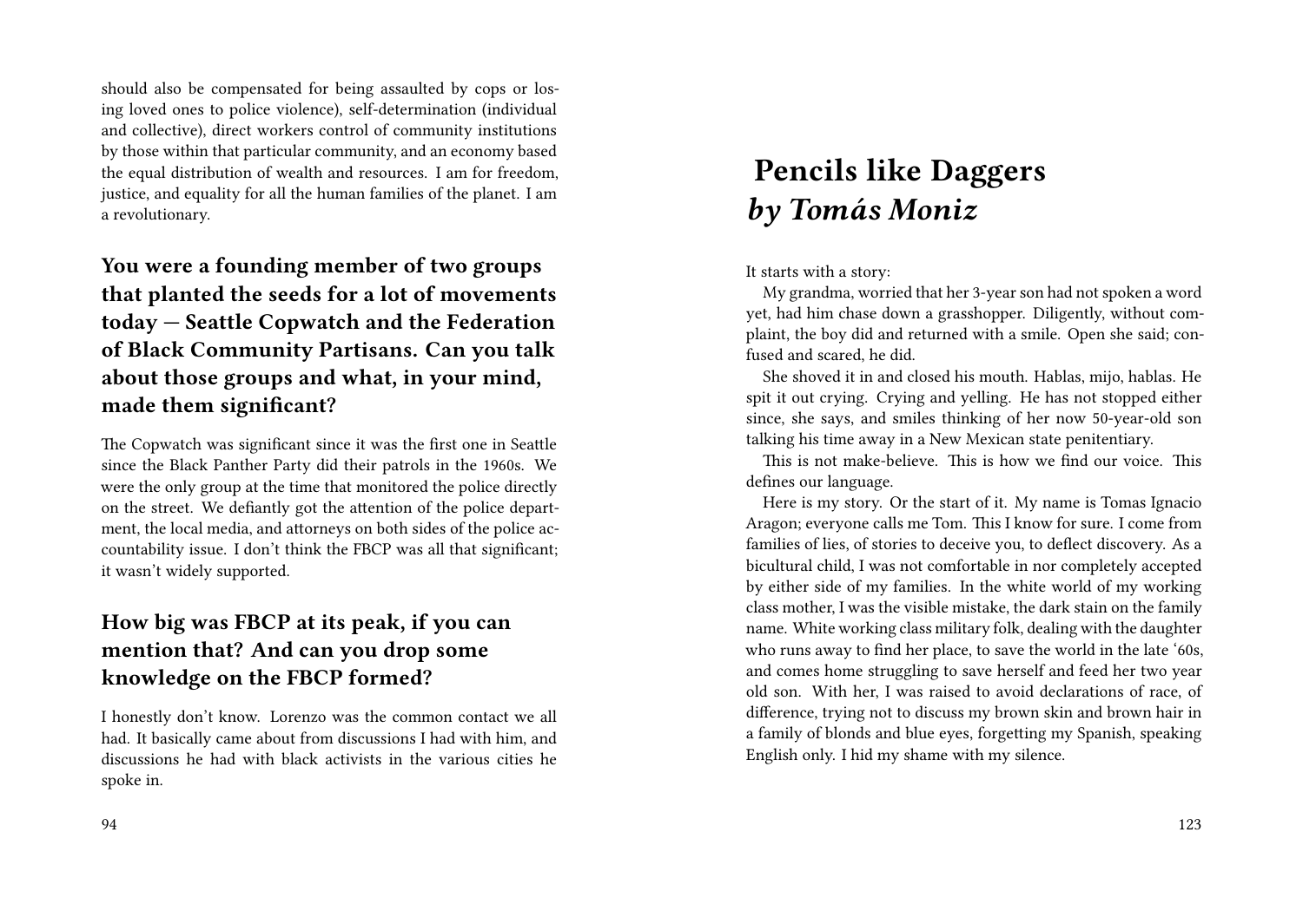should also be compensated for being assaulted by cops or losing loved ones to police violence), self-determination (individual and collective), direct workers control of community institutions by those within that particular community, and an economy based the equal distribution of wealth and resources. I am for freedom, justice, and equality for all the human families of the planet. I am a revolutionary.

### You were a founding member of two groups that planted the seeds for a lot of movements today — Seattle Copwatch and the Federation of Black Community Partisans. Can you talk about those groups and what, in your mind, made them significant?

The Copwatch was significant since it was the first one in Seattle since the Black Panther Party did their patrols in the 1960s. We were the only group at the time that monitored the police directly on the street. We defiantly got the attention of the police department, the local media, and attorneys on both sides of the police accountability issue. I don't think the FBCP was all that significant; it wasn't widely supported.

### How big was FBCP at its peak, if you can mention that? And can you drop some knowledge on the FBCP formed?

I honestly don't know. Lorenzo was the common contact we all had. It basically came about from discussions I had with him, and discussions he had with black activists in the various cities he spoke in.

# Pencils like Daggers *by Tomás Moniz*

It starts with a story:

My grandma, worried that her 3-year son had not spoken a word yet, had him chase down a grasshopper. Diligently, without complaint, the boy did and returned with a smile. Open she said; confused and scared, he did.

She shoved it in and closed his mouth. Hablas, mijo, hablas. He spit it out crying. Crying and yelling. He has not stopped either since, she says, and smiles thinking of her now 50-year-old son talking his time away in a New Mexican state penitentiary.

This is not make-believe. This is how we find our voice. This defines our language.

Here is my story. Or the start of it. My name is Tomas Ignacio Aragon; everyone calls me Tom. This I know for sure. I come from families of lies, of stories to deceive you, to deflect discovery. As a bicultural child, I was not comfortable in nor completely accepted by either side of my families. In the white world of my working class mother, I was the visible mistake, the dark stain on the family name. White working class military folk, dealing with the daughter who runs away to find her place, to save the world in the late '60s, and comes home struggling to save herself and feed her two year old son. With her, I was raised to avoid declarations of race, of difference, trying not to discuss my brown skin and brown hair in a family of blonds and blue eyes, forgetting my Spanish, speaking English only. I hid my shame with my silence.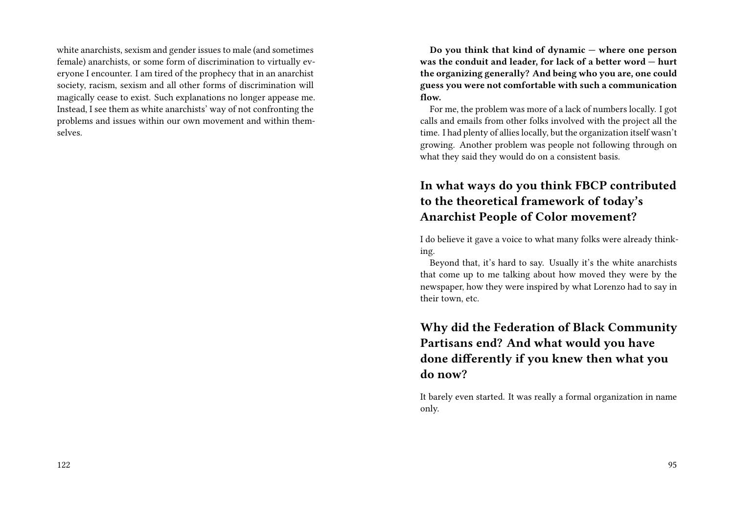white anarchists, sexism and gender issues to male (and sometimes female) anarchists, or some form of discrimination to virtually everyone I encounter. I am tired of the prophecy that in an anarchist society, racism, sexism and all other forms of discrimination will magically cease to exist. Such explanations no longer appease me. Instead, I see them as white anarchists' way of not confronting the problems and issues within our own movement and within themselves.

**Do you think that kind of dynamic — where one person was the conduit and leader, for lack of a better word — hurt the organizing generally? And being who you are, one could guess you were not comfortable with such a communication flow.**

For me, the problem was more of a lack of numbers locally. I got calls and emails from other folks involved with the project all the time. I had plenty of allies locally, but the organization itself wasn't growing. Another problem was people not following through on what they said they would do on a consistent basis.

## In what ways do you think FBCP contributed to the theoretical framework of today's Anarchist People of Color movement?

I do believe it gave a voice to what many folks were already thinking.

Beyond that, it's hard to say. Usually it's the white anarchists that come up to me talking about how moved they were by the newspaper, how they were inspired by what Lorenzo had to say in their town, etc.

## Why did the Federation of Black Community Partisans end? And what would you have done differently if you knew then what you do now?

It barely even started. It was really a formal organization in name only.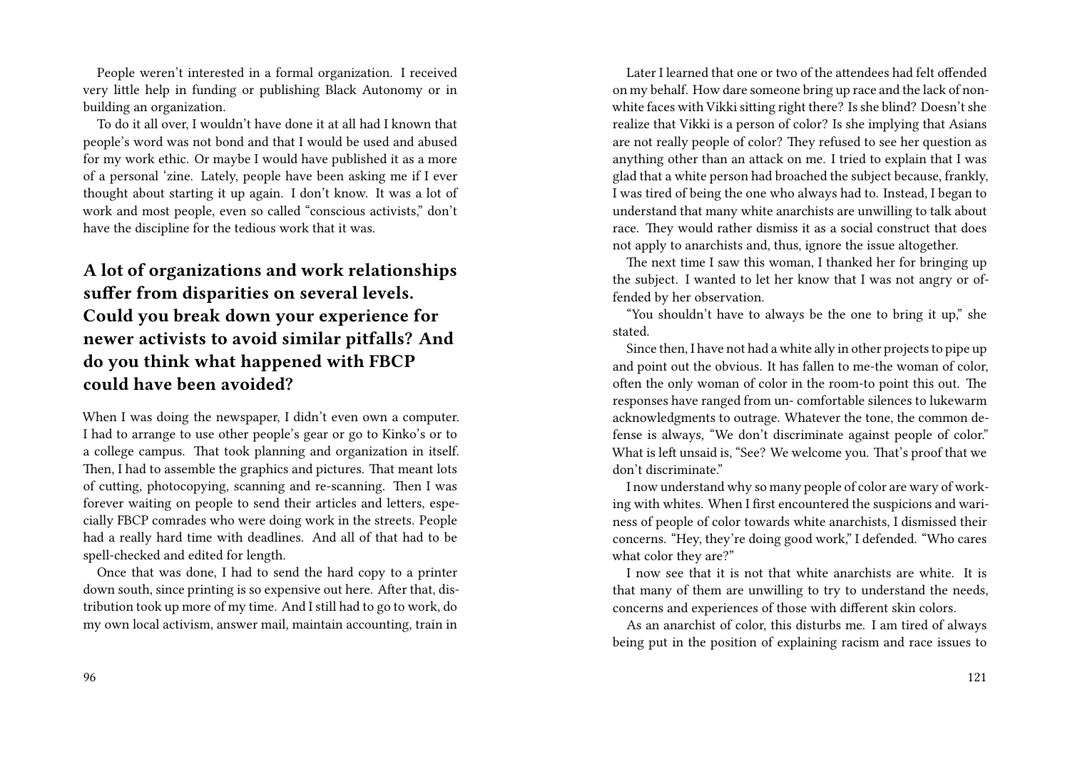People weren't interested in a formal organization. I received very little help in funding or publishing Black Autonomy or in building an organization.

To do it all over, I wouldn't have done it at all had I known that people's word was not bond and that I would be used and abused for my work ethic. Or maybe I would have published it as a more of a personal 'zine. Lately, people have been asking me if I ever thought about starting it up again. I don't know. It was a lot of work and most people, even so called "conscious activists," don't have the discipline for the tedious work that it was.

## A lot of organizations and work relationships suffer from disparities on several levels. Could you break down your experience for newer activists to avoid similar pitfalls? And do you think what happened with FBCP could have been avoided?

When I was doing the newspaper, I didn't even own a computer. I had to arrange to use other people's gear or go to Kinko's or to a college campus. That took planning and organization in itself. Then, I had to assemble the graphics and pictures. That meant lots of cutting, photocopying, scanning and re-scanning. Then I was forever waiting on people to send their articles and letters, especially FBCP comrades who were doing work in the streets. People had a really hard time with deadlines. And all of that had to be spell-checked and edited for length.

Once that was done, I had to send the hard copy to a printer down south, since printing is so expensive out here. After that, distribution took up more of my time. And I still had to go to work, do my own local activism, answer mail, maintain accounting, train in

Later I learned that one or two of the attendees had felt offended on my behalf. How dare someone bring up race and the lack of non-white faces with Vikki sitting right there? Is she blind? Doesn't she realize that Vikki is a person of color? Is she implying that Asians are not really people of color? They refused to see her question as anything other than an attack on me. I tried to explain that I was glad that a white person had broached the subject because, frankly, I was tired of being the one who always had to. Instead, I began to understand that many white anarchists are unwilling to talk about race. They would rather dismiss it as a social construct that does not apply to anarchists and, thus, ignore the issue altogether.

The next time I saw this woman, I thanked her for bringing up the subject. I wanted to let her know that I was not angry or offended by her observation.

"You shouldn't have to always be the one to bring it up," she stated.

Since then, I have not had a white ally in other projects to pipe up and point out the obvious. It has fallen to me-the woman of color, often the only woman of color in the room-to point this out. The responses have ranged from un- comfortable silences to lukewarm acknowledgments to outrage. Whatever the tone, the common defense is always, "We don't discriminate against people of color." What is left unsaid is, "See? We welcome you. That's proof that we don't discriminate."

I now understand why so many people of color are wary of working with whites. When I first encountered the suspicions and wariness of people of color towards white anarchists, I dismissed their concerns. "Hey, they're doing good work," I defended. "Who cares what color they are?"

I now see that it is not that white anarchists are white. It is that many of them are unwilling to try to understand the needs, concerns and experiences of those with different skin colors.

As an anarchist of color, this disturbs me. I am tired of always being put in the position of explaining racism and race issues to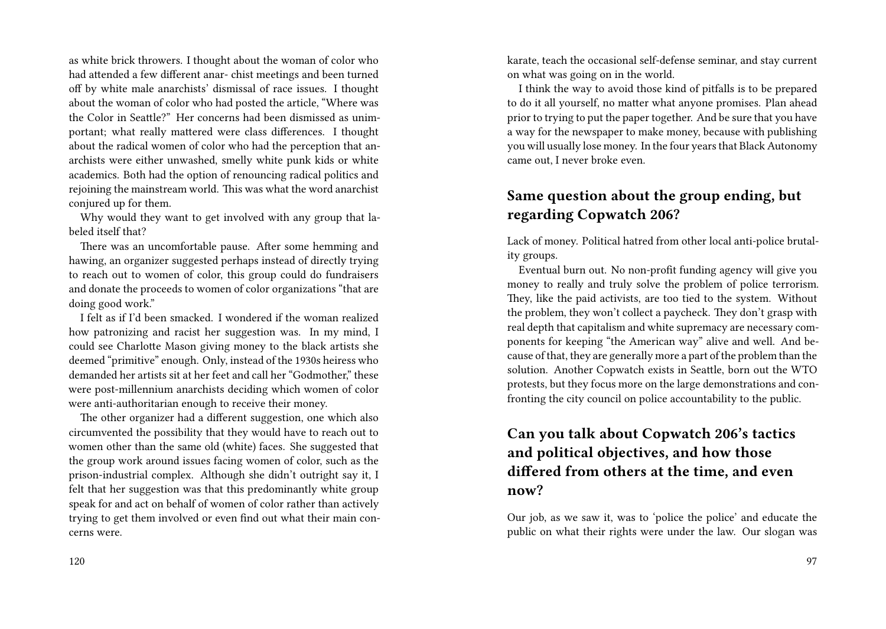as white brick throwers. I thought about the woman of color who had attended a few different anar- chist meetings and been turned off by white male anarchists' dismissal of race issues. I thought about the woman of color who had posted the article, "Where was the Color in Seattle?" Her concerns had been dismissed as unimportant; what really mattered were class differences. I thought about the radical women of color who had the perception that anarchists were either unwashed, smelly white punk kids or white academics. Both had the option of renouncing radical politics and rejoining the mainstream world. This was what the word anarchist conjured up for them.

Why would they want to get involved with any group that labeled itself that?

There was an uncomfortable pause. After some hemming and hawing, an organizer suggested perhaps instead of directly trying to reach out to women of color, this group could do fundraisers and donate the proceeds to women of color organizations "that are doing good work."

I felt as if I'd been smacked. I wondered if the woman realized how patronizing and racist her suggestion was. In my mind, I could see Charlotte Mason giving money to the black artists she deemed "primitive" enough. Only, instead of the 1930s heiress who demanded her artists sit at her feet and call her "Godmother," these were post-millennium anarchists deciding which women of color were anti-authoritarian enough to receive their money.

The other organizer had a different suggestion, one which also circumvented the possibility that they would have to reach out to women other than the same old (white) faces. She suggested that the group work around issues facing women of color, such as the prison-industrial complex. Although she didn't outright say it, I felt that her suggestion was that this predominantly white group speak for and act on behalf of women of color rather than actively trying to get them involved or even find out what their main concerns were.

karate, teach the occasional self-defense seminar, and stay current on what was going on in the world.

I think the way to avoid those kind of pitfalls is to be prepared to do it all yourself, no matter what anyone promises. Plan ahead prior to trying to put the paper together. And be sure that you have a way for the newspaper to make money, because with publishing you will usually lose money. In the four years that Black Autonomy came out, I never broke even.

## Same question about the group ending, but regarding Copwatch 206?

Lack of money. Political hatred from other local anti-police brutality groups.

Eventual burn out. No non-profit funding agency will give you money to really and truly solve the problem of police terrorism. They, like the paid activists, are too tied to the system. Without the problem, they won't collect a paycheck. They don't grasp with real depth that capitalism and white supremacy are necessary components for keeping "the American way" alive and well. And because of that, they are generally more a part of the problem than the solution. Another Copwatch exists in Seattle, born out the WTO protests, but they focus more on the large demonstrations and confronting the city council on police accountability to the public.

## Can you talk about Copwatch 206's tactics and political objectives, and how those differed from others at the time, and even now?

Our job, as we saw it, was to 'police the police' and educate the public on what their rights were under the law. Our slogan was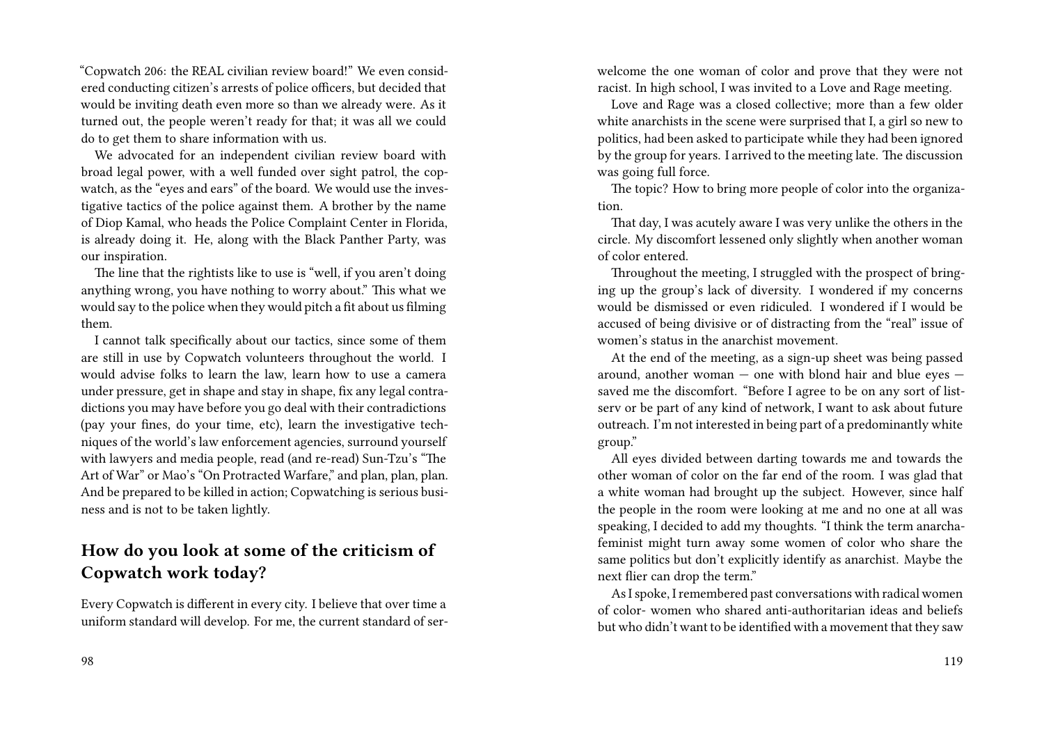"Copwatch 206: the REAL civilian review board!" We even considered conducting citizen's arrests of police officers, but decided that would be inviting death even more so than we already were. As it turned out, the people weren't ready for that; it was all we could do to get them to share information with us.

We advocated for an independent civilian review board with broad legal power, with a well funded over sight patrol, the copwatch, as the "eyes and ears" of the board. We would use the investigative tactics of the police against them. A brother by the name of Diop Kamal, who heads the Police Complaint Center in Florida, is already doing it. He, along with the Black Panther Party, was our inspiration.

The line that the rightists like to use is "well, if you aren't doing anything wrong, you have nothing to worry about." This what we would say to the police when they would pitch a fit about us filming them.

I cannot talk specifically about our tactics, since some of them are still in use by Copwatch volunteers throughout the world. I would advise folks to learn the law, learn how to use a camera under pressure, get in shape and stay in shape, fix any legal contradictions you may have before you go deal with their contradictions (pay your fines, do your time, etc), learn the investigative techniques of the world's law enforcement agencies, surround yourself with lawyers and media people, read (and re-read) Sun-Tzu's "The Art of War" or Mao's "On Protracted Warfare," and plan, plan, plan. And be prepared to be killed in action; Copwatching is serious business and is not to be taken lightly.

## How do you look at some of the criticism of Copwatch work today?

Every Copwatch is different in every city. I believe that over time a uniform standard will develop. For me, the current standard of ser-

welcome the one woman of color and prove that they were not racist. In high school, I was invited to a Love and Rage meeting.

Love and Rage was a closed collective; more than a few older white anarchists in the scene were surprised that I, a girl so new to politics, had been asked to participate while they had been ignored by the group for years. I arrived to the meeting late. The discussion was going full force.

The topic? How to bring more people of color into the organization.

That day, I was acutely aware I was very unlike the others in the circle. My discomfort lessened only slightly when another woman of color entered.

Throughout the meeting, I struggled with the prospect of bringing up the group's lack of diversity. I wondered if my concerns would be dismissed or even ridiculed. I wondered if I would be accused of being divisive or of distracting from the "real" issue of women's status in the anarchist movement.

At the end of the meeting, as a sign-up sheet was being passed around, another woman — one with blond hair and blue eyes — saved me the discomfort. "Before I agree to be on any sort of listserv or be part of any kind of network, I want to ask about future outreach. I'm not interested in being part of a predominantly white group."

All eyes divided between darting towards me and towards the other woman of color on the far end of the room. I was glad that a white woman had brought up the subject. However, since half the people in the room were looking at me and no one at all was speaking, I decided to add my thoughts. "I think the term anarcha-feminist might turn away some women of color who share the same politics but don't explicitly identify as anarchist. Maybe the next flier can drop the term."

As I spoke, I remembered past conversations with radical women of color- women who shared anti-authoritarian ideas and beliefs but who didn't want to be identified with a movement that they saw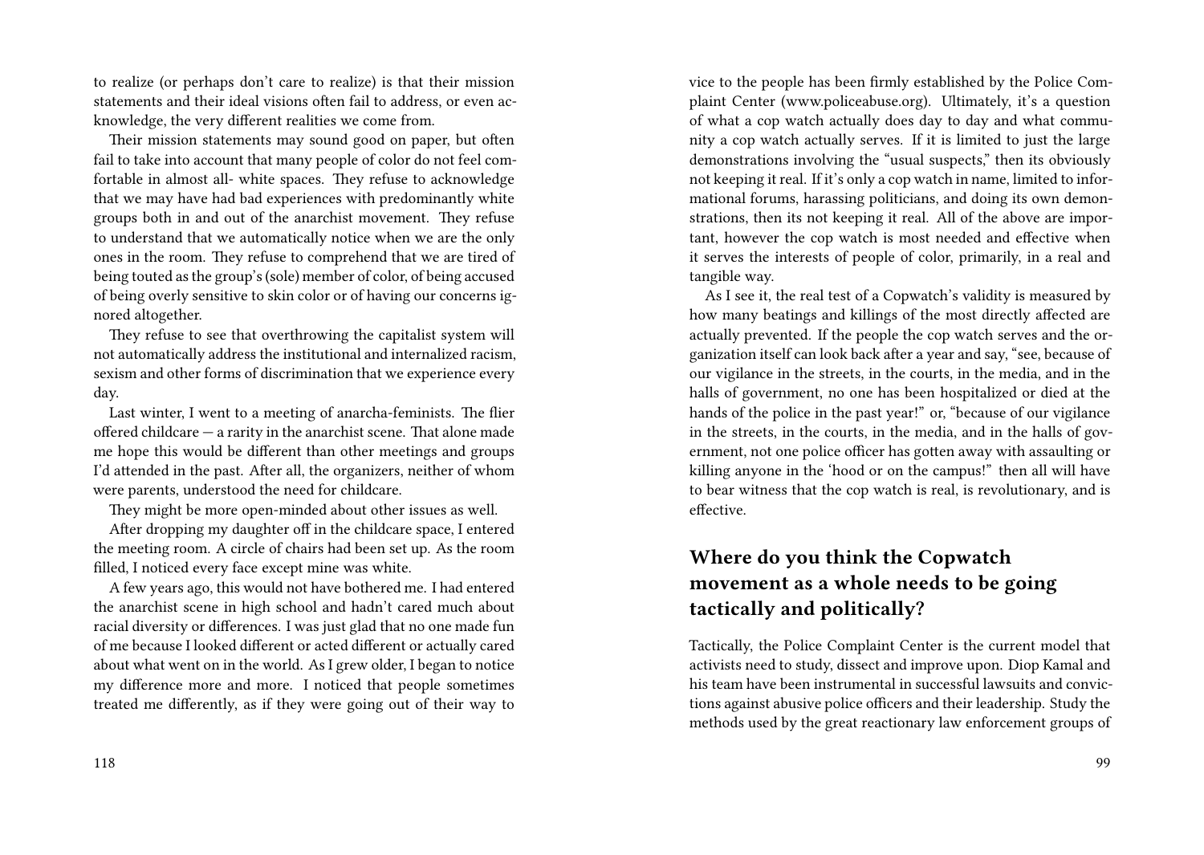to realize (or perhaps don't care to realize) is that their mission statements and their ideal visions often fail to address, or even acknowledge, the very different realities we come from.

Their mission statements may sound good on paper, but often fail to take into account that many people of color do not feel comfortable in almost all- white spaces. They refuse to acknowledge that we may have had bad experiences with predominantly white groups both in and out of the anarchist movement. They refuse to understand that we automatically notice when we are the only ones in the room. They refuse to comprehend that we are tired of being touted as the group's (sole) member of color, of being accused of being overly sensitive to skin color or of having our concerns ignored altogether.

They refuse to see that overthrowing the capitalist system will not automatically address the institutional and internalized racism, sexism and other forms of discrimination that we experience every day.

Last winter, I went to a meeting of anarcha-feminists. The flier offered childcare — a rarity in the anarchist scene. That alone made me hope this would be different than other meetings and groups I'd attended in the past. After all, the organizers, neither of whom were parents, understood the need for childcare.

They might be more open-minded about other issues as well.

After dropping my daughter off in the childcare space, I entered the meeting room. A circle of chairs had been set up. As the room filled, I noticed every face except mine was white.

A few years ago, this would not have bothered me. I had entered the anarchist scene in high school and hadn't cared much about racial diversity or differences. I was just glad that no one made fun of me because I looked different or acted different or actually cared about what went on in the world. As I grew older, I began to notice my difference more and more. I noticed that people sometimes treated me differently, as if they were going out of their way to

vice to the people has been firmly established by the Police Complaint Center (www.policeabuse.org). Ultimately, it's a question of what a cop watch actually does day to day and what community a cop watch actually serves. If it is limited to just the large demonstrations involving the "usual suspects," then its obviously not keeping it real. If it's only a cop watch in name, limited to informational forums, harassing politicians, and doing its own demonstrations, then its not keeping it real. All of the above are important, however the cop watch is most needed and effective when it serves the interests of people of color, primarily, in a real and tangible way.

As I see it, the real test of a Copwatch's validity is measured by how many beatings and killings of the most directly affected are actually prevented. If the people the cop watch serves and the organization itself can look back after a year and say, "see, because of our vigilance in the streets, in the courts, in the media, and in the halls of government, no one has been hospitalized or died at the hands of the police in the past year!" or, "because of our vigilance in the streets, in the courts, in the media, and in the halls of government, not one police officer has gotten away with assaulting or killing anyone in the 'hood or on the campus!" then all will have to bear witness that the cop watch is real, is revolutionary, and is effective.

## Where do you think the Copwatch movement as a whole needs to be going tactically and politically?

Tactically, the Police Complaint Center is the current model that activists need to study, dissect and improve upon. Diop Kamal and his team have been instrumental in successful lawsuits and convictions against abusive police officers and their leadership. Study the methods used by the great reactionary law enforcement groups of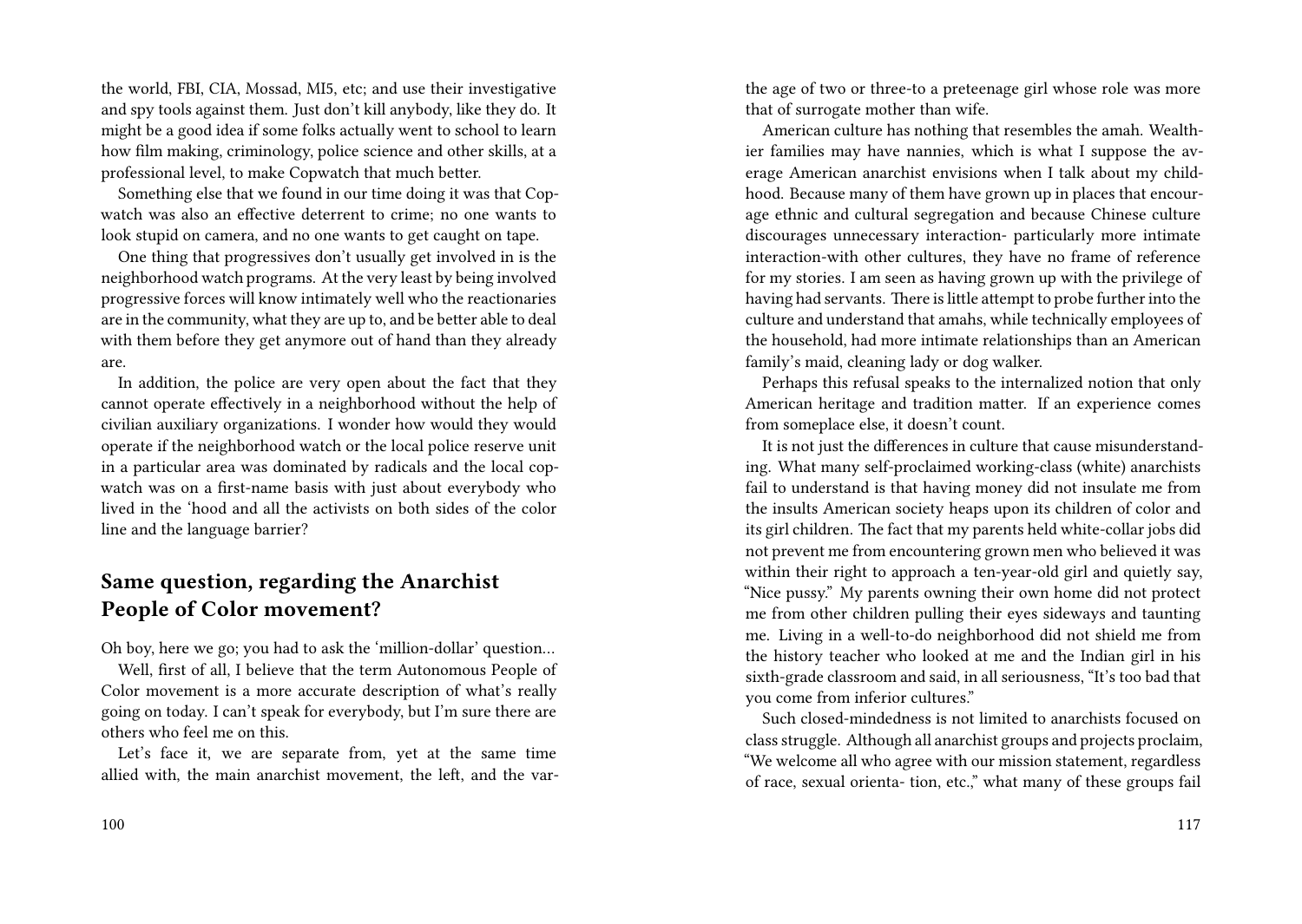the world, FBI, CIA, Mossad, MI5, etc; and use their investigative and spy tools against them. Just don't kill anybody, like they do. It might be a good idea if some folks actually went to school to learn how film making, criminology, police science and other skills, at a professional level, to make Copwatch that much better.

Something else that we found in our time doing it was that Copwatch was also an effective deterrent to crime; no one wants to look stupid on camera, and no one wants to get caught on tape.

One thing that progressives don't usually get involved in is the neighborhood watch programs. At the very least by being involved progressive forces will know intimately well who the reactionaries are in the community, what they are up to, and be better able to deal with them before they get anymore out of hand than they already are.

In addition, the police are very open about the fact that they cannot operate effectively in a neighborhood without the help of civilian auxiliary organizations. I wonder how would they would operate if the neighborhood watch or the local police reserve unit in a particular area was dominated by radicals and the local copwatch was on a first-name basis with just about everybody who lived in the 'hood and all the activists on both sides of the color line and the language barrier?

## Same question, regarding the Anarchist People of Color movement?

Oh boy, here we go; you had to ask the 'million-dollar' question…

Well, first of all, I believe that the term Autonomous People of Color movement is a more accurate description of what's really going on today. I can't speak for everybody, but I'm sure there are others who feel me on this.

Let's face it, we are separate from, yet at the same time allied with, the main anarchist movement, the left, and the var-

the age of two or three-to a preteenage girl whose role was more that of surrogate mother than wife.

American culture has nothing that resembles the amah. Wealthier families may have nannies, which is what I suppose the average American anarchist envisions when I talk about my childhood. Because many of them have grown up in places that encourage ethnic and cultural segregation and because Chinese culture discourages unnecessary interaction- particularly more intimate interaction-with other cultures, they have no frame of reference for my stories. I am seen as having grown up with the privilege of having had servants. There is little attempt to probe further into the culture and understand that amahs, while technically employees of the household, had more intimate relationships than an American family's maid, cleaning lady or dog walker.

Perhaps this refusal speaks to the internalized notion that only American heritage and tradition matter. If an experience comes from someplace else, it doesn't count.

It is not just the differences in culture that cause misunderstanding. What many self-proclaimed working-class (white) anarchists fail to understand is that having money did not insulate me from the insults American society heaps upon its children of color and its girl children. The fact that my parents held white-collar jobs did not prevent me from encountering grown men who believed it was within their right to approach a ten-year-old girl and quietly say, "Nice pussy." My parents owning their own home did not protect me from other children pulling their eyes sideways and taunting me. Living in a well-to-do neighborhood did not shield me from the history teacher who looked at me and the Indian girl in his sixth-grade classroom and said, in all seriousness, "It's too bad that you come from inferior cultures."

Such closed-mindedness is not limited to anarchists focused on class struggle. Although all anarchist groups and projects proclaim, "We welcome all who agree with our mission statement, regardless of race, sexual orienta- tion, etc.," what many of these groups fail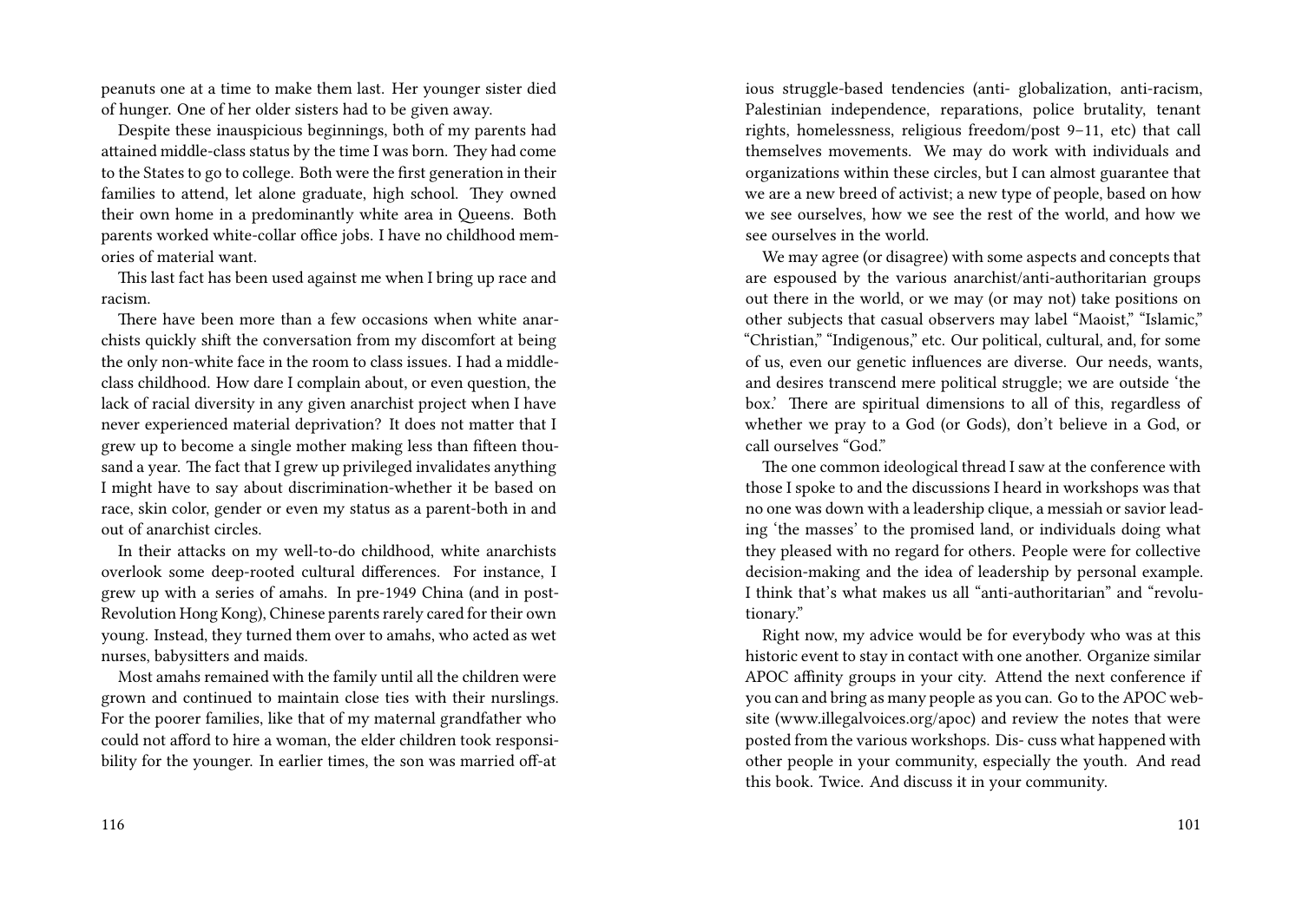peanuts one at a time to make them last. Her younger sister died of hunger. One of her older sisters had to be given away.

Despite these inauspicious beginnings, both of my parents had attained middle-class status by the time I was born. They had come to the States to go to college. Both were the first generation in their families to attend, let alone graduate, high school. They owned their own home in a predominantly white area in Queens. Both parents worked white-collar office jobs. I have no childhood memories of material want.

This last fact has been used against me when I bring up race and racism.

There have been more than a few occasions when white anarchists quickly shift the conversation from my discomfort at being the only non-white face in the room to class issues. I had a middle-class childhood. How dare I complain about, or even question, the lack of racial diversity in any given anarchist project when I have never experienced material deprivation? It does not matter that I grew up to become a single mother making less than fifteen thousand a year. The fact that I grew up privileged invalidates anything I might have to say about discrimination-whether it be based on race, skin color, gender or even my status as a parent-both in and out of anarchist circles.

In their attacks on my well-to-do childhood, white anarchists overlook some deep-rooted cultural differences. For instance, I grew up with a series of amahs. In pre-1949 China (and in post-Revolution Hong Kong), Chinese parents rarely cared for their own young. Instead, they turned them over to amahs, who acted as wet nurses, babysitters and maids.

Most amahs remained with the family until all the children were grown and continued to maintain close ties with their nurslings. For the poorer families, like that of my maternal grandfather who could not afford to hire a woman, the elder children took responsibility for the younger. In earlier times, the son was married off-at

ious struggle-based tendencies (anti- globalization, anti-racism, Palestinian independence, reparations, police brutality, tenant rights, homelessness, religious freedom/post 9–11, etc) that call themselves movements. We may do work with individuals and organizations within these circles, but I can almost guarantee that we are a new breed of activist; a new type of people, based on how we see ourselves, how we see the rest of the world, and how we see ourselves in the world.

We may agree (or disagree) with some aspects and concepts that are espoused by the various anarchist/anti-authoritarian groups out there in the world, or we may (or may not) take positions on other subjects that casual observers may label "Maoist," "Islamic," "Christian," "Indigenous," etc. Our political, cultural, and, for some of us, even our genetic influences are diverse. Our needs, wants, and desires transcend mere political struggle; we are outside 'the box.' There are spiritual dimensions to all of this, regardless of whether we pray to a God (or Gods), don't believe in a God, or call ourselves "God."

The one common ideological thread I saw at the conference with those I spoke to and the discussions I heard in workshops was that no one was down with a leadership clique, a messiah or savior leading 'the masses' to the promised land, or individuals doing what they pleased with no regard for others. People were for collective decision-making and the idea of leadership by personal example. I think that's what makes us all "anti-authoritarian" and "revolutionary."

Right now, my advice would be for everybody who was at this historic event to stay in contact with one another. Organize similar APOC affinity groups in your city. Attend the next conference if you can and bring as many people as you can. Go to the APOC website (www.illegalvoices.org/apoc) and review the notes that were posted from the various workshops. Dis- cuss what happened with other people in your community, especially the youth. And read this book. Twice. And discuss it in your community.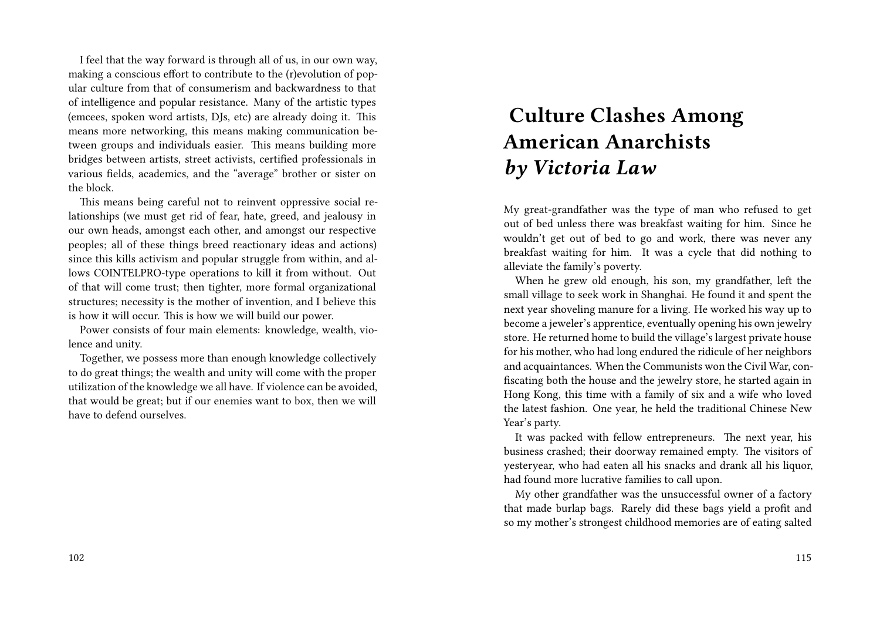I feel that the way forward is through all of us, in our own way, making a conscious effort to contribute to the (r)evolution of popular culture from that of consumerism and backwardness to that of intelligence and popular resistance. Many of the artistic types (emcees, spoken word artists, DJs, etc) are already doing it. This means more networking, this means making communication between groups and individuals easier. This means building more bridges between artists, street activists, certified professionals in various fields, academics, and the "average" brother or sister on the block.

This means being careful not to reinvent oppressive social relationships (we must get rid of fear, hate, greed, and jealousy in our own heads, amongst each other, and amongst our respective peoples; all of these things breed reactionary ideas and actions) since this kills activism and popular struggle from within, and allows COINTELPRO-type operations to kill it from without. Out of that will come trust; then tighter, more formal organizational structures; necessity is the mother of invention, and I believe this is how it will occur. This is how we will build our power.

Power consists of four main elements: knowledge, wealth, violence and unity.

Together, we possess more than enough knowledge collectively to do great things; the wealth and unity will come with the proper utilization of the knowledge we all have. If violence can be avoided, that would be great; but if our enemies want to box, then we will have to defend ourselves.

# Culture Clashes Among American Anarchists *by Victoria Law*

My great-grandfather was the type of man who refused to get out of bed unless there was breakfast waiting for him. Since he wouldn't get out of bed to go and work, there was never any breakfast waiting for him. It was a cycle that did nothing to alleviate the family's poverty.

When he grew old enough, his son, my grandfather, left the small village to seek work in Shanghai. He found it and spent the next year shoveling manure for a living. He worked his way up to become a jeweler's apprentice, eventually opening his own jewelry store. He returned home to build the village's largest private house for his mother, who had long endured the ridicule of her neighbors and acquaintances. When the Communists won the Civil War, confiscating both the house and the jewelry store, he started again in Hong Kong, this time with a family of six and a wife who loved the latest fashion. One year, he held the traditional Chinese New Year's party.

It was packed with fellow entrepreneurs. The next year, his business crashed; their doorway remained empty. The visitors of yesteryear, who had eaten all his snacks and drank all his liquor, had found more lucrative families to call upon.

My other grandfather was the unsuccessful owner of a factory that made burlap bags. Rarely did these bags yield a profit and so my mother's strongest childhood memories are of eating salted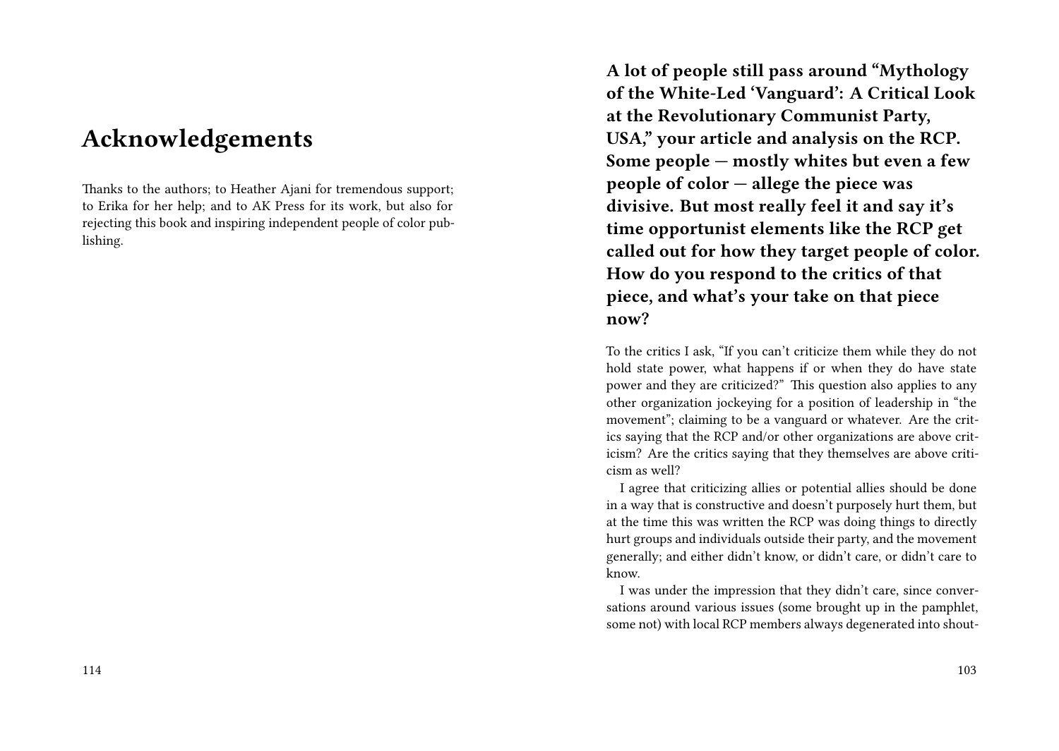# Acknowledgements

Thanks to the authors; to Heather Ajani for tremendous support; to Erika for her help; and to AK Press for its work, but also for rejecting this book and inspiring independent people of color publishing.

**A lot of people still pass around "Mythology of the White-Led 'Vanguard': A Critical Look at the Revolutionary Communist Party, USA," your article and analysis on the RCP. Some people — mostly whites but even a few people of color — allege the piece was divisive. But most really feel it and say it's time opportunist elements like the RCP get called out for how they target people of color. How do you respond to the critics of that piece, and what's your take on that piece now?**

To the critics I ask, "If you can't criticize them while they do not hold state power, what happens if or when they do have state power and they are criticized?" This question also applies to any other organization jockeying for a position of leadership in "the movement"; claiming to be a vanguard or whatever. Are the critics saying that the RCP and/or other organizations are above criticism? Are the critics saying that they themselves are above criticism as well?

I agree that criticizing allies or potential allies should be done in a way that is constructive and doesn't purposely hurt them, but at the time this was written the RCP was doing things to directly hurt groups and individuals outside their party, and the movement generally; and either didn't know, or didn't care, or didn't care to know.

I was under the impression that they didn't care, since conversations around various issues (some brought up in the pamphlet, some not) with local RCP members always degenerated into shout-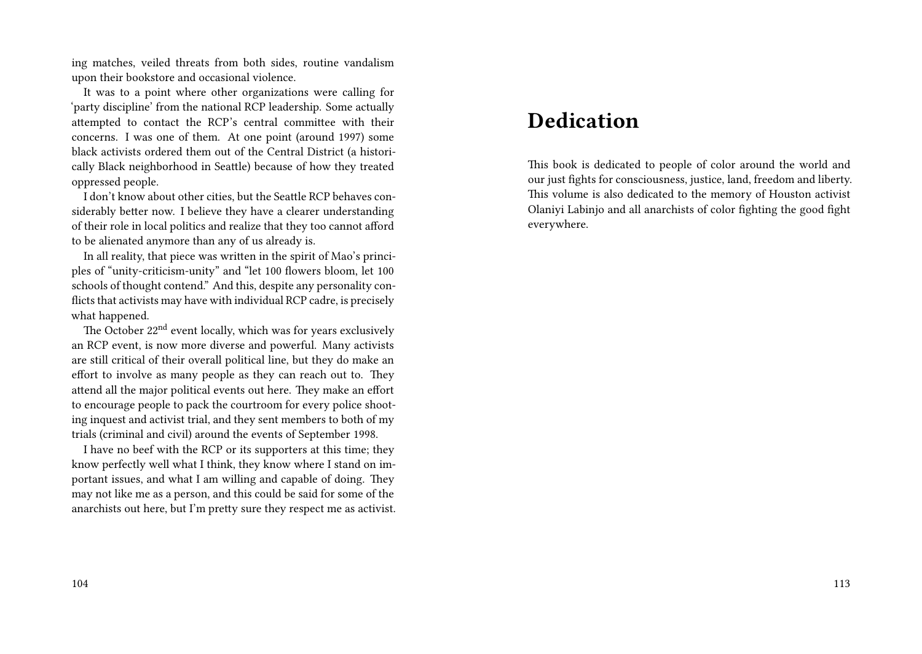ing matches, veiled threats from both sides, routine vandalism upon their bookstore and occasional violence.

It was to a point where other organizations were calling for 'party discipline' from the national RCP leadership. Some actually attempted to contact the RCP's central committee with their concerns. I was one of them. At one point (around 1997) some black activists ordered them out of the Central District (a historically Black neighborhood in Seattle) because of how they treated oppressed people.

I don't know about other cities, but the Seattle RCP behaves considerably better now. I believe they have a clearer understanding of their role in local politics and realize that they too cannot afford to be alienated anymore than any of us already is.

In all reality, that piece was written in the spirit of Mao's principles of "unity-criticism-unity" and "let 100 flowers bloom, let 100 schools of thought contend." And this, despite any personality conflicts that activists may have with individual RCP cadre, is precisely what happened.

The October 22nd event locally, which was for years exclusively an RCP event, is now more diverse and powerful. Many activists are still critical of their overall political line, but they do make an effort to involve as many people as they can reach out to. They attend all the major political events out here. They make an effort to encourage people to pack the courtroom for every police shooting inquest and activist trial, and they sent members to both of my trials (criminal and civil) around the events of September 1998.

I have no beef with the RCP or its supporters at this time; they know perfectly well what I think, they know where I stand on important issues, and what I am willing and capable of doing. They may not like me as a person, and this could be said for some of the anarchists out here, but I'm pretty sure they respect me as activist.

# Dedication

This book is dedicated to people of color around the world and our just fights for consciousness, justice, land, freedom and liberty. This volume is also dedicated to the memory of Houston activist Olaniyi Labinjo and all anarchists of color fighting the good fight everywhere.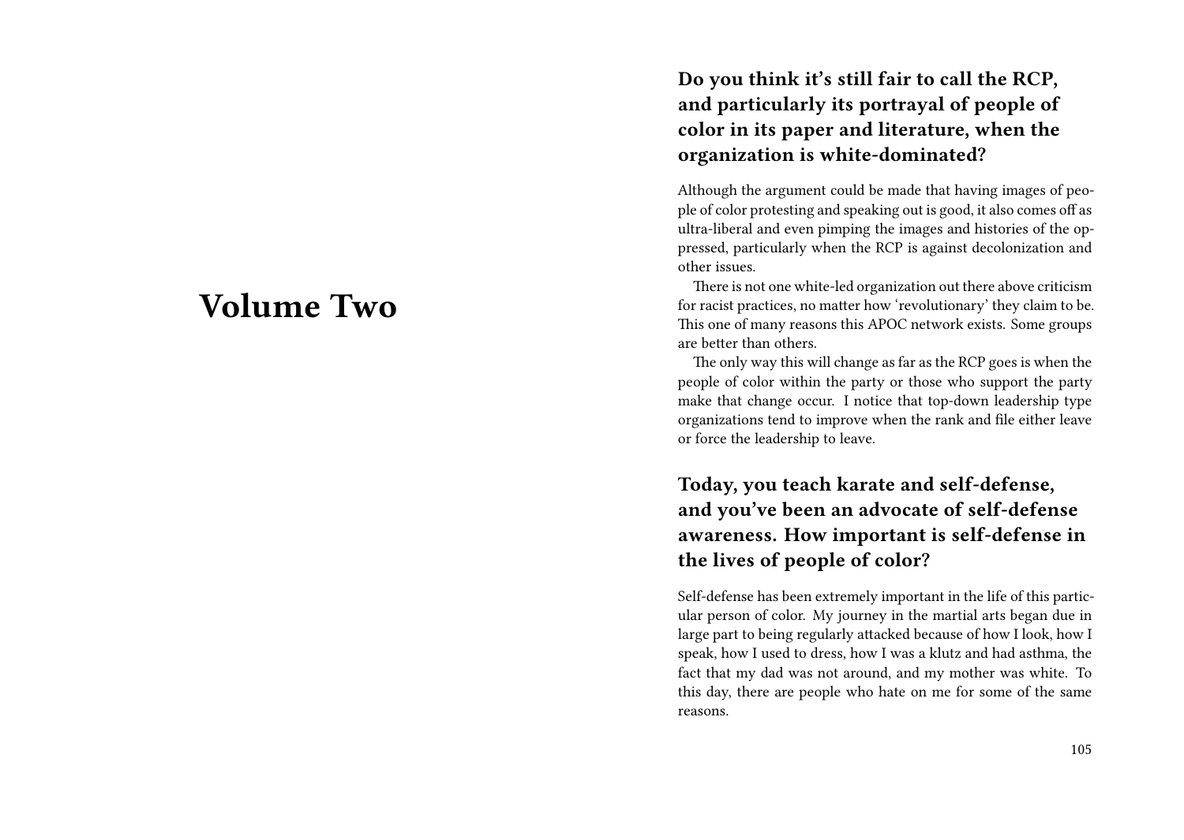# Volume Two

### Do you think it's still fair to call the RCP, and particularly its portrayal of people of color in its paper and literature, when the organization is white-dominated?

Although the argument could be made that having images of people of color protesting and speaking out is good, it also comes off as ultra-liberal and even pimping the images and histories of the oppressed, particularly when the RCP is against decolonization and other issues.

There is not one white-led organization out there above criticism for racist practices, no matter how 'revolutionary' they claim to be. This one of many reasons this APOC network exists. Some groups are better than others.

The only way this will change as far as the RCP goes is when the people of color within the party or those who support the party make that change occur. I notice that top-down leadership type organizations tend to improve when the rank and file either leave or force the leadership to leave.

### Today, you teach karate and self-defense, and you've been an advocate of self-defense awareness. How important is self-defense in the lives of people of color?

Self-defense has been extremely important in the life of this particular person of color. My journey in the martial arts began due in large part to being regularly attacked because of how I look, how I speak, how I used to dress, how I was a klutz and had asthma, the fact that my dad was not around, and my mother was white. To this day, there are people who hate on me for some of the same reasons.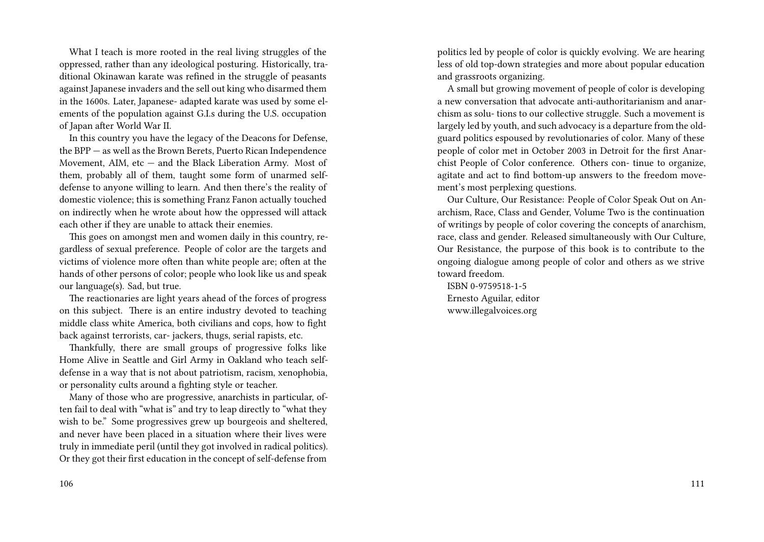What I teach is more rooted in the real living struggles of the oppressed, rather than any ideological posturing. Historically, traditional Okinawan karate was refined in the struggle of peasants against Japanese invaders and the sell out king who disarmed them in the 1600s. Later, Japanese- adapted karate was used by some elements of the population against G.I.s during the U.S. occupation of Japan after World War II.

In this country you have the legacy of the Deacons for Defense, the BPP — as well as the Brown Berets, Puerto Rican Independence Movement, AIM, etc — and the Black Liberation Army. Most of them, probably all of them, taught some form of unarmed self-defense to anyone willing to learn. And then there's the reality of domestic violence; this is something Franz Fanon actually touched on indirectly when he wrote about how the oppressed will attack each other if they are unable to attack their enemies.

This goes on amongst men and women daily in this country, regardless of sexual preference. People of color are the targets and victims of violence more often than white people are; often at the hands of other persons of color; people who look like us and speak our language(s). Sad, but true.

The reactionaries are light years ahead of the forces of progress on this subject. There is an entire industry devoted to teaching middle class white America, both civilians and cops, how to fight back against terrorists, car- jackers, thugs, serial rapists, etc.

Thankfully, there are small groups of progressive folks like Home Alive in Seattle and Girl Army in Oakland who teach self-defense in a way that is not about patriotism, racism, xenophobia, or personality cults around a fighting style or teacher.

Many of those who are progressive, anarchists in particular, often fail to deal with "what is" and try to leap directly to "what they wish to be." Some progressives grew up bourgeois and sheltered, and never have been placed in a situation where their lives were truly in immediate peril (until they got involved in radical politics). Or they got their first education in the concept of self-defense from

politics led by people of color is quickly evolving. We are hearing less of old top-down strategies and more about popular education and grassroots organizing.

A small but growing movement of people of color is developing a new conversation that advocate anti-authoritarianism and anarchism as solu- tions to our collective struggle. Such a movement is largely led by youth, and such advocacy is a departure from the old-guard politics espoused by revolutionaries of color. Many of these people of color met in October 2003 in Detroit for the first Anarchist People of Color conference. Others con- tinue to organize, agitate and act to find bottom-up answers to the freedom movement's most perplexing questions.

Our Culture, Our Resistance: People of Color Speak Out on Anarchism, Race, Class and Gender, Volume Two is the continuation of writings by people of color covering the concepts of anarchism, race, class and gender. Released simultaneously with Our Culture, Our Resistance, the purpose of this book is to contribute to the ongoing dialogue among people of color and others as we strive toward freedom.

ISBN 0-9759518-1-5
Ernesto Aguilar, editor
www.illegalvoices.org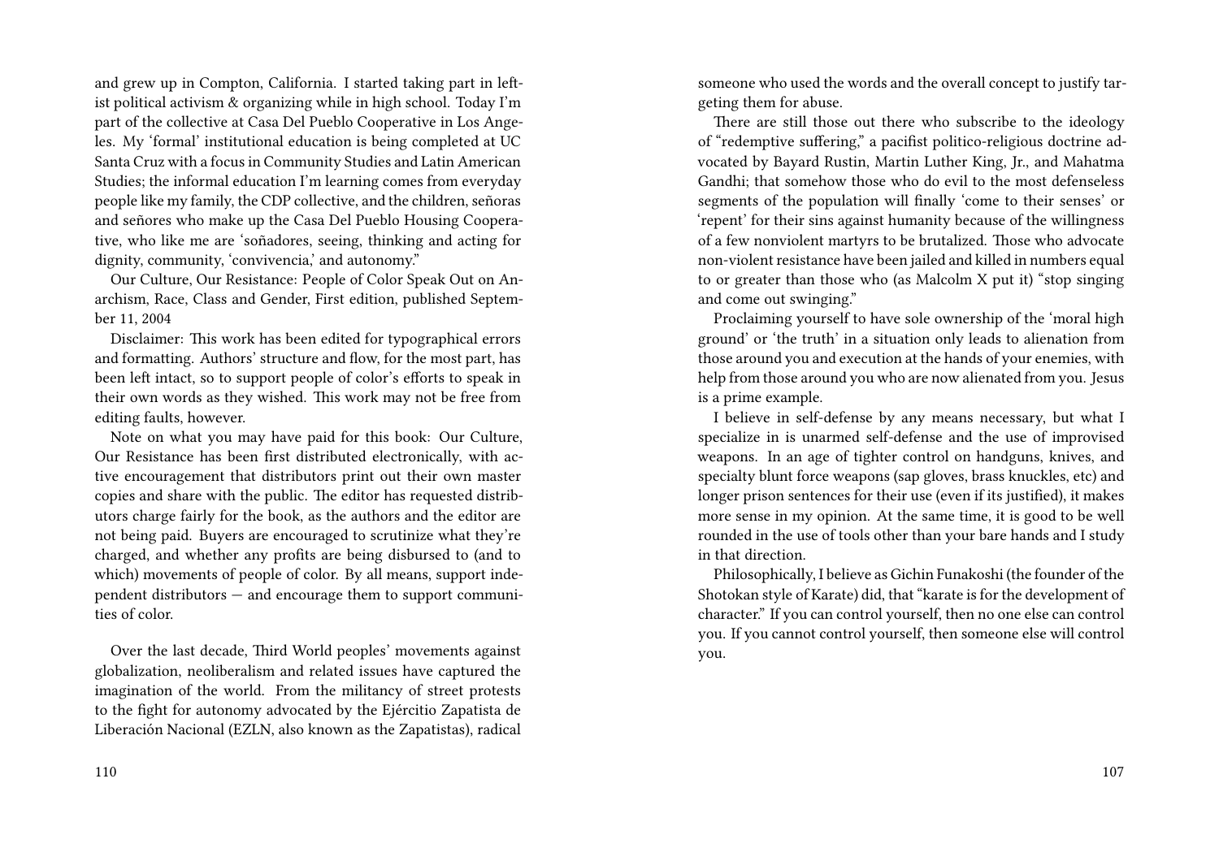and grew up in Compton, California. I started taking part in leftist political activism & organizing while in high school. Today I'm part of the collective at Casa Del Pueblo Cooperative in Los Angeles. My 'formal' institutional education is being completed at UC Santa Cruz with a focus in Community Studies and Latin American Studies; the informal education I'm learning comes from everyday people like my family, the CDP collective, and the children, señoras and señores who make up the Casa Del Pueblo Housing Cooperative, who like me are 'soñadores, seeing, thinking and acting for dignity, community, 'convivencia,' and autonomy."

Our Culture, Our Resistance: People of Color Speak Out on Anarchism, Race, Class and Gender, First edition, published September 11, 2004

Disclaimer: This work has been edited for typographical errors and formatting. Authors' structure and flow, for the most part, has been left intact, so to support people of color's efforts to speak in their own words as they wished. This work may not be free from editing faults, however.

Note on what you may have paid for this book: Our Culture, Our Resistance has been first distributed electronically, with active encouragement that distributors print out their own master copies and share with the public. The editor has requested distributors charge fairly for the book, as the authors and the editor are not being paid. Buyers are encouraged to scrutinize what they're charged, and whether any profits are being disbursed to (and to which) movements of people of color. By all means, support independent distributors — and encourage them to support communities of color.

Over the last decade, Third World peoples' movements against globalization, neoliberalism and related issues have captured the imagination of the world. From the militancy of street protests to the fight for autonomy advocated by the Ejércitio Zapatista de Liberación Nacional (EZLN, also known as the Zapatistas), radical

someone who used the words and the overall concept to justify targeting them for abuse.

There are still those out there who subscribe to the ideology of "redemptive suffering," a pacifist politico-religious doctrine advocated by Bayard Rustin, Martin Luther King, Jr., and Mahatma Gandhi; that somehow those who do evil to the most defenseless segments of the population will finally 'come to their senses' or 'repent' for their sins against humanity because of the willingness of a few nonviolent martyrs to be brutalized. Those who advocate non-violent resistance have been jailed and killed in numbers equal to or greater than those who (as Malcolm X put it) "stop singing and come out swinging."

Proclaiming yourself to have sole ownership of the 'moral high ground' or 'the truth' in a situation only leads to alienation from those around you and execution at the hands of your enemies, with help from those around you who are now alienated from you. Jesus is a prime example.

I believe in self-defense by any means necessary, but what I specialize in is unarmed self-defense and the use of improvised weapons. In an age of tighter control on handguns, knives, and specialty blunt force weapons (sap gloves, brass knuckles, etc) and longer prison sentences for their use (even if its justified), it makes more sense in my opinion. At the same time, it is good to be well rounded in the use of tools other than your bare hands and I study in that direction.

Philosophically, I believe as Gichin Funakoshi (the founder of the Shotokan style of Karate) did, that "karate is for the development of character." If you can control yourself, then no one else can control you. If you cannot control yourself, then someone else will control you.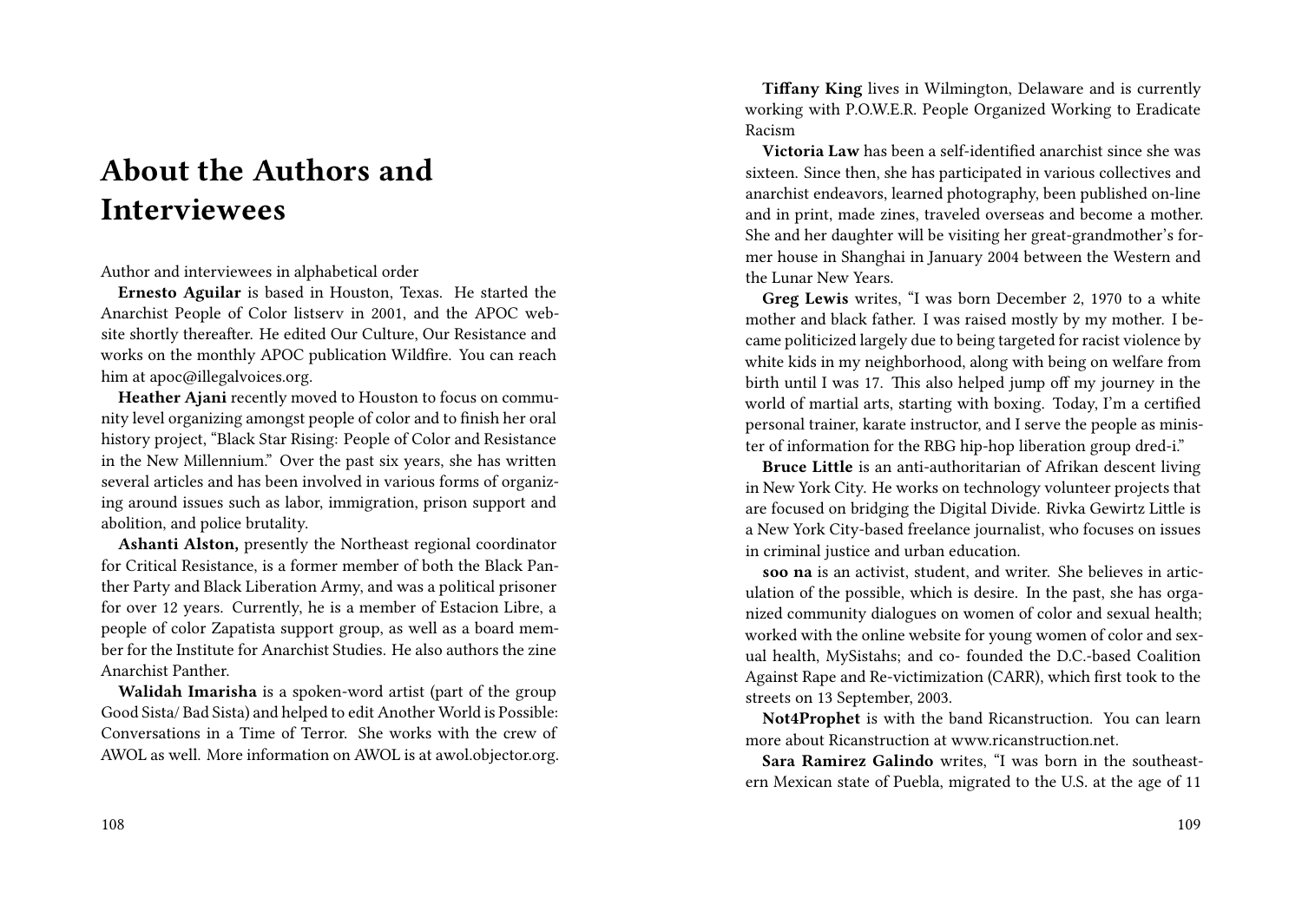# About the Authors and Interviewees

Author and interviewees in alphabetical order

**Ernesto Aguilar** is based in Houston, Texas. He started the Anarchist People of Color listserv in 2001, and the APOC website shortly thereafter. He edited Our Culture, Our Resistance and works on the monthly APOC publication Wildfire. You can reach him at apoc@illegalvoices.org.

**Heather Ajani** recently moved to Houston to focus on community level organizing amongst people of color and to finish her oral history project, "Black Star Rising: People of Color and Resistance in the New Millennium." Over the past six years, she has written several articles and has been involved in various forms of organizing around issues such as labor, immigration, prison support and abolition, and police brutality.

**Ashanti Alston,** presently the Northeast regional coordinator for Critical Resistance, is a former member of both the Black Panther Party and Black Liberation Army, and was a political prisoner for over 12 years. Currently, he is a member of Estacion Libre, a people of color Zapatista support group, as well as a board member for the Institute for Anarchist Studies. He also authors the zine Anarchist Panther.

**Walidah Imarisha** is a spoken-word artist (part of the group Good Sista/ Bad Sista) and helped to edit Another World is Possible: Conversations in a Time of Terror. She works with the crew of AWOL as well. More information on AWOL is at awol.objector.org.

**Tiffany King** lives in Wilmington, Delaware and is currently working with P.O.W.E.R. People Organized Working to Eradicate Racism

**Victoria Law** has been a self-identified anarchist since she was sixteen. Since then, she has participated in various collectives and anarchist endeavors, learned photography, been published on-line and in print, made zines, traveled overseas and become a mother. She and her daughter will be visiting her great-grandmother's former house in Shanghai in January 2004 between the Western and the Lunar New Years.

**Greg Lewis** writes, "I was born December 2, 1970 to a white mother and black father. I was raised mostly by my mother. I became politicized largely due to being targeted for racist violence by white kids in my neighborhood, along with being on welfare from birth until I was 17. This also helped jump off my journey in the world of martial arts, starting with boxing. Today, I'm a certified personal trainer, karate instructor, and I serve the people as minister of information for the RBG hip-hop liberation group dred-i."

**Bruce Little** is an anti-authoritarian of Afrikan descent living in New York City. He works on technology volunteer projects that are focused on bridging the Digital Divide. Rivka Gewirtz Little is a New York City-based freelance journalist, who focuses on issues in criminal justice and urban education.

**soo na** is an activist, student, and writer. She believes in articulation of the possible, which is desire. In the past, she has organized community dialogues on women of color and sexual health; worked with the online website for young women of color and sexual health, MySistahs; and co- founded the D.C.-based Coalition Against Rape and Re-victimization (CARR), which first took to the streets on 13 September, 2003.

**Not4Prophet** is with the band Ricanstruction. You can learn more about Ricanstruction at www.ricanstruction.net.

**Sara Ramirez Galindo** writes, "I was born in the southeastern Mexican state of Puebla, migrated to the U.S. at the age of 11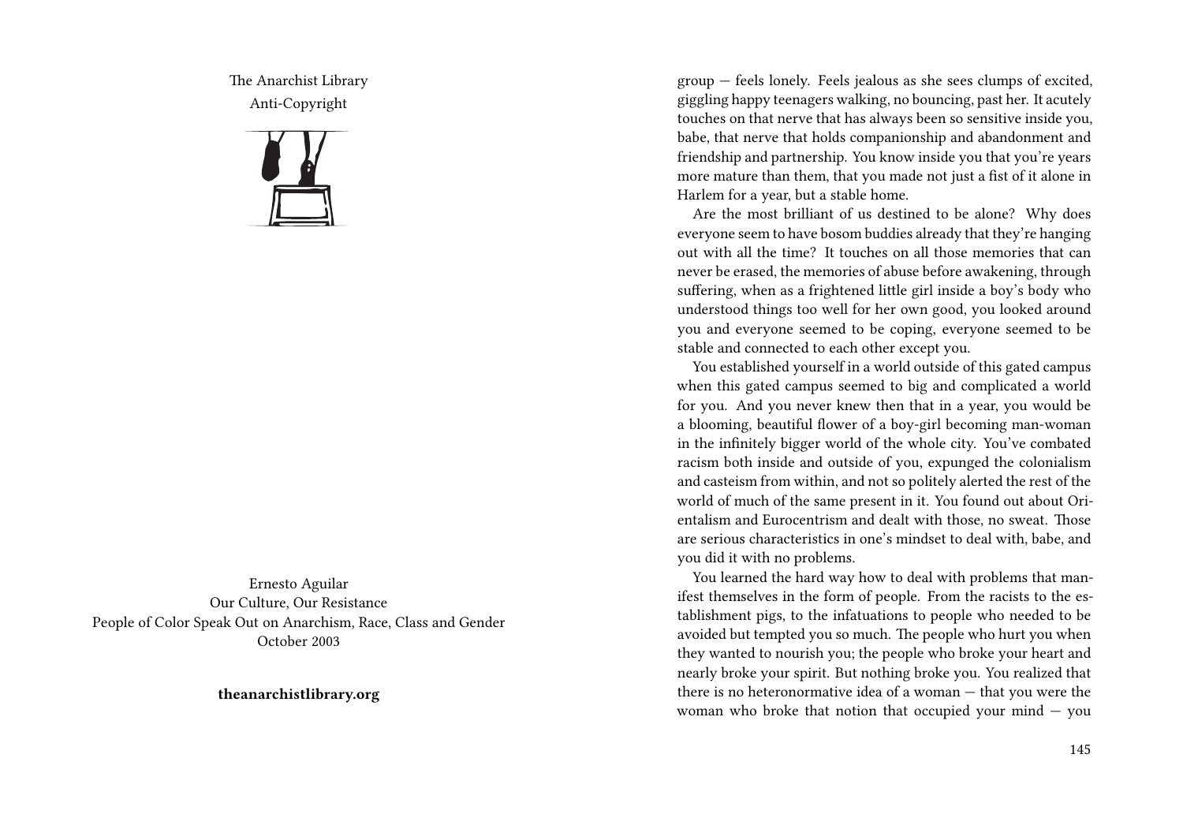The Anarchist Library
Anti-Copyright

Ernesto Aguilar
Our Culture, Our Resistance
People of Color Speak Out on Anarchism, Race, Class and Gender
October 2003

**theanarchistlibrary.org**

group — feels lonely. Feels jealous as she sees clumps of excited, giggling happy teenagers walking, no bouncing, past her. It acutely touches on that nerve that has always been so sensitive inside you, babe, that nerve that holds companionship and abandonment and friendship and partnership. You know inside you that you're years more mature than them, that you made not just a fist of it alone in Harlem for a year, but a stable home.

Are the most brilliant of us destined to be alone? Why does everyone seem to have bosom buddies already that they're hanging out with all the time? It touches on all those memories that can never be erased, the memories of abuse before awakening, through suffering, when as a frightened little girl inside a boy's body who understood things too well for her own good, you looked around you and everyone seemed to be coping, everyone seemed to be stable and connected to each other except you.

You established yourself in a world outside of this gated campus when this gated campus seemed to big and complicated a world for you. And you never knew then that in a year, you would be a blooming, beautiful flower of a boy-girl becoming man-woman in the infinitely bigger world of the whole city. You've combated racism both inside and outside of you, expunged the colonialism and casteism from within, and not so politely alerted the rest of the world of much of the same present in it. You found out about Orientalism and Eurocentrism and dealt with those, no sweat. Those are serious characteristics in one's mindset to deal with, babe, and you did it with no problems.

You learned the hard way how to deal with problems that manifest themselves in the form of people. From the racists to the establishment pigs, to the infatuations to people who needed to be avoided but tempted you so much. The people who hurt you when they wanted to nourish you; the people who broke your heart and nearly broke your spirit. But nothing broke you. You realized that there is no heteronormative idea of a woman — that you were the woman who broke that notion that occupied your mind — you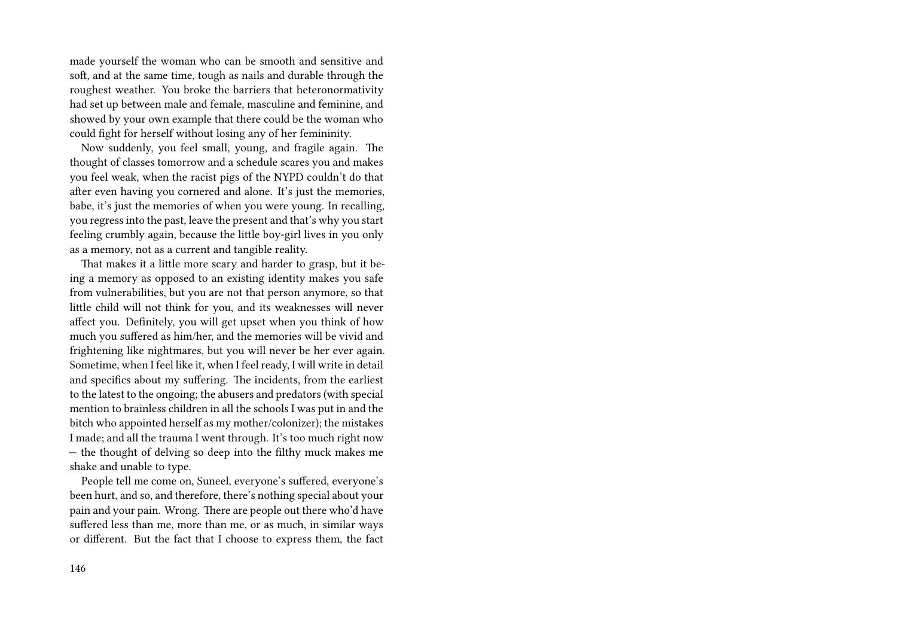made yourself the woman who can be smooth and sensitive and soft, and at the same time, tough as nails and durable through the roughest weather. You broke the barriers that heteronormativity had set up between male and female, masculine and feminine, and showed by your own example that there could be the woman who could fight for herself without losing any of her femininity.

Now suddenly, you feel small, young, and fragile again. The thought of classes tomorrow and a schedule scares you and makes you feel weak, when the racist pigs of the NYPD couldn't do that after even having you cornered and alone. It's just the memories, babe, it's just the memories of when you were young. In recalling, you regress into the past, leave the present and that's why you start feeling crumbly again, because the little boy-girl lives in you only as a memory, not as a current and tangible reality.

That makes it a little more scary and harder to grasp, but it being a memory as opposed to an existing identity makes you safe from vulnerabilities, but you are not that person anymore, so that little child will not think for you, and its weaknesses will never affect you. Definitely, you will get upset when you think of how much you suffered as him/her, and the memories will be vivid and frightening like nightmares, but you will never be her ever again. Sometime, when I feel like it, when I feel ready, I will write in detail and specifics about my suffering. The incidents, from the earliest to the latest to the ongoing; the abusers and predators (with special mention to brainless children in all the schools I was put in and the bitch who appointed herself as my mother/colonizer); the mistakes I made; and all the trauma I went through. It's too much right now — the thought of delving so deep into the filthy muck makes me shake and unable to type.

People tell me come on, Suneel, everyone's suffered, everyone's been hurt, and so, and therefore, there's nothing special about your pain and your pain. Wrong. There are people out there who'd have suffered less than me, more than me, or as much, in similar ways or different. But the fact that I choose to express them, the fact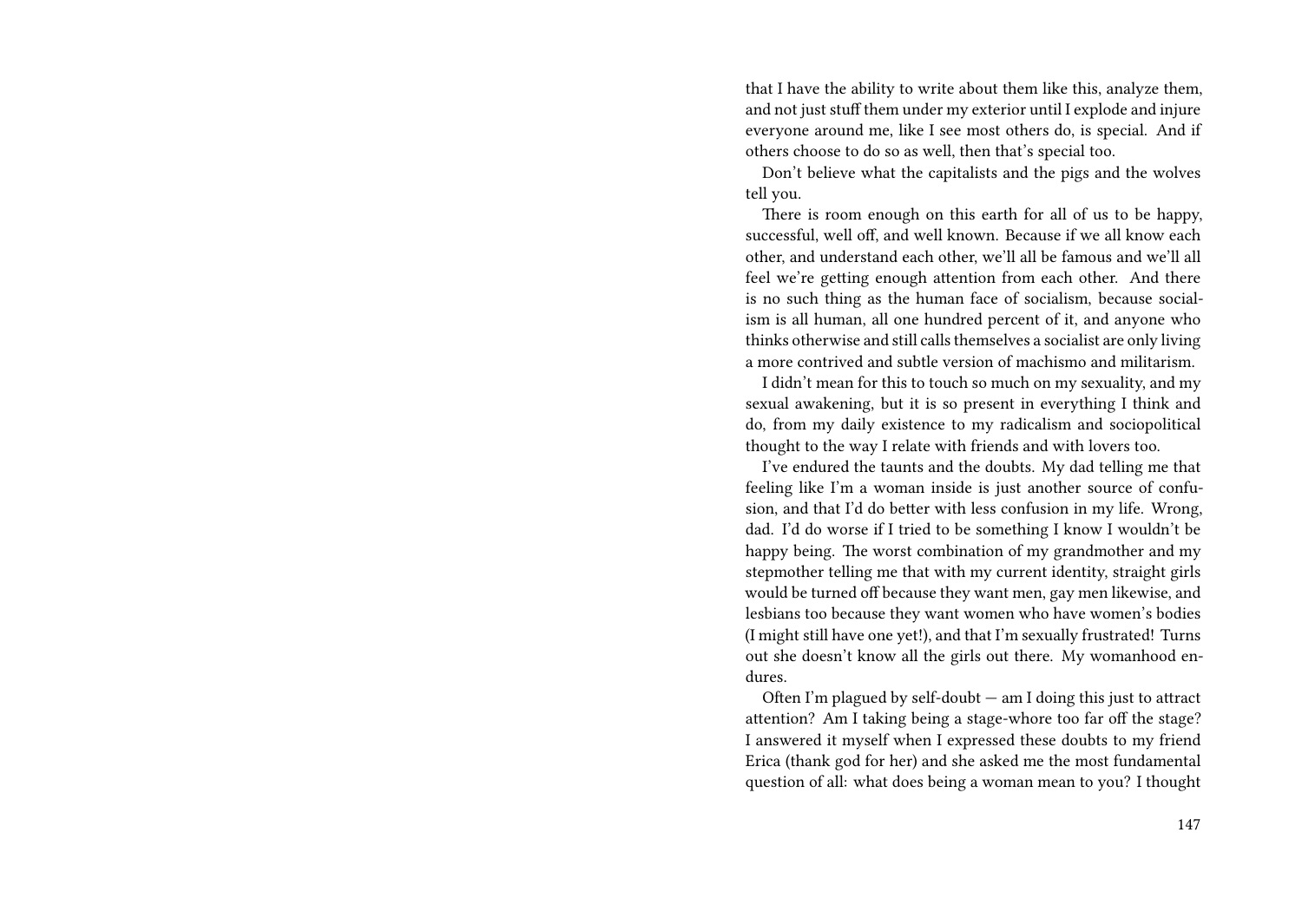that I have the ability to write about them like this, analyze them, and not just stuff them under my exterior until I explode and injure everyone around me, like I see most others do, is special. And if others choose to do so as well, then that's special too.

Don't believe what the capitalists and the pigs and the wolves tell you.

There is room enough on this earth for all of us to be happy, successful, well off, and well known. Because if we all know each other, and understand each other, we'll all be famous and we'll all feel we're getting enough attention from each other. And there is no such thing as the human face of socialism, because socialism is all human, all one hundred percent of it, and anyone who thinks otherwise and still calls themselves a socialist are only living a more contrived and subtle version of machismo and militarism.

I didn't mean for this to touch so much on my sexuality, and my sexual awakening, but it is so present in everything I think and do, from my daily existence to my radicalism and sociopolitical thought to the way I relate with friends and with lovers too.

I've endured the taunts and the doubts. My dad telling me that feeling like I'm a woman inside is just another source of confusion, and that I'd do better with less confusion in my life. Wrong, dad. I'd do worse if I tried to be something I know I wouldn't be happy being. The worst combination of my grandmother and my stepmother telling me that with my current identity, straight girls would be turned off because they want men, gay men likewise, and lesbians too because they want women who have women's bodies (I might still have one yet!), and that I'm sexually frustrated! Turns out she doesn't know all the girls out there. My womanhood endures.

Often I'm plagued by self-doubt — am I doing this just to attract attention? Am I taking being a stage-whore too far off the stage? I answered it myself when I expressed these doubts to my friend Erica (thank god for her) and she asked me the most fundamental question of all: what does being a woman mean to you? I thought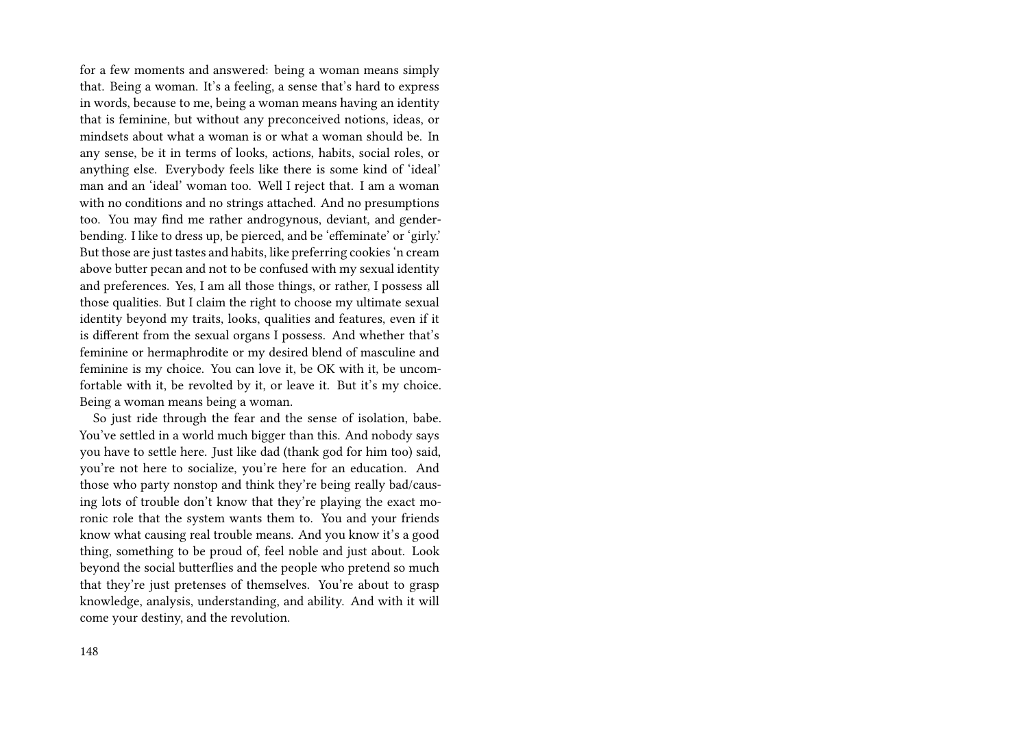for a few moments and answered: being a woman means simply that. Being a woman. It's a feeling, a sense that's hard to express in words, because to me, being a woman means having an identity that is feminine, but without any preconceived notions, ideas, or mindsets about what a woman is or what a woman should be. In any sense, be it in terms of looks, actions, habits, social roles, or anything else. Everybody feels like there is some kind of 'ideal' man and an 'ideal' woman too. Well I reject that. I am a woman with no conditions and no strings attached. And no presumptions too. You may find me rather androgynous, deviant, and gender-bending. I like to dress up, be pierced, and be 'effeminate' or 'girly.' But those are just tastes and habits, like preferring cookies 'n cream above butter pecan and not to be confused with my sexual identity and preferences. Yes, I am all those things, or rather, I possess all those qualities. But I claim the right to choose my ultimate sexual identity beyond my traits, looks, qualities and features, even if it is different from the sexual organs I possess. And whether that's feminine or hermaphrodite or my desired blend of masculine and feminine is my choice. You can love it, be OK with it, be uncomfortable with it, be revolted by it, or leave it. But it's my choice. Being a woman means being a woman.

So just ride through the fear and the sense of isolation, babe. You've settled in a world much bigger than this. And nobody says you have to settle here. Just like dad (thank god for him too) said, you're not here to socialize, you're here for an education. And those who party nonstop and think they're being really bad/causing lots of trouble don't know that they're playing the exact moronic role that the system wants them to. You and your friends know what causing real trouble means. And you know it's a good thing, something to be proud of, feel noble and just about. Look beyond the social butterflies and the people who pretend so much that they're just pretenses of themselves. You're about to grasp knowledge, analysis, understanding, and ability. And with it will come your destiny, and the revolution.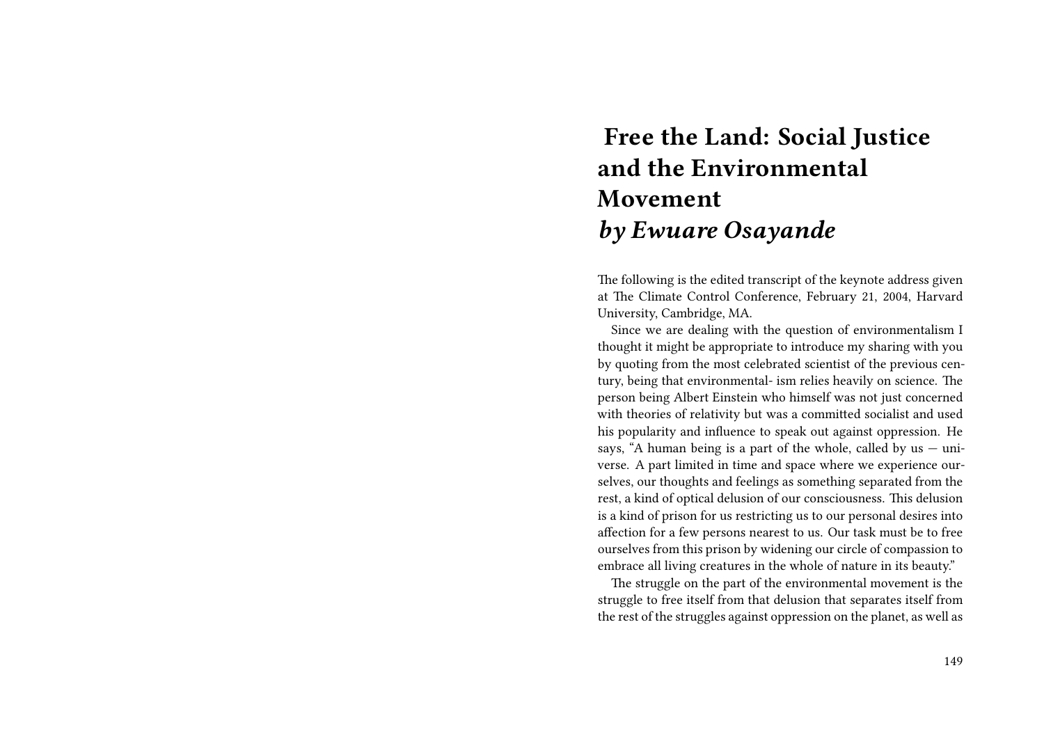# Free the Land: Social Justice and the Environmental Movement

## *by Ewuare Osayande*

The following is the edited transcript of the keynote address given at The Climate Control Conference, February 21, 2004, Harvard University, Cambridge, MA.

Since we are dealing with the question of environmentalism I thought it might be appropriate to introduce my sharing with you by quoting from the most celebrated scientist of the previous century, being that environmental- ism relies heavily on science. The person being Albert Einstein who himself was not just concerned with theories of relativity but was a committed socialist and used his popularity and influence to speak out against oppression. He says, "A human being is a part of the whole, called by us — universe. A part limited in time and space where we experience ourselves, our thoughts and feelings as something separated from the rest, a kind of optical delusion of our consciousness. This delusion is a kind of prison for us restricting us to our personal desires into affection for a few persons nearest to us. Our task must be to free ourselves from this prison by widening our circle of compassion to embrace all living creatures in the whole of nature in its beauty."

The struggle on the part of the environmental movement is the struggle to free itself from that delusion that separates itself from the rest of the struggles against oppression on the planet, as well as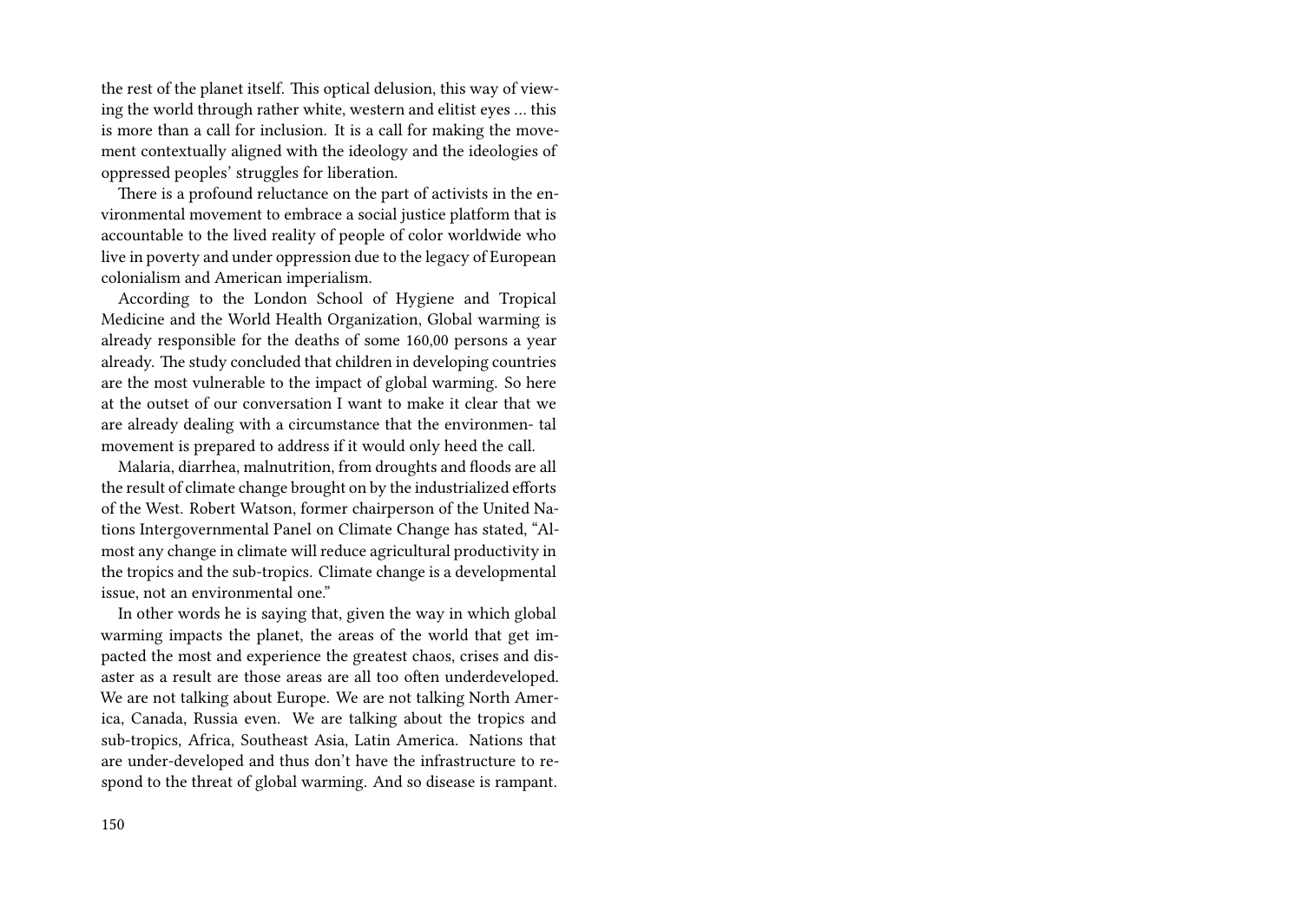the rest of the planet itself. This optical delusion, this way of viewing the world through rather white, western and elitist eyes … this is more than a call for inclusion. It is a call for making the movement contextually aligned with the ideology and the ideologies of oppressed peoples' struggles for liberation.

There is a profound reluctance on the part of activists in the environmental movement to embrace a social justice platform that is accountable to the lived reality of people of color worldwide who live in poverty and under oppression due to the legacy of European colonialism and American imperialism.

According to the London School of Hygiene and Tropical Medicine and the World Health Organization, Global warming is already responsible for the deaths of some 160,00 persons a year already. The study concluded that children in developing countries are the most vulnerable to the impact of global warming. So here at the outset of our conversation I want to make it clear that we are already dealing with a circumstance that the environmen- tal movement is prepared to address if it would only heed the call.

Malaria, diarrhea, malnutrition, from droughts and floods are all the result of climate change brought on by the industrialized efforts of the West. Robert Watson, former chairperson of the United Nations Intergovernmental Panel on Climate Change has stated, "Almost any change in climate will reduce agricultural productivity in the tropics and the sub-tropics. Climate change is a developmental issue, not an environmental one."

In other words he is saying that, given the way in which global warming impacts the planet, the areas of the world that get impacted the most and experience the greatest chaos, crises and disaster as a result are those areas are all too often underdeveloped. We are not talking about Europe. We are not talking North America, Canada, Russia even. We are talking about the tropics and sub-tropics, Africa, Southeast Asia, Latin America. Nations that are under-developed and thus don't have the infrastructure to respond to the threat of global warming. And so disease is rampant.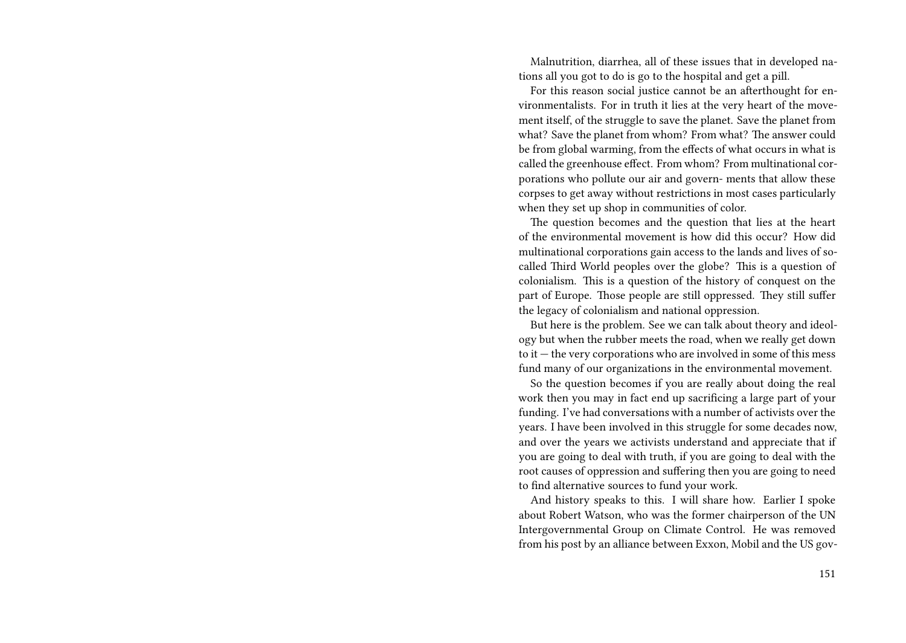Malnutrition, diarrhea, all of these issues that in developed nations all you got to do is go to the hospital and get a pill.

For this reason social justice cannot be an afterthought for environmentalists. For in truth it lies at the very heart of the movement itself, of the struggle to save the planet. Save the planet from what? Save the planet from whom? From what? The answer could be from global warming, from the effects of what occurs in what is called the greenhouse effect. From whom? From multinational corporations who pollute our air and govern- ments that allow these corpses to get away without restrictions in most cases particularly when they set up shop in communities of color.

The question becomes and the question that lies at the heart of the environmental movement is how did this occur? How did multinational corporations gain access to the lands and lives of so-called Third World peoples over the globe? This is a question of colonialism. This is a question of the history of conquest on the part of Europe. Those people are still oppressed. They still suffer the legacy of colonialism and national oppression.

But here is the problem. See we can talk about theory and ideology but when the rubber meets the road, when we really get down to it — the very corporations who are involved in some of this mess fund many of our organizations in the environmental movement.

So the question becomes if you are really about doing the real work then you may in fact end up sacrificing a large part of your funding. I've had conversations with a number of activists over the years. I have been involved in this struggle for some decades now, and over the years we activists understand and appreciate that if you are going to deal with truth, if you are going to deal with the root causes of oppression and suffering then you are going to need to find alternative sources to fund your work.

And history speaks to this. I will share how. Earlier I spoke about Robert Watson, who was the former chairperson of the UN Intergovernmental Group on Climate Control. He was removed from his post by an alliance between Exxon, Mobil and the US gov-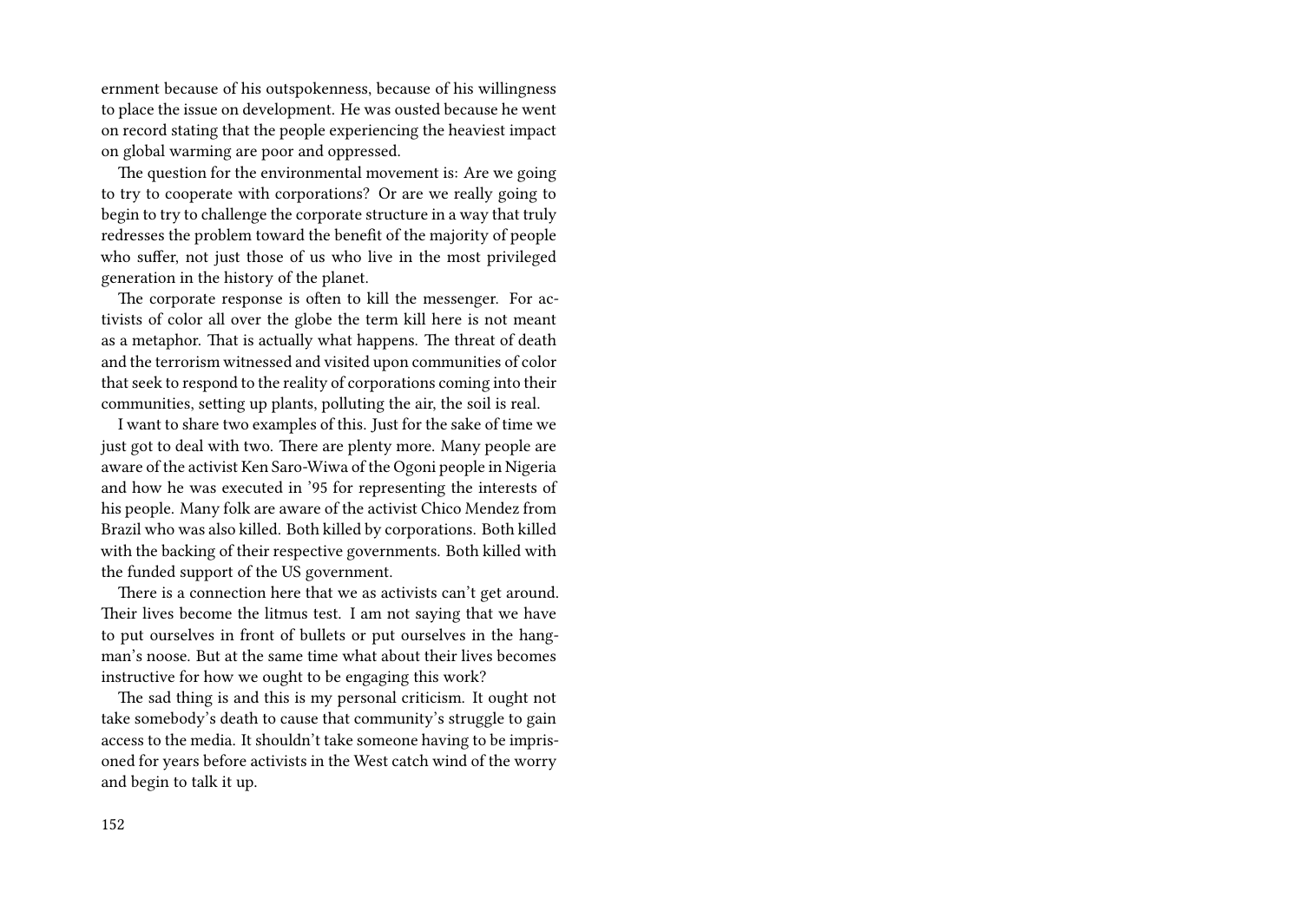ernment because of his outspokenness, because of his willingness to place the issue on development. He was ousted because he went on record stating that the people experiencing the heaviest impact on global warming are poor and oppressed.

The question for the environmental movement is: Are we going to try to cooperate with corporations? Or are we really going to begin to try to challenge the corporate structure in a way that truly redresses the problem toward the benefit of the majority of people who suffer, not just those of us who live in the most privileged generation in the history of the planet.

The corporate response is often to kill the messenger. For activists of color all over the globe the term kill here is not meant as a metaphor. That is actually what happens. The threat of death and the terrorism witnessed and visited upon communities of color that seek to respond to the reality of corporations coming into their communities, setting up plants, polluting the air, the soil is real.

I want to share two examples of this. Just for the sake of time we just got to deal with two. There are plenty more. Many people are aware of the activist Ken Saro-Wiwa of the Ogoni people in Nigeria and how he was executed in '95 for representing the interests of his people. Many folk are aware of the activist Chico Mendez from Brazil who was also killed. Both killed by corporations. Both killed with the backing of their respective governments. Both killed with the funded support of the US government.

There is a connection here that we as activists can't get around. Their lives become the litmus test. I am not saying that we have to put ourselves in front of bullets or put ourselves in the hangman's noose. But at the same time what about their lives becomes instructive for how we ought to be engaging this work?

The sad thing is and this is my personal criticism. It ought not take somebody's death to cause that community's struggle to gain access to the media. It shouldn't take someone having to be imprisoned for years before activists in the West catch wind of the worry and begin to talk it up.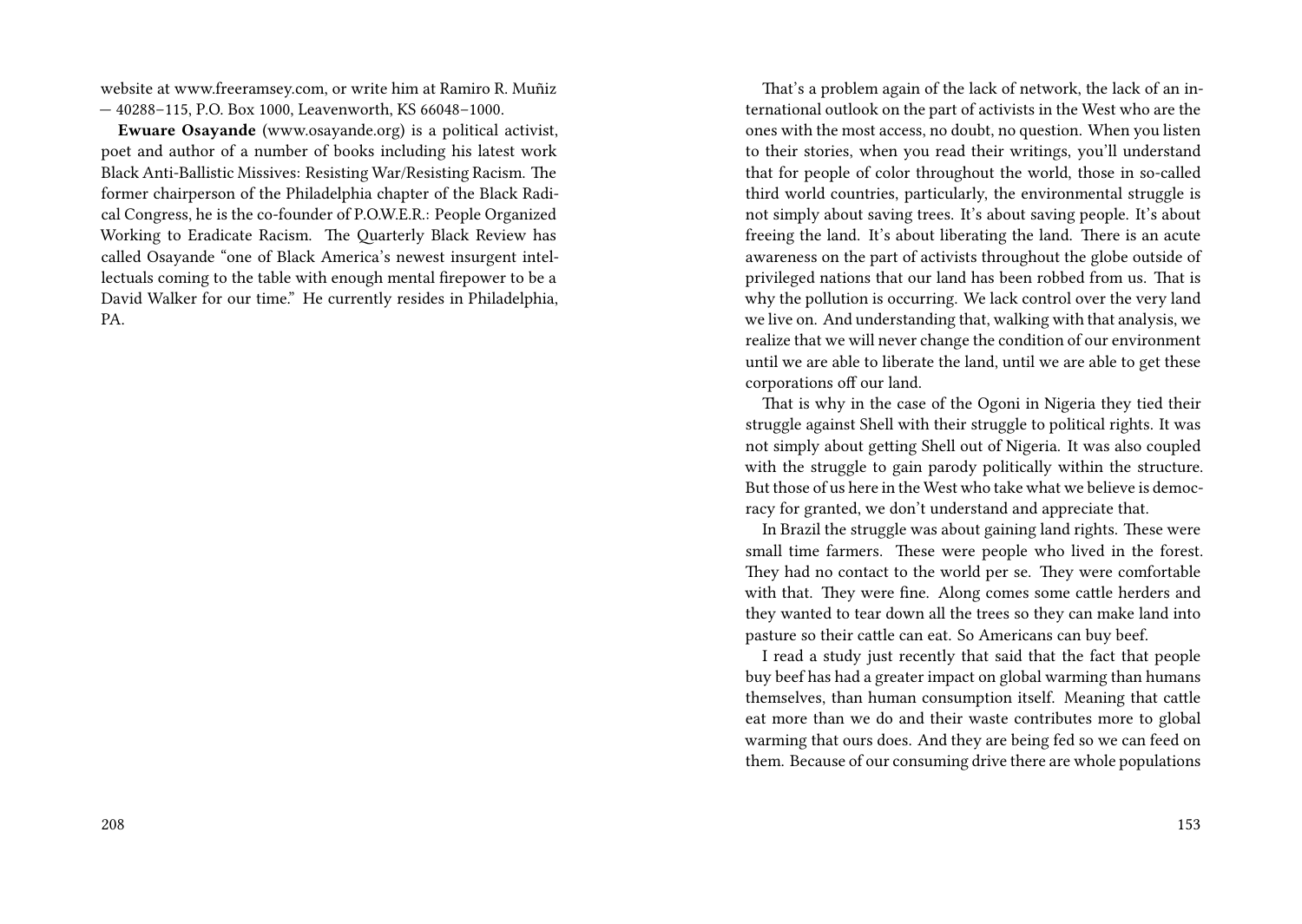website at www.freeramsey.com, or write him at Ramiro R. Muñiz — 40288–115, P.O. Box 1000, Leavenworth, KS 66048–1000.

**Ewuare Osayande** (www.osayande.org) is a political activist, poet and author of a number of books including his latest work Black Anti-Ballistic Missives: Resisting War/Resisting Racism. The former chairperson of the Philadelphia chapter of the Black Radical Congress, he is the co-founder of P.O.W.E.R.: People Organized Working to Eradicate Racism. The Quarterly Black Review has called Osayande "one of Black America's newest insurgent intellectuals coming to the table with enough mental firepower to be a David Walker for our time." He currently resides in Philadelphia, PA.

That's a problem again of the lack of network, the lack of an international outlook on the part of activists in the West who are the ones with the most access, no doubt, no question. When you listen to their stories, when you read their writings, you'll understand that for people of color throughout the world, those in so-called third world countries, particularly, the environmental struggle is not simply about saving trees. It's about saving people. It's about freeing the land. It's about liberating the land. There is an acute awareness on the part of activists throughout the globe outside of privileged nations that our land has been robbed from us. That is why the pollution is occurring. We lack control over the very land we live on. And understanding that, walking with that analysis, we realize that we will never change the condition of our environment until we are able to liberate the land, until we are able to get these corporations off our land.

That is why in the case of the Ogoni in Nigeria they tied their struggle against Shell with their struggle to political rights. It was not simply about getting Shell out of Nigeria. It was also coupled with the struggle to gain parody politically within the structure. But those of us here in the West who take what we believe is democracy for granted, we don't understand and appreciate that.

In Brazil the struggle was about gaining land rights. These were small time farmers. These were people who lived in the forest. They had no contact to the world per se. They were comfortable with that. They were fine. Along comes some cattle herders and they wanted to tear down all the trees so they can make land into pasture so their cattle can eat. So Americans can buy beef.

I read a study just recently that said that the fact that people buy beef has had a greater impact on global warming than humans themselves, than human consumption itself. Meaning that cattle eat more than we do and their waste contributes more to global warming that ours does. And they are being fed so we can feed on them. Because of our consuming drive there are whole populations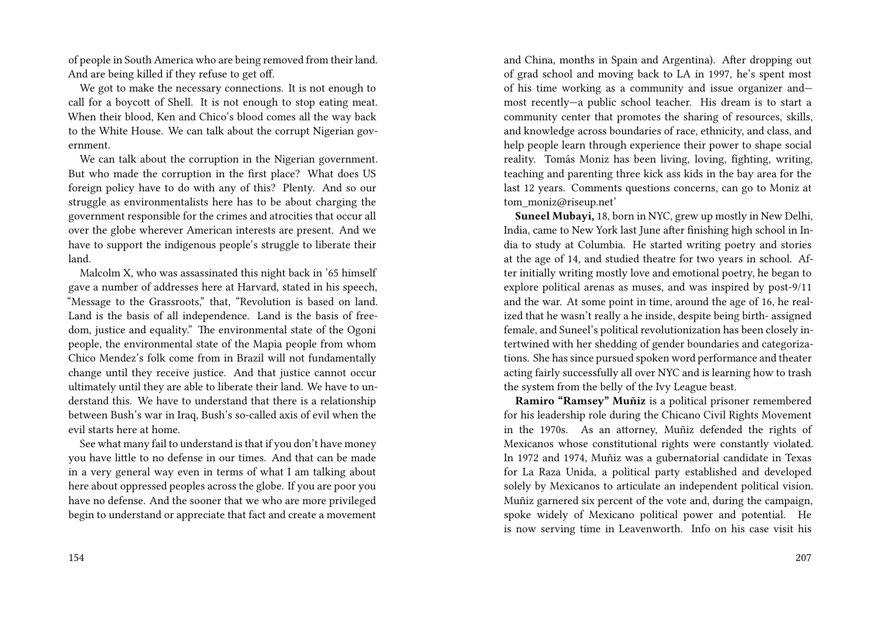of people in South America who are being removed from their land. And are being killed if they refuse to get off.

We got to make the necessary connections. It is not enough to call for a boycott of Shell. It is not enough to stop eating meat. When their blood, Ken and Chico's blood comes all the way back to the White House. We can talk about the corrupt Nigerian government.

We can talk about the corruption in the Nigerian government. But who made the corruption in the first place? What does US foreign policy have to do with any of this? Plenty. And so our struggle as environmentalists here has to be about charging the government responsible for the crimes and atrocities that occur all over the globe wherever American interests are present. And we have to support the indigenous people's struggle to liberate their land.

Malcolm X, who was assassinated this night back in '65 himself gave a number of addresses here at Harvard, stated in his speech, "Message to the Grassroots," that, "Revolution is based on land. Land is the basis of all independence. Land is the basis of freedom, justice and equality." The environmental state of the Ogoni people, the environmental state of the Mapia people from whom Chico Mendez's folk come from in Brazil will not fundamentally change until they receive justice. And that justice cannot occur ultimately until they are able to liberate their land. We have to understand this. We have to understand that there is a relationship between Bush's war in Iraq, Bush's so-called axis of evil when the evil starts here at home.

See what many fail to understand is that if you don't have money you have little to no defense in our times. And that can be made in a very general way even in terms of what I am talking about here about oppressed peoples across the globe. If you are poor you have no defense. And the sooner that we who are more privileged begin to understand or appreciate that fact and create a movement

and China, months in Spain and Argentina). After dropping out of grad school and moving back to LA in 1997, he's spent most of his time working as a community and issue organizer and—most recently—a public school teacher. His dream is to start a community center that promotes the sharing of resources, skills, and knowledge across boundaries of race, ethnicity, and class, and help people learn through experience their power to shape social reality. Tomás Moniz has been living, loving, fighting, writing, teaching and parenting three kick ass kids in the bay area for the last 12 years. Comments questions concerns, can go to Moniz at tom_moniz@riseup.net'

**Suneel Mubayi,** 18, born in NYC, grew up mostly in New Delhi, India, came to New York last June after finishing high school in India to study at Columbia. He started writing poetry and stories at the age of 14, and studied theatre for two years in school. After initially writing mostly love and emotional poetry, he began to explore political arenas as muses, and was inspired by post-9/11 and the war. At some point in time, around the age of 16, he realized that he wasn't really a he inside, despite being birth- assigned female, and Suneel's political revolutionization has been closely intertwined with her shedding of gender boundaries and categorizations. She has since pursued spoken word performance and theater acting fairly successfully all over NYC and is learning how to trash the system from the belly of the Ivy League beast.

**Ramiro "Ramsey" Muñiz** is a political prisoner remembered for his leadership role during the Chicano Civil Rights Movement in the 1970s. As an attorney, Muñiz defended the rights of Mexicanos whose constitutional rights were constantly violated. In 1972 and 1974, Muñiz was a gubernatorial candidate in Texas for La Raza Unida, a political party established and developed solely by Mexicanos to articulate an independent political vision. Muñiz garnered six percent of the vote and, during the campaign, spoke widely of Mexicano political power and potential. He is now serving time in Leavenworth. Info on his case visit his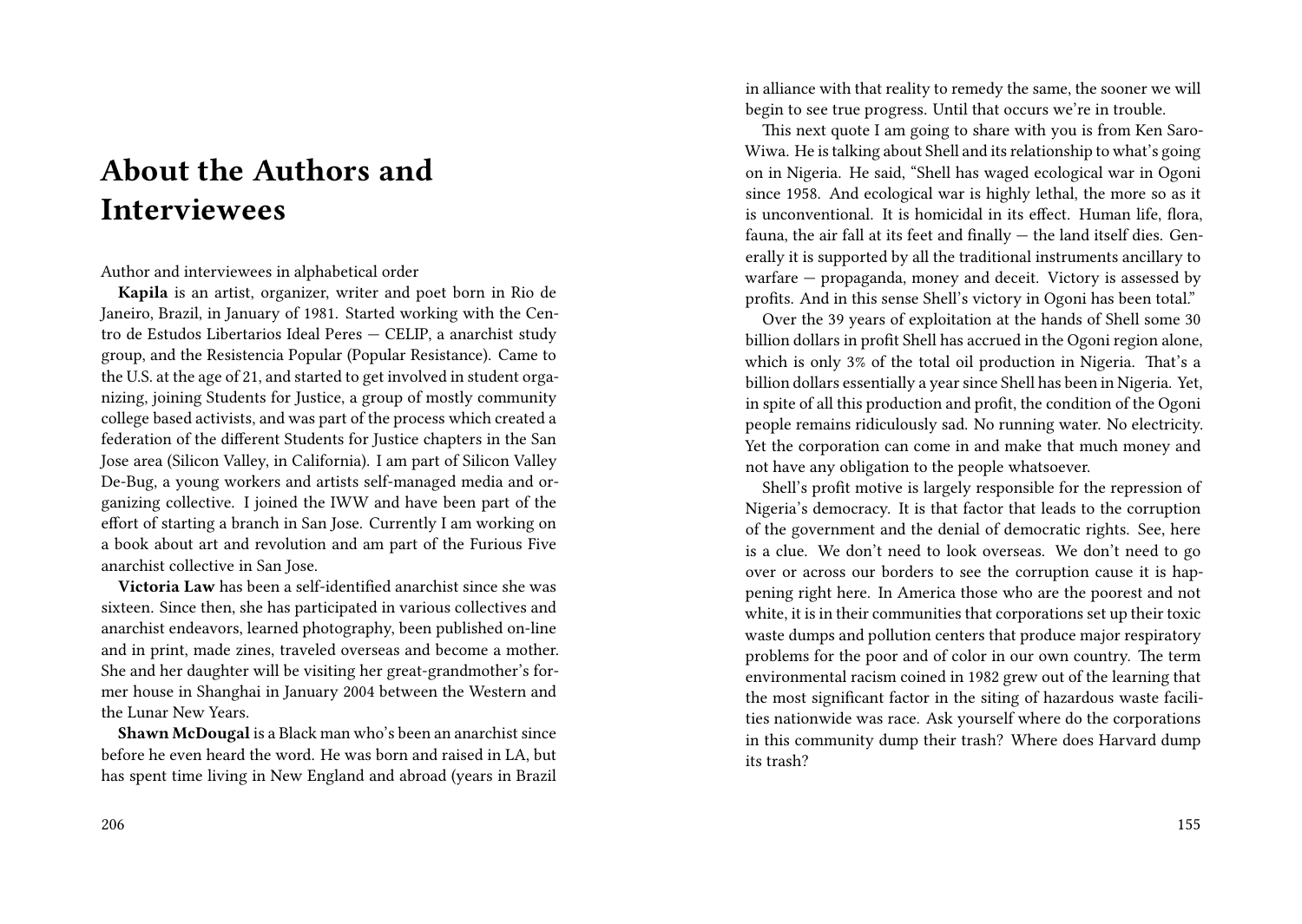# About the Authors and Interviewees

Author and interviewees in alphabetical order

**Kapila** is an artist, organizer, writer and poet born in Rio de Janeiro, Brazil, in January of 1981. Started working with the Centro de Estudos Libertarios Ideal Peres — CELIP, a anarchist study group, and the Resistencia Popular (Popular Resistance). Came to the U.S. at the age of 21, and started to get involved in student organizing, joining Students for Justice, a group of mostly community college based activists, and was part of the process which created a federation of the different Students for Justice chapters in the San Jose area (Silicon Valley, in California). I am part of Silicon Valley De-Bug, a young workers and artists self-managed media and organizing collective. I joined the IWW and have been part of the effort of starting a branch in San Jose. Currently I am working on a book about art and revolution and am part of the Furious Five anarchist collective in San Jose.

**Victoria Law** has been a self-identified anarchist since she was sixteen. Since then, she has participated in various collectives and anarchist endeavors, learned photography, been published on-line and in print, made zines, traveled overseas and become a mother. She and her daughter will be visiting her great-grandmother's former house in Shanghai in January 2004 between the Western and the Lunar New Years.

**Shawn McDougal** is a Black man who's been an anarchist since before he even heard the word. He was born and raised in LA, but has spent time living in New England and abroad (years in Brazil

in alliance with that reality to remedy the same, the sooner we will begin to see true progress. Until that occurs we're in trouble.

This next quote I am going to share with you is from Ken Saro-Wiwa. He is talking about Shell and its relationship to what's going on in Nigeria. He said, "Shell has waged ecological war in Ogoni since 1958. And ecological war is highly lethal, the more so as it is unconventional. It is homicidal in its effect. Human life, flora, fauna, the air fall at its feet and finally — the land itself dies. Generally it is supported by all the traditional instruments ancillary to warfare — propaganda, money and deceit. Victory is assessed by profits. And in this sense Shell's victory in Ogoni has been total."

Over the 39 years of exploitation at the hands of Shell some 30 billion dollars in profit Shell has accrued in the Ogoni region alone, which is only 3% of the total oil production in Nigeria. That's a billion dollars essentially a year since Shell has been in Nigeria. Yet, in spite of all this production and profit, the condition of the Ogoni people remains ridiculously sad. No running water. No electricity. Yet the corporation can come in and make that much money and not have any obligation to the people whatsoever.

Shell's profit motive is largely responsible for the repression of Nigeria's democracy. It is that factor that leads to the corruption of the government and the denial of democratic rights. See, here is a clue. We don't need to look overseas. We don't need to go over or across our borders to see the corruption cause it is happening right here. In America those who are the poorest and not white, it is in their communities that corporations set up their toxic waste dumps and pollution centers that produce major respiratory problems for the poor and of color in our own country. The term environmental racism coined in 1982 grew out of the learning that the most significant factor in the siting of hazardous waste facilities nationwide was race. Ask yourself where do the corporations in this community dump their trash? Where does Harvard dump its trash?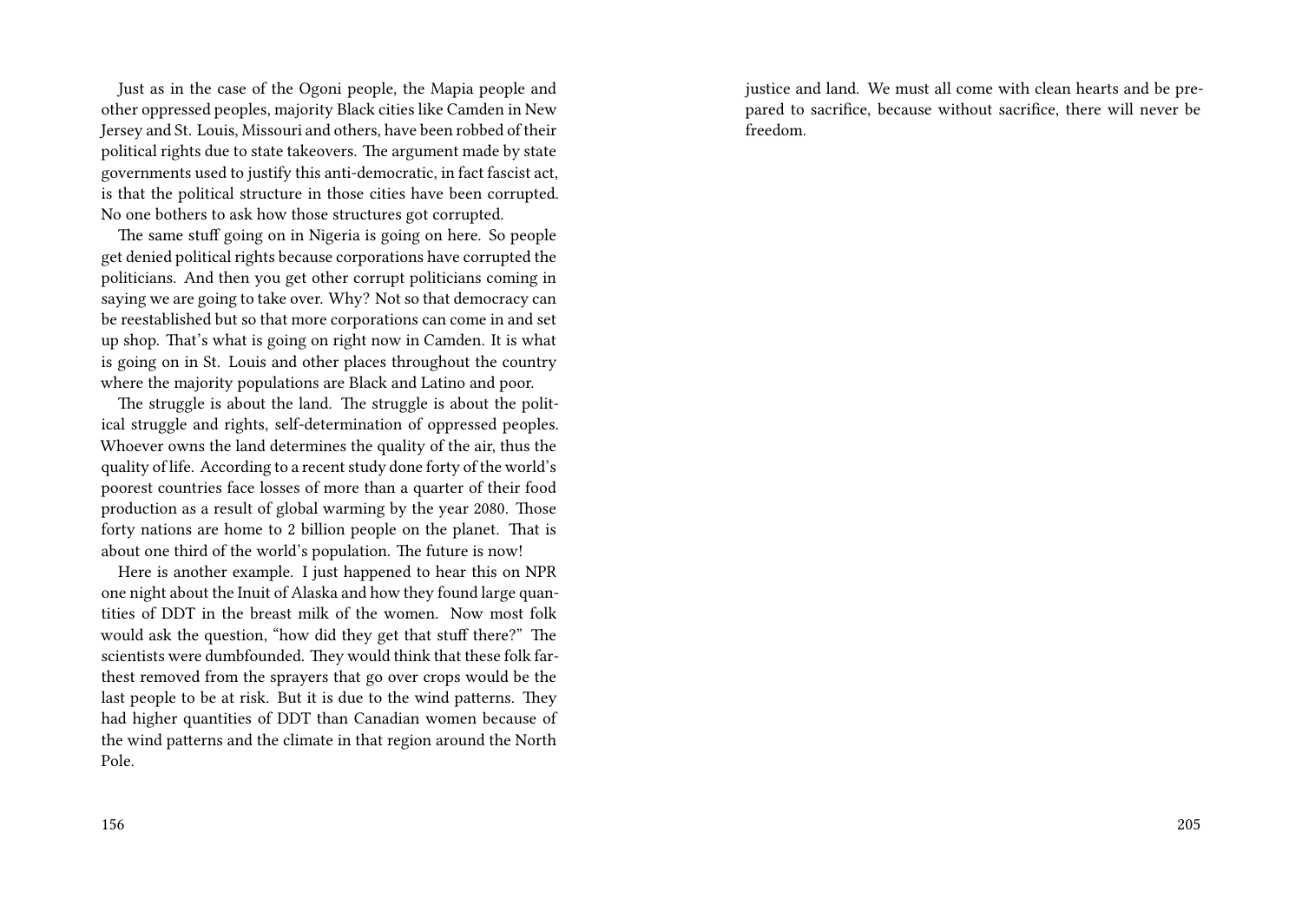Just as in the case of the Ogoni people, the Mapia people and other oppressed peoples, majority Black cities like Camden in New Jersey and St. Louis, Missouri and others, have been robbed of their political rights due to state takeovers. The argument made by state governments used to justify this anti-democratic, in fact fascist act, is that the political structure in those cities have been corrupted. No one bothers to ask how those structures got corrupted.

The same stuff going on in Nigeria is going on here. So people get denied political rights because corporations have corrupted the politicians. And then you get other corrupt politicians coming in saying we are going to take over. Why? Not so that democracy can be reestablished but so that more corporations can come in and set up shop. That's what is going on right now in Camden. It is what is going on in St. Louis and other places throughout the country where the majority populations are Black and Latino and poor.

The struggle is about the land. The struggle is about the political struggle and rights, self-determination of oppressed peoples. Whoever owns the land determines the quality of the air, thus the quality of life. According to a recent study done forty of the world's poorest countries face losses of more than a quarter of their food production as a result of global warming by the year 2080. Those forty nations are home to 2 billion people on the planet. That is about one third of the world's population. The future is now!

Here is another example. I just happened to hear this on NPR one night about the Inuit of Alaska and how they found large quantities of DDT in the breast milk of the women. Now most folk would ask the question, "how did they get that stuff there?" The scientists were dumbfounded. They would think that these folk farthest removed from the sprayers that go over crops would be the last people to be at risk. But it is due to the wind patterns. They had higher quantities of DDT than Canadian women because of the wind patterns and the climate in that region around the North Pole.

justice and land. We must all come with clean hearts and be prepared to sacrifice, because without sacrifice, there will never be freedom.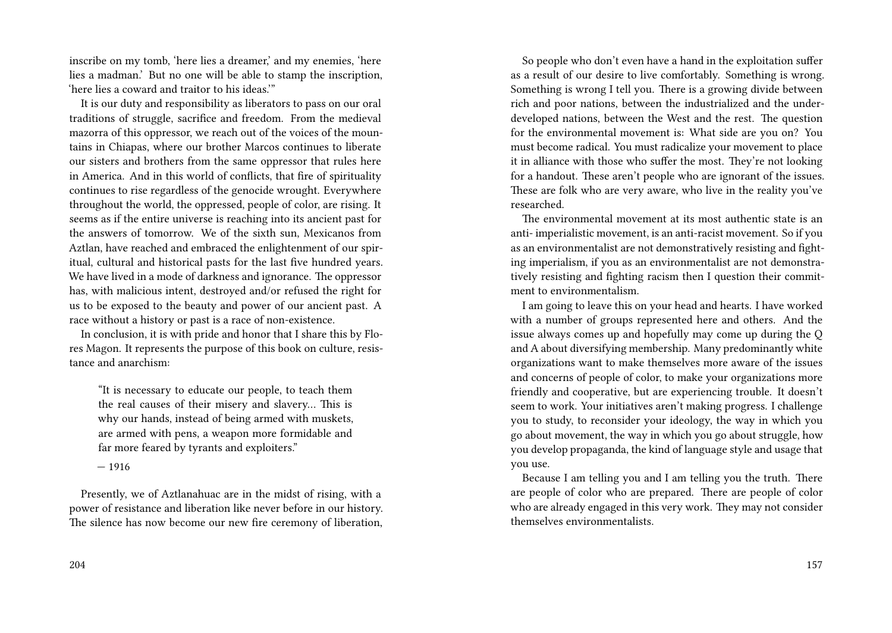inscribe on my tomb, 'here lies a dreamer,' and my enemies, 'here lies a madman.' But no one will be able to stamp the inscription, 'here lies a coward and traitor to his ideas.'"

It is our duty and responsibility as liberators to pass on our oral traditions of struggle, sacrifice and freedom. From the medieval mazorra of this oppressor, we reach out of the voices of the mountains in Chiapas, where our brother Marcos continues to liberate our sisters and brothers from the same oppressor that rules here in America. And in this world of conflicts, that fire of spirituality continues to rise regardless of the genocide wrought. Everywhere throughout the world, the oppressed, people of color, are rising. It seems as if the entire universe is reaching into its ancient past for the answers of tomorrow. We of the sixth sun, Mexicanos from Aztlan, have reached and embraced the enlightenment of our spiritual, cultural and historical pasts for the last five hundred years. We have lived in a mode of darkness and ignorance. The oppressor has, with malicious intent, destroyed and/or refused the right for us to be exposed to the beauty and power of our ancient past. A race without a history or past is a race of non-existence.

In conclusion, it is with pride and honor that I share this by Flores Magon. It represents the purpose of this book on culture, resistance and anarchism:

> "It is necessary to educate our people, to teach them the real causes of their misery and slavery… This is why our hands, instead of being armed with muskets, are armed with pens, a weapon more formidable and far more feared by tyrants and exploiters."
>
> — 1916

Presently, we of Aztlanahuac are in the midst of rising, with a power of resistance and liberation like never before in our history. The silence has now become our new fire ceremony of liberation,

So people who don't even have a hand in the exploitation suffer as a result of our desire to live comfortably. Something is wrong. Something is wrong I tell you. There is a growing divide between rich and poor nations, between the industrialized and the underdeveloped nations, between the West and the rest. The question for the environmental movement is: What side are you on? You must become radical. You must radicalize your movement to place it in alliance with those who suffer the most. They're not looking for a handout. These aren't people who are ignorant of the issues. These are folk who are very aware, who live in the reality you've researched.

The environmental movement at its most authentic state is an anti- imperialistic movement, is an anti-racist movement. So if you as an environmentalist are not demonstratively resisting and fighting imperialism, if you as an environmentalist are not demonstratively resisting and fighting racism then I question their commitment to environmentalism.

I am going to leave this on your head and hearts. I have worked with a number of groups represented here and others. And the issue always comes up and hopefully may come up during the Q and A about diversifying membership. Many predominantly white organizations want to make themselves more aware of the issues and concerns of people of color, to make your organizations more friendly and cooperative, but are experiencing trouble. It doesn't seem to work. Your initiatives aren't making progress. I challenge you to study, to reconsider your ideology, the way in which you go about movement, the way in which you go about struggle, how you develop propaganda, the kind of language style and usage that you use.

Because I am telling you and I am telling you the truth. There are people of color who are prepared. There are people of color who are already engaged in this very work. They may not consider themselves environmentalists.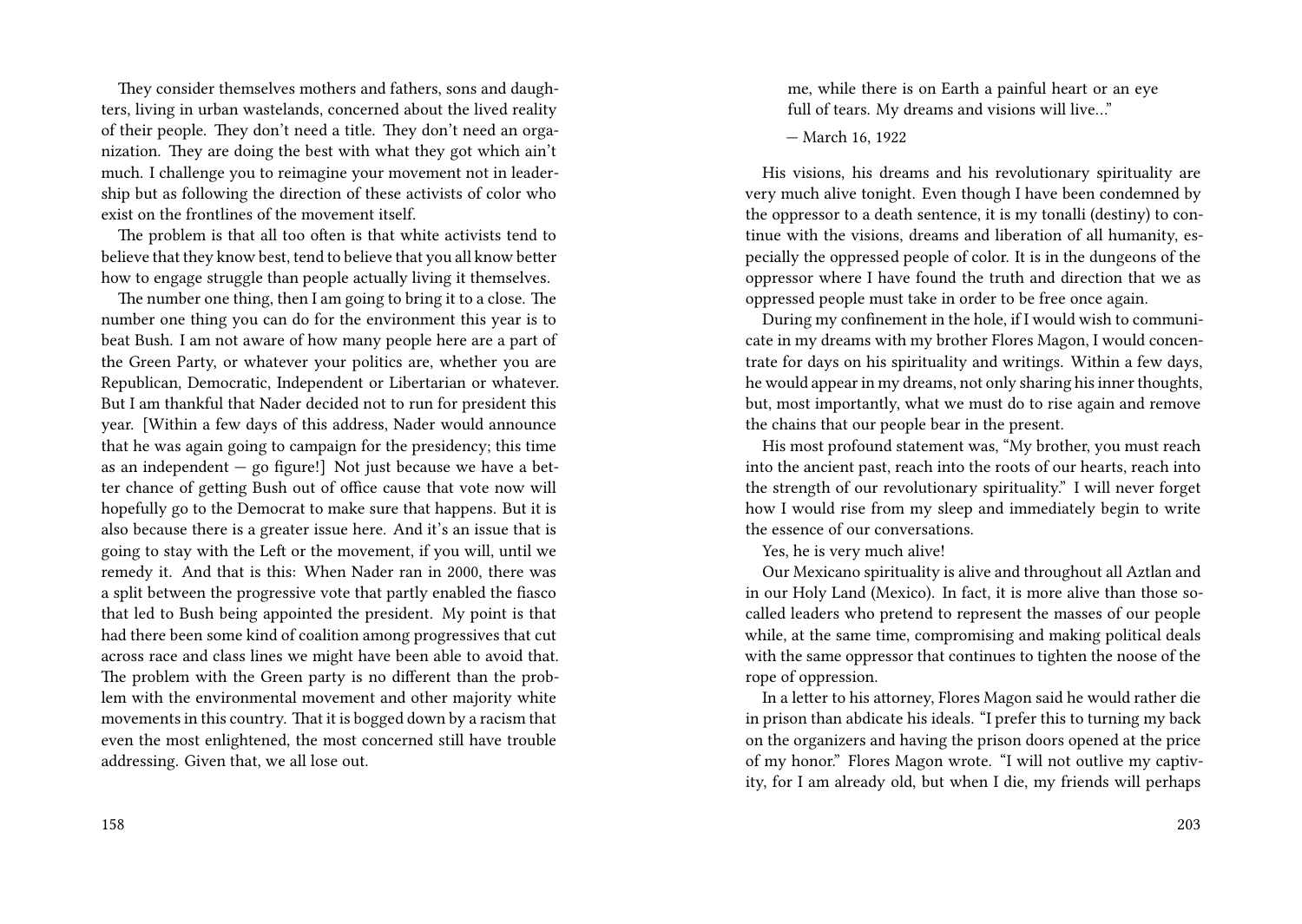They consider themselves mothers and fathers, sons and daughters, living in urban wastelands, concerned about the lived reality of their people. They don't need a title. They don't need an organization. They are doing the best with what they got which ain't much. I challenge you to reimagine your movement not in leadership but as following the direction of these activists of color who exist on the frontlines of the movement itself.

The problem is that all too often is that white activists tend to believe that they know best, tend to believe that you all know better how to engage struggle than people actually living it themselves.

The number one thing, then I am going to bring it to a close. The number one thing you can do for the environment this year is to beat Bush. I am not aware of how many people here are a part of the Green Party, or whatever your politics are, whether you are Republican, Democratic, Independent or Libertarian or whatever. But I am thankful that Nader decided not to run for president this year. [Within a few days of this address, Nader would announce that he was again going to campaign for the presidency; this time as an independent — go figure!] Not just because we have a better chance of getting Bush out of office cause that vote now will hopefully go to the Democrat to make sure that happens. But it is also because there is a greater issue here. And it's an issue that is going to stay with the Left or the movement, if you will, until we remedy it. And that is this: When Nader ran in 2000, there was a split between the progressive vote that partly enabled the fiasco that led to Bush being appointed the president. My point is that had there been some kind of coalition among progressives that cut across race and class lines we might have been able to avoid that. The problem with the Green party is no different than the problem with the environmental movement and other majority white movements in this country. That it is bogged down by a racism that even the most enlightened, the most concerned still have trouble addressing. Given that, we all lose out.

me, while there is on Earth a painful heart or an eye full of tears. My dreams and visions will live…"

— March 16, 1922

His visions, his dreams and his revolutionary spirituality are very much alive tonight. Even though I have been condemned by the oppressor to a death sentence, it is my tonalli (destiny) to continue with the visions, dreams and liberation of all humanity, especially the oppressed people of color. It is in the dungeons of the oppressor where I have found the truth and direction that we as oppressed people must take in order to be free once again.

During my confinement in the hole, if I would wish to communicate in my dreams with my brother Flores Magon, I would concentrate for days on his spirituality and writings. Within a few days, he would appear in my dreams, not only sharing his inner thoughts, but, most importantly, what we must do to rise again and remove the chains that our people bear in the present.

His most profound statement was, "My brother, you must reach into the ancient past, reach into the roots of our hearts, reach into the strength of our revolutionary spirituality." I will never forget how I would rise from my sleep and immediately begin to write the essence of our conversations.

Yes, he is very much alive!

Our Mexicano spirituality is alive and throughout all Aztlan and in our Holy Land (Mexico). In fact, it is more alive than those so-called leaders who pretend to represent the masses of our people while, at the same time, compromising and making political deals with the same oppressor that continues to tighten the noose of the rope of oppression.

In a letter to his attorney, Flores Magon said he would rather die in prison than abdicate his ideals. "I prefer this to turning my back on the organizers and having the prison doors opened at the price of my honor." Flores Magon wrote. "I will not outlive my captivity, for I am already old, but when I die, my friends will perhaps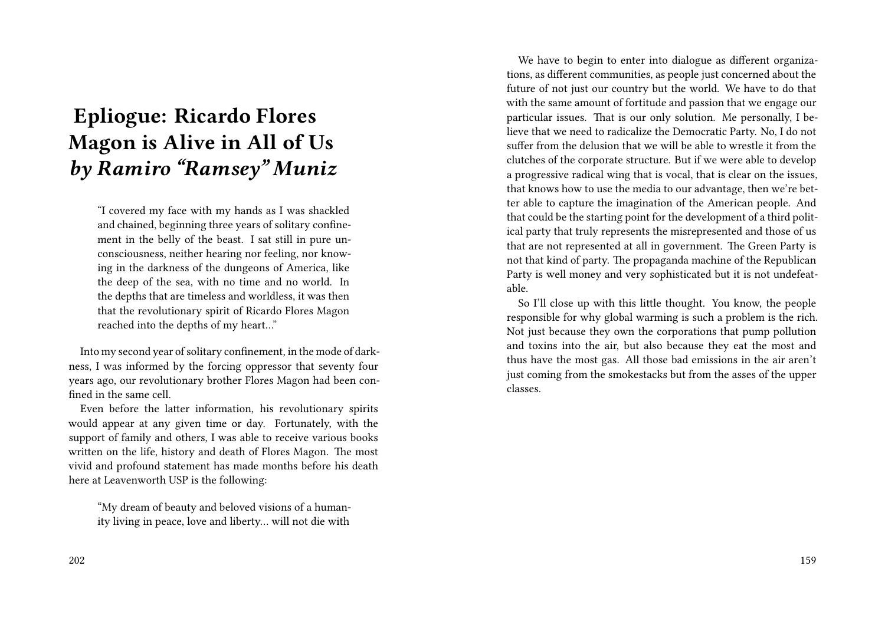# Epliogue: Ricardo Flores Magon is Alive in All of Us *by Ramiro "Ramsey" Muniz*

> "I covered my face with my hands as I was shackled and chained, beginning three years of solitary confinement in the belly of the beast. I sat still in pure unconsciousness, neither hearing nor feeling, nor knowing in the darkness of the dungeons of America, like the deep of the sea, with no time and no world. In the depths that are timeless and worldless, it was then that the revolutionary spirit of Ricardo Flores Magon reached into the depths of my heart…"

Into my second year of solitary confinement, in the mode of darkness, I was informed by the forcing oppressor that seventy four years ago, our revolutionary brother Flores Magon had been confined in the same cell.

Even before the latter information, his revolutionary spirits would appear at any given time or day. Fortunately, with the support of family and others, I was able to receive various books written on the life, history and death of Flores Magon. The most vivid and profound statement has made months before his death here at Leavenworth USP is the following:

> "My dream of beauty and beloved visions of a humanity living in peace, love and liberty… will not die with

We have to begin to enter into dialogue as different organizations, as different communities, as people just concerned about the future of not just our country but the world. We have to do that with the same amount of fortitude and passion that we engage our particular issues. That is our only solution. Me personally, I believe that we need to radicalize the Democratic Party. No, I do not suffer from the delusion that we will be able to wrestle it from the clutches of the corporate structure. But if we were able to develop a progressive radical wing that is vocal, that is clear on the issues, that knows how to use the media to our advantage, then we're better able to capture the imagination of the American people. And that could be the starting point for the development of a third political party that truly represents the misrepresented and those of us that are not represented at all in government. The Green Party is not that kind of party. The propaganda machine of the Republican Party is well money and very sophisticated but it is not undefeatable.

So I'll close up with this little thought. You know, the people responsible for why global warming is such a problem is the rich. Not just because they own the corporations that pump pollution and toxins into the air, but also because they eat the most and thus have the most gas. All those bad emissions in the air aren't just coming from the smokestacks but from the asses of the upper classes.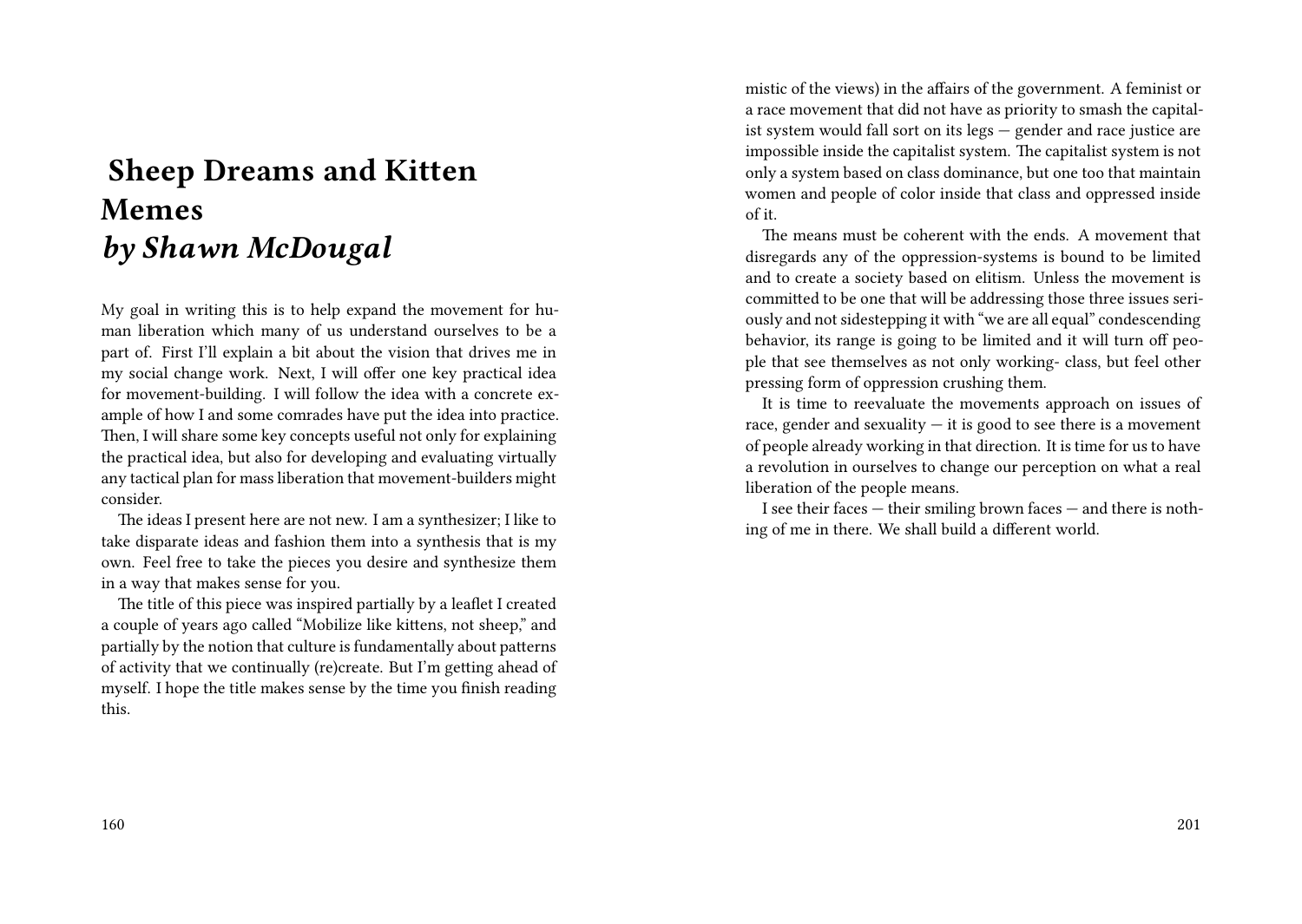# Sheep Dreams and Kitten Memes
## *by Shawn McDougal*

My goal in writing this is to help expand the movement for human liberation which many of us understand ourselves to be a part of. First I'll explain a bit about the vision that drives me in my social change work. Next, I will offer one key practical idea for movement-building. I will follow the idea with a concrete example of how I and some comrades have put the idea into practice. Then, I will share some key concepts useful not only for explaining the practical idea, but also for developing and evaluating virtually any tactical plan for mass liberation that movement-builders might consider.

The ideas I present here are not new. I am a synthesizer; I like to take disparate ideas and fashion them into a synthesis that is my own. Feel free to take the pieces you desire and synthesize them in a way that makes sense for you.

The title of this piece was inspired partially by a leaflet I created a couple of years ago called "Mobilize like kittens, not sheep," and partially by the notion that culture is fundamentally about patterns of activity that we continually (re)create. But I'm getting ahead of myself. I hope the title makes sense by the time you finish reading this.

mistic of the views) in the affairs of the government. A feminist or a race movement that did not have as priority to smash the capitalist system would fall sort on its legs — gender and race justice are impossible inside the capitalist system. The capitalist system is not only a system based on class dominance, but one too that maintain women and people of color inside that class and oppressed inside of it.

The means must be coherent with the ends. A movement that disregards any of the oppression-systems is bound to be limited and to create a society based on elitism. Unless the movement is committed to be one that will be addressing those three issues seriously and not sidestepping it with "we are all equal" condescending behavior, its range is going to be limited and it will turn off people that see themselves as not only working- class, but feel other pressing form of oppression crushing them.

It is time to reevaluate the movements approach on issues of race, gender and sexuality — it is good to see there is a movement of people already working in that direction. It is time for us to have a revolution in ourselves to change our perception on what a real liberation of the people means.

I see their faces — their smiling brown faces — and there is nothing of me in there. We shall build a different world.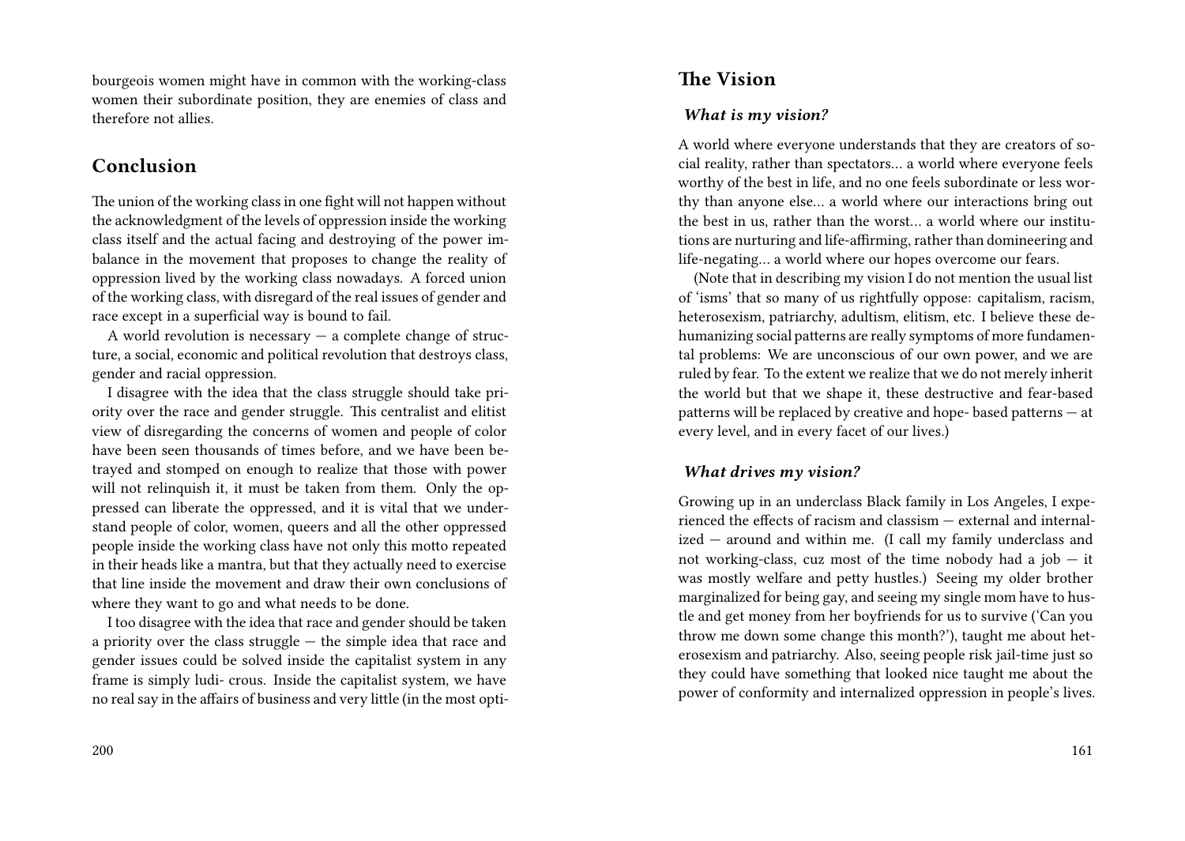bourgeois women might have in common with the working-class women their subordinate position, they are enemies of class and therefore not allies.

## Conclusion

The union of the working class in one fight will not happen without the acknowledgment of the levels of oppression inside the working class itself and the actual facing and destroying of the power imbalance in the movement that proposes to change the reality of oppression lived by the working class nowadays. A forced union of the working class, with disregard of the real issues of gender and race except in a superficial way is bound to fail.

A world revolution is necessary — a complete change of structure, a social, economic and political revolution that destroys class, gender and racial oppression.

I disagree with the idea that the class struggle should take priority over the race and gender struggle. This centralist and elitist view of disregarding the concerns of women and people of color have been seen thousands of times before, and we have been betrayed and stomped on enough to realize that those with power will not relinquish it, it must be taken from them. Only the oppressed can liberate the oppressed, and it is vital that we understand people of color, women, queers and all the other oppressed people inside the working class have not only this motto repeated in their heads like a mantra, but that they actually need to exercise that line inside the movement and draw their own conclusions of where they want to go and what needs to be done.

I too disagree with the idea that race and gender should be taken a priority over the class struggle — the simple idea that race and gender issues could be solved inside the capitalist system in any frame is simply ludicrous. Inside the capitalist system, we have no real say in the affairs of business and very little (in the most opti-

## The Vision

### *What is my vision?*

A world where everyone understands that they are creators of social reality, rather than spectators… a world where everyone feels worthy of the best in life, and no one feels subordinate or less worthy than anyone else… a world where our interactions bring out the best in us, rather than the worst… a world where our institutions are nurturing and life-affirming, rather than domineering and life-negating… a world where our hopes overcome our fears.

(Note that in describing my vision I do not mention the usual list of 'isms' that so many of us rightfully oppose: capitalism, racism, heterosexism, patriarchy, adultism, elitism, etc. I believe these dehumanizing social patterns are really symptoms of more fundamental problems: We are unconscious of our own power, and we are ruled by fear. To the extent we realize that we do not merely inherit the world but that we shape it, these destructive and fear-based patterns will be replaced by creative and hope- based patterns — at every level, and in every facet of our lives.)

### *What drives my vision?*

Growing up in an underclass Black family in Los Angeles, I experienced the effects of racism and classism — external and internalized — around and within me. (I call my family underclass and not working-class, cuz most of the time nobody had a job — it was mostly welfare and petty hustles.) Seeing my older brother marginalized for being gay, and seeing my single mom have to hustle and get money from her boyfriends for us to survive ('Can you throw me down some change this month?'), taught me about heterosexism and patriarchy. Also, seeing people risk jail-time just so they could have something that looked nice taught me about the power of conformity and internalized oppression in people's lives.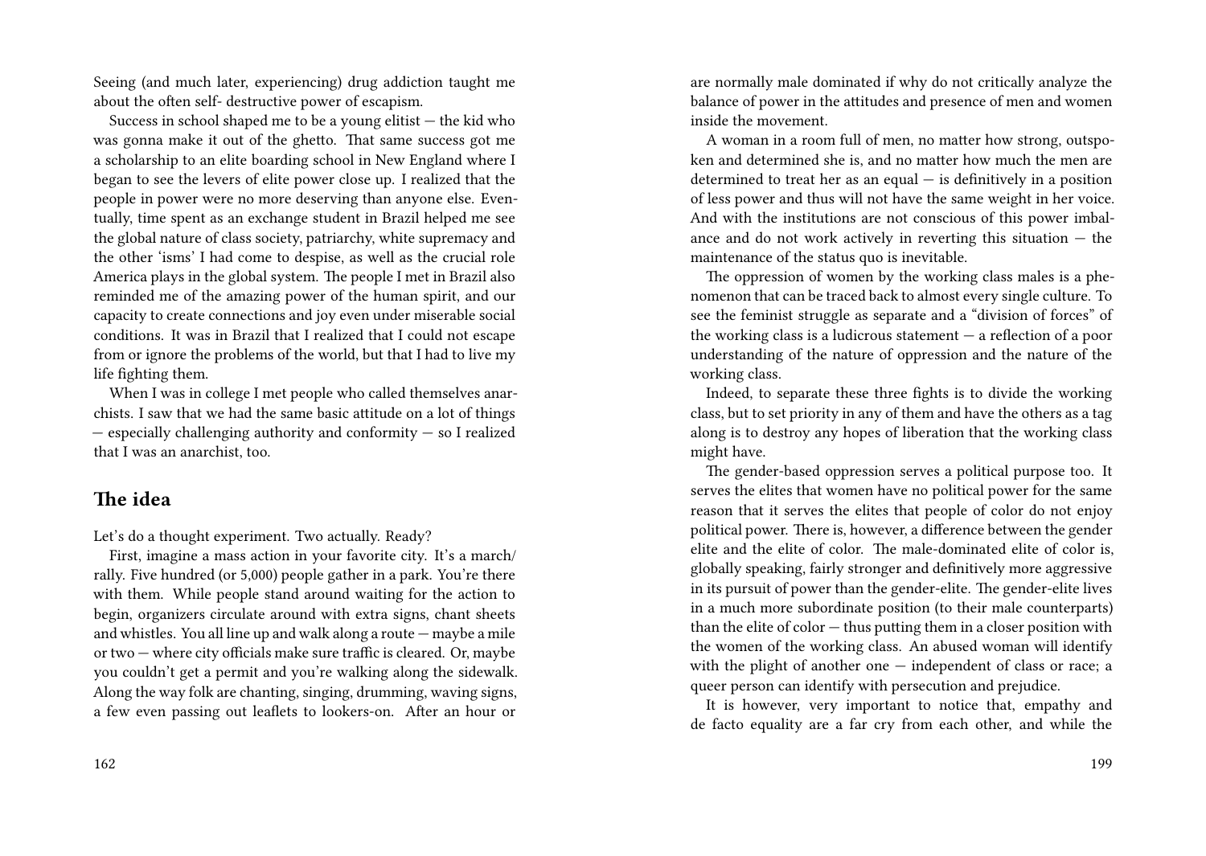Seeing (and much later, experiencing) drug addiction taught me about the often self- destructive power of escapism.

Success in school shaped me to be a young elitist — the kid who was gonna make it out of the ghetto. That same success got me a scholarship to an elite boarding school in New England where I began to see the levers of elite power close up. I realized that the people in power were no more deserving than anyone else. Eventually, time spent as an exchange student in Brazil helped me see the global nature of class society, patriarchy, white supremacy and the other 'isms' I had come to despise, as well as the crucial role America plays in the global system. The people I met in Brazil also reminded me of the amazing power of the human spirit, and our capacity to create connections and joy even under miserable social conditions. It was in Brazil that I realized that I could not escape from or ignore the problems of the world, but that I had to live my life fighting them.

When I was in college I met people who called themselves anarchists. I saw that we had the same basic attitude on a lot of things — especially challenging authority and conformity — so I realized that I was an anarchist, too.

## The idea

Let's do a thought experiment. Two actually. Ready?

First, imagine a mass action in your favorite city. It's a march/rally. Five hundred (or 5,000) people gather in a park. You're there with them. While people stand around waiting for the action to begin, organizers circulate around with extra signs, chant sheets and whistles. You all line up and walk along a route — maybe a mile or two — where city officials make sure traffic is cleared. Or, maybe you couldn't get a permit and you're walking along the sidewalk. Along the way folk are chanting, singing, drumming, waving signs, a few even passing out leaflets to lookers-on. After an hour or

are normally male dominated if why do not critically analyze the balance of power in the attitudes and presence of men and women inside the movement.

A woman in a room full of men, no matter how strong, outspoken and determined she is, and no matter how much the men are determined to treat her as an equal — is definitively in a position of less power and thus will not have the same weight in her voice. And with the institutions are not conscious of this power imbalance and do not work actively in reverting this situation — the maintenance of the status quo is inevitable.

The oppression of women by the working class males is a phenomenon that can be traced back to almost every single culture. To see the feminist struggle as separate and a "division of forces" of the working class is a ludicrous statement — a reflection of a poor understanding of the nature of oppression and the nature of the working class.

Indeed, to separate these three fights is to divide the working class, but to set priority in any of them and have the others as a tag along is to destroy any hopes of liberation that the working class might have.

The gender-based oppression serves a political purpose too. It serves the elites that women have no political power for the same reason that it serves the elites that people of color do not enjoy political power. There is, however, a difference between the gender elite and the elite of color. The male-dominated elite of color is, globally speaking, fairly stronger and definitively more aggressive in its pursuit of power than the gender-elite. The gender-elite lives in a much more subordinate position (to their male counterparts) than the elite of color — thus putting them in a closer position with the women of the working class. An abused woman will identify with the plight of another one — independent of class or race; a queer person can identify with persecution and prejudice.

It is however, very important to notice that, empathy and de facto equality are a far cry from each other, and while the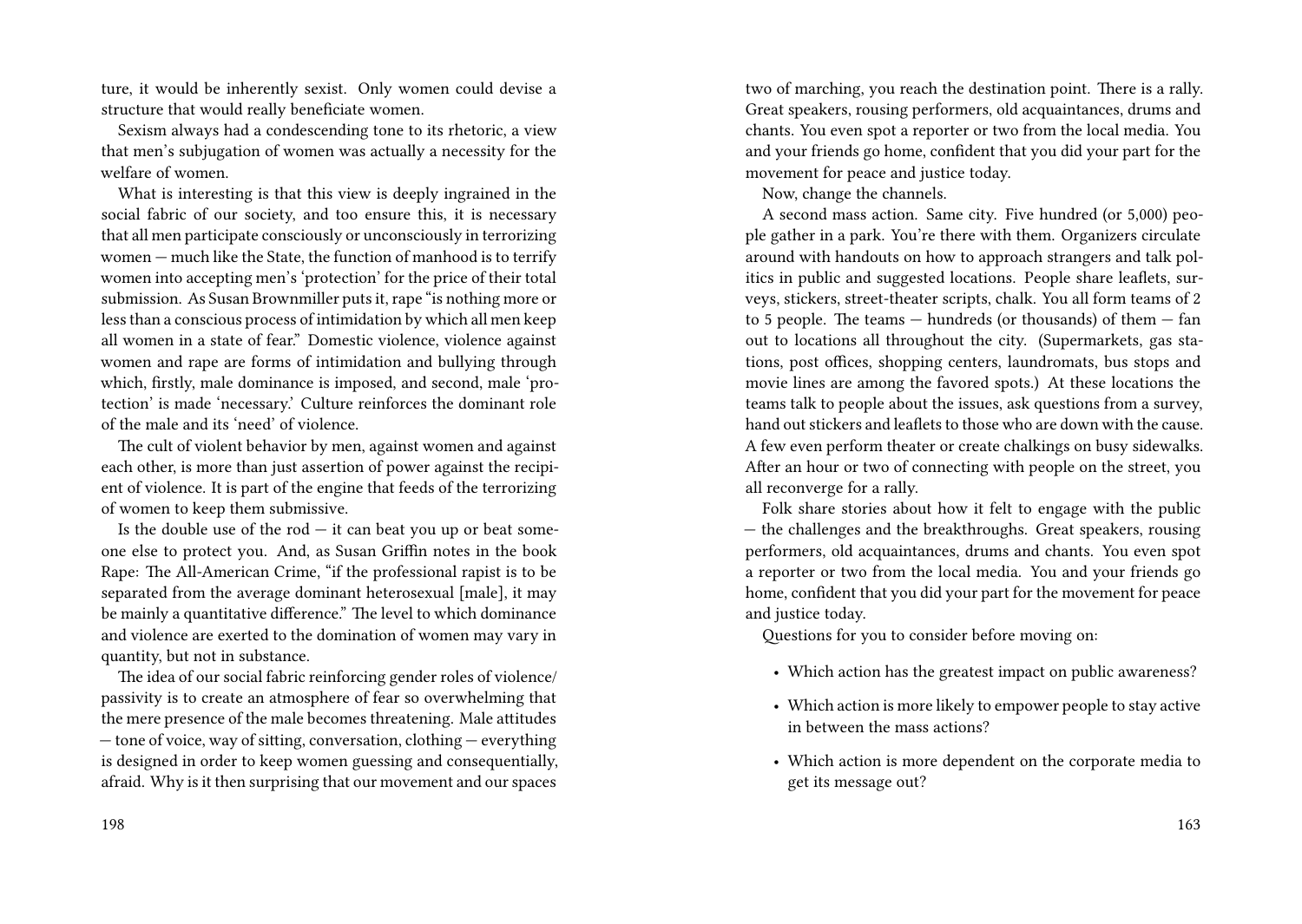ture, it would be inherently sexist. Only women could devise a structure that would really beneficiate women.

Sexism always had a condescending tone to its rhetoric, a view that men's subjugation of women was actually a necessity for the welfare of women.

What is interesting is that this view is deeply ingrained in the social fabric of our society, and too ensure this, it is necessary that all men participate consciously or unconsciously in terrorizing women — much like the State, the function of manhood is to terrify women into accepting men's 'protection' for the price of their total submission. As Susan Brownmiller puts it, rape "is nothing more or less than a conscious process of intimidation by which all men keep all women in a state of fear." Domestic violence, violence against women and rape are forms of intimidation and bullying through which, firstly, male dominance is imposed, and second, male 'protection' is made 'necessary.' Culture reinforces the dominant role of the male and its 'need' of violence.

The cult of violent behavior by men, against women and against each other, is more than just assertion of power against the recipient of violence. It is part of the engine that feeds of the terrorizing of women to keep them submissive.

Is the double use of the rod — it can beat you up or beat someone else to protect you. And, as Susan Griffin notes in the book Rape: The All-American Crime, "if the professional rapist is to be separated from the average dominant heterosexual [male], it may be mainly a quantitative difference." The level to which dominance and violence are exerted to the domination of women may vary in quantity, but not in substance.

The idea of our social fabric reinforcing gender roles of violence/ passivity is to create an atmosphere of fear so overwhelming that the mere presence of the male becomes threatening. Male attitudes — tone of voice, way of sitting, conversation, clothing — everything is designed in order to keep women guessing and consequentially, afraid. Why is it then surprising that our movement and our spaces

two of marching, you reach the destination point. There is a rally. Great speakers, rousing performers, old acquaintances, drums and chants. You even spot a reporter or two from the local media. You and your friends go home, confident that you did your part for the movement for peace and justice today.

Now, change the channels.

A second mass action. Same city. Five hundred (or 5,000) people gather in a park. You're there with them. Organizers circulate around with handouts on how to approach strangers and talk politics in public and suggested locations. People share leaflets, surveys, stickers, street-theater scripts, chalk. You all form teams of 2 to 5 people. The teams — hundreds (or thousands) of them — fan out to locations all throughout the city. (Supermarkets, gas stations, post offices, shopping centers, laundromats, bus stops and movie lines are among the favored spots.) At these locations the teams talk to people about the issues, ask questions from a survey, hand out stickers and leaflets to those who are down with the cause. A few even perform theater or create chalkings on busy sidewalks. After an hour or two of connecting with people on the street, you all reconverge for a rally.

Folk share stories about how it felt to engage with the public — the challenges and the breakthroughs. Great speakers, rousing performers, old acquaintances, drums and chants. You even spot a reporter or two from the local media. You and your friends go home, confident that you did your part for the movement for peace and justice today.

Questions for you to consider before moving on:

- Which action has the greatest impact on public awareness?
- Which action is more likely to empower people to stay active in between the mass actions?
- Which action is more dependent on the corporate media to get its message out?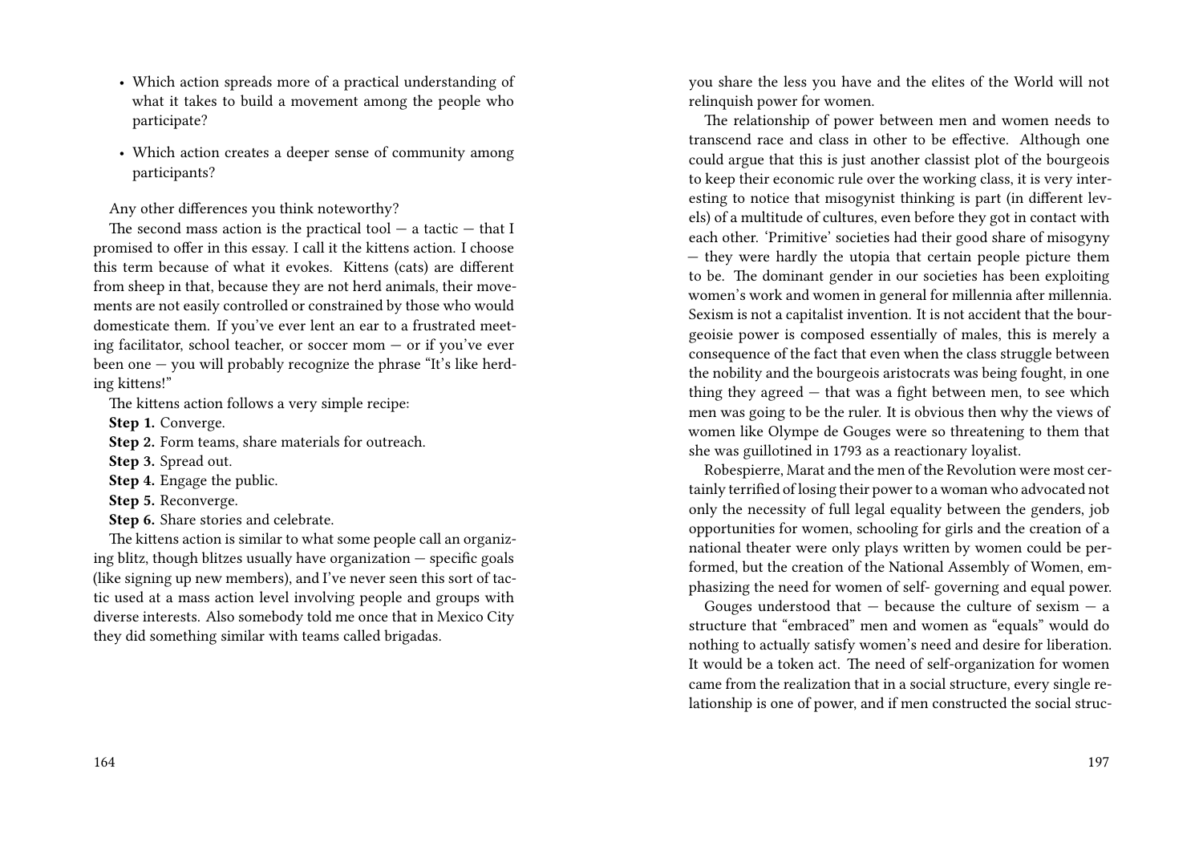- Which action spreads more of a practical understanding of what it takes to build a movement among the people who participate?
- Which action creates a deeper sense of community among participants?

Any other differences you think noteworthy?

The second mass action is the practical tool — a tactic — that I promised to offer in this essay. I call it the kittens action. I choose this term because of what it evokes. Kittens (cats) are different from sheep in that, because they are not herd animals, their movements are not easily controlled or constrained by those who would domesticate them. If you've ever lent an ear to a frustrated meeting facilitator, school teacher, or soccer mom — or if you've ever been one — you will probably recognize the phrase "It's like herding kittens!"

The kittens action follows a very simple recipe:

**Step 1.** Converge.

**Step 2.** Form teams, share materials for outreach.

**Step 3.** Spread out.

**Step 4.** Engage the public.

**Step 5.** Reconverge.

**Step 6.** Share stories and celebrate.

The kittens action is similar to what some people call an organizing blitz, though blitzes usually have organization — specific goals (like signing up new members), and I've never seen this sort of tactic used at a mass action level involving people and groups with diverse interests. Also somebody told me once that in Mexico City they did something similar with teams called brigadas.

you share the less you have and the elites of the World will not relinquish power for women.

The relationship of power between men and women needs to transcend race and class in other to be effective. Although one could argue that this is just another classist plot of the bourgeois to keep their economic rule over the working class, it is very interesting to notice that misogynist thinking is part (in different levels) of a multitude of cultures, even before they got in contact with each other. 'Primitive' societies had their good share of misogyny — they were hardly the utopia that certain people picture them to be. The dominant gender in our societies has been exploiting women's work and women in general for millennia after millennia. Sexism is not a capitalist invention. It is not accident that the bourgeoisie power is composed essentially of males, this is merely a consequence of the fact that even when the class struggle between the nobility and the bourgeois aristocrats was being fought, in one thing they agreed — that was a fight between men, to see which men was going to be the ruler. It is obvious then why the views of women like Olympe de Gouges were so threatening to them that she was guillotined in 1793 as a reactionary loyalist.

Robespierre, Marat and the men of the Revolution were most certainly terrified of losing their power to a woman who advocated not only the necessity of full legal equality between the genders, job opportunities for women, schooling for girls and the creation of a national theater were only plays written by women could be performed, but the creation of the National Assembly of Women, emphasizing the need for women of self- governing and equal power.

Gouges understood that — because the culture of sexism — a structure that "embraced" men and women as "equals" would do nothing to actually satisfy women's need and desire for liberation. It would be a token act. The need of self-organization for women came from the realization that in a social structure, every single relationship is one of power, and if men constructed the social struc-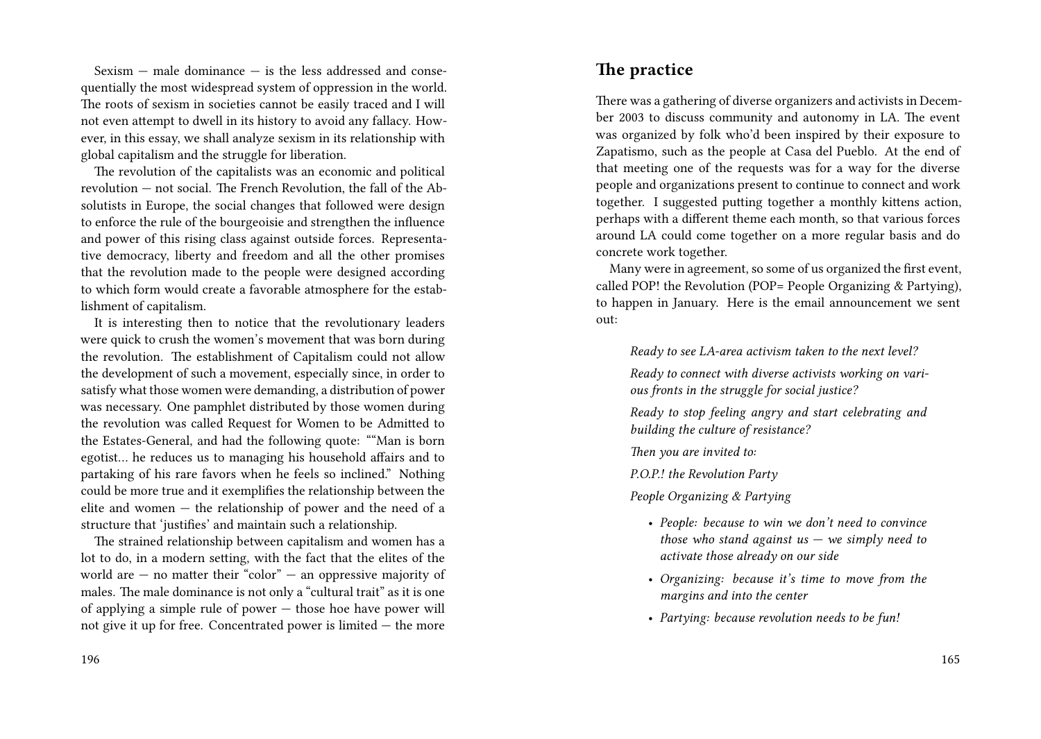Sexism — male dominance — is the less addressed and consequentially the most widespread system of oppression in the world. The roots of sexism in societies cannot be easily traced and I will not even attempt to dwell in its history to avoid any fallacy. However, in this essay, we shall analyze sexism in its relationship with global capitalism and the struggle for liberation.

The revolution of the capitalists was an economic and political revolution — not social. The French Revolution, the fall of the Absolutists in Europe, the social changes that followed were design to enforce the rule of the bourgeoisie and strengthen the influence and power of this rising class against outside forces. Representative democracy, liberty and freedom and all the other promises that the revolution made to the people were designed according to which form would create a favorable atmosphere for the establishment of capitalism.

It is interesting then to notice that the revolutionary leaders were quick to crush the women's movement that was born during the revolution. The establishment of Capitalism could not allow the development of such a movement, especially since, in order to satisfy what those women were demanding, a distribution of power was necessary. One pamphlet distributed by those women during the revolution was called Request for Women to be Admitted to the Estates-General, and had the following quote: ""Man is born egotist… he reduces us to managing his household affairs and to partaking of his rare favors when he feels so inclined." Nothing could be more true and it exemplifies the relationship between the elite and women — the relationship of power and the need of a structure that 'justifies' and maintain such a relationship.

The strained relationship between capitalism and women has a lot to do, in a modern setting, with the fact that the elites of the world are — no matter their "color" — an oppressive majority of males. The male dominance is not only a "cultural trait" as it is one of applying a simple rule of power — those hoe have power will not give it up for free. Concentrated power is limited — the more

## The practice

There was a gathering of diverse organizers and activists in December 2003 to discuss community and autonomy in LA. The event was organized by folk who'd been inspired by their exposure to Zapatismo, such as the people at Casa del Pueblo. At the end of that meeting one of the requests was for a way for the diverse people and organizations present to continue to connect and work together. I suggested putting together a monthly kittens action, perhaps with a different theme each month, so that various forces around LA could come together on a more regular basis and do concrete work together.

Many were in agreement, so some of us organized the first event, called POP! the Revolution (POP= People Organizing & Partying), to happen in January. Here is the email announcement we sent out:

> *Ready to see LA-area activism taken to the next level?*
>
> *Ready to connect with diverse activists working on various fronts in the struggle for social justice?*
>
> *Ready to stop feeling angry and start celebrating and building the culture of resistance?*
>
> *Then you are invited to:*
>
> *P.O.P.! the Revolution Party*
>
> *People Organizing & Partying*
>
> - *People: because to win we don't need to convince those who stand against us — we simply need to activate those already on our side*
> - *Organizing: because it's time to move from the margins and into the center*
> - *Partying: because revolution needs to be fun!*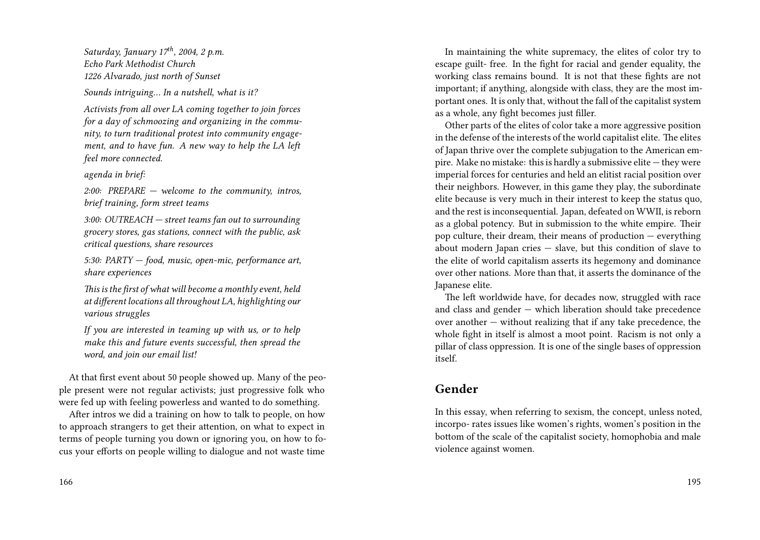*Saturday, January 17th, 2004, 2 p.m.*
*Echo Park Methodist Church*
*1226 Alvarado, just north of Sunset*

*Sounds intriguing… In a nutshell, what is it?*

*Activists from all over LA coming together to join forces for a day of schmoozing and organizing in the community, to turn traditional protest into community engagement, and to have fun. A new way to help the LA left feel more connected.*

*agenda in brief:*

*2:00: PREPARE — welcome to the community, intros, brief training, form street teams*

*3:00: OUTREACH — street teams fan out to surrounding grocery stores, gas stations, connect with the public, ask critical questions, share resources*

*5:30: PARTY — food, music, open-mic, performance art, share experiences*

*This is the first of what will become a monthly event, held at different locations all throughout LA, highlighting our various struggles*

*If you are interested in teaming up with us, or to help make this and future events successful, then spread the word, and join our email list!*

At that first event about 50 people showed up. Many of the people present were not regular activists; just progressive folk who were fed up with feeling powerless and wanted to do something.

After intros we did a training on how to talk to people, on how to approach strangers to get their attention, on what to expect in terms of people turning you down or ignoring you, on how to focus your efforts on people willing to dialogue and not waste time

In maintaining the white supremacy, the elites of color try to escape guilt- free. In the fight for racial and gender equality, the working class remains bound. It is not that these fights are not important; if anything, alongside with class, they are the most important ones. It is only that, without the fall of the capitalist system as a whole, any fight becomes just filler.

Other parts of the elites of color take a more aggressive position in the defense of the interests of the world capitalist elite. The elites of Japan thrive over the complete subjugation to the American empire. Make no mistake: this is hardly a submissive elite — they were imperial forces for centuries and held an elitist racial position over their neighbors. However, in this game they play, the subordinate elite because is very much in their interest to keep the status quo, and the rest is inconsequential. Japan, defeated on WWII, is reborn as a global potency. But in submission to the white empire. Their pop culture, their dream, their means of production — everything about modern Japan cries — slave, but this condition of slave to the elite of world capitalism asserts its hegemony and dominance over other nations. More than that, it asserts the dominance of the Japanese elite.

The left worldwide have, for decades now, struggled with race and class and gender — which liberation should take precedence over another — without realizing that if any take precedence, the whole fight in itself is almost a moot point. Racism is not only a pillar of class oppression. It is one of the single bases of oppression itself.

## Gender

In this essay, when referring to sexism, the concept, unless noted, incorpo- rates issues like women's rights, women's position in the bottom of the scale of the capitalist society, homophobia and male violence against women.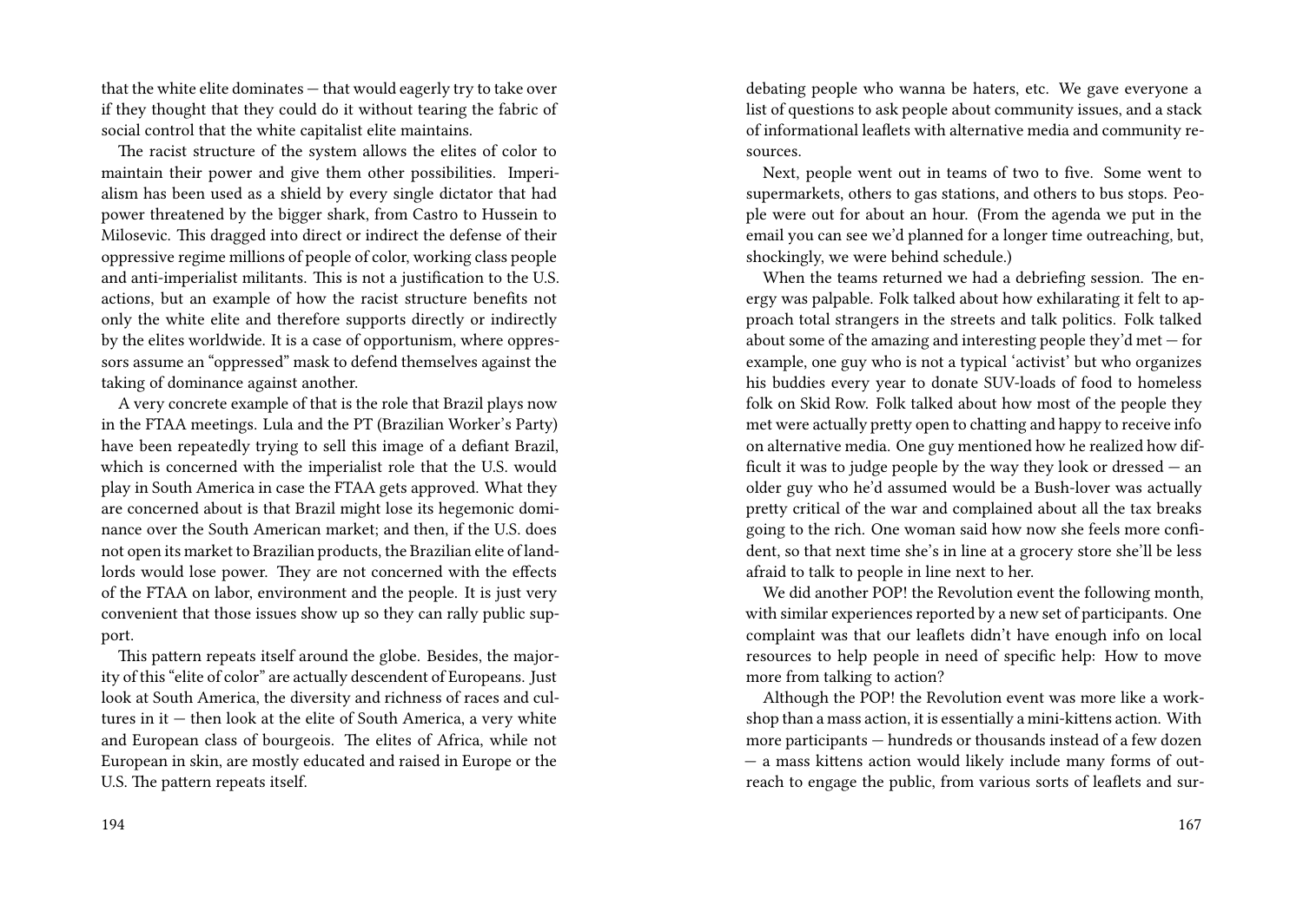that the white elite dominates — that would eagerly try to take over if they thought that they could do it without tearing the fabric of social control that the white capitalist elite maintains.

The racist structure of the system allows the elites of color to maintain their power and give them other possibilities. Imperialism has been used as a shield by every single dictator that had power threatened by the bigger shark, from Castro to Hussein to Milosevic. This dragged into direct or indirect the defense of their oppressive regime millions of people of color, working class people and anti-imperialist militants. This is not a justification to the U.S. actions, but an example of how the racist structure benefits not only the white elite and therefore supports directly or indirectly by the elites worldwide. It is a case of opportunism, where oppressors assume an "oppressed" mask to defend themselves against the taking of dominance against another.

A very concrete example of that is the role that Brazil plays now in the FTAA meetings. Lula and the PT (Brazilian Worker's Party) have been repeatedly trying to sell this image of a defiant Brazil, which is concerned with the imperialist role that the U.S. would play in South America in case the FTAA gets approved. What they are concerned about is that Brazil might lose its hegemonic dominance over the South American market; and then, if the U.S. does not open its market to Brazilian products, the Brazilian elite of landlords would lose power. They are not concerned with the effects of the FTAA on labor, environment and the people. It is just very convenient that those issues show up so they can rally public support.

This pattern repeats itself around the globe. Besides, the majority of this "elite of color" are actually descendent of Europeans. Just look at South America, the diversity and richness of races and cultures in it — then look at the elite of South America, a very white and European class of bourgeois. The elites of Africa, while not European in skin, are mostly educated and raised in Europe or the U.S. The pattern repeats itself.

debating people who wanna be haters, etc. We gave everyone a list of questions to ask people about community issues, and a stack of informational leaflets with alternative media and community resources.

Next, people went out in teams of two to five. Some went to supermarkets, others to gas stations, and others to bus stops. People were out for about an hour. (From the agenda we put in the email you can see we'd planned for a longer time outreaching, but, shockingly, we were behind schedule.)

When the teams returned we had a debriefing session. The energy was palpable. Folk talked about how exhilarating it felt to approach total strangers in the streets and talk politics. Folk talked about some of the amazing and interesting people they'd met — for example, one guy who is not a typical 'activist' but who organizes his buddies every year to donate SUV-loads of food to homeless folk on Skid Row. Folk talked about how most of the people they met were actually pretty open to chatting and happy to receive info on alternative media. One guy mentioned how he realized how difficult it was to judge people by the way they look or dressed — an older guy who he'd assumed would be a Bush-lover was actually pretty critical of the war and complained about all the tax breaks going to the rich. One woman said how now she feels more confident, so that next time she's in line at a grocery store she'll be less afraid to talk to people in line next to her.

We did another POP! the Revolution event the following month, with similar experiences reported by a new set of participants. One complaint was that our leaflets didn't have enough info on local resources to help people in need of specific help: How to move more from talking to action?

Although the POP! the Revolution event was more like a workshop than a mass action, it is essentially a mini-kittens action. With more participants — hundreds or thousands instead of a few dozen — a mass kittens action would likely include many forms of outreach to engage the public, from various sorts of leaflets and sur-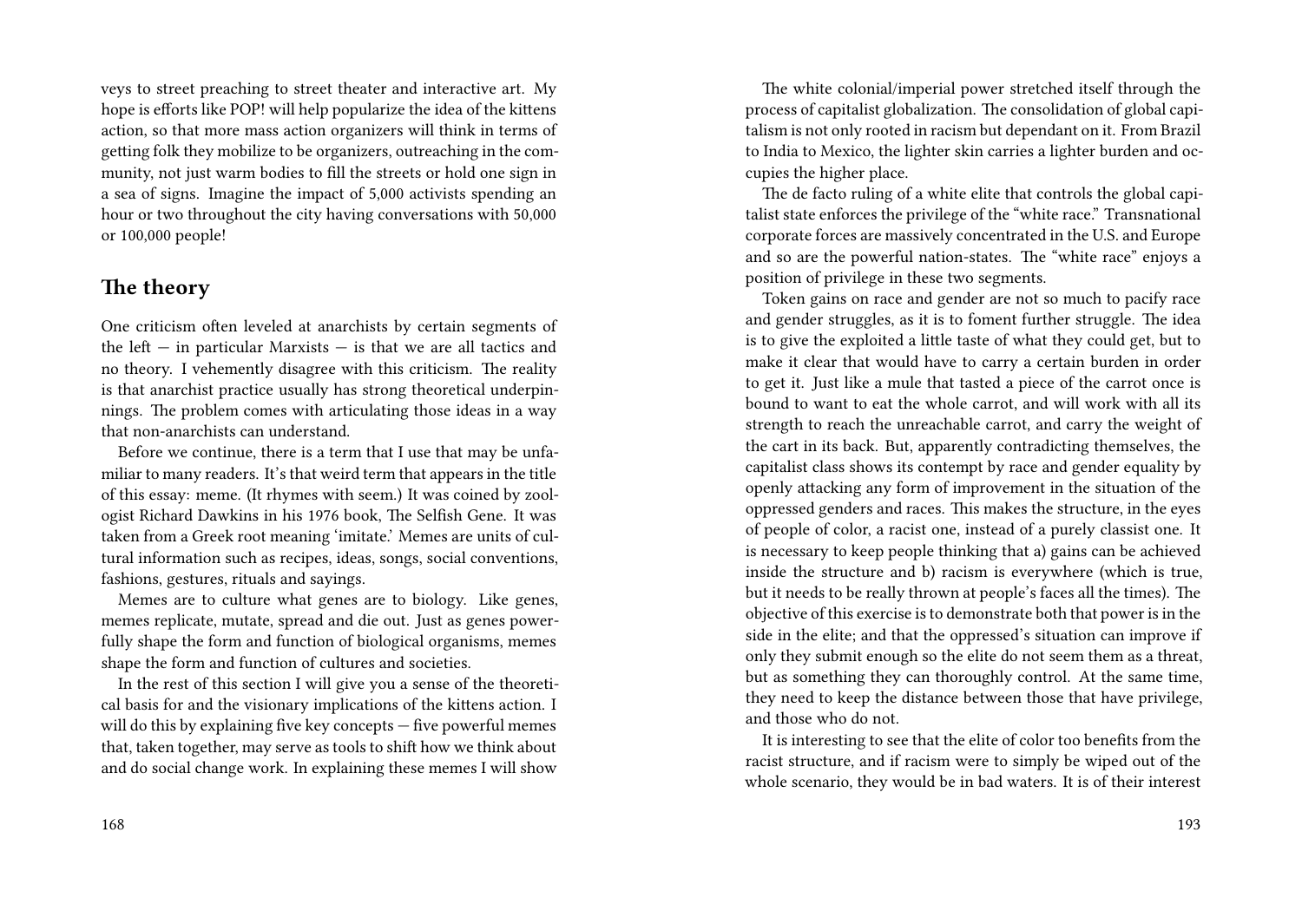veys to street preaching to street theater and interactive art. My hope is efforts like POP! will help popularize the idea of the kittens action, so that more mass action organizers will think in terms of getting folk they mobilize to be organizers, outreaching in the community, not just warm bodies to fill the streets or hold one sign in a sea of signs. Imagine the impact of 5,000 activists spending an hour or two throughout the city having conversations with 50,000 or 100,000 people!

## The theory

One criticism often leveled at anarchists by certain segments of the left — in particular Marxists — is that we are all tactics and no theory. I vehemently disagree with this criticism. The reality is that anarchist practice usually has strong theoretical underpinnings. The problem comes with articulating those ideas in a way that non-anarchists can understand.

Before we continue, there is a term that I use that may be unfamiliar to many readers. It's that weird term that appears in the title of this essay: meme. (It rhymes with seem.) It was coined by zoologist Richard Dawkins in his 1976 book, The Selfish Gene. It was taken from a Greek root meaning 'imitate.' Memes are units of cultural information such as recipes, ideas, songs, social conventions, fashions, gestures, rituals and sayings.

Memes are to culture what genes are to biology. Like genes, memes replicate, mutate, spread and die out. Just as genes powerfully shape the form and function of biological organisms, memes shape the form and function of cultures and societies.

In the rest of this section I will give you a sense of the theoretical basis for and the visionary implications of the kittens action. I will do this by explaining five key concepts — five powerful memes that, taken together, may serve as tools to shift how we think about and do social change work. In explaining these memes I will show

The white colonial/imperial power stretched itself through the process of capitalist globalization. The consolidation of global capitalism is not only rooted in racism but dependant on it. From Brazil to India to Mexico, the lighter skin carries a lighter burden and occupies the higher place.

The de facto ruling of a white elite that controls the global capitalist state enforces the privilege of the "white race." Transnational corporate forces are massively concentrated in the U.S. and Europe and so are the powerful nation-states. The "white race" enjoys a position of privilege in these two segments.

Token gains on race and gender are not so much to pacify race and gender struggles, as it is to foment further struggle. The idea is to give the exploited a little taste of what they could get, but to make it clear that would have to carry a certain burden in order to get it. Just like a mule that tasted a piece of the carrot once is bound to want to eat the whole carrot, and will work with all its strength to reach the unreachable carrot, and carry the weight of the cart in its back. But, apparently contradicting themselves, the capitalist class shows its contempt by race and gender equality by openly attacking any form of improvement in the situation of the oppressed genders and races. This makes the structure, in the eyes of people of color, a racist one, instead of a purely classist one. It is necessary to keep people thinking that a) gains can be achieved inside the structure and b) racism is everywhere (which is true, but it needs to be really thrown at people's faces all the times). The objective of this exercise is to demonstrate both that power is in the side in the elite; and that the oppressed's situation can improve if only they submit enough so the elite do not seem them as a threat, but as something they can thoroughly control. At the same time, they need to keep the distance between those that have privilege, and those who do not.

It is interesting to see that the elite of color too benefits from the racist structure, and if racism were to simply be wiped out of the whole scenario, they would be in bad waters. It is of their interest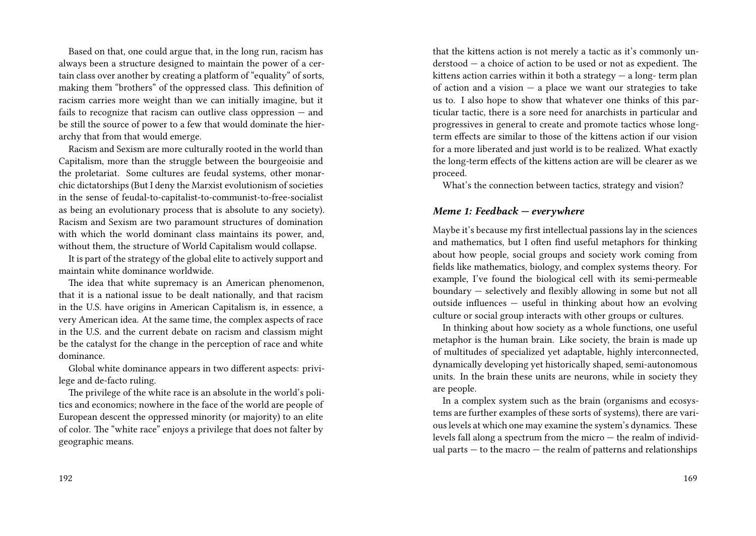Based on that, one could argue that, in the long run, racism has always been a structure designed to maintain the power of a certain class over another by creating a platform of "equality" of sorts, making them "brothers" of the oppressed class. This definition of racism carries more weight than we can initially imagine, but it fails to recognize that racism can outlive class oppression — and be still the source of power to a few that would dominate the hierarchy that from that would emerge.

Racism and Sexism are more culturally rooted in the world than Capitalism, more than the struggle between the bourgeoisie and the proletariat. Some cultures are feudal systems, other monarchic dictatorships (But I deny the Marxist evolutionism of societies in the sense of feudal-to-capitalist-to-communist-to-free-socialist as being an evolutionary process that is absolute to any society). Racism and Sexism are two paramount structures of domination with which the world dominant class maintains its power, and, without them, the structure of World Capitalism would collapse.

It is part of the strategy of the global elite to actively support and maintain white dominance worldwide.

The idea that white supremacy is an American phenomenon, that it is a national issue to be dealt nationally, and that racism in the U.S. have origins in American Capitalism is, in essence, a very American idea. At the same time, the complex aspects of race in the U.S. and the current debate on racism and classism might be the catalyst for the change in the perception of race and white dominance.

Global white dominance appears in two different aspects: privilege and de-facto ruling.

The privilege of the white race is an absolute in the world's politics and economics; nowhere in the face of the world are people of European descent the oppressed minority (or majority) to an elite of color. The "white race" enjoys a privilege that does not falter by geographic means.

that the kittens action is not merely a tactic as it's commonly understood — a choice of action to be used or not as expedient. The kittens action carries within it both a strategy — a long- term plan of action and a vision — a place we want our strategies to take us to. I also hope to show that whatever one thinks of this particular tactic, there is a sore need for anarchists in particular and progressives in general to create and promote tactics whose long-term effects are similar to those of the kittens action if our vision for a more liberated and just world is to be realized. What exactly the long-term effects of the kittens action are will be clearer as we proceed.

What's the connection between tactics, strategy and vision?

### *Meme 1: Feedback — everywhere*

Maybe it's because my first intellectual passions lay in the sciences and mathematics, but I often find useful metaphors for thinking about how people, social groups and society work coming from fields like mathematics, biology, and complex systems theory. For example, I've found the biological cell with its semi-permeable boundary — selectively and flexibly allowing in some but not all outside influences — useful in thinking about how an evolving culture or social group interacts with other groups or cultures.

In thinking about how society as a whole functions, one useful metaphor is the human brain. Like society, the brain is made up of multitudes of specialized yet adaptable, highly interconnected, dynamically developing yet historically shaped, semi-autonomous units. In the brain these units are neurons, while in society they are people.

In a complex system such as the brain (organisms and ecosystems are further examples of these sorts of systems), there are various levels at which one may examine the system's dynamics. These levels fall along a spectrum from the micro — the realm of individual parts — to the macro — the realm of patterns and relationships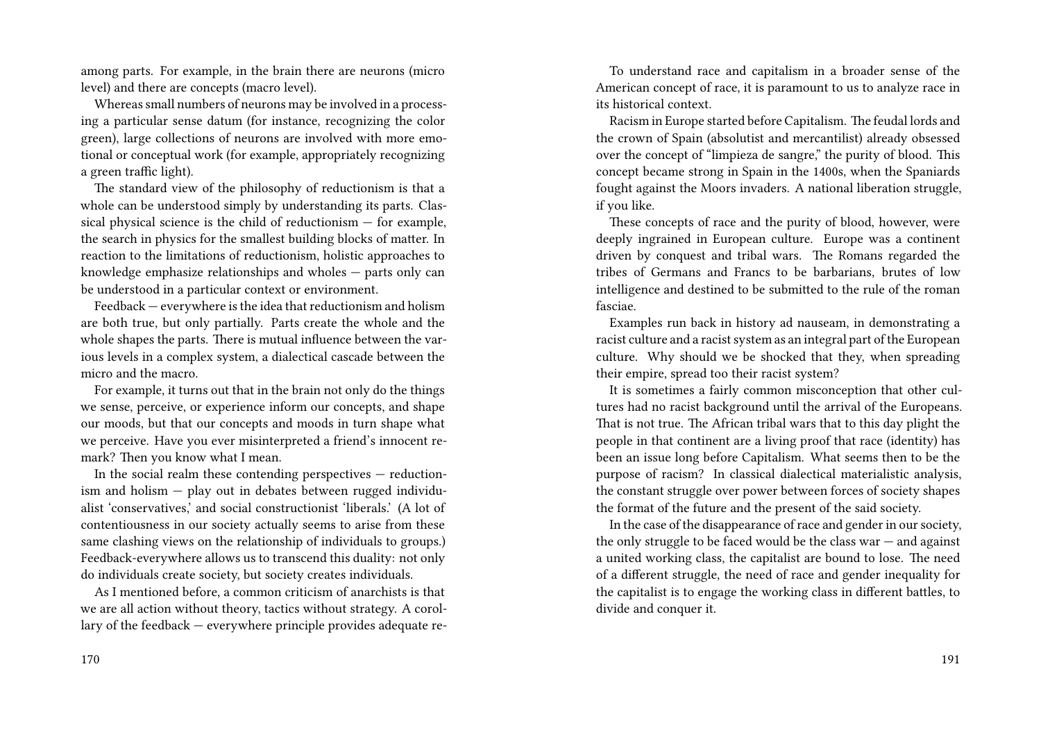among parts. For example, in the brain there are neurons (micro level) and there are concepts (macro level).

Whereas small numbers of neurons may be involved in a processing a particular sense datum (for instance, recognizing the color green), large collections of neurons are involved with more emotional or conceptual work (for example, appropriately recognizing a green traffic light).

The standard view of the philosophy of reductionism is that a whole can be understood simply by understanding its parts. Classical physical science is the child of reductionism — for example, the search in physics for the smallest building blocks of matter. In reaction to the limitations of reductionism, holistic approaches to knowledge emphasize relationships and wholes — parts only can be understood in a particular context or environment.

Feedback — everywhere is the idea that reductionism and holism are both true, but only partially. Parts create the whole and the whole shapes the parts. There is mutual influence between the various levels in a complex system, a dialectical cascade between the micro and the macro.

For example, it turns out that in the brain not only do the things we sense, perceive, or experience inform our concepts, and shape our moods, but that our concepts and moods in turn shape what we perceive. Have you ever misinterpreted a friend's innocent remark? Then you know what I mean.

In the social realm these contending perspectives — reductionism and holism — play out in debates between rugged individualist 'conservatives,' and social constructionist 'liberals.' (A lot of contentiousness in our society actually seems to arise from these same clashing views on the relationship of individuals to groups.) Feedback-everywhere allows us to transcend this duality: not only do individuals create society, but society creates individuals.

As I mentioned before, a common criticism of anarchists is that we are all action without theory, tactics without strategy. A corollary of the feedback — everywhere principle provides adequate re-

To understand race and capitalism in a broader sense of the American concept of race, it is paramount to us to analyze race in its historical context.

Racism in Europe started before Capitalism. The feudal lords and the crown of Spain (absolutist and mercantilist) already obsessed over the concept of "limpieza de sangre," the purity of blood. This concept became strong in Spain in the 1400s, when the Spaniards fought against the Moors invaders. A national liberation struggle, if you like.

These concepts of race and the purity of blood, however, were deeply ingrained in European culture. Europe was a continent driven by conquest and tribal wars. The Romans regarded the tribes of Germans and Francs to be barbarians, brutes of low intelligence and destined to be submitted to the rule of the roman fasciae.

Examples run back in history ad nauseam, in demonstrating a racist culture and a racist system as an integral part of the European culture. Why should we be shocked that they, when spreading their empire, spread too their racist system?

It is sometimes a fairly common misconception that other cultures had no racist background until the arrival of the Europeans. That is not true. The African tribal wars that to this day plight the people in that continent are a living proof that race (identity) has been an issue long before Capitalism. What seems then to be the purpose of racism? In classical dialectical materialistic analysis, the constant struggle over power between forces of society shapes the format of the future and the present of the said society.

In the case of the disappearance of race and gender in our society, the only struggle to be faced would be the class war — and against a united working class, the capitalist are bound to lose. The need of a different struggle, the need of race and gender inequality for the capitalist is to engage the working class in different battles, to divide and conquer it.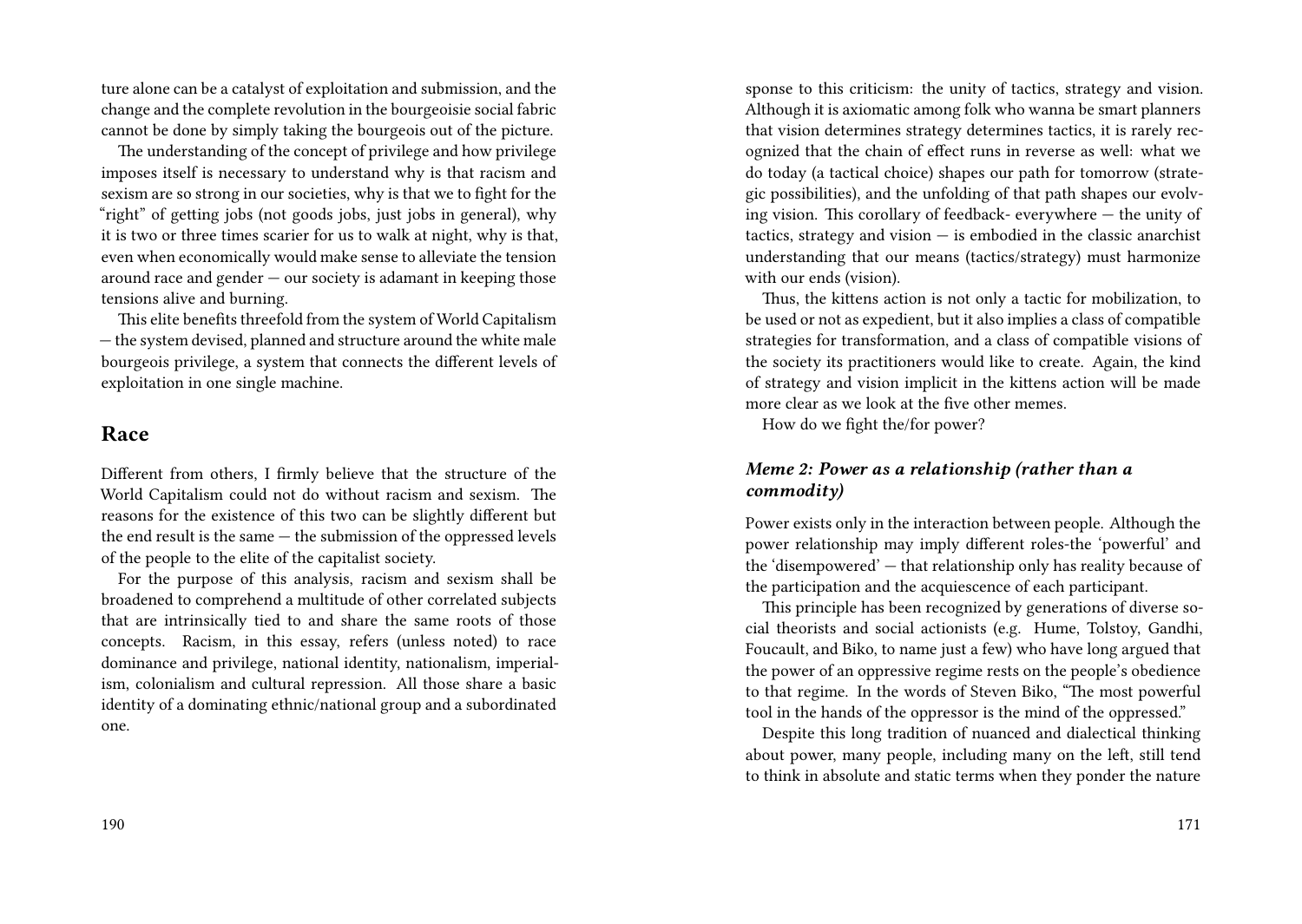ture alone can be a catalyst of exploitation and submission, and the change and the complete revolution in the bourgeoisie social fabric cannot be done by simply taking the bourgeois out of the picture.

The understanding of the concept of privilege and how privilege imposes itself is necessary to understand why is that racism and sexism are so strong in our societies, why is that we to fight for the "right" of getting jobs (not goods jobs, just jobs in general), why it is two or three times scarier for us to walk at night, why is that, even when economically would make sense to alleviate the tension around race and gender — our society is adamant in keeping those tensions alive and burning.

This elite benefits threefold from the system of World Capitalism — the system devised, planned and structure around the white male bourgeois privilege, a system that connects the different levels of exploitation in one single machine.

## Race

Different from others, I firmly believe that the structure of the World Capitalism could not do without racism and sexism. The reasons for the existence of this two can be slightly different but the end result is the same — the submission of the oppressed levels of the people to the elite of the capitalist society.

For the purpose of this analysis, racism and sexism shall be broadened to comprehend a multitude of other correlated subjects that are intrinsically tied to and share the same roots of those concepts. Racism, in this essay, refers (unless noted) to race dominance and privilege, national identity, nationalism, imperialism, colonialism and cultural repression. All those share a basic identity of a dominating ethnic/national group and a subordinated one.

sponse to this criticism: the unity of tactics, strategy and vision. Although it is axiomatic among folk who wanna be smart planners that vision determines strategy determines tactics, it is rarely recognized that the chain of effect runs in reverse as well: what we do today (a tactical choice) shapes our path for tomorrow (strategic possibilities), and the unfolding of that path shapes our evolving vision. This corollary of feedback- everywhere — the unity of tactics, strategy and vision — is embodied in the classic anarchist understanding that our means (tactics/strategy) must harmonize with our ends (vision).

Thus, the kittens action is not only a tactic for mobilization, to be used or not as expedient, but it also implies a class of compatible strategies for transformation, and a class of compatible visions of the society its practitioners would like to create. Again, the kind of strategy and vision implicit in the kittens action will be made more clear as we look at the five other memes.

How do we fight the/for power?

### *Meme 2: Power as a relationship (rather than a commodity)*

Power exists only in the interaction between people. Although the power relationship may imply different roles-the 'powerful' and the 'disempowered' — that relationship only has reality because of the participation and the acquiescence of each participant.

This principle has been recognized by generations of diverse social theorists and social actionists (e.g. Hume, Tolstoy, Gandhi, Foucault, and Biko, to name just a few) who have long argued that the power of an oppressive regime rests on the people's obedience to that regime. In the words of Steven Biko, "The most powerful tool in the hands of the oppressor is the mind of the oppressed."

Despite this long tradition of nuanced and dialectical thinking about power, many people, including many on the left, still tend to think in absolute and static terms when they ponder the nature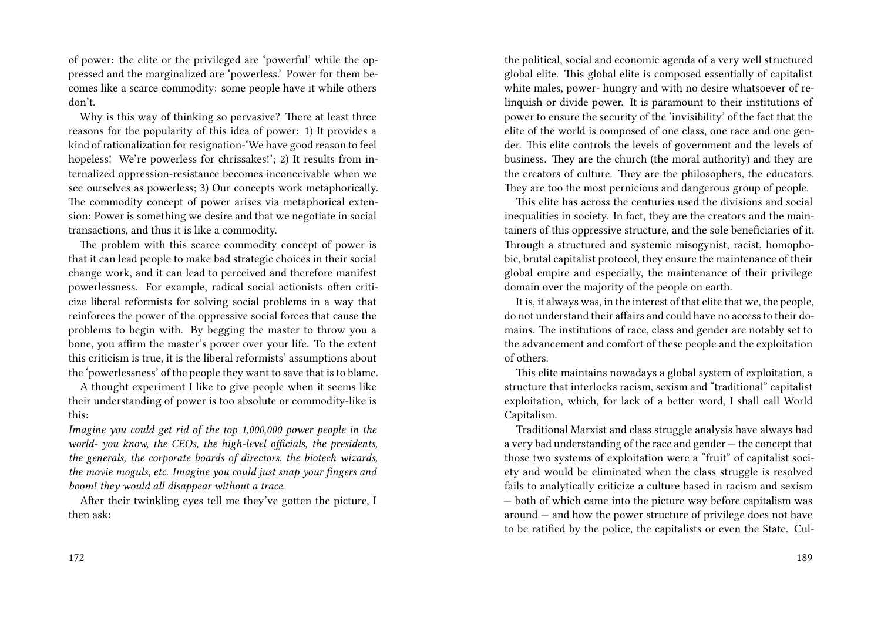of power: the elite or the privileged are 'powerful' while the oppressed and the marginalized are 'powerless.' Power for them becomes like a scarce commodity: some people have it while others don't.

Why is this way of thinking so pervasive? There at least three reasons for the popularity of this idea of power: 1) It provides a kind of rationalization for resignation-'We have good reason to feel hopeless! We're powerless for chrissakes!'; 2) It results from internalized oppression-resistance becomes inconceivable when we see ourselves as powerless; 3) Our concepts work metaphorically. The commodity concept of power arises via metaphorical extension: Power is something we desire and that we negotiate in social transactions, and thus it is like a commodity.

The problem with this scarce commodity concept of power is that it can lead people to make bad strategic choices in their social change work, and it can lead to perceived and therefore manifest powerlessness. For example, radical social actionists often criticize liberal reformists for solving social problems in a way that reinforces the power of the oppressive social forces that cause the problems to begin with. By begging the master to throw you a bone, you affirm the master's power over your life. To the extent this criticism is true, it is the liberal reformists' assumptions about the 'powerlessness' of the people they want to save that is to blame.

A thought experiment I like to give people when it seems like their understanding of power is too absolute or commodity-like is this:

*Imagine you could get rid of the top 1,000,000 power people in the world- you know, the CEOs, the high-level officials, the presidents, the generals, the corporate boards of directors, the biotech wizards, the movie moguls, etc. Imagine you could just snap your fingers and boom! they would all disappear without a trace.*

After their twinkling eyes tell me they've gotten the picture, I then ask:

the political, social and economic agenda of a very well structured global elite. This global elite is composed essentially of capitalist white males, power- hungry and with no desire whatsoever of relinquish or divide power. It is paramount to their institutions of power to ensure the security of the 'invisibility' of the fact that the elite of the world is composed of one class, one race and one gender. This elite controls the levels of government and the levels of business. They are the church (the moral authority) and they are the creators of culture. They are the philosophers, the educators. They are too the most pernicious and dangerous group of people.

This elite has across the centuries used the divisions and social inequalities in society. In fact, they are the creators and the maintainers of this oppressive structure, and the sole beneficiaries of it. Through a structured and systemic misogynist, racist, homophobic, brutal capitalist protocol, they ensure the maintenance of their global empire and especially, the maintenance of their privilege domain over the majority of the people on earth.

It is, it always was, in the interest of that elite that we, the people, do not understand their affairs and could have no access to their domains. The institutions of race, class and gender are notably set to the advancement and comfort of these people and the exploitation of others.

This elite maintains nowadays a global system of exploitation, a structure that interlocks racism, sexism and "traditional" capitalist exploitation, which, for lack of a better word, I shall call World Capitalism.

Traditional Marxist and class struggle analysis have always had a very bad understanding of the race and gender — the concept that those two systems of exploitation were a "fruit" of capitalist society and would be eliminated when the class struggle is resolved fails to analytically criticize a culture based in racism and sexism — both of which came into the picture way before capitalism was around — and how the power structure of privilege does not have to be ratified by the police, the capitalists or even the State. Cul-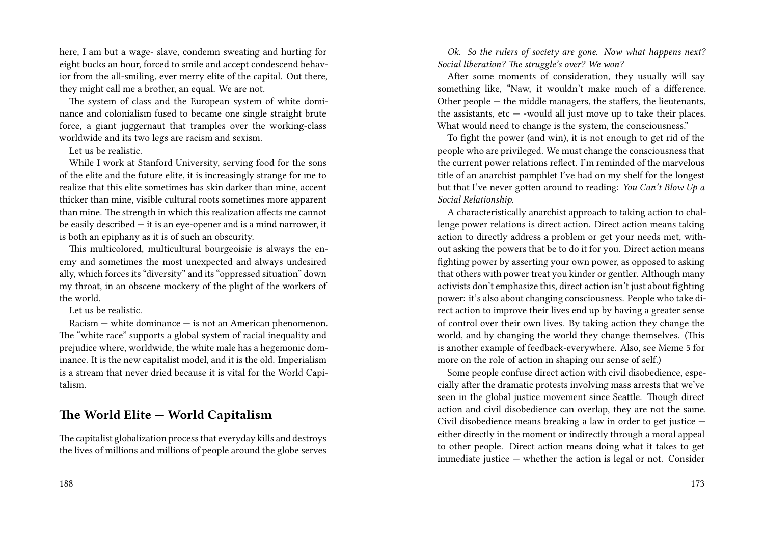here, I am but a wage- slave, condemn sweating and hurting for eight bucks an hour, forced to smile and accept condescend behavior from the all-smiling, ever merry elite of the capital. Out there, they might call me a brother, an equal. We are not.

The system of class and the European system of white dominance and colonialism fused to became one single straight brute force, a giant juggernaut that tramples over the working-class worldwide and its two legs are racism and sexism.

Let us be realistic.

While I work at Stanford University, serving food for the sons of the elite and the future elite, it is increasingly strange for me to realize that this elite sometimes has skin darker than mine, accent thicker than mine, visible cultural roots sometimes more apparent than mine. The strength in which this realization affects me cannot be easily described — it is an eye-opener and is a mind narrower, it is both an epiphany as it is of such an obscurity.

This multicolored, multicultural bourgeoisie is always the enemy and sometimes the most unexpected and always undesired ally, which forces its "diversity" and its "oppressed situation" down my throat, in an obscene mockery of the plight of the workers of the world.

Let us be realistic.

Racism — white dominance — is not an American phenomenon. The "white race" supports a global system of racial inequality and prejudice where, worldwide, the white male has a hegemonic dominance. It is the new capitalist model, and it is the old. Imperialism is a stream that never dried because it is vital for the World Capitalism.

## The World Elite — World Capitalism

The capitalist globalization process that everyday kills and destroys the lives of millions and millions of people around the globe serves

*Ok. So the rulers of society are gone. Now what happens next? Social liberation? The struggle's over? We won?*

After some moments of consideration, they usually will say something like, "Naw, it wouldn't make much of a difference. Other people — the middle managers, the staffers, the lieutenants, the assistants, etc — -would all just move up to take their places. What would need to change is the system, the consciousness."

To fight the power (and win), it is not enough to get rid of the people who are privileged. We must change the consciousness that the current power relations reflect. I'm reminded of the marvelous title of an anarchist pamphlet I've had on my shelf for the longest but that I've never gotten around to reading: *You Can't Blow Up a Social Relationship*.

A characteristically anarchist approach to taking action to challenge power relations is direct action. Direct action means taking action to directly address a problem or get your needs met, without asking the powers that be to do it for you. Direct action means fighting power by asserting your own power, as opposed to asking that others with power treat you kinder or gentler. Although many activists don't emphasize this, direct action isn't just about fighting power: it's also about changing consciousness. People who take direct action to improve their lives end up by having a greater sense of control over their own lives. By taking action they change the world, and by changing the world they change themselves. (This is another example of feedback-everywhere. Also, see Meme 5 for more on the role of action in shaping our sense of self.)

Some people confuse direct action with civil disobedience, especially after the dramatic protests involving mass arrests that we've seen in the global justice movement since Seattle. Though direct action and civil disobedience can overlap, they are not the same. Civil disobedience means breaking a law in order to get justice — either directly in the moment or indirectly through a moral appeal to other people. Direct action means doing what it takes to get immediate justice — whether the action is legal or not. Consider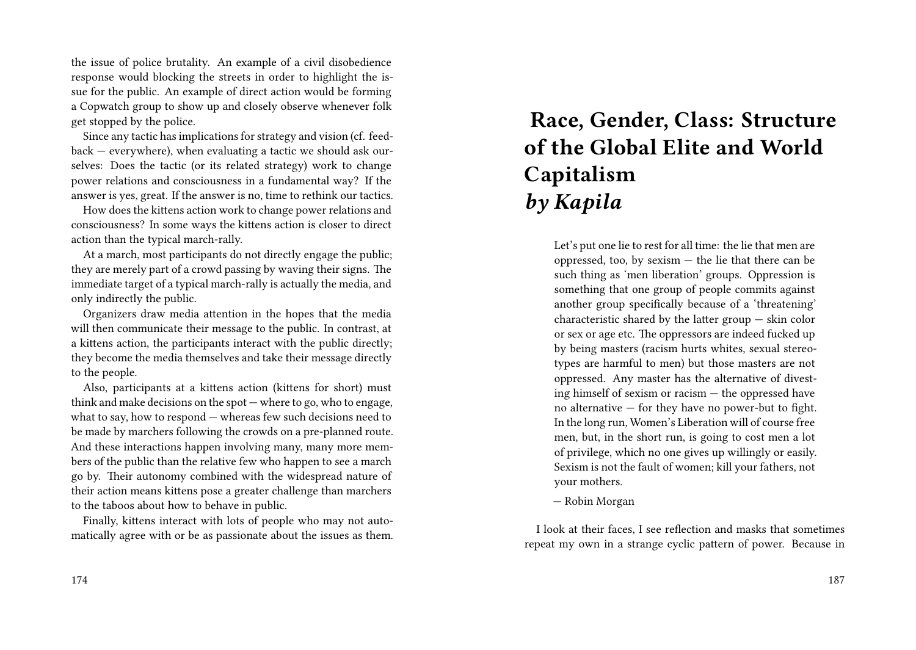the issue of police brutality. An example of a civil disobedience response would blocking the streets in order to highlight the issue for the public. An example of direct action would be forming a Copwatch group to show up and closely observe whenever folk get stopped by the police.

Since any tactic has implications for strategy and vision (cf. feedback — everywhere), when evaluating a tactic we should ask ourselves: Does the tactic (or its related strategy) work to change power relations and consciousness in a fundamental way? If the answer is yes, great. If the answer is no, time to rethink our tactics.

How does the kittens action work to change power relations and consciousness? In some ways the kittens action is closer to direct action than the typical march-rally.

At a march, most participants do not directly engage the public; they are merely part of a crowd passing by waving their signs. The immediate target of a typical march-rally is actually the media, and only indirectly the public.

Organizers draw media attention in the hopes that the media will then communicate their message to the public. In contrast, at a kittens action, the participants interact with the public directly; they become the media themselves and take their message directly to the people.

Also, participants at a kittens action (kittens for short) must think and make decisions on the spot — where to go, who to engage, what to say, how to respond — whereas few such decisions need to be made by marchers following the crowds on a pre-planned route. And these interactions happen involving many, many more members of the public than the relative few who happen to see a march go by. Their autonomy combined with the widespread nature of their action means kittens pose a greater challenge than marchers to the taboos about how to behave in public.

Finally, kittens interact with lots of people who may not automatically agree with or be as passionate about the issues as them.

# Race, Gender, Class: Structure of the Global Elite and World Capitalism *by Kapila*

> Let's put one lie to rest for all time: the lie that men are oppressed, too, by sexism — the lie that there can be such thing as 'men liberation' groups. Oppression is something that one group of people commits against another group specifically because of a 'threatening' characteristic shared by the latter group — skin color or sex or age etc. The oppressors are indeed fucked up by being masters (racism hurts whites, sexual stereotypes are harmful to men) but those masters are not oppressed. Any master has the alternative of divesting himself of sexism or racism — the oppressed have no alternative — for they have no power-but to fight. In the long run, Women's Liberation will of course free men, but, in the short run, is going to cost men a lot of privilege, which no one gives up willingly or easily. Sexism is not the fault of women; kill your fathers, not your mothers.
>
> — Robin Morgan

I look at their faces, I see reflection and masks that sometimes repeat my own in a strange cyclic pattern of power. Because in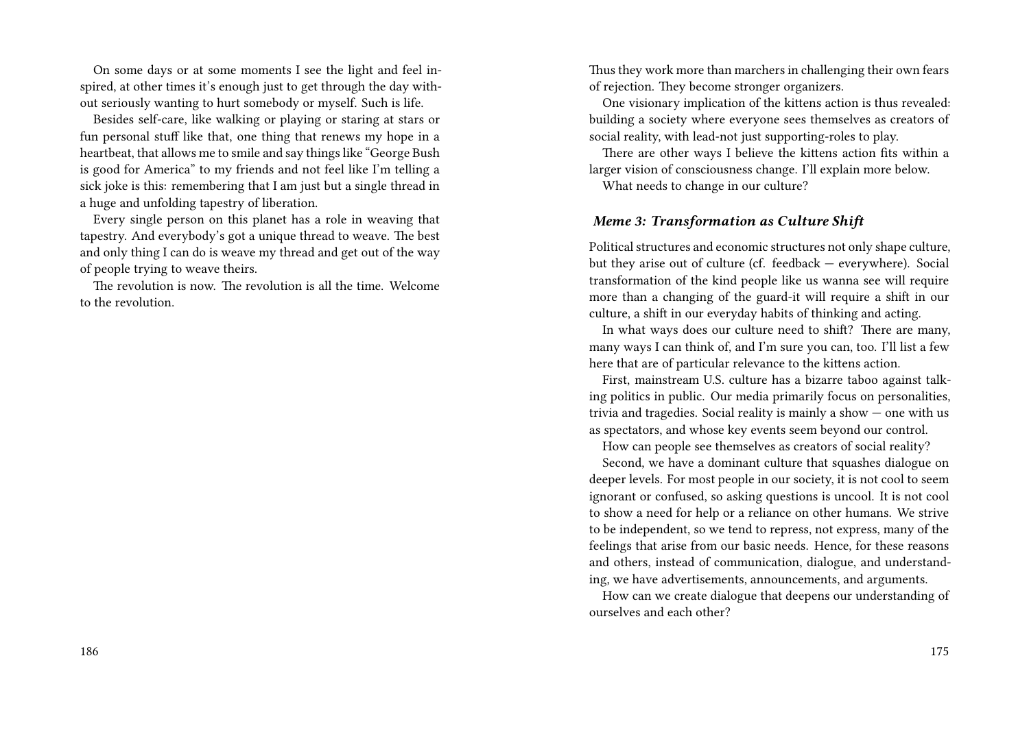On some days or at some moments I see the light and feel inspired, at other times it's enough just to get through the day without seriously wanting to hurt somebody or myself. Such is life.

Besides self-care, like walking or playing or staring at stars or fun personal stuff like that, one thing that renews my hope in a heartbeat, that allows me to smile and say things like "George Bush is good for America" to my friends and not feel like I'm telling a sick joke is this: remembering that I am just but a single thread in a huge and unfolding tapestry of liberation.

Every single person on this planet has a role in weaving that tapestry. And everybody's got a unique thread to weave. The best and only thing I can do is weave my thread and get out of the way of people trying to weave theirs.

The revolution is now. The revolution is all the time. Welcome to the revolution.

Thus they work more than marchers in challenging their own fears of rejection. They become stronger organizers.

One visionary implication of the kittens action is thus revealed: building a society where everyone sees themselves as creators of social reality, with lead-not just supporting-roles to play.

There are other ways I believe the kittens action fits within a larger vision of consciousness change. I'll explain more below.

What needs to change in our culture?

### *Meme 3: Transformation as Culture Shift*

Political structures and economic structures not only shape culture, but they arise out of culture (cf. feedback — everywhere). Social transformation of the kind people like us wanna see will require more than a changing of the guard-it will require a shift in our culture, a shift in our everyday habits of thinking and acting.

In what ways does our culture need to shift? There are many, many ways I can think of, and I'm sure you can, too. I'll list a few here that are of particular relevance to the kittens action.

First, mainstream U.S. culture has a bizarre taboo against talking politics in public. Our media primarily focus on personalities, trivia and tragedies. Social reality is mainly a show — one with us as spectators, and whose key events seem beyond our control.

How can people see themselves as creators of social reality?

Second, we have a dominant culture that squashes dialogue on deeper levels. For most people in our society, it is not cool to seem ignorant or confused, so asking questions is uncool. It is not cool to show a need for help or a reliance on other humans. We strive to be independent, so we tend to repress, not express, many of the feelings that arise from our basic needs. Hence, for these reasons and others, instead of communication, dialogue, and understanding, we have advertisements, announcements, and arguments.

How can we create dialogue that deepens our understanding of ourselves and each other?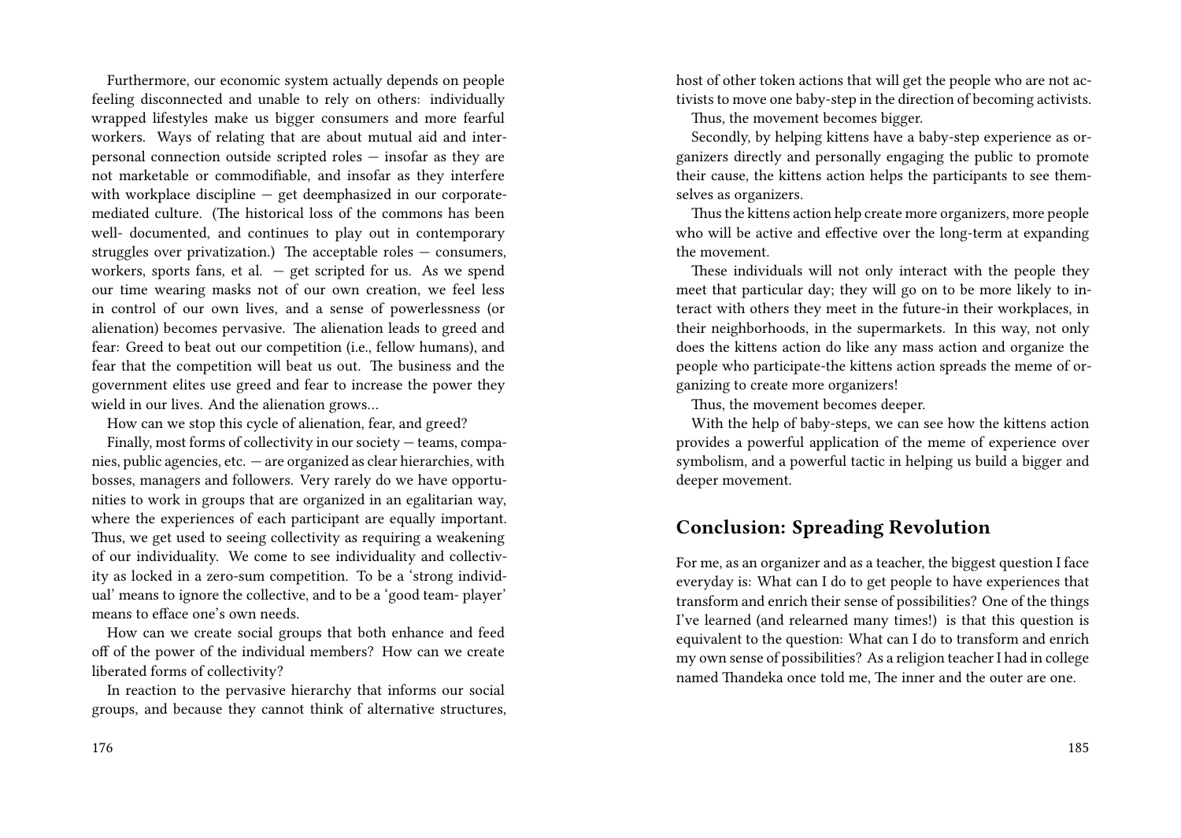Furthermore, our economic system actually depends on people feeling disconnected and unable to rely on others: individually wrapped lifestyles make us bigger consumers and more fearful workers. Ways of relating that are about mutual aid and interpersonal connection outside scripted roles — insofar as they are not marketable or commodifiable, and insofar as they interfere with workplace discipline — get deemphasized in our corporate-mediated culture. (The historical loss of the commons has been well- documented, and continues to play out in contemporary struggles over privatization.) The acceptable roles — consumers, workers, sports fans, et al. — get scripted for us. As we spend our time wearing masks not of our own creation, we feel less in control of our own lives, and a sense of powerlessness (or alienation) becomes pervasive. The alienation leads to greed and fear: Greed to beat out our competition (i.e., fellow humans), and fear that the competition will beat us out. The business and the government elites use greed and fear to increase the power they wield in our lives. And the alienation grows…

How can we stop this cycle of alienation, fear, and greed?

Finally, most forms of collectivity in our society — teams, companies, public agencies, etc. — are organized as clear hierarchies, with bosses, managers and followers. Very rarely do we have opportunities to work in groups that are organized in an egalitarian way, where the experiences of each participant are equally important. Thus, we get used to seeing collectivity as requiring a weakening of our individuality. We come to see individuality and collectivity as locked in a zero-sum competition. To be a 'strong individual' means to ignore the collective, and to be a 'good team- player' means to efface one's own needs.

How can we create social groups that both enhance and feed off of the power of the individual members? How can we create liberated forms of collectivity?

In reaction to the pervasive hierarchy that informs our social groups, and because they cannot think of alternative structures,

host of other token actions that will get the people who are not activists to move one baby-step in the direction of becoming activists.

Thus, the movement becomes bigger.

Secondly, by helping kittens have a baby-step experience as organizers directly and personally engaging the public to promote their cause, the kittens action helps the participants to see themselves as organizers.

Thus the kittens action help create more organizers, more people who will be active and effective over the long-term at expanding the movement.

These individuals will not only interact with the people they meet that particular day; they will go on to be more likely to interact with others they meet in the future-in their workplaces, in their neighborhoods, in the supermarkets. In this way, not only does the kittens action do like any mass action and organize the people who participate-the kittens action spreads the meme of organizing to create more organizers!

Thus, the movement becomes deeper.

With the help of baby-steps, we can see how the kittens action provides a powerful application of the meme of experience over symbolism, and a powerful tactic in helping us build a bigger and deeper movement.

## Conclusion: Spreading Revolution

For me, as an organizer and as a teacher, the biggest question I face everyday is: What can I do to get people to have experiences that transform and enrich their sense of possibilities? One of the things I've learned (and relearned many times!) is that this question is equivalent to the question: What can I do to transform and enrich my own sense of possibilities? As a religion teacher I had in college named Thandeka once told me, The inner and the outer are one.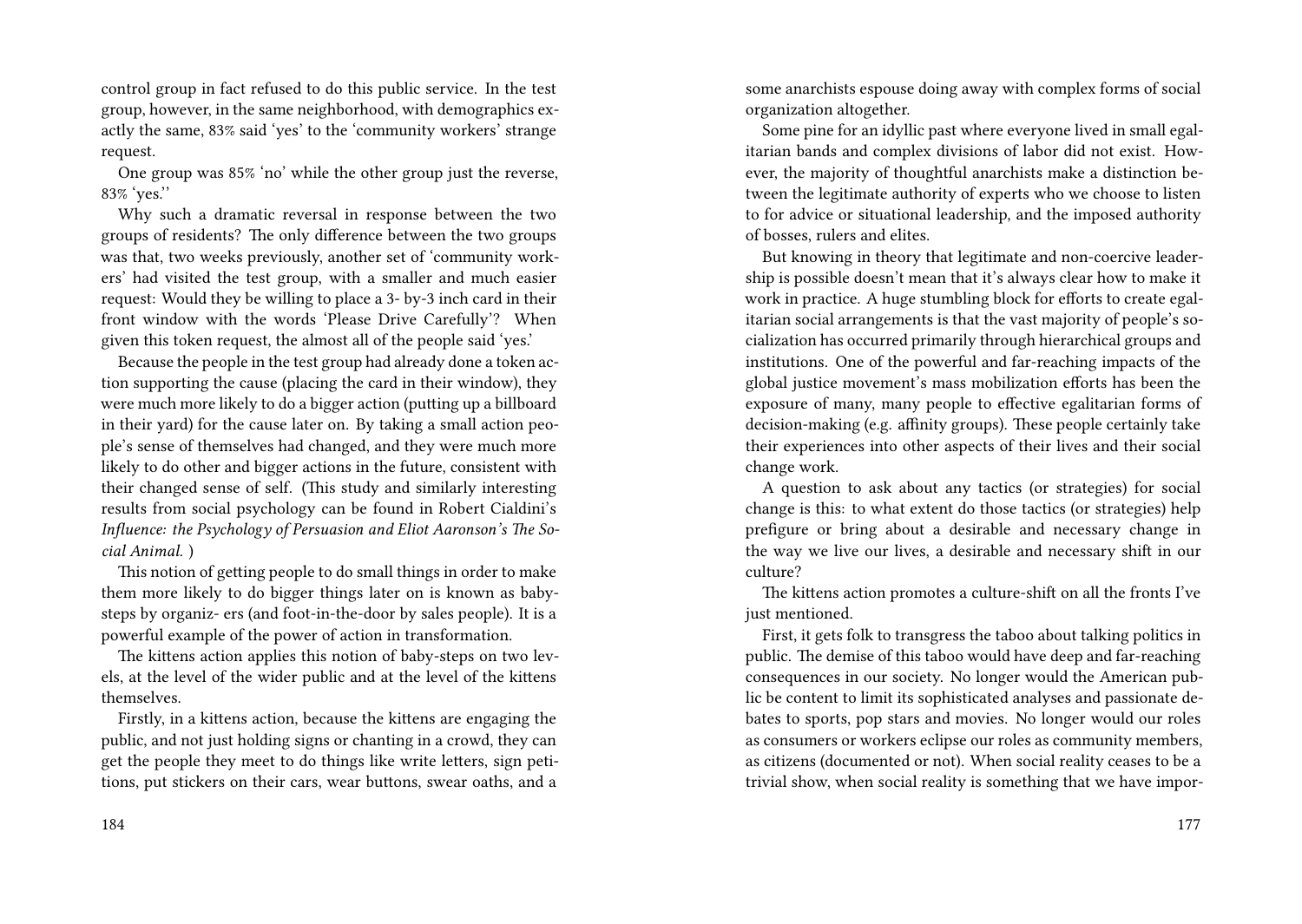control group in fact refused to do this public service. In the test group, however, in the same neighborhood, with demographics exactly the same, 83% said 'yes' to the 'community workers' strange request.

One group was 85% 'no' while the other group just the reverse, 83% 'yes.''

Why such a dramatic reversal in response between the two groups of residents? The only difference between the two groups was that, two weeks previously, another set of 'community workers' had visited the test group, with a smaller and much easier request: Would they be willing to place a 3- by-3 inch card in their front window with the words 'Please Drive Carefully'? When given this token request, the almost all of the people said 'yes.'

Because the people in the test group had already done a token action supporting the cause (placing the card in their window), they were much more likely to do a bigger action (putting up a billboard in their yard) for the cause later on. By taking a small action people's sense of themselves had changed, and they were much more likely to do other and bigger actions in the future, consistent with their changed sense of self. (This study and similarly interesting results from social psychology can be found in Robert Cialdini's *Influence: the Psychology of Persuasion and Eliot Aaronson's The Social Animal.* )

This notion of getting people to do small things in order to make them more likely to do bigger things later on is known as baby-steps by organiz- ers (and foot-in-the-door by sales people). It is a powerful example of the power of action in transformation.

The kittens action applies this notion of baby-steps on two levels, at the level of the wider public and at the level of the kittens themselves.

Firstly, in a kittens action, because the kittens are engaging the public, and not just holding signs or chanting in a crowd, they can get the people they meet to do things like write letters, sign petitions, put stickers on their cars, wear buttons, swear oaths, and a

some anarchists espouse doing away with complex forms of social organization altogether.

Some pine for an idyllic past where everyone lived in small egalitarian bands and complex divisions of labor did not exist. However, the majority of thoughtful anarchists make a distinction between the legitimate authority of experts who we choose to listen to for advice or situational leadership, and the imposed authority of bosses, rulers and elites.

But knowing in theory that legitimate and non-coercive leadership is possible doesn't mean that it's always clear how to make it work in practice. A huge stumbling block for efforts to create egalitarian social arrangements is that the vast majority of people's socialization has occurred primarily through hierarchical groups and institutions. One of the powerful and far-reaching impacts of the global justice movement's mass mobilization efforts has been the exposure of many, many people to effective egalitarian forms of decision-making (e.g. affinity groups). These people certainly take their experiences into other aspects of their lives and their social change work.

A question to ask about any tactics (or strategies) for social change is this: to what extent do those tactics (or strategies) help prefigure or bring about a desirable and necessary change in the way we live our lives, a desirable and necessary shift in our culture?

The kittens action promotes a culture-shift on all the fronts I've just mentioned.

First, it gets folk to transgress the taboo about talking politics in public. The demise of this taboo would have deep and far-reaching consequences in our society. No longer would the American public be content to limit its sophisticated analyses and passionate debates to sports, pop stars and movies. No longer would our roles as consumers or workers eclipse our roles as community members, as citizens (documented or not). When social reality ceases to be a trivial show, when social reality is something that we have impor-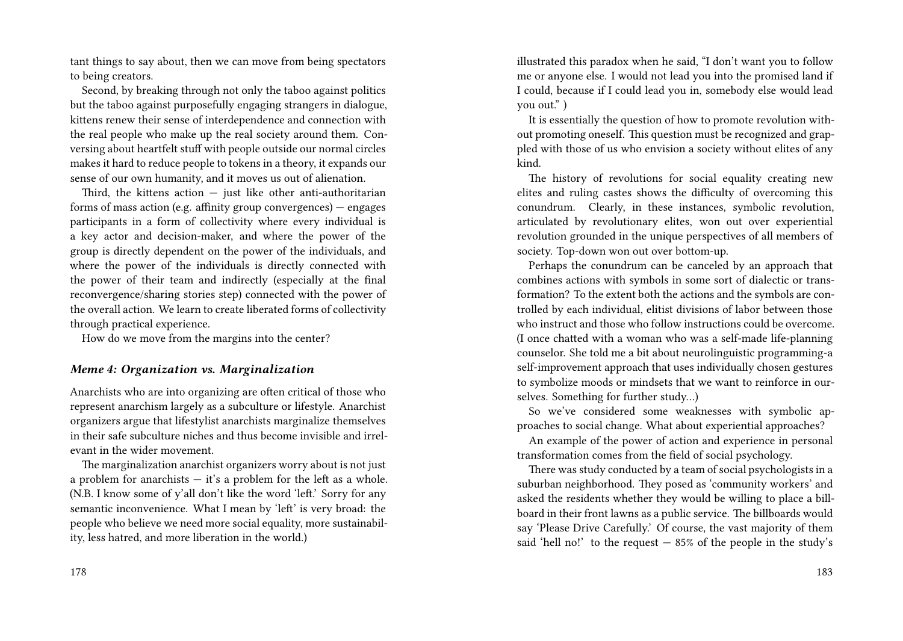tant things to say about, then we can move from being spectators to being creators.

Second, by breaking through not only the taboo against politics but the taboo against purposefully engaging strangers in dialogue, kittens renew their sense of interdependence and connection with the real people who make up the real society around them. Conversing about heartfelt stuff with people outside our normal circles makes it hard to reduce people to tokens in a theory, it expands our sense of our own humanity, and it moves us out of alienation.

Third, the kittens action — just like other anti-authoritarian forms of mass action (e.g. affinity group convergences) — engages participants in a form of collectivity where every individual is a key actor and decision-maker, and where the power of the group is directly dependent on the power of the individuals, and where the power of the individuals is directly connected with the power of their team and indirectly (especially at the final reconvergence/sharing stories step) connected with the power of the overall action. We learn to create liberated forms of collectivity through practical experience.

How do we move from the margins into the center?

### *Meme 4: Organization vs. Marginalization*

Anarchists who are into organizing are often critical of those who represent anarchism largely as a subculture or lifestyle. Anarchist organizers argue that lifestylist anarchists marginalize themselves in their safe subculture niches and thus become invisible and irrelevant in the wider movement.

The marginalization anarchist organizers worry about is not just a problem for anarchists — it's a problem for the left as a whole. (N.B. I know some of y'all don't like the word 'left.' Sorry for any semantic inconvenience. What I mean by 'left' is very broad: the people who believe we need more social equality, more sustainability, less hatred, and more liberation in the world.)

illustrated this paradox when he said, "I don't want you to follow me or anyone else. I would not lead you into the promised land if I could, because if I could lead you in, somebody else would lead you out." )

It is essentially the question of how to promote revolution without promoting oneself. This question must be recognized and grappled with those of us who envision a society without elites of any kind.

The history of revolutions for social equality creating new elites and ruling castes shows the difficulty of overcoming this conundrum. Clearly, in these instances, symbolic revolution, articulated by revolutionary elites, won out over experiential revolution grounded in the unique perspectives of all members of society. Top-down won out over bottom-up.

Perhaps the conundrum can be canceled by an approach that combines actions with symbols in some sort of dialectic or transformation? To the extent both the actions and the symbols are controlled by each individual, elitist divisions of labor between those who instruct and those who follow instructions could be overcome. (I once chatted with a woman who was a self-made life-planning counselor. She told me a bit about neurolinguistic programming-a self-improvement approach that uses individually chosen gestures to symbolize moods or mindsets that we want to reinforce in ourselves. Something for further study…)

So we've considered some weaknesses with symbolic approaches to social change. What about experiential approaches?

An example of the power of action and experience in personal transformation comes from the field of social psychology.

There was study conducted by a team of social psychologists in a suburban neighborhood. They posed as 'community workers' and asked the residents whether they would be willing to place a billboard in their front lawns as a public service. The billboards would say 'Please Drive Carefully.' Of course, the vast majority of them said 'hell no!' to the request — 85% of the people in the study's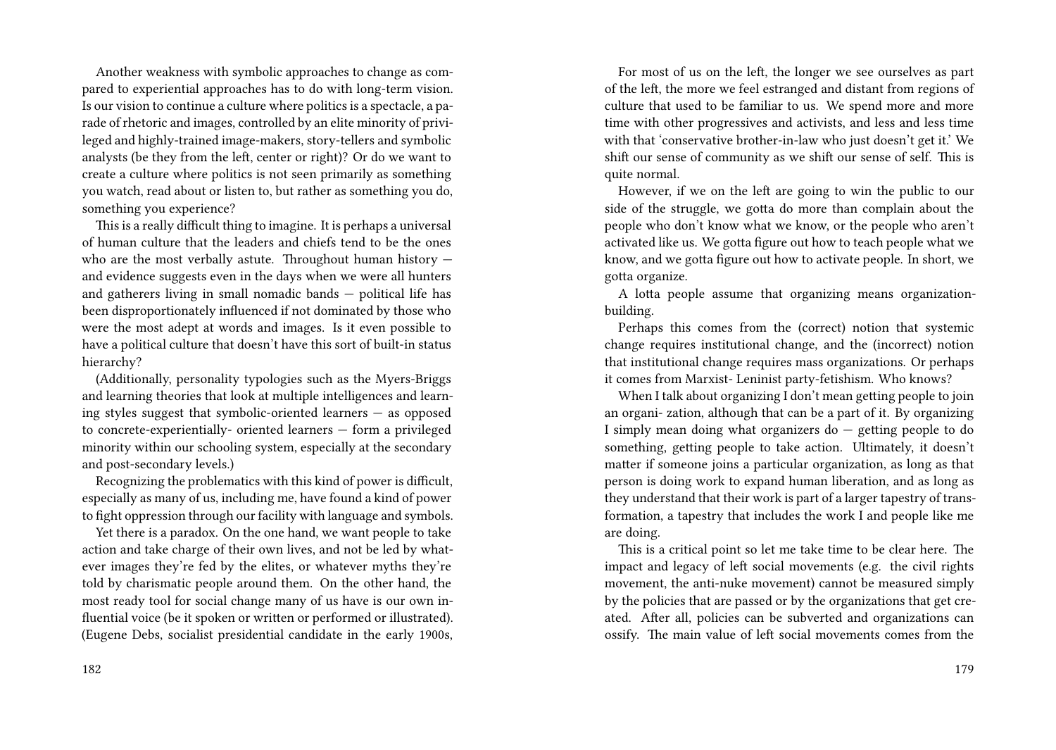Another weakness with symbolic approaches to change as compared to experiential approaches has to do with long-term vision. Is our vision to continue a culture where politics is a spectacle, a parade of rhetoric and images, controlled by an elite minority of privileged and highly-trained image-makers, story-tellers and symbolic analysts (be they from the left, center or right)? Or do we want to create a culture where politics is not seen primarily as something you watch, read about or listen to, but rather as something you do, something you experience?

This is a really difficult thing to imagine. It is perhaps a universal of human culture that the leaders and chiefs tend to be the ones who are the most verbally astute. Throughout human history — and evidence suggests even in the days when we were all hunters and gatherers living in small nomadic bands — political life has been disproportionately influenced if not dominated by those who were the most adept at words and images. Is it even possible to have a political culture that doesn't have this sort of built-in status hierarchy?

(Additionally, personality typologies such as the Myers-Briggs and learning theories that look at multiple intelligences and learning styles suggest that symbolic-oriented learners — as opposed to concrete-experientially- oriented learners — form a privileged minority within our schooling system, especially at the secondary and post-secondary levels.)

Recognizing the problematics with this kind of power is difficult, especially as many of us, including me, have found a kind of power to fight oppression through our facility with language and symbols.

Yet there is a paradox. On the one hand, we want people to take action and take charge of their own lives, and not be led by whatever images they're fed by the elites, or whatever myths they're told by charismatic people around them. On the other hand, the most ready tool for social change many of us have is our own influential voice (be it spoken or written or performed or illustrated). (Eugene Debs, socialist presidential candidate in the early 1900s,

For most of us on the left, the longer we see ourselves as part of the left, the more we feel estranged and distant from regions of culture that used to be familiar to us. We spend more and more time with other progressives and activists, and less and less time with that 'conservative brother-in-law who just doesn't get it.' We shift our sense of community as we shift our sense of self. This is quite normal.

However, if we on the left are going to win the public to our side of the struggle, we gotta do more than complain about the people who don't know what we know, or the people who aren't activated like us. We gotta figure out how to teach people what we know, and we gotta figure out how to activate people. In short, we gotta organize.

A lotta people assume that organizing means organization-building.

Perhaps this comes from the (correct) notion that systemic change requires institutional change, and the (incorrect) notion that institutional change requires mass organizations. Or perhaps it comes from Marxist- Leninist party-fetishism. Who knows?

When I talk about organizing I don't mean getting people to join an organi- zation, although that can be a part of it. By organizing I simply mean doing what organizers do — getting people to do something, getting people to take action. Ultimately, it doesn't matter if someone joins a particular organization, as long as that person is doing work to expand human liberation, and as long as they understand that their work is part of a larger tapestry of transformation, a tapestry that includes the work I and people like me are doing.

This is a critical point so let me take time to be clear here. The impact and legacy of left social movements (e.g. the civil rights movement, the anti-nuke movement) cannot be measured simply by the policies that are passed or by the organizations that get created. After all, policies can be subverted and organizations can ossify. The main value of left social movements comes from the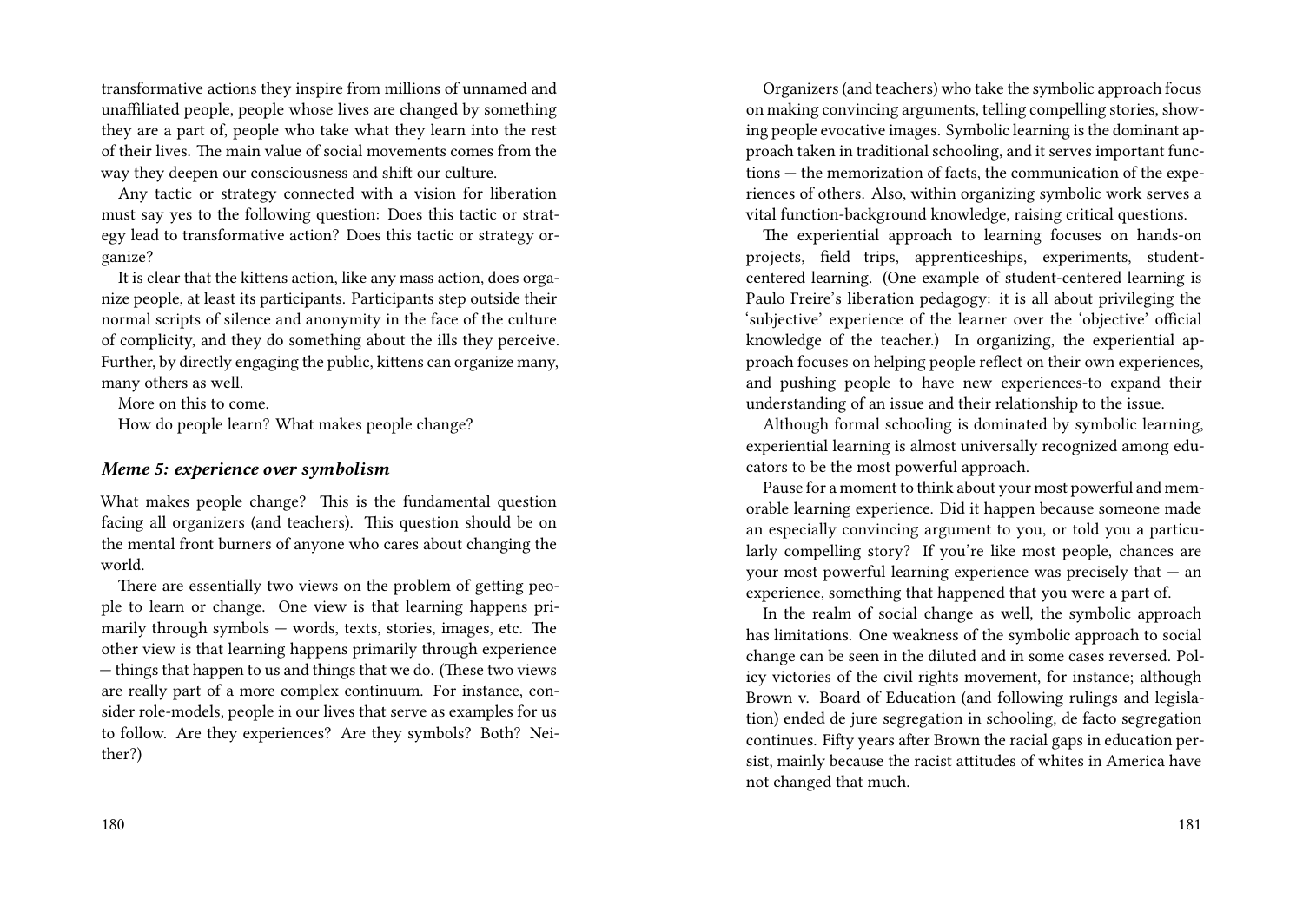transformative actions they inspire from millions of unnamed and unaffiliated people, people whose lives are changed by something they are a part of, people who take what they learn into the rest of their lives. The main value of social movements comes from the way they deepen our consciousness and shift our culture.

Any tactic or strategy connected with a vision for liberation must say yes to the following question: Does this tactic or strategy lead to transformative action? Does this tactic or strategy organize?

It is clear that the kittens action, like any mass action, does organize people, at least its participants. Participants step outside their normal scripts of silence and anonymity in the face of the culture of complicity, and they do something about the ills they perceive. Further, by directly engaging the public, kittens can organize many, many others as well.

More on this to come.

How do people learn? What makes people change?

### *Meme 5: experience over symbolism*

What makes people change? This is the fundamental question facing all organizers (and teachers). This question should be on the mental front burners of anyone who cares about changing the world.

There are essentially two views on the problem of getting people to learn or change. One view is that learning happens primarily through symbols — words, texts, stories, images, etc. The other view is that learning happens primarily through experience — things that happen to us and things that we do. (These two views are really part of a more complex continuum. For instance, consider role-models, people in our lives that serve as examples for us to follow. Are they experiences? Are they symbols? Both? Neither?)

Organizers (and teachers) who take the symbolic approach focus on making convincing arguments, telling compelling stories, showing people evocative images. Symbolic learning is the dominant approach taken in traditional schooling, and it serves important functions — the memorization of facts, the communication of the experiences of others. Also, within organizing symbolic work serves a vital function-background knowledge, raising critical questions.

The experiential approach to learning focuses on hands-on projects, field trips, apprenticeships, experiments, student-centered learning. (One example of student-centered learning is Paulo Freire's liberation pedagogy: it is all about privileging the 'subjective' experience of the learner over the 'objective' official knowledge of the teacher.) In organizing, the experiential approach focuses on helping people reflect on their own experiences, and pushing people to have new experiences-to expand their understanding of an issue and their relationship to the issue.

Although formal schooling is dominated by symbolic learning, experiential learning is almost universally recognized among educators to be the most powerful approach.

Pause for a moment to think about your most powerful and memorable learning experience. Did it happen because someone made an especially convincing argument to you, or told you a particularly compelling story? If you're like most people, chances are your most powerful learning experience was precisely that — an experience, something that happened that you were a part of.

In the realm of social change as well, the symbolic approach has limitations. One weakness of the symbolic approach to social change can be seen in the diluted and in some cases reversed. Policy victories of the civil rights movement, for instance; although Brown v. Board of Education (and following rulings and legislation) ended de jure segregation in schooling, de facto segregation continues. Fifty years after Brown the racial gaps in education persist, mainly because the racist attitudes of whites in America have not changed that much.